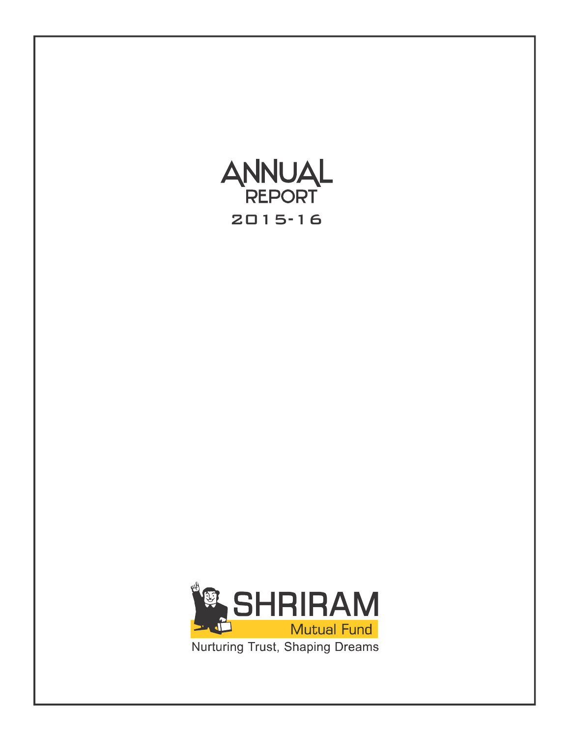# ANNUAL REPORT

## 2015-16

SHRIRAM

Mutual Fund

Nurturing Trust, Shaping Dreams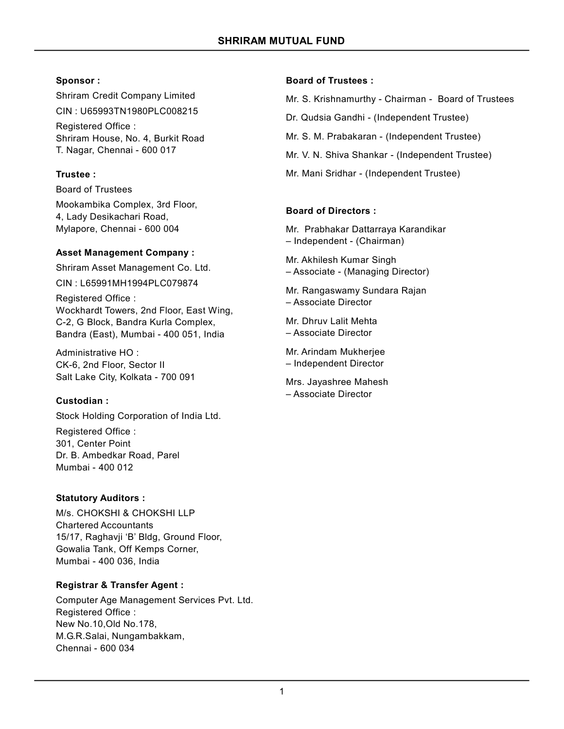# SHRIRAM MUTUAL FUND

**Sponsor :**

Shriram Credit Company Limited

CIN : U65993TN1980PLC008215

Registered Office :
Shriram House, No. 4, Burkit Road
T. Nagar, Chennai - 600 017

**Trustee :**

Board of Trustees

Mookambika Complex, 3rd Floor,
4, Lady Desikachari Road,
Mylapore, Chennai - 600 004

**Asset Management Company :**

Shriram Asset Management Co. Ltd.

CIN : L65991MH1994PLC079874

Registered Office :
Wockhardt Towers, 2nd Floor, East Wing,
C-2, G Block, Bandra Kurla Complex,
Bandra (East), Mumbai - 400 051, India

Administrative HO :
CK-6, 2nd Floor, Sector II
Salt Lake City, Kolkata - 700 091

**Custodian :**

Stock Holding Corporation of India Ltd.

Registered Office :
301, Center Point
Dr. B. Ambedkar Road, Parel
Mumbai - 400 012

**Statutory Auditors :**

M/s. CHOKSHI & CHOKSHI LLP
Chartered Accountants
15/17, Raghavji 'B' Bldg, Ground Floor,
Gowalia Tank, Off Kemps Corner,
Mumbai - 400 036, India

**Registrar & Transfer Agent :**

Computer Age Management Services Pvt. Ltd.
Registered Office :
New No.10,Old No.178,
M.G.R.Salai, Nungambakkam,
Chennai - 600 034

**Board of Trustees :**

Mr. S. Krishnamurthy - Chairman - Board of Trustees

Dr. Qudsia Gandhi - (Independent Trustee)

Mr. S. M. Prabakaran - (Independent Trustee)

Mr. V. N. Shiva Shankar - (Independent Trustee)

Mr. Mani Sridhar - (Independent Trustee)

**Board of Directors :**

Mr. Prabhakar Dattarraya Karandikar
– Independent - (Chairman)

Mr. Akhilesh Kumar Singh
– Associate - (Managing Director)

Mr. Rangaswamy Sundara Rajan
– Associate Director

Mr. Dhruv Lalit Mehta
– Associate Director

Mr. Arindam Mukherjee
– Independent Director

Mrs. Jayashree Mahesh
– Associate Director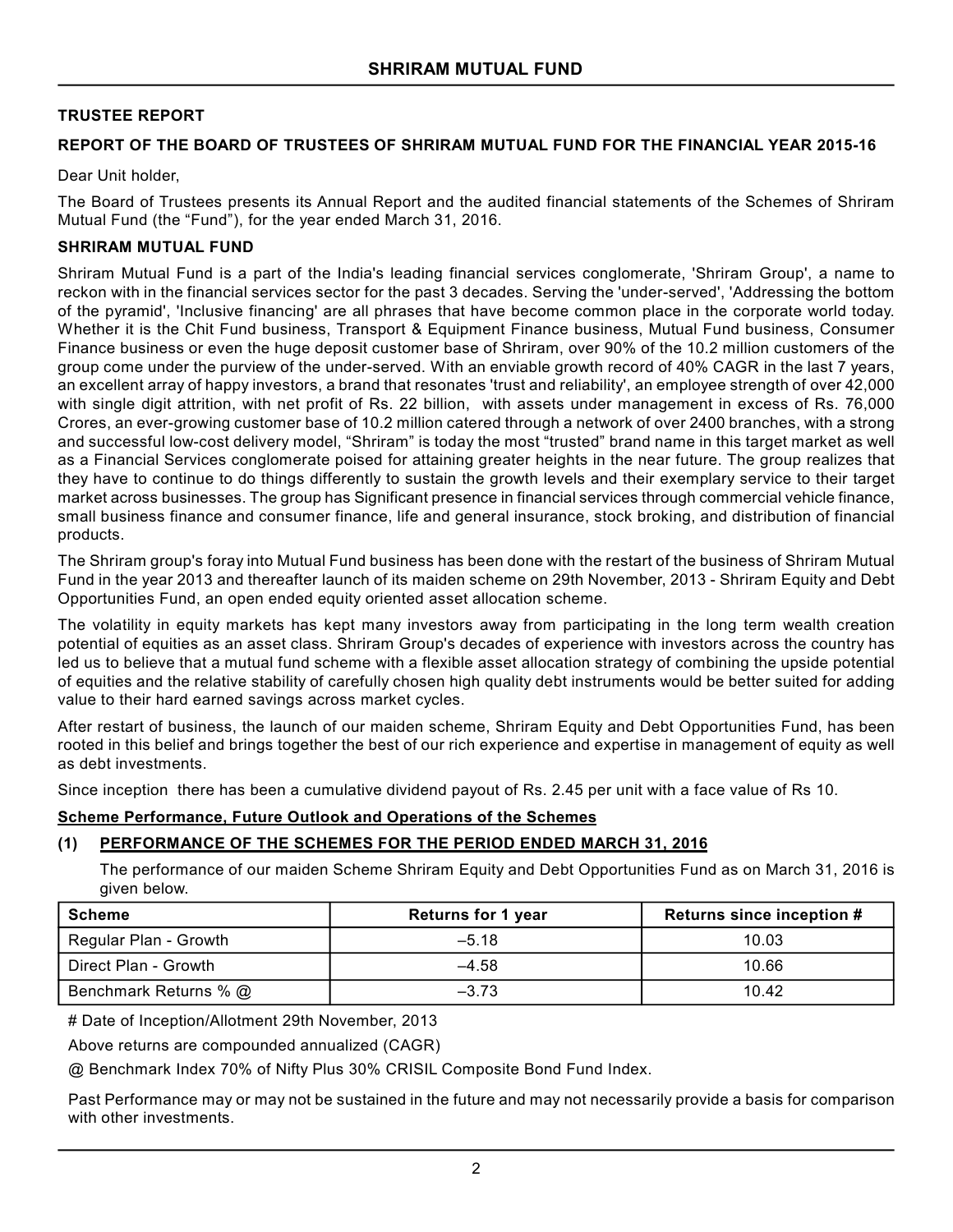# SHRIRAM MUTUAL FUND

## TRUSTEE REPORT

### REPORT OF THE BOARD OF TRUSTEES OF SHRIRAM MUTUAL FUND FOR THE FINANCIAL YEAR 2015-16

Dear Unit holder,

The Board of Trustees presents its Annual Report and the audited financial statements of the Schemes of Shriram Mutual Fund (the "Fund"), for the year ended March 31, 2016.

### SHRIRAM MUTUAL FUND

Shriram Mutual Fund is a part of the India's leading financial services conglomerate, 'Shriram Group', a name to reckon with in the financial services sector for the past 3 decades. Serving the 'under-served', 'Addressing the bottom of the pyramid', 'Inclusive financing' are all phrases that have become common place in the corporate world today. Whether it is the Chit Fund business, Transport & Equipment Finance business, Mutual Fund business, Consumer Finance business or even the huge deposit customer base of Shriram, over 90% of the 10.2 million customers of the group come under the purview of the under-served. With an enviable growth record of 40% CAGR in the last 7 years, an excellent array of happy investors, a brand that resonates 'trust and reliability', an employee strength of over 42,000 with single digit attrition, with net profit of Rs. 22 billion, with assets under management in excess of Rs. 76,000 Crores, an ever-growing customer base of 10.2 million catered through a network of over 2400 branches, with a strong and successful low-cost delivery model, "Shriram" is today the most "trusted" brand name in this target market as well as a Financial Services conglomerate poised for attaining greater heights in the near future. The group realizes that they have to continue to do things differently to sustain the growth levels and their exemplary service to their target market across businesses. The group has Significant presence in financial services through commercial vehicle finance, small business finance and consumer finance, life and general insurance, stock broking, and distribution of financial products.

The Shriram group's foray into Mutual Fund business has been done with the restart of the business of Shriram Mutual Fund in the year 2013 and thereafter launch of its maiden scheme on 29th November, 2013 - Shriram Equity and Debt Opportunities Fund, an open ended equity oriented asset allocation scheme.

The volatility in equity markets has kept many investors away from participating in the long term wealth creation potential of equities as an asset class. Shriram Group's decades of experience with investors across the country has led us to believe that a mutual fund scheme with a flexible asset allocation strategy of combining the upside potential of equities and the relative stability of carefully chosen high quality debt instruments would be better suited for adding value to their hard earned savings across market cycles.

After restart of business, the launch of our maiden scheme, Shriram Equity and Debt Opportunities Fund, has been rooted in this belief and brings together the best of our rich experience and expertise in management of equity as well as debt investments.

Since inception there has been a cumulative dividend payout of Rs. 2.45 per unit with a face value of Rs 10.

**Scheme Performance, Future Outlook and Operations of the Schemes**

**(1) PERFORMANCE OF THE SCHEMES FOR THE PERIOD ENDED MARCH 31, 2016**

The performance of our maiden Scheme Shriram Equity and Debt Opportunities Fund as on March 31, 2016 is given below.

| Scheme | Returns for 1 year | Returns since inception # |
|---|---|---|
| Regular Plan - Growth | –5.18 | 10.03 |
| Direct Plan - Growth | –4.58 | 10.66 |
| Benchmark Returns % @ | –3.73 | 10.42 |

# Date of Inception/Allotment 29th November, 2013

Above returns are compounded annualized (CAGR)

@ Benchmark Index 70% of Nifty Plus 30% CRISIL Composite Bond Fund Index.

Past Performance may or may not be sustained in the future and may not necessarily provide a basis for comparison with other investments.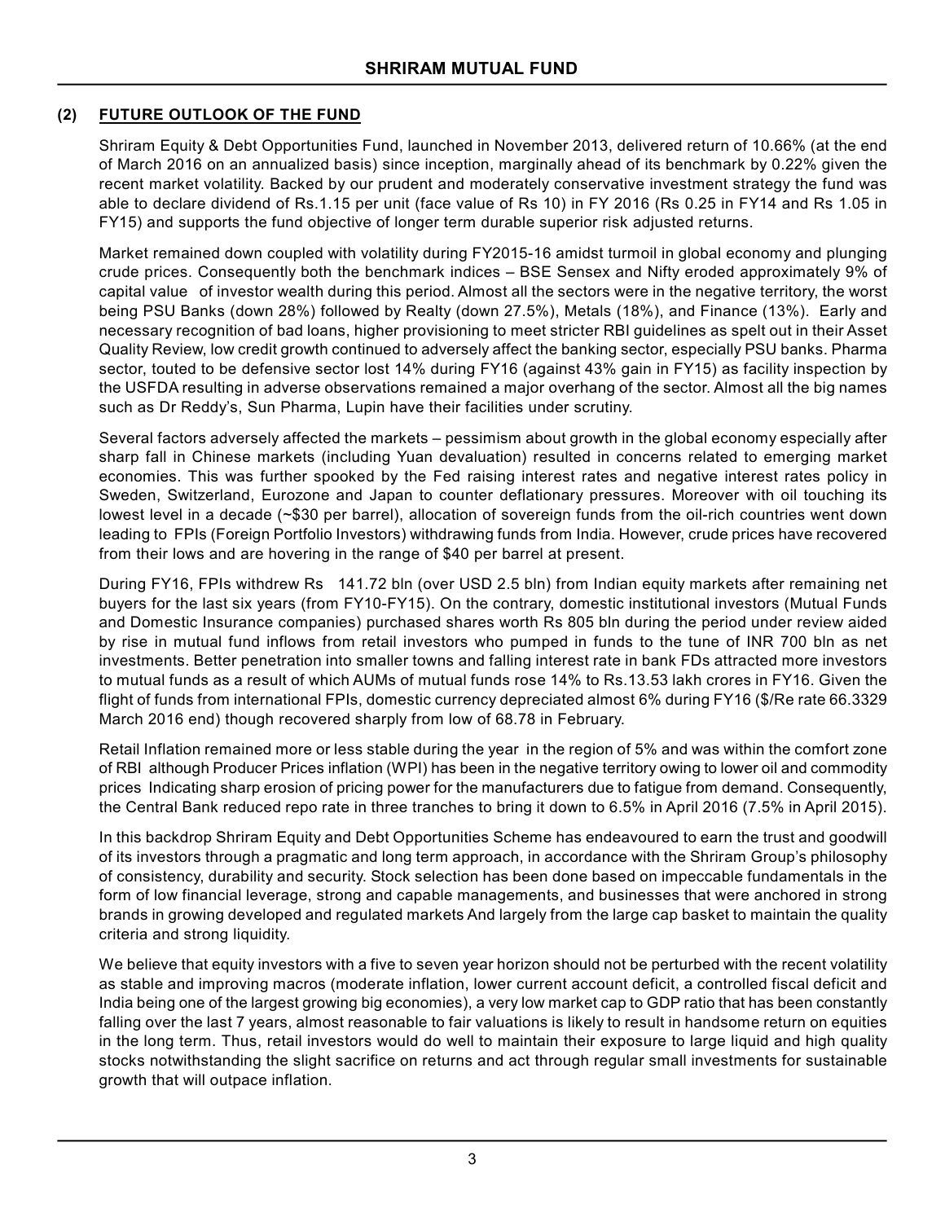## (2) FUTURE OUTLOOK OF THE FUND

Shriram Equity & Debt Opportunities Fund, launched in November 2013, delivered return of 10.66% (at the end of March 2016 on an annualized basis) since inception, marginally ahead of its benchmark by 0.22% given the recent market volatility. Backed by our prudent and moderately conservative investment strategy the fund was able to declare dividend of Rs.1.15 per unit (face value of Rs 10) in FY 2016 (Rs 0.25 in FY14 and Rs 1.05 in FY15) and supports the fund objective of longer term durable superior risk adjusted returns.

Market remained down coupled with volatility during FY2015-16 amidst turmoil in global economy and plunging crude prices. Consequently both the benchmark indices – BSE Sensex and Nifty eroded approximately 9% of capital value of investor wealth during this period. Almost all the sectors were in the negative territory, the worst being PSU Banks (down 28%) followed by Realty (down 27.5%), Metals (18%), and Finance (13%). Early and necessary recognition of bad loans, higher provisioning to meet stricter RBI guidelines as spelt out in their Asset Quality Review, low credit growth continued to adversely affect the banking sector, especially PSU banks. Pharma sector, touted to be defensive sector lost 14% during FY16 (against 43% gain in FY15) as facility inspection by the USFDA resulting in adverse observations remained a major overhang of the sector. Almost all the big names such as Dr Reddy's, Sun Pharma, Lupin have their facilities under scrutiny.

Several factors adversely affected the markets – pessimism about growth in the global economy especially after sharp fall in Chinese markets (including Yuan devaluation) resulted in concerns related to emerging market economies. This was further spooked by the Fed raising interest rates and negative interest rates policy in Sweden, Switzerland, Eurozone and Japan to counter deflationary pressures. Moreover with oil touching its lowest level in a decade (~$30 per barrel), allocation of sovereign funds from the oil-rich countries went down leading to FPIs (Foreign Portfolio Investors) withdrawing funds from India. However, crude prices have recovered from their lows and are hovering in the range of $40 per barrel at present.

During FY16, FPIs withdrew Rs 141.72 bln (over USD 2.5 bln) from Indian equity markets after remaining net buyers for the last six years (from FY10-FY15). On the contrary, domestic institutional investors (Mutual Funds and Domestic Insurance companies) purchased shares worth Rs 805 bln during the period under review aided by rise in mutual fund inflows from retail investors who pumped in funds to the tune of INR 700 bln as net investments. Better penetration into smaller towns and falling interest rate in bank FDs attracted more investors to mutual funds as a result of which AUMs of mutual funds rose 14% to Rs.13.53 lakh crores in FY16. Given the flight of funds from international FPIs, domestic currency depreciated almost 6% during FY16 ($/Re rate 66.3329 March 2016 end) though recovered sharply from low of 68.78 in February.

Retail Inflation remained more or less stable during the year in the region of 5% and was within the comfort zone of RBI although Producer Prices inflation (WPI) has been in the negative territory owing to lower oil and commodity prices Indicating sharp erosion of pricing power for the manufacturers due to fatigue from demand. Consequently, the Central Bank reduced repo rate in three tranches to bring it down to 6.5% in April 2016 (7.5% in April 2015).

In this backdrop Shriram Equity and Debt Opportunities Scheme has endeavoured to earn the trust and goodwill of its investors through a pragmatic and long term approach, in accordance with the Shriram Group's philosophy of consistency, durability and security. Stock selection has been done based on impeccable fundamentals in the form of low financial leverage, strong and capable managements, and businesses that were anchored in strong brands in growing developed and regulated markets And largely from the large cap basket to maintain the quality criteria and strong liquidity.

We believe that equity investors with a five to seven year horizon should not be perturbed with the recent volatility as stable and improving macros (moderate inflation, lower current account deficit, a controlled fiscal deficit and India being one of the largest growing big economies), a very low market cap to GDP ratio that has been constantly falling over the last 7 years, almost reasonable to fair valuations is likely to result in handsome return on equities in the long term. Thus, retail investors would do well to maintain their exposure to large liquid and high quality stocks notwithstanding the slight sacrifice on returns and act through regular small investments for sustainable growth that will outpace inflation.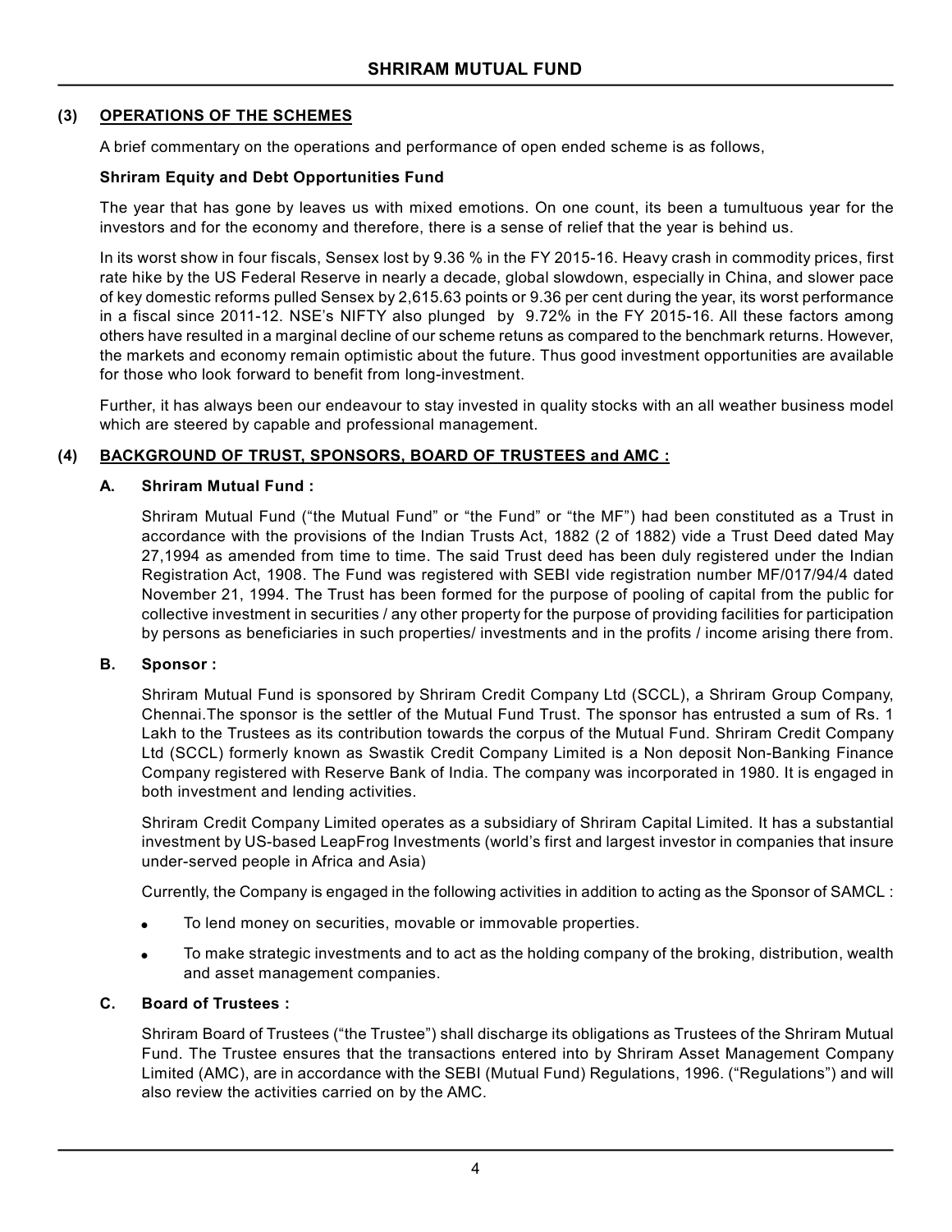## (3) OPERATIONS OF THE SCHEMES

A brief commentary on the operations and performance of open ended scheme is as follows,

**Shriram Equity and Debt Opportunities Fund**

The year that has gone by leaves us with mixed emotions. On one count, its been a tumultuous year for the investors and for the economy and therefore, there is a sense of relief that the year is behind us.

In its worst show in four fiscals, Sensex lost by 9.36 % in the FY 2015-16. Heavy crash in commodity prices, first rate hike by the US Federal Reserve in nearly a decade, global slowdown, especially in China, and slower pace of key domestic reforms pulled Sensex by 2,615.63 points or 9.36 per cent during the year, its worst performance in a fiscal since 2011-12. NSE's NIFTY also plunged by 9.72% in the FY 2015-16. All these factors among others have resulted in a marginal decline of our scheme retuns as compared to the benchmark returns. However, the markets and economy remain optimistic about the future. Thus good investment opportunities are available for those who look forward to benefit from long-investment.

Further, it has always been our endeavour to stay invested in quality stocks with an all weather business model which are steered by capable and professional management.

## (4) BACKGROUND OF TRUST, SPONSORS, BOARD OF TRUSTEES and AMC :

### A. Shriram Mutual Fund :

Shriram Mutual Fund ("the Mutual Fund" or "the Fund" or "the MF") had been constituted as a Trust in accordance with the provisions of the Indian Trusts Act, 1882 (2 of 1882) vide a Trust Deed dated May 27,1994 as amended from time to time. The said Trust deed has been duly registered under the Indian Registration Act, 1908. The Fund was registered with SEBI vide registration number MF/017/94/4 dated November 21, 1994. The Trust has been formed for the purpose of pooling of capital from the public for collective investment in securities / any other property for the purpose of providing facilities for participation by persons as beneficiaries in such properties/ investments and in the profits / income arising there from.

### B. Sponsor :

Shriram Mutual Fund is sponsored by Shriram Credit Company Ltd (SCCL), a Shriram Group Company, Chennai.The sponsor is the settler of the Mutual Fund Trust. The sponsor has entrusted a sum of Rs. 1 Lakh to the Trustees as its contribution towards the corpus of the Mutual Fund. Shriram Credit Company Ltd (SCCL) formerly known as Swastik Credit Company Limited is a Non deposit Non-Banking Finance Company registered with Reserve Bank of India. The company was incorporated in 1980. It is engaged in both investment and lending activities.

Shriram Credit Company Limited operates as a subsidiary of Shriram Capital Limited. It has a substantial investment by US-based LeapFrog Investments (world's first and largest investor in companies that insure under-served people in Africa and Asia)

Currently, the Company is engaged in the following activities in addition to acting as the Sponsor of SAMCL :

- To lend money on securities, movable or immovable properties.
- To make strategic investments and to act as the holding company of the broking, distribution, wealth and asset management companies.

### C. Board of Trustees :

Shriram Board of Trustees ("the Trustee") shall discharge its obligations as Trustees of the Shriram Mutual Fund. The Trustee ensures that the transactions entered into by Shriram Asset Management Company Limited (AMC), are in accordance with the SEBI (Mutual Fund) Regulations, 1996. ("Regulations") and will also review the activities carried on by the AMC.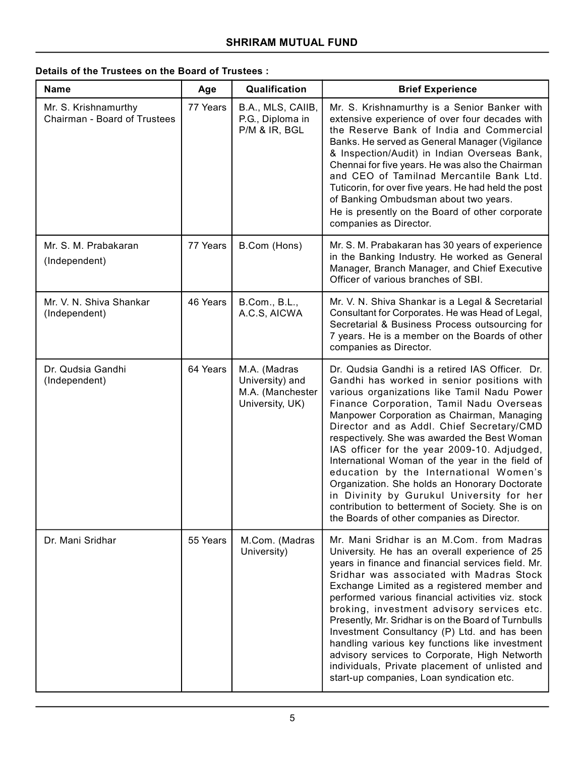**Details of the Trustees on the Board of Trustees :**

| Name | Age | Qualification | Brief Experience |
|---|---|---|---|
| Mr. S. Krishnamurthy Chairman - Board of Trustees | 77 Years | B.A., MLS, CAIIB, P.G., Diploma in P/M & IR, BGL | Mr. S. Krishnamurthy is a Senior Banker with extensive experience of over four decades with the Reserve Bank of India and Commercial Banks. He served as General Manager (Vigilance & Inspection/Audit) in Indian Overseas Bank, Chennai for five years. He was also the Chairman and CEO of Tamilnad Mercantile Bank Ltd. Tuticorin, for over five years. He had held the post of Banking Ombudsman about two years. He is presently on the Board of other corporate companies as Director. |
| Mr. S. M. Prabakaran (Independent) | 77 Years | B.Com (Hons) | Mr. S. M. Prabakaran has 30 years of experience in the Banking Industry. He worked as General Manager, Branch Manager, and Chief Executive Officer of various branches of SBI. |
| Mr. V. N. Shiva Shankar (Independent) | 46 Years | B.Com., B.L., A.C.S, AICWA | Mr. V. N. Shiva Shankar is a Legal & Secretarial Consultant for Corporates. He was Head of Legal, Secretarial & Business Process outsourcing for 7 years. He is a member on the Boards of other companies as Director. |
| Dr. Qudsia Gandhi (Independent) | 64 Years | M.A. (Madras University) and M.A. (Manchester University, UK) | Dr. Qudsia Gandhi is a retired IAS Officer. Dr. Gandhi has worked in senior positions with various organizations like Tamil Nadu Power Finance Corporation, Tamil Nadu Overseas Manpower Corporation as Chairman, Managing Director and as Addl. Chief Secretary/CMD respectively. She was awarded the Best Woman IAS officer for the year 2009-10. Adjudged, International Woman of the year in the field of education by the International Women's Organization. She holds an Honorary Doctorate in Divinity by Gurukul University for her contribution to betterment of Society. She is on the Boards of other companies as Director. |
| Dr. Mani Sridhar | 55 Years | M.Com. (Madras University) | Mr. Mani Sridhar is an M.Com. from Madras University. He has an overall experience of 25 years in finance and financial services field. Mr. Sridhar was associated with Madras Stock Exchange Limited as a registered member and performed various financial activities viz. stock broking, investment advisory services etc. Presently, Mr. Sridhar is on the Board of Turnbulls Investment Consultancy (P) Ltd. and has been handling various key functions like investment advisory services to Corporate, High Networth individuals, Private placement of unlisted and start-up companies, Loan syndication etc. |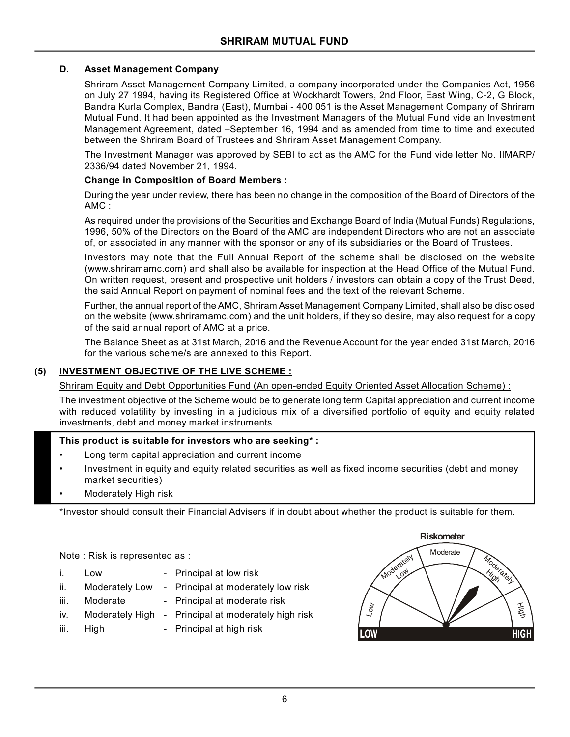### D. Asset Management Company

Shriram Asset Management Company Limited, a company incorporated under the Companies Act, 1956 on July 27 1994, having its Registered Office at Wockhardt Towers, 2nd Floor, East Wing, C-2, G Block, Bandra Kurla Complex, Bandra (East), Mumbai - 400 051 is the Asset Management Company of Shriram Mutual Fund. It had been appointed as the Investment Managers of the Mutual Fund vide an Investment Management Agreement, dated –September 16, 1994 and as amended from time to time and executed between the Shriram Board of Trustees and Shriram Asset Management Company.

The Investment Manager was approved by SEBI to act as the AMC for the Fund vide letter No. IIMARP/ 2336/94 dated November 21, 1994.

**Change in Composition of Board Members :**

During the year under review, there has been no change in the composition of the Board of Directors of the AMC :

As required under the provisions of the Securities and Exchange Board of India (Mutual Funds) Regulations, 1996, 50% of the Directors on the Board of the AMC are independent Directors who are not an associate of, or associated in any manner with the sponsor or any of its subsidiaries or the Board of Trustees.

Investors may note that the Full Annual Report of the scheme shall be disclosed on the website (www.shriramamc.com) and shall also be available for inspection at the Head Office of the Mutual Fund. On written request, present and prospective unit holders / investors can obtain a copy of the Trust Deed, the said Annual Report on payment of nominal fees and the text of the relevant Scheme.

Further, the annual report of the AMC, Shriram Asset Management Company Limited, shall also be disclosed on the website (www.shriramamc.com) and the unit holders, if they so desire, may also request for a copy of the said annual report of AMC at a price.

The Balance Sheet as at 31st March, 2016 and the Revenue Account for the year ended 31st March, 2016 for the various scheme/s are annexed to this Report.

## (5) INVESTMENT OBJECTIVE OF THE LIVE SCHEME :

Shriram Equity and Debt Opportunities Fund (An open-ended Equity Oriented Asset Allocation Scheme) :

The investment objective of the Scheme would be to generate long term Capital appreciation and current income with reduced volatility by investing in a judicious mix of a diversified portfolio of equity and equity related investments, debt and money market instruments.

**This product is suitable for investors who are seeking* :**

- Long term capital appreciation and current income
- Investment in equity and equity related securities as well as fixed income securities (debt and money market securities)
- Moderately High risk

*Investor should consult their Financial Advisers if in doubt about whether the product is suitable for them.

Note : Risk is represented as :

| | | | |
|---|---|---|---|
| i. | Low | - | Principal at low risk |
| ii. | Moderately Low | - | Principal at moderately low risk |
| iii. | Moderate | - | Principal at moderate risk |
| iv. | Moderately High | - | Principal at moderately high risk |
| iii. | High | - | Principal at high risk |

**Riskometer**

Low | Moderately Low | Moderate | Moderately High | High

LOW — HIGH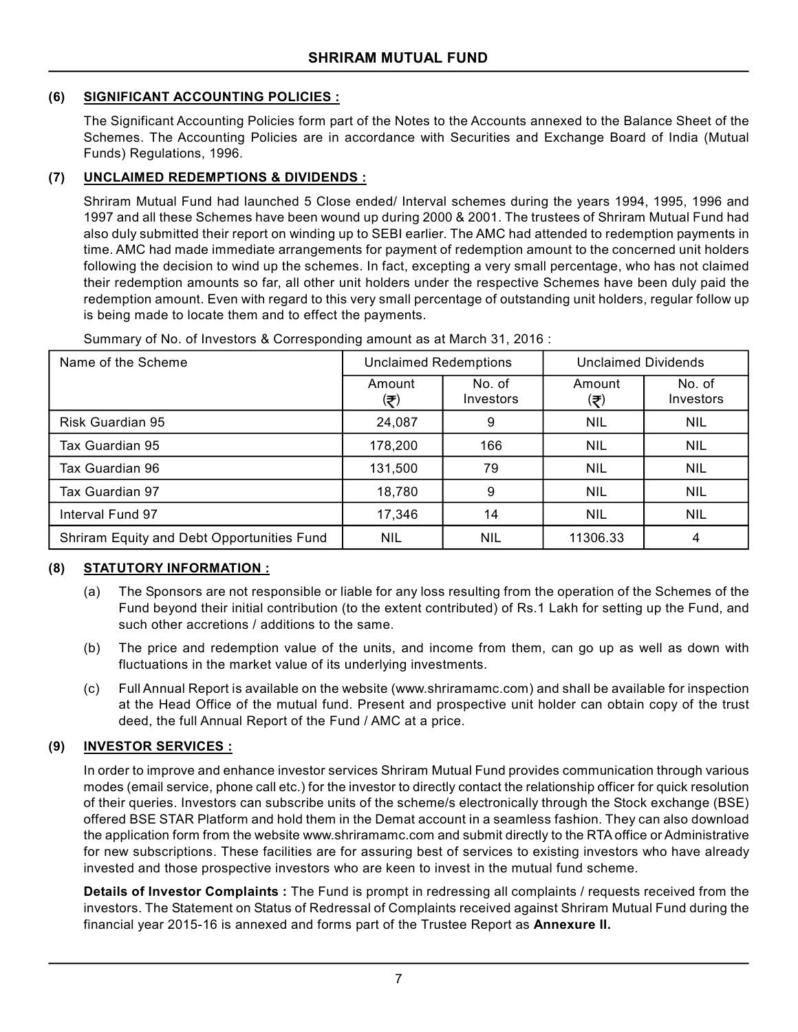### (6) SIGNIFICANT ACCOUNTING POLICIES :

The Significant Accounting Policies form part of the Notes to the Accounts annexed to the Balance Sheet of the Schemes. The Accounting Policies are in accordance with Securities and Exchange Board of India (Mutual Funds) Regulations, 1996.

### (7) UNCLAIMED REDEMPTIONS & DIVIDENDS :

Shriram Mutual Fund had launched 5 Close ended/ Interval schemes during the years 1994, 1995, 1996 and 1997 and all these Schemes have been wound up during 2000 & 2001. The trustees of Shriram Mutual Fund had also duly submitted their report on winding up to SEBI earlier. The AMC had attended to redemption payments in time. AMC had made immediate arrangements for payment of redemption amount to the concerned unit holders following the decision to wind up the schemes. In fact, excepting a very small percentage, who has not claimed their redemption amounts so far, all other unit holders under the respective Schemes have been duly paid the redemption amount. Even with regard to this very small percentage of outstanding unit holders, regular follow up is being made to locate them and to effect the payments.

Summary of No. of Investors & Corresponding amount as at March 31, 2016 :

| Name of the Scheme | Unclaimed Redemptions | | Unclaimed Dividends | |
|---|---|---|---|---|
| | Amount (₹) | No. of Investors | Amount (₹) | No. of Investors |
| Risk Guardian 95 | 24,087 | 9 | NIL | NIL |
| Tax Guardian 95 | 178,200 | 166 | NIL | NIL |
| Tax Guardian 96 | 131,500 | 79 | NIL | NIL |
| Tax Guardian 97 | 18,780 | 9 | NIL | NIL |
| Interval Fund 97 | 17,346 | 14 | NIL | NIL |
| Shriram Equity and Debt Opportunities Fund | NIL | NIL | 11306.33 | 4 |

### (8) STATUTORY INFORMATION :

(a) The Sponsors are not responsible or liable for any loss resulting from the operation of the Schemes of the Fund beyond their initial contribution (to the extent contributed) of Rs.1 Lakh for setting up the Fund, and such other accretions / additions to the same.

(b) The price and redemption value of the units, and income from them, can go up as well as down with fluctuations in the market value of its underlying investments.

(c) Full Annual Report is available on the website (www.shriramamc.com) and shall be available for inspection at the Head Office of the mutual fund. Present and prospective unit holder can obtain copy of the trust deed, the full Annual Report of the Fund / AMC at a price.

### (9) INVESTOR SERVICES :

In order to improve and enhance investor services Shriram Mutual Fund provides communication through various modes (email service, phone call etc.) for the investor to directly contact the relationship officer for quick resolution of their queries. Investors can subscribe units of the scheme/s electronically through the Stock exchange (BSE) offered BSE STAR Platform and hold them in the Demat account in a seamless fashion. They can also download the application form from the website www.shriramamc.com and submit directly to the RTA office or Administrative for new subscriptions. These facilities are for assuring best of services to existing investors who have already invested and those prospective investors who are keen to invest in the mutual fund scheme.

**Details of Investor Complaints :** The Fund is prompt in redressing all complaints / requests received from the investors. The Statement on Status of Redressal of Complaints received against Shriram Mutual Fund during the financial year 2015-16 is annexed and forms part of the Trustee Report as **Annexure II.**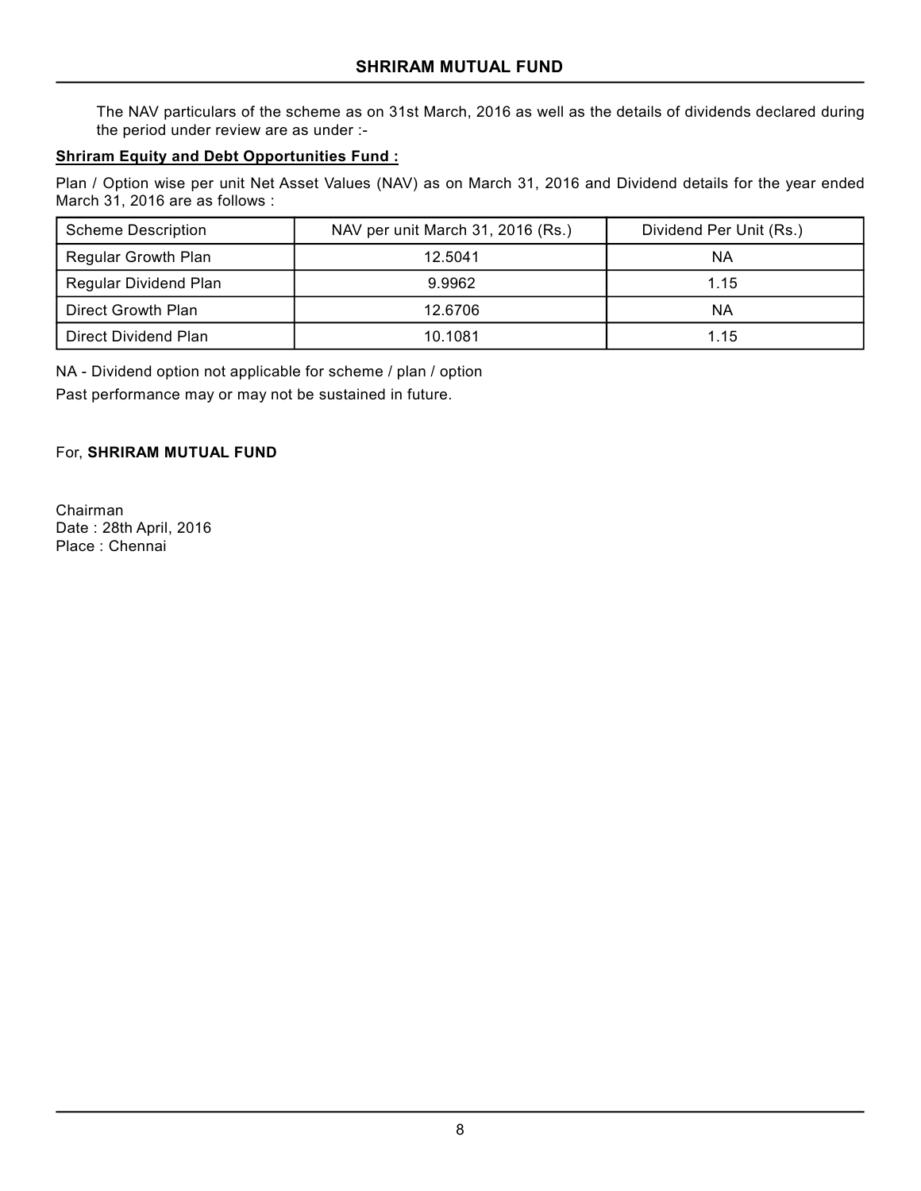The NAV particulars of the scheme as on 31st March, 2016 as well as the details of dividends declared during the period under review are as under :-

**Shriram Equity and Debt Opportunities Fund :**

Plan / Option wise per unit Net Asset Values (NAV) as on March 31, 2016 and Dividend details for the year ended March 31, 2016 are as follows :

| Scheme Description | NAV per unit March 31, 2016 (Rs.) | Dividend Per Unit (Rs.) |
|---|---|---|
| Regular Growth Plan | 12.5041 | NA |
| Regular Dividend Plan | 9.9962 | 1.15 |
| Direct Growth Plan | 12.6706 | NA |
| Direct Dividend Plan | 10.1081 | 1.15 |

NA - Dividend option not applicable for scheme / plan / option

Past performance may or may not be sustained in future.

For, **SHRIRAM MUTUAL FUND**

Chairman
Date : 28th April, 2016
Place : Chennai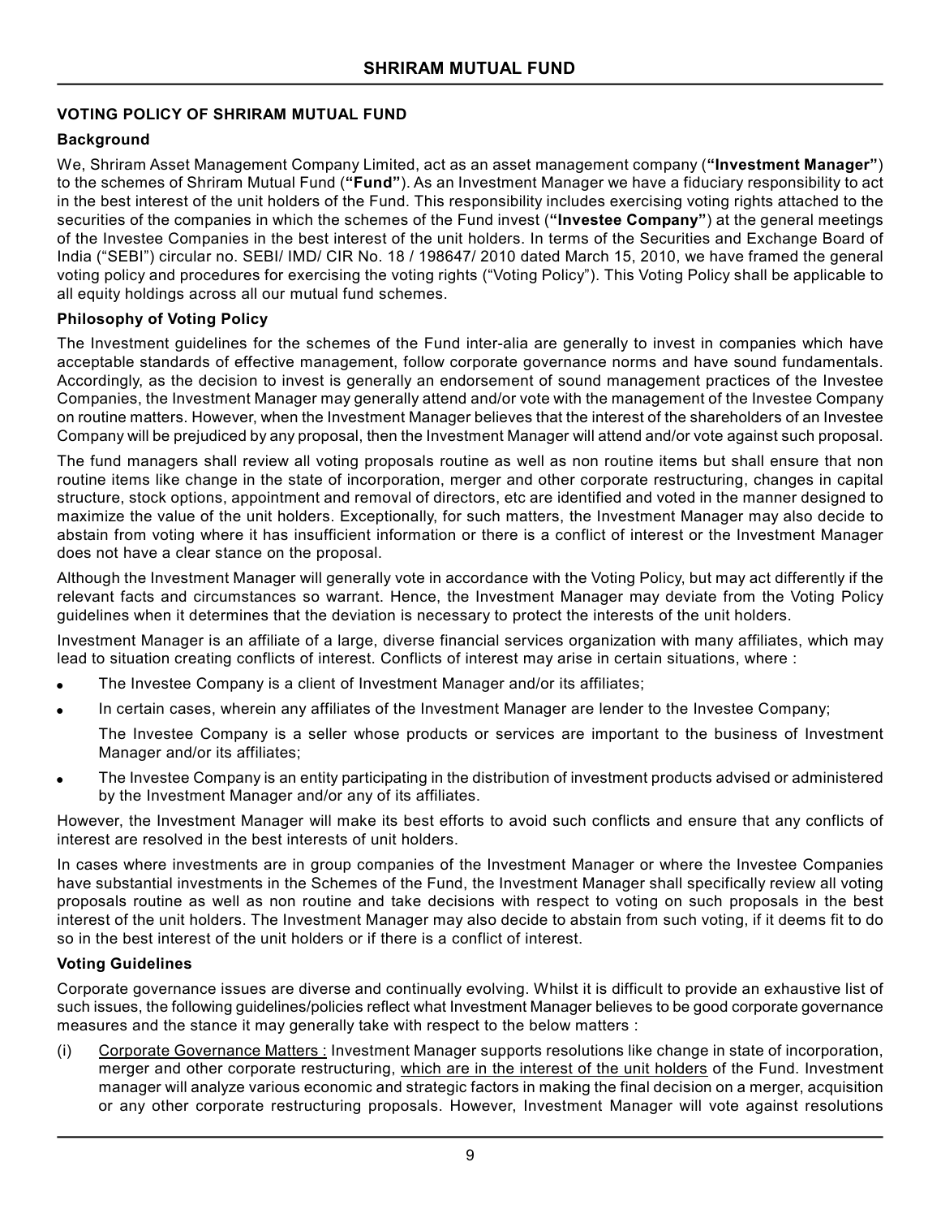## VOTING POLICY OF SHRIRAM MUTUAL FUND

### Background

We, Shriram Asset Management Company Limited, act as an asset management company (**"Investment Manager"**) to the schemes of Shriram Mutual Fund (**"Fund"**). As an Investment Manager we have a fiduciary responsibility to act in the best interest of the unit holders of the Fund. This responsibility includes exercising voting rights attached to the securities of the companies in which the schemes of the Fund invest (**"Investee Company"**) at the general meetings of the Investee Companies in the best interest of the unit holders. In terms of the Securities and Exchange Board of India ("SEBI") circular no. SEBI/ IMD/ CIR No. 18 / 198647/ 2010 dated March 15, 2010, we have framed the general voting policy and procedures for exercising the voting rights ("Voting Policy"). This Voting Policy shall be applicable to all equity holdings across all our mutual fund schemes.

### Philosophy of Voting Policy

The Investment guidelines for the schemes of the Fund inter-alia are generally to invest in companies which have acceptable standards of effective management, follow corporate governance norms and have sound fundamentals. Accordingly, as the decision to invest is generally an endorsement of sound management practices of the Investee Companies, the Investment Manager may generally attend and/or vote with the management of the Investee Company on routine matters. However, when the Investment Manager believes that the interest of the shareholders of an Investee Company will be prejudiced by any proposal, then the Investment Manager will attend and/or vote against such proposal.

The fund managers shall review all voting proposals routine as well as non routine items but shall ensure that non routine items like change in the state of incorporation, merger and other corporate restructuring, changes in capital structure, stock options, appointment and removal of directors, etc are identified and voted in the manner designed to maximize the value of the unit holders. Exceptionally, for such matters, the Investment Manager may also decide to abstain from voting where it has insufficient information or there is a conflict of interest or the Investment Manager does not have a clear stance on the proposal.

Although the Investment Manager will generally vote in accordance with the Voting Policy, but may act differently if the relevant facts and circumstances so warrant. Hence, the Investment Manager may deviate from the Voting Policy guidelines when it determines that the deviation is necessary to protect the interests of the unit holders.

Investment Manager is an affiliate of a large, diverse financial services organization with many affiliates, which may lead to situation creating conflicts of interest. Conflicts of interest may arise in certain situations, where :

- The Investee Company is a client of Investment Manager and/or its affiliates;
- In certain cases, wherein any affiliates of the Investment Manager are lender to the Investee Company;

  The Investee Company is a seller whose products or services are important to the business of Investment Manager and/or its affiliates;
- The Investee Company is an entity participating in the distribution of investment products advised or administered by the Investment Manager and/or any of its affiliates.

However, the Investment Manager will make its best efforts to avoid such conflicts and ensure that any conflicts of interest are resolved in the best interests of unit holders.

In cases where investments are in group companies of the Investment Manager or where the Investee Companies have substantial investments in the Schemes of the Fund, the Investment Manager shall specifically review all voting proposals routine as well as non routine and take decisions with respect to voting on such proposals in the best interest of the unit holders. The Investment Manager may also decide to abstain from such voting, if it deems fit to do so in the best interest of the unit holders or if there is a conflict of interest.

### Voting Guidelines

Corporate governance issues are diverse and continually evolving. Whilst it is difficult to provide an exhaustive list of such issues, the following guidelines/policies reflect what Investment Manager believes to be good corporate governance measures and the stance it may generally take with respect to the below matters :

(i) Corporate Governance Matters : Investment Manager supports resolutions like change in state of incorporation, merger and other corporate restructuring, which are in the interest of the unit holders of the Fund. Investment manager will analyze various economic and strategic factors in making the final decision on a merger, acquisition or any other corporate restructuring proposals. However, Investment Manager will vote against resolutions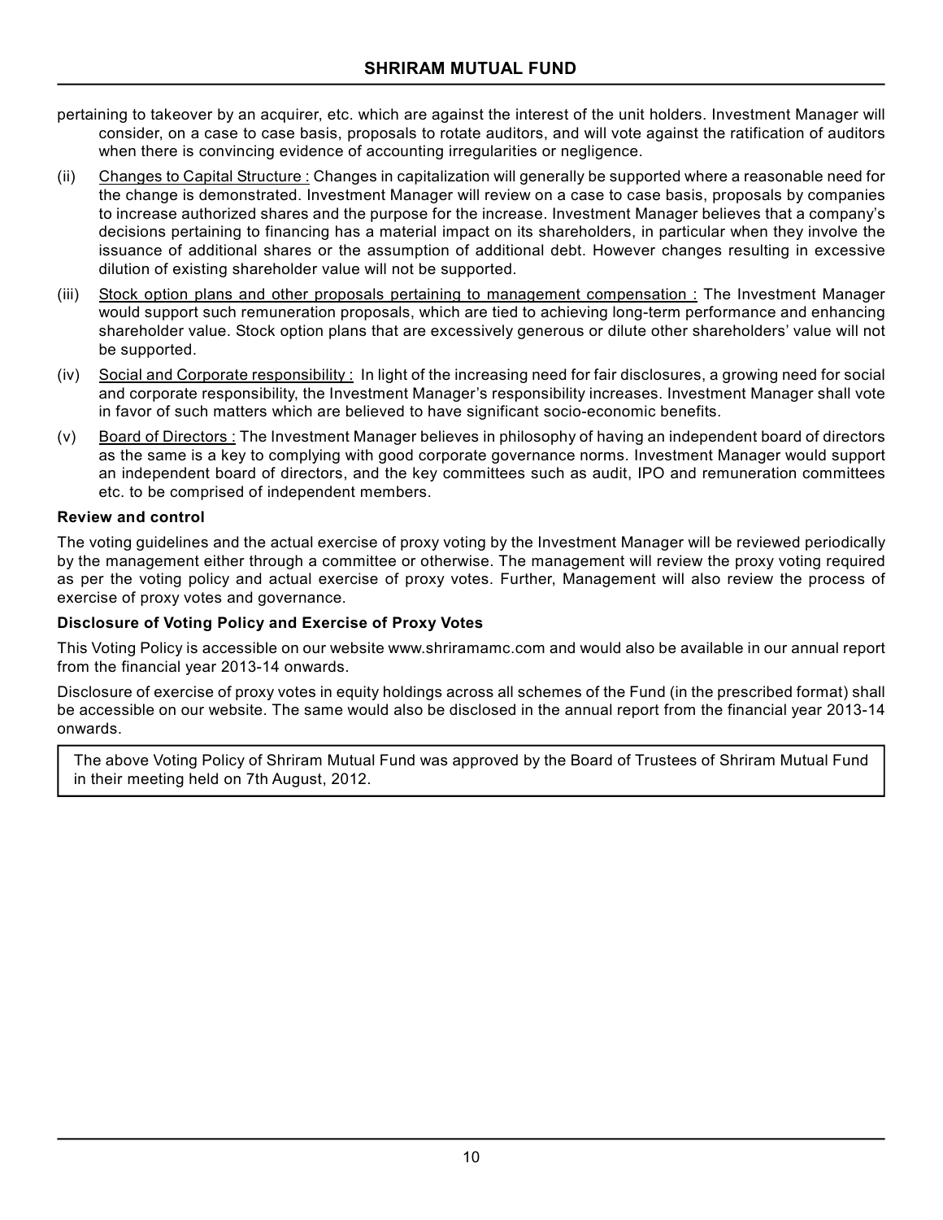pertaining to takeover by an acquirer, etc. which are against the interest of the unit holders. Investment Manager will consider, on a case to case basis, proposals to rotate auditors, and will vote against the ratification of auditors when there is convincing evidence of accounting irregularities or negligence.

(ii) Changes to Capital Structure : Changes in capitalization will generally be supported where a reasonable need for the change is demonstrated. Investment Manager will review on a case to case basis, proposals by companies to increase authorized shares and the purpose for the increase. Investment Manager believes that a company's decisions pertaining to financing has a material impact on its shareholders, in particular when they involve the issuance of additional shares or the assumption of additional debt. However changes resulting in excessive dilution of existing shareholder value will not be supported.

(iii) Stock option plans and other proposals pertaining to management compensation : The Investment Manager would support such remuneration proposals, which are tied to achieving long-term performance and enhancing shareholder value. Stock option plans that are excessively generous or dilute other shareholders' value will not be supported.

(iv) Social and Corporate responsibility : In light of the increasing need for fair disclosures, a growing need for social and corporate responsibility, the Investment Manager's responsibility increases. Investment Manager shall vote in favor of such matters which are believed to have significant socio-economic benefits.

(v) Board of Directors : The Investment Manager believes in philosophy of having an independent board of directors as the same is a key to complying with good corporate governance norms. Investment Manager would support an independent board of directors, and the key committees such as audit, IPO and remuneration committees etc. to be comprised of independent members.

**Review and control**

The voting guidelines and the actual exercise of proxy voting by the Investment Manager will be reviewed periodically by the management either through a committee or otherwise. The management will review the proxy voting required as per the voting policy and actual exercise of proxy votes. Further, Management will also review the process of exercise of proxy votes and governance.

**Disclosure of Voting Policy and Exercise of Proxy Votes**

This Voting Policy is accessible on our website www.shriramamc.com and would also be available in our annual report from the financial year 2013-14 onwards.

Disclosure of exercise of proxy votes in equity holdings across all schemes of the Fund (in the prescribed format) shall be accessible on our website. The same would also be disclosed in the annual report from the financial year 2013-14 onwards.

The above Voting Policy of Shriram Mutual Fund was approved by the Board of Trustees of Shriram Mutual Fund in their meeting held on 7th August, 2012.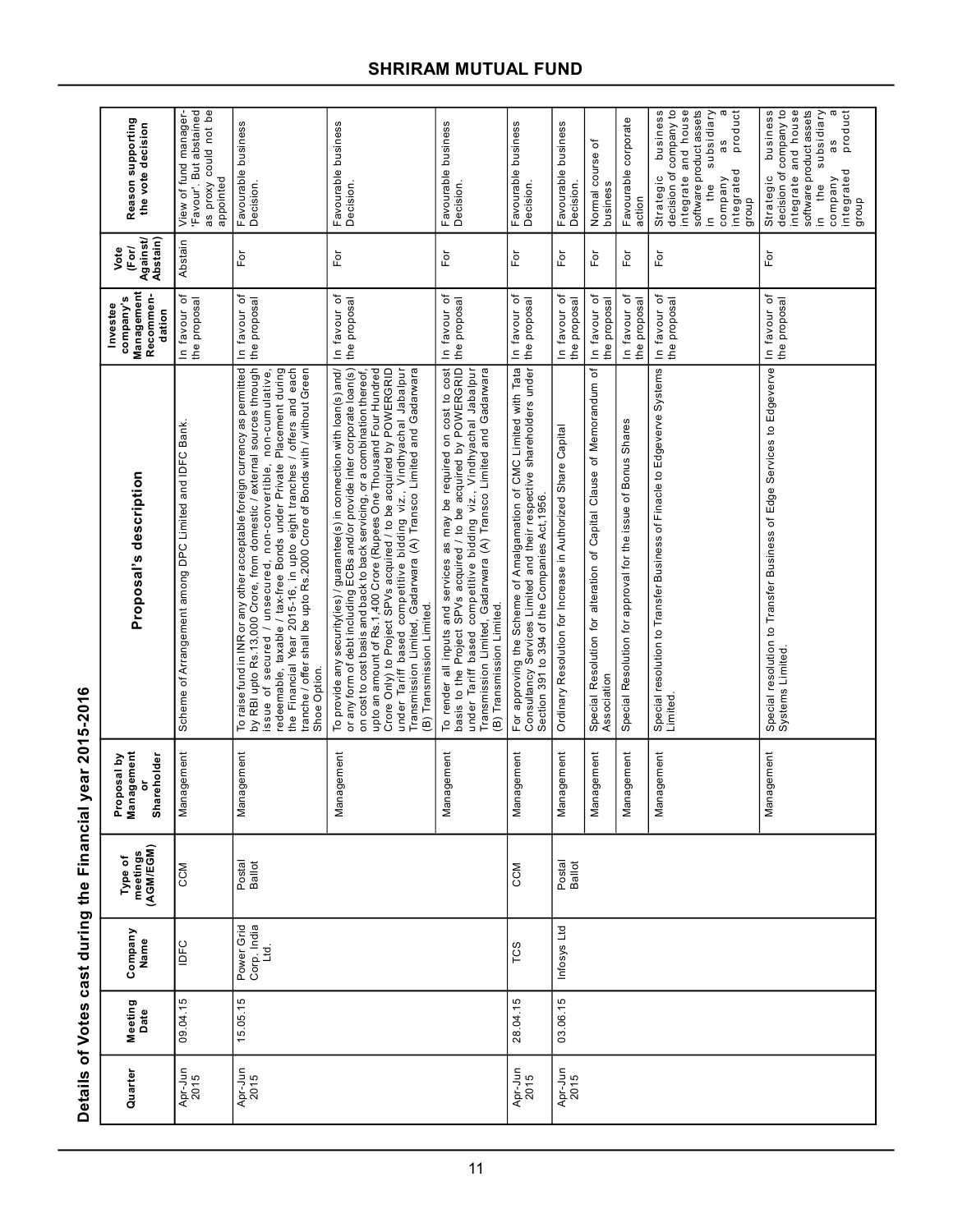## Details of Votes cast during the Financial year 2015-2016

| Quarter | Meeting Date | Company Name | Type of meetings (AGM/EGM) | Proposal by Management or Shareholder | Proposal's description | Investee company's Management Recommendation | Vote (For/ Against/ Abstain) | Reason supporting the vote decision |
|---|---|---|---|---|---|---|---|---|
| Apr-Jun 2015 | 09.04.15 | IDFC | CCM | Management | Scheme of Arrangement among DPC Limited and IDFC Bank. | In favour of the proposal | Abstain | View of fund manager- 'Favour'. But abstained as proxy could not be appointed |
| Apr-Jun 2015 | 15.05.15 | Power Grid Corp. India Ltd. | Postal Ballot | Management | To raise fund in INR or any other acceptable foreign currency as permitted by RBI upto Rs.13,000 Crore, from domestic / external sources through issue of secured / unsecured, non-convertible, non-cumulative, redeemable, taxable / tax-free Bonds under Private Placement during the Financial Year 2015-16, in upto eight tranches / offers and each tranche / offer shall be upto Rs.2000 Crore of Bonds with / without Green Shoe Option. | In favour of the proposal | For | Favourable business Decision. |
| | | | | Management | To provide any security(ies) / guarantee(s) in connection with loan(s) and/ or any form of debt including ECBs and/or provide inter corporate loan(s) on cost to cost basis and back to back servicing, or a combination thereof, upto an amount of Rs.1,400 Crore (Rupees One Thousand Four Hundred Crore Only) to Project SPVs acquired / to be acquired by POWERGRID under Tariff based competitive bidding viz., Vindhyachal Jabalpur Transmission Limited, Gadarwara (A) Transco Limited and Gadarwara (B) Transmission Limited. | In favour of the proposal | For | Favourable business Decision. |
| | | | | Management | To render all inputs and services as may be required on cost to cost basis to the Project SPVs acquired / to be acquired by POWERGRID under Tariff based competitive bidding viz., Vindhyachal Jabalpur Transmission Limited, Gadarwara (A) Transco Limited and Gadarwara (B) Transmission Limited. | In favour of the proposal | For | Favourable business Decision. |
| Apr-Jun 2015 | 28.04.15 | TCS | CCM | Management | For approving the Scheme of Amalgamation of CMC Limited with Tata Consultancy Services Limited and their respective shareholders under Section 391 to 394 of the Companies Act,1956. | In favour of the proposal | For | Favourable business Decision. |
| Apr-Jun 2015 | 03.06.15 | Infosys Ltd | Postal Ballot | Management | Ordinary Resolution for Increase in Authorized Share Capital | In favour of the proposal | For | Favourable business Decision. |
| | | | | Management | Special Resolution for alteration of Capital Clause of Memorandum of Association | In favour of the proposal | For | Normal course of business |
| | | | | Management | Special Resolution for approval for the issue of Bonus Shares | In favour of the proposal | For | Favourable corporate action |
| | | | | Management | Special resolution to Transfer Business of Finacle to Edgeverve Systems Limited. | In favour of the proposal | For | Strategic business decision of company to integrate and house software product assets in the subsidiary company as a integrated product group |
| | | | | Management | Special resolution to Transfer Business of Edge Services to Edgeverve Systems Limited. | In favour of the proposal | For | Strategic business decision of company to integrate and house software product assets in the subsidiary company as a integrated product group |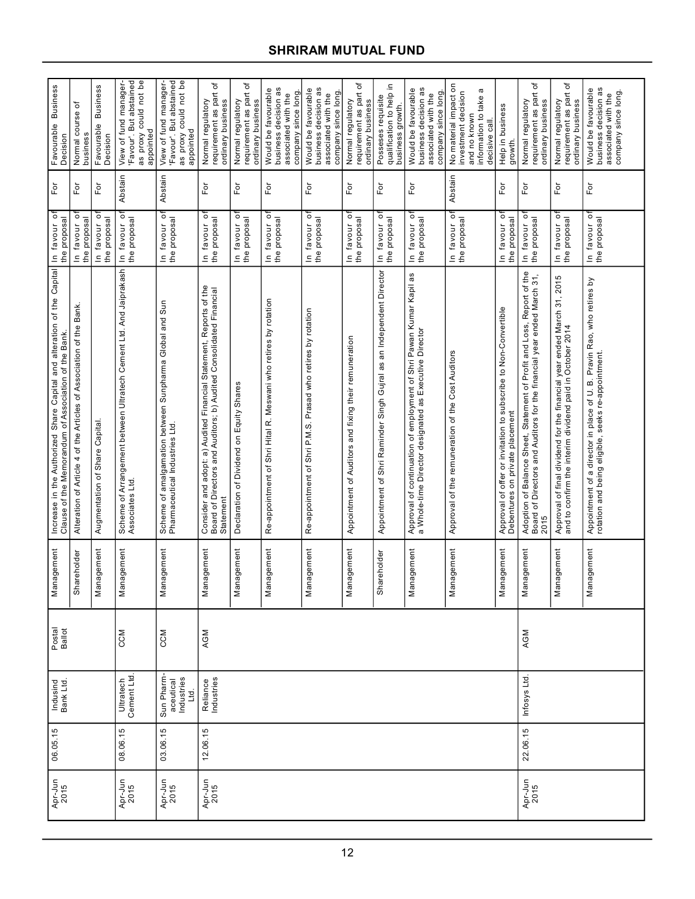| | | | | | | | | |
|---|---|---|---|---|---|---|---|---|
| Apr-Jun 2015 | 06.05.15 | Indusind Bank Ltd. | Postal Ballot | Management | Increase in the Authorized Share Capital and alteration of the Capital Clause of the Memorandum of Association of the Bank. | In favour of the proposal | For | Favourable Business Decision |
| | | | | Shareholder | Alteration of Article 4 of the Articles of Association of the Bank. | In favour of the proposal | For | Normal course of business |
| | | | | Management | Augmentation of Share Capital. | In favour of the proposal | For | Favourable Business Decision |
| Apr-Jun 2015 | 08.06.15 | Ultratech Cement Ltd. | CCM | Management | Scheme of Arrangement between Ultratech Cement Ltd. And Jaiprakash Associates Ltd. | In favour of the proposal | Abstain | View of fund manager-'Favour'. But abstained as proxy could not be appointed |
| Apr-Jun 2015 | 03.06.15 | Sun Pharmaceutical Industries Ltd. | CCM | Management | Scheme of amalgamation between Sunpharma Global and Sun Pharmaceutical Industries Ltd. | In favour of the proposal | Abstain | View of fund manager-'Favour'. But abstained as proxy could not be appointed |
| Apr-Jun 2015 | 12.06.15 | Reliance Industries | AGM | Management | Consider and adopt: a) Audited Financial Statement, Reports of the Board of Directors and Auditors; b) Audited Consolidated Financial Statement | In favour of the proposal | For | Normal regulatory requirement as part of ordinary business |
| | | | | Management | Declaration of Dividend on Equity Shares | In favour of the proposal | For | Normal regulatory requirement as part of ordinary business |
| | | | | Management | Re-appointment of Shri Hital R. Meswani who retires by rotation | In favour of the proposal | For | Would be favourable business decision as associated with the company since long. |
| | | | | Management | Re-appointment of Shri P.M.S. Prasad who retires by rotation | In favour of the proposal | For | Would be favourable business decision as associated with the company since long. |
| | | | | Management | Appointment of Auditors and fixing their remuneration | In favour of the proposal | For | Normal regulatory requirement as part of ordinary business |
| | | | | Shareholder | Appointment of Shri Raminder Singh Gujral as an Independent Director | In favour of the proposal | For | Posseses requisite qualification to help in business growth. |
| | | | | Management | Approval of continuation of employment of Shri Pawan Kumar Kapil as a Whole-time Director designated as Executive Director | In favour of the proposal | For | Would be favourable business decision as associated with the company since long. |
| | | | | Management | Approval of the remuneration of the Cost Auditors | In favour of the proposal | Abstain | No material impact on investment decision and no known information to take a decisive call. |
| | | | | Management | Approval of offer or invitation to subscribe to Non-Convertible Debentures on private placement | In favour of the proposal | For | Help in business growth. |
| Apr-Jun 2015 | 22.06.15 | Infosys Ltd. | AGM | Management | Adoption of Balance Sheet, Statement of Profit and Loss, Report of the Board of Directors and Auditors for the financial year ended March 31, 2015 | In favour of the proposal | For | Normal regulatory requirement as part of ordinary business |
| | | | | Management | Approval of final dividend for the financial year ended March 31, 2015 and to confirm the interim dividend paid in October 2014 | In favour of the proposal | For | Normal regulatory requirement as part of ordinary business |
| | | | | Management | Appointment of a director in place of U. B. Pravin Rao, who retires by rotation and being eligible, seeks re-appointment. | In favour of the proposal | For | Would be favourable business decision as associated with the company since long. |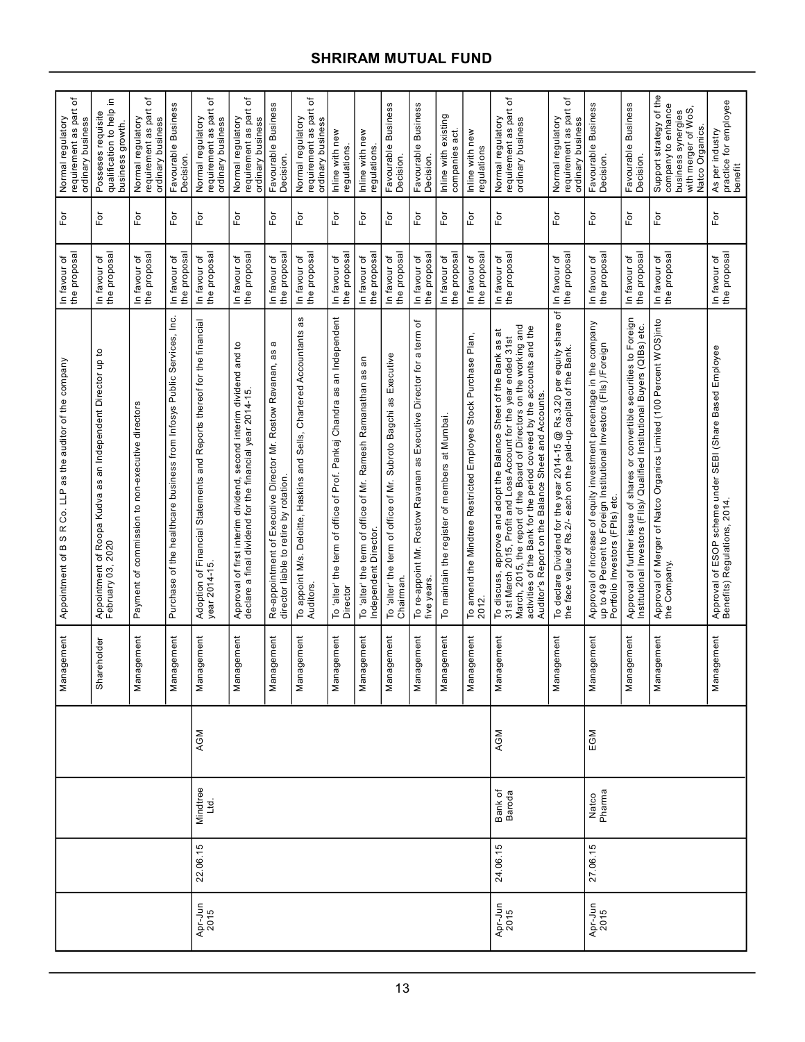| Quarter | Meeting Date | Company Name | Type of Meeting | Proposal by Management or Shareholder | Proposal's description | Investee company's Management Recommendation | Vote (For/ Against/ Abstain) | Reason supporting the vote decision |
|---|---|---|---|---|---|---|---|---|
| | | | | Management | Appointment of B S R Co. LLP as the auditor of the company | In favour of the proposal | For | Normal regulatory requirement as part of ordinary business |
| | | | | Shareholder | Appointment of Roopa Kudva as an Independent Director up to February 03, 2020 | In favour of the proposal | For | Posseses requisite qualification to help in business growth. |
| | | | | Management | Payment of commission to non-executive directors | In favour of the proposal | For | Normal regulatory requirement as part of ordinary business |
| | | | | Management | Purchase of the healthcare business from Infosys Public Services, Inc. | In favour of the proposal | For | Favourable Business Decision. |
| Apr-Jun 2015 | 22.06.15 | Mindtree Ltd. | AGM | Management | Adoption of Financial Statements and Reports thereof for the financial year 2014-15. | In favour of the proposal | For | Normal regulatory requirement as part of ordinary business |
| | | | | Management | Approval of first interim dividend, second interim dividend and to declare a final dividend for the financial year 2014-15. | In favour of the proposal | For | Normal regulatory requirement as part of ordinary business |
| | | | | Management | Re-appointment of Executive Director Mr. Rostow Ravanan, as a director liable to retire by rotation. | In favour of the proposal | For | Favourable Business Decision. |
| | | | | Management | To appoint M/s. Deloitte, Haskins and Sells, Chartered Accountants as Auditors. | In favour of the proposal | For | Normal regulatory requirement as part of ordinary business |
| | | | | Management | To 'alter' the term of office of Prof. Pankaj Chandra as an Independent Director | In favour of the proposal | For | Inline with new regulations. |
| | | | | Management | To 'alter' the term of office of Mr. Ramesh Ramanathan as an Independent Director. | In favour of the proposal | For | Inline with new regulations. |
| | | | | Management | To 'alter' the term of office of Mr. Subroto Bagchi as Executive Chairman. | In favour of the proposal | For | Favourable Business Decision. |
| | | | | Management | To re-appoint Mr. Rostow Ravanan as Executive Director for a term of five years. | In favour of the proposal | For | Favourable Business Decision. |
| | | | | Management | To maintain the register of members at Mumbai. | In favour of the proposal | For | Inline with existing companies act. |
| | | | | Management | To amend the Mindtree Restricted Employee Stock Purchase Plan, 2012. | In favour of the proposal | For | Inline with new regulations |
| Apr-Jun 2015 | 24.06.15 | Bank of Baroda | AGM | Management | To discuss, approve and adopt the Balance Sheet of the Bank as at 31st March 2015, Profit and Loss Account for the year ended 31st March, 2015, the report of the Board of Directors on the working and activities of the Bank for the period covered by the accounts and the Auditor's Report on the Balance Sheet and Accounts. | In favour of the proposal | For | Normal regulatory requirement as part of ordinary business |
| | | | | Management | To declare Dividend for the year 2014-15 @ Rs.3.20 per equity share of the face value of Rs.2/- each on the paid-up capital of the Bank. | In favour of the proposal | For | Normal regulatory requirement as part of ordinary business |
| Apr-Jun 2015 | 27.06.15 | Natco Pharma | EGM | Management | Approval of increase of equity investment percentage in the company up to 49 Percent to Foreign Institutional Investors (FIIs) /Foreign Portfolio Investors (FPIs) etc. | In favour of the proposal | For | Favourable Business Decision. |
| | | | | Management | Approval of further issue of shares or convertible securities to Foreign Institutional Investors (FIIs)/ Qualified Institutional Buyers (QIBs) etc. | In favour of the proposal | For | Favourable Business Decision. |
| | | | | Management | Approval of Merger of Natco Organics Limited (100 Percent WOS)into the Company. | In favour of the proposal | For | Support strategy of the company to enhance business synergies with merger of WoS, Natco Organics. |
| | | | | Management | Approval of ESOP scheme under SEBI (Share Based Employee Benefits) Regulations, 2014. | In favour of the proposal | For | As per industry practice for employee benefit |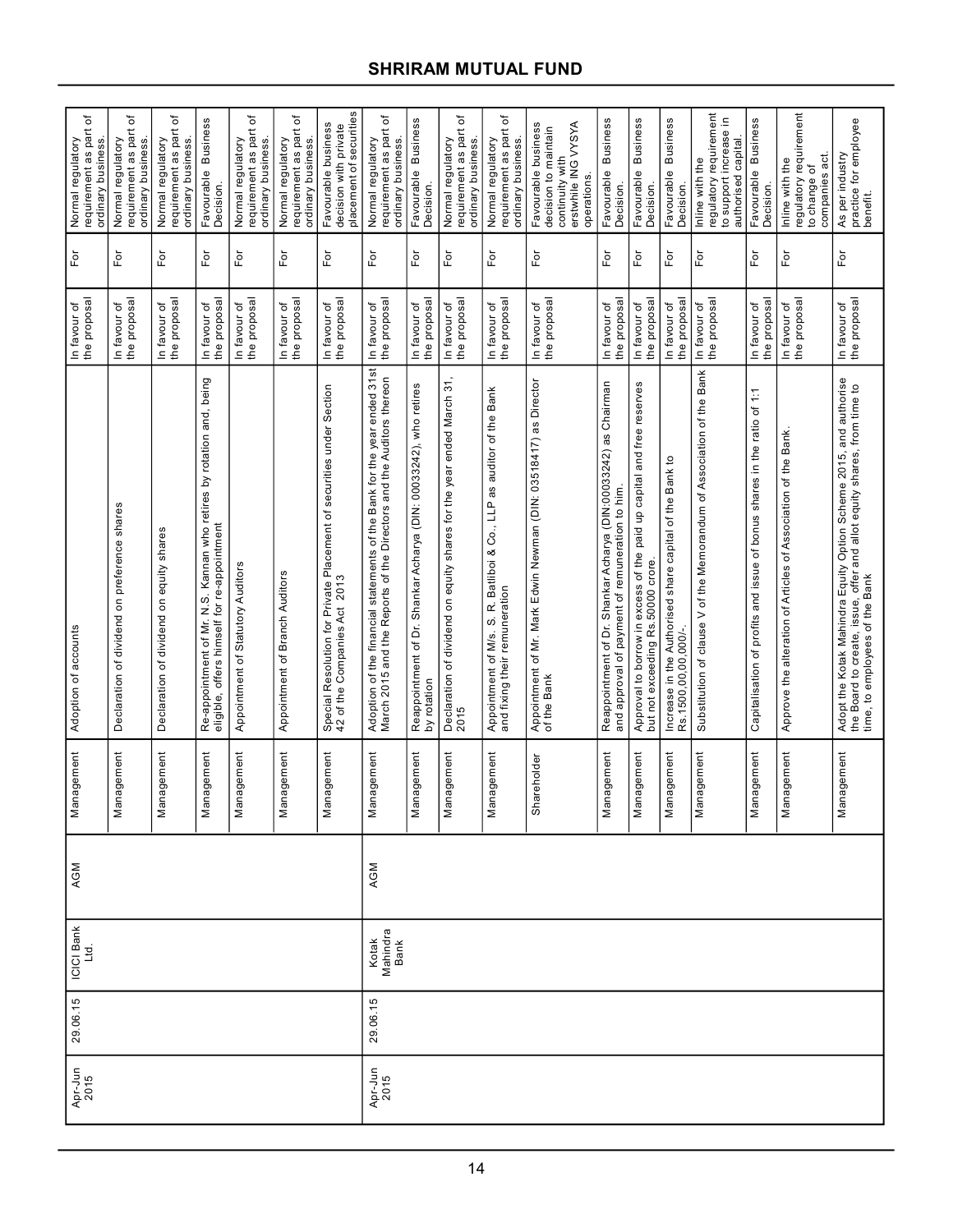| Apr-Jun 2015 | 29.06.15 | ICICI Bank Ltd. | AGM | Management | Adoption of accounts | In favour of the proposal | For | Normal regulatory requirement as part of ordinary business. |
|---|---|---|---|---|---|---|---|---|
| | | | | Management | Declaration of dividend on preference shares | In favour of the proposal | For | Normal regulatory requirement as part of ordinary business. |
| | | | | Management | Declaration of dividend on equity shares | In favour of the proposal | For | Normal regulatory requirement as part of ordinary business. |
| | | | | Management | Re-appointment of Mr. N.S. Kannan who retires by rotation and, being eligible, offers himself for re-appointment | In favour of the proposal | For | Favourable Business Decision. |
| | | | | Management | Appointment of Statutory Auditors | In favour of the proposal | For | Normal regulatory requirement as part of ordinary business. |
| | | | | Management | Appointment of Branch Auditors | In favour of the proposal | For | Normal regulatory requirement as part of ordinary business. |
| | | | | Management | Special Resolution for Private Placement of securities under Section 42 of the Companies Act 2013 | In favour of the proposal | For | Favourable business decision with private placement of securities |
| Apr-Jun 2015 | 29.06.15 | Kotak Mahindra Bank | AGM | Management | Adoption of the financial statements of the Bank for the year ended 31st March 2015 and the Reports of the Directors and the Auditors thereon | In favour of the proposal | For | Normal regulatory requirement as part of ordinary business. |
| | | | | Management | Reappointment of Dr. Shankar Acharya (DIN: 00033242), who retires by rotation | In favour of the proposal | For | Favourable Business Decision. |
| | | | | Management | Declaration of dividend on equity shares for the year ended March 31, 2015 | In favour of the proposal | For | Normal regulatory requirement as part of ordinary business. |
| | | | | Management | Appointment of M/s. S. R. Batliboi & Co., LLP as auditor of the Bank and fixing their remuneration | In favour of the proposal | For | Normal regulatory requirement as part of ordinary business. |
| | | | | Shareholder | Appointment of Mr. Mark Edwin Newman (DIN: 03518417) as Director of the Bank | In favour of the proposal | For | Favourable business decision to maintain continuity with erstwhile ING VYSYA operations. |
| | | | | Management | Reappointment of Dr. Shankar Acharya (DIN:00033242) as Chairman and approval of payment of remuneration to him. | In favour of the proposal | For | Favourable Business Decision. |
| | | | | Management | Approval to borrow in excess of the paid up capital and free reserves but not exceeding Rs.50000 crore. | In favour of the proposal | For | Favourable Business Decision. |
| | | | | Management | Increase in the Authorised share capital of the Bank to Rs.1500,00,00,000/-. | In favour of the proposal | For | Favourable Business Decision. |
| | | | | Management | Substitution of clause V of the Memorandum of Association of the Bank | In favour of the proposal | For | Inline with the regulatory requirement to support increase in authorised capital. |
| | | | | Management | Capitalisation of profits and issue of bonus shares in the ratio of 1:1 | In favour of the proposal | For | Favourable Business Decision. |
| | | | | Management | Approve the alteration of Articles of Association of the Bank. | In favour of the proposal | For | Inline with the regulatory requirement to change of companies act. |
| | | | | Management | Adopt the Kotak Mahindra Equity Option Scheme 2015, and authorise the Board to create, issue, offer and allot equity shares, from time to time, to employees of the Bank | In favour of the proposal | For | As per industry practice for employee benefit. |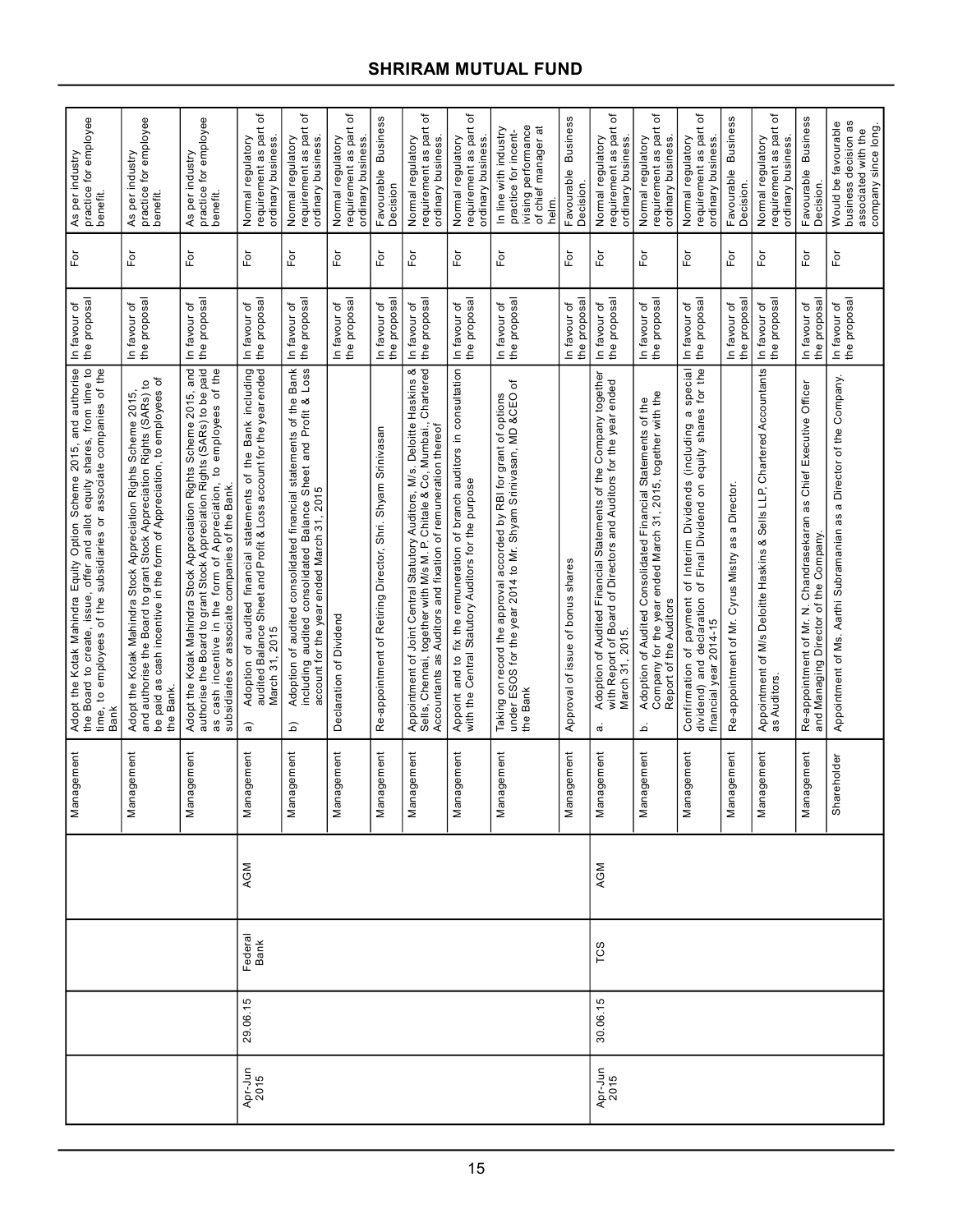| | | | | | | | | |
|---|---|---|---|---|---|---|---|---|
| | | | | Management | Adopt the Kotak Mahindra Equity Option Scheme 2015, and authorise the Board to create, issue, offer and allot equity shares, from time to time, to employees of the subsidiaries or associate companies of the Bank | In favour of the proposal | For | As per industry practice for employee benefit. |
| | | | | Management | Adopt the Kotak Mahindra Stock Appreciation Rights Scheme 2015, and authorise the Board to grant Stock Appreciation Rights (SARs) to be paid as cash incentive in the form of Appreciation, to employees of the Bank. | In favour of the proposal | For | As per industry practice for employee benefit. |
| | | | | Management | Adopt the Kotak Mahindra Stock Appreciation Rights Scheme 2015, and authorise the Board to grant Stock Appreciation Rights (SARs) to be paid as cash incentive in the form of Appreciation, to employees of the subsidiaries or associate companies of the Bank. | In favour of the proposal | For | As per industry practice for employee benefit. |
| Apr-Jun 2015 | 29.06.15 | Federal Bank | AGM | Management | a) Adoption of audited financial statements of the Bank including audited Balance Sheet and Profit & Loss account for the year ended March 31, 2015 | In favour of the proposal | For | Normal regulatory requirement as part of ordinary business. |
| | | | | Management | b) Adoption of audited consolidated financial statements of the Bank including audited consolidated Balance Sheet and Profit & Loss account for the year ended March 31, 2015 | In favour of the proposal | For | Normal regulatory requirement as part of ordinary business. |
| | | | | Management | Declaration of Dividend | In favour of the proposal | For | Normal regulatory requirement as part of ordinary business. |
| | | | | Management | Re-appointment of Retiring Director, Shri. Shyam Srinivasan | In favour of the proposal | For | Favourable Business Decision |
| | | | | Management | Appointment of Joint Central Statutory Auditors, M/s. Deloitte Haskins & Sells, Chennai, together with M/s M. P. Chitale & Co, Mumbai, Chartered Accountants as Auditors and fixation of remuneration thereof | In favour of the proposal | For | Normal regulatory requirement as part of ordinary business. |
| | | | | Management | Appoint and to fix the remuneration of branch auditors in consultation with the Central Statutory Auditors for the purpose | In favour of the proposal | For | Normal regulatory requirement as part of ordinary business. |
| | | | | Management | Taking on record the approval accorded by RBI for grant of options under ESOS for the year 2014 to Mr. Shyam Srinivasan, MD &CEO of the Bank | In favour of the proposal | For | In line with industry practice for incent-ivising performance of chief manager at helm. |
| | | | | Management | Approval of issue of bonus shares | In favour of the proposal | For | Favourable Business Decision. |
| Apr-Jun 2015 | 30.06.15 | TCS | AGM | Management | a. Adoption of Audited Financial Statements of the Company together with Report of Board of Directors and Auditors for the year ended March 31, 2015. | In favour of the proposal | For | Normal regulatory requirement as part of ordinary business. |
| | | | | Management | b. Adoption of Audited Consolidated Financial Statements of the Company for the year ended March 31, 2015, together with the Report of the Auditors | In favour of the proposal | For | Normal regulatory requirement as part of ordinary business. |
| | | | | Management | Confirmation of payment of Interim Dividends (including a special dividend) and declaration of Final Dividend on equity shares for the financial year 2014-15 | In favour of the proposal | For | Normal regulatory requirement as part of ordinary business. |
| | | | | Management | Re-appointment of Mr. Cyrus Mistry as a Director. | In favour of the proposal | For | Favourable Business Decision. |
| | | | | Management | Appointment of M/s Deloitte Haskins & Sells LLP, Chartered Accountants as Auditors. | In favour of the proposal | For | Normal regulatory requirement as part of ordinary business. |
| | | | | Management | Re-appointment of Mr. N. Chandrasekaran as Chief Executive Officer and Managing Director of the Company. | In favour of the proposal | For | Favourable Business Decision. |
| | | | | Shareholder | Appointment of Ms. Aarthi Subramanian as a Director of the Company. | In favour of the proposal | For | Would be favourable business decision as associated with the company since long. |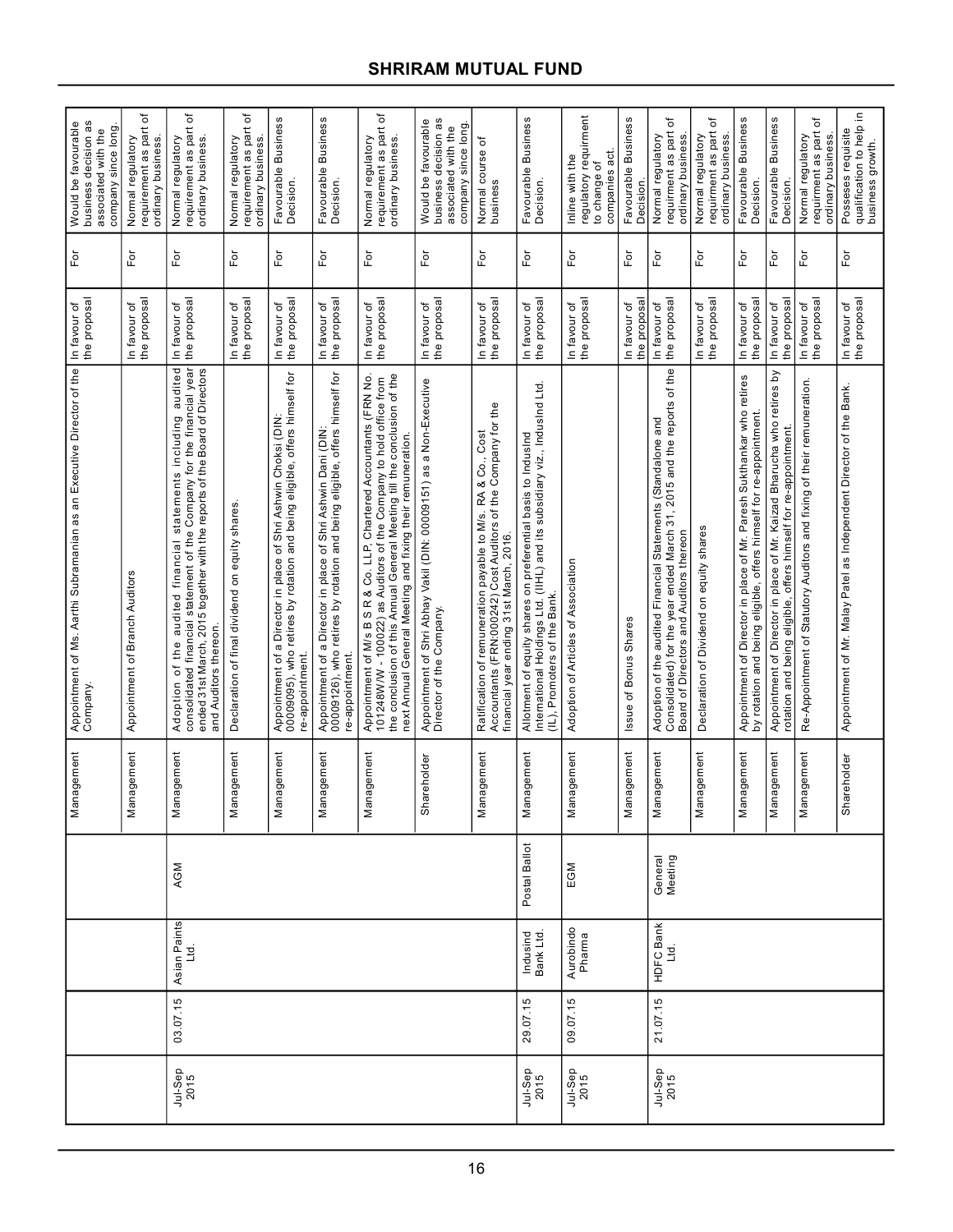| | | | | | | | | |
|---|---|---|---|---|---|---|---|---|
| | | | | Management | Appointment of Ms. Aarthi Subramanian as an Executive Director of the Company. | In favour of the proposal | For | Would be favourable business decision as associated with the company since long. |
| | | | | Management | Appointment of Branch Auditors | In favour of the proposal | For | Normal regulatory requirement as part of ordinary business. |
| Jul-Sep 2015 | 03.07.15 | Asian Paints Ltd. | AGM | Management | Adoption of the audited financial statements including audited consolidated financial statement of the Company for the financial year ended 31st March, 2015 together with the reports of the Board of Directors and Auditors thereon. | In favour of the proposal | For | Normal regulatory requirement as part of ordinary business. |
| | | | | Management | Declaration of final dividend on equity shares. | In favour of the proposal | For | Normal regulatory requirement as part of ordinary business. |
| | | | | Management | Appointment of a Director in place of Shri Ashwin Choksi (DIN: 00009095), who retires by rotation and being eligible, offers himself for re-appointment. | In favour of the proposal | For | Favourable Business Decision. |
| | | | | Management | Appointment of a Director in place of Shri Ashwin Dani (DIN: 00009126), who retires by rotation and being eligible, offers himself for re-appointment. | In favour of the proposal | For | Favourable Business Decision. |
| | | | | Management | Appointment of M/s B S R & Co. LLP, Chartered Accountants (FRN No. 101248W/W - 100022) as Auditors of the Company to hold office from the conclusion of this Annual General Meeting till the conclusion of the next Annual General Meeting and fixing their remuneration. | In favour of the proposal | For | Normal regulatory requirement as part of ordinary business. |
| | | | | Shareholder | Appointment of Shri Abhay Vakil (DIN: 00009151) as a Non-Executive Director of the Company. | In favour of the proposal | For | Would be favourable business decision as associated with the company since long. |
| | | | | Management | Ratification of remuneration payable to M/s. RA & Co., Cost Accountants (FRN:000242) Cost Auditors of the Company for the financial year ending 31st March, 2016. | In favour of the proposal | For | Normal course of business |
| Jul-Sep 2015 | 29.07.15 | Indusind Bank Ltd. | Postal Ballot | Management | Allotment of equity shares on preferential basis to IndusInd International Holdings Ltd. (IIHL) and its subsidiary viz., IndusInd Ltd. (IL), Promoters of the Bank. | In favour of the proposal | For | Favourable Business Decision. |
| Jul-Sep 2015 | 09.07.15 | Aurobindo Pharma | EGM | Management | Adoption of Articles of Association | In favour of the proposal | For | Inline with the regulatory requirment to change of companies act. |
| | | | | Management | Issue of Bonus Shares | In favour of the proposal | For | Favourable Business Decision. |
| Jul-Sep 2015 | 21.07.15 | HDFC Bank Ltd. | General Meeting | Management | Adoption of the audited Financial Statements (Standalone and Consolidated) for the year ended March 31, 2015 and the reports of the Board of Directors and Auditors thereon | In favour of the proposal | For | Normal regulatory requirment as part of ordinary business. |
| | | | | Management | Declaration of Dividend on equity shares | In favour of the proposal | For | Normal regulatory requirment as part of ordinary business. |
| | | | | Management | Appointment of Director in place of Mr. Paresh Sukthankar who retires by rotation and being eligible, offers himself for re-appointment. | In favour of the proposal | For | Favourable Business Decision. |
| | | | | Management | Appointment of Director in place of Mr. Kaizad Bharucha who retires by rotation and being eligible, offers himself for re-appointment. | In favour of the proposal | For | Favourable Business Decision. |
| | | | | Management | Re-Appointment of Statutory Auditors and fixing of their remuneration. | In favour of the proposal | For | Normal regulatory requirment as part of ordinary business. |
| | | | | Shareholder | Appointment of Mr. Malay Patel as Independent Director of the Bank. | In favour of the proposal | For | Posseses requisite qualification to help in business growth. |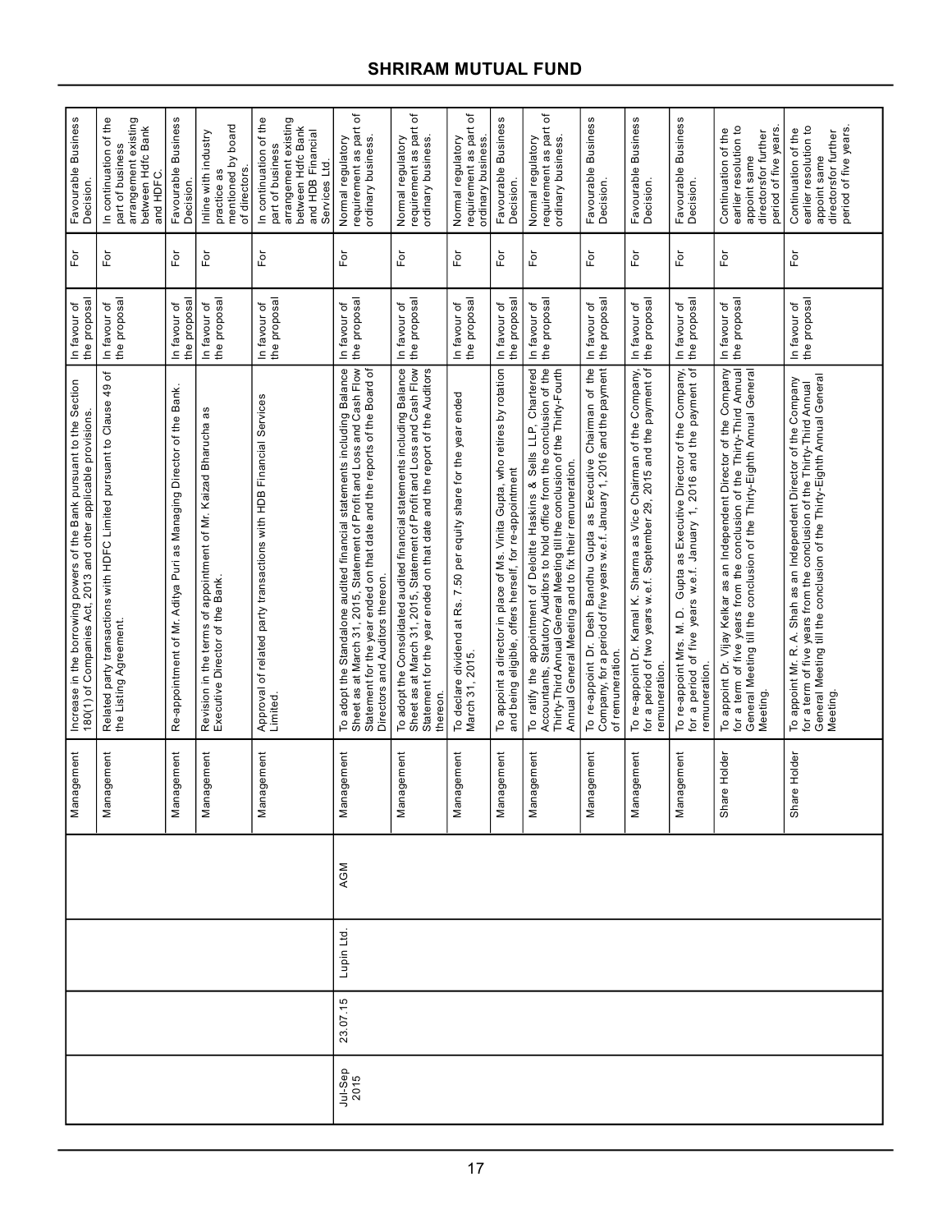| | | | | | | | | |
|---|---|---|---|---|---|---|---|---|
| | | | | Management | Increase in the borrowing powers of the Bank pursuant to the Section 180(1) of Companies Act, 2013 and other applicable provisions. | In favour of the proposal | For | Favourable Business Decision. |
| | | | | Management | Related party transactions with HDFC Limited pursuant to Clause 49 of the Listing Agreement. | In favour of the proposal | For | In continuation of the part of business arrangement existing between Hdfc Bank and HDFC. |
| | | | | Management | Re-appointment of Mr. Aditya Puri as Managing Director of the Bank. | In favour of the proposal | For | Favourable Business Decision. |
| | | | | Management | Revision in the terms of appointment of Mr. Kaizad Bharucha as Executive Director of the Bank. | In favour of the proposal | For | Inline with industry practice as mentioned by board of directors. |
| | | | | Management | Approval of related party transactions with HDB Financial Services Limited. | In favour of the proposal | For | In continuation of the part of business arrangement existing between Hdfc Bank and HDB Financial Services Ltd. |
| Jul-Sep 2015 | 23.07.15 | Lupin Ltd. | AGM | Management | To adopt the Standalone audited financial statements including Balance Sheet as at March 31, 2015, Statement of Profit and Loss and Cash Flow Statement for the year ended on that date and the reports of the Board of Directors and Auditors thereon. | In favour of the proposal | For | Normal regulatory requirement as part of ordinary business. |
| | | | | Management | To adopt the Consolidated audited financial statements including Balance Sheet as at March 31, 2015, Statement of Profit and Loss and Cash Flow Statement for the year ended on that date and the report of the Auditors thereon. | In favour of the proposal | For | Normal regulatory requirement as part of ordinary business. |
| | | | | Management | To declare dividend at Rs. 7.50 per equity share for the year ended March 31, 2015. | In favour of the proposal | For | Normal regulatory requirement as part of ordinary business. |
| | | | | Management | To appoint a director in place of Ms. Vinita Gupta, who retires by rotation and being eligible, offers herself, for re-appointment | In favour of the proposal | For | Favourable Business Decision. |
| | | | | Management | To ratify the appointment of Deloitte Haskins & Sells LLP, Chartered Accountants, Statutory Auditors to hold office from the conclusion of the Thirty-Third Annual General Meeting till the conclusion of the Thirty-Fourth Annual General Meeting and to fix their remuneration. | In favour of the proposal | For | Normal regulatory requirement as part of ordinary business. |
| | | | | Management | To re-appoint Dr. Desh Bandhu Gupta as Executive Chairman of the Company, for a period of five years w.e.f. January 1, 2016 and the payment of remuneration. | In favour of the proposal | For | Favourable Business Decision. |
| | | | | Management | To re-appoint Dr. Kamal K. Sharma as Vice Chairman of the Company, for a period of two years w.e.f. September 29, 2015 and the payment of remuneration. | In favour of the proposal | For | Favourable Business Decision. |
| | | | | Management | To re-appoint Mrs. M. D. Gupta as Executive Director of the Company, for a period of five years w.e.f. January 1, 2016 and the payment of remuneration. | In favour of the proposal | For | Favourable Business Decision. |
| | | | | Share Holder | To appoint Dr. Vijay Kelkar as an Independent Director of the Company for a term of five years from the conclusion of the Thirty-Third Annual General Meeting till the conclusion of the Thirty-Eighth Annual General Meeting. | In favour of the proposal | For | Continuation of the earlier resolution to appoint same directorsfor further period of five years. |
| | | | | Share Holder | To appoint Mr. R. A. Shah as an Independent Director of the Company for a term of five years from the conclusion of the Thirty-Third Annual General Meeting till the conclusion of the Thirty-Eighth Annual General Meeting. | In favour of the proposal | For | Continuation of the earlier resolution to appoint same directorsfor further period of five years. |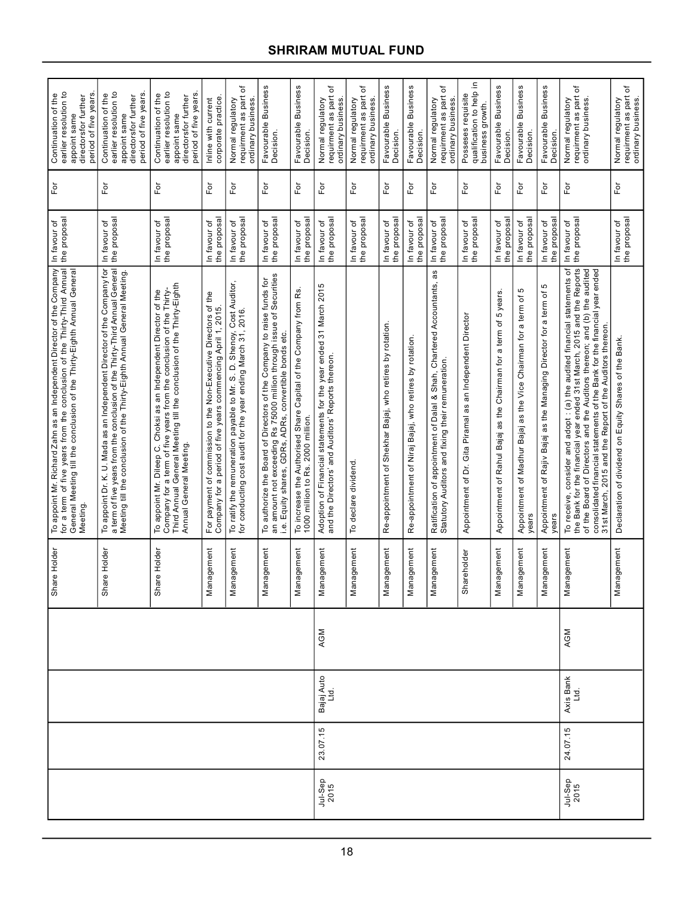| Quarter | Meeting Date | Company Name | Type of Meeting | Proposal by Management or Shareholder | Proposal's description | Investee company's Management Recommendation | Vote (For/Against/Abstain) | Reason supporting the vote decision |
|---|---|---|---|---|---|---|---|---|
| | | | | Share Holder | To appoint Mr. Richard Zahn as an Independent Director of the Company for a term of five years from the conclusion of the Thirty-Third Annual General Meeting till the conclusion of the Thirty-Eighth Annual General Meeting. | In favour of the proposal | For | Continuation of the earlier resolution to appoint same directorsfor further period of five years. |
| | | | | Share Holder | To appoint Dr. K. U. Mada as an Independent Director of the Company for a term of five years from the conclusion of the Thirty-Third Annual General Meeting till the conclusion of the Thirty-Eighth Annual General Meeting. | In favour of the proposal | For | Continuation of the earlier resolution to appoint same directorsfor further period of five years. |
| | | | | Share Holder | To appoint Mr. Dileep C. Choksi as an Independent Director of the Company for a term of five years from the conclusion of the Thirty-Third Annual General Meeting till the conclusion of the Thirty-Eighth Annual General Meeting. | In favour of the proposal | For | Continuation of the earlier resolution to appoint same directorsfor further period of five years. |
| | | | | Management | For payment of commission to the Non-Executive Directors of the Company for a period of five years commencing April 1, 2015. | In favour of the proposal | For | Inline with current corporate practice. |
| | | | | Management | To ratify the remuneration payable to Mr. S. D. Shenoy, Cost Auditor, for conducting cost audit for the year ending March 31, 2016. | In favour of the proposal | For | Normal regulatory requirment as part of ordinary business. |
| | | | | Management | To authorize the Board of Directors of the Company to raise funds for an amount not exceeding Rs 75000 million through issue of Securities i.e. Equity shares, GDRs, ADRs, convertible bonds etc. | In favour of the proposal | For | Favourable Business Decision. |
| | | | | Management | To increase the Authorised Share Capital of the Company from Rs. 1000 million to Rs. 2000 million. | In favour of the proposal | For | Favourable Business Decision. |
| Jul-Sep 2015 | 23.07.15 | Bajaj Auto Ltd. | AGM | Management | Adoption of Financial statements for the year ended 31 March 2015 and the Directors' and Auditors' Reports thereon. | In favour of the proposal | For | Normal regulatory requirment as part of ordinary business. |
| | | | | Management | To declare dividend. | In favour of the proposal | For | Normal regulatory requirment as part of ordinary business. |
| | | | | Management | Re-appointment of Shekhar Bajaj, who retires by rotation. | In favour of the proposal | For | Favourable Business Decision. |
| | | | | Management | Re-appointment of Niraj Bajaj, who retires by rotation. | In favour of the proposal | For | Favourable Business Decision. |
| | | | | Management | Ratification of appointment of Dalal & Shah, Chartered Accountants, as Statutory Auditors and fixing their remuneration. | In favour of the proposal | For | Normal regulatory requirment as part of ordinary business. |
| | | | | Shareholder | Appointment of Dr. Gita Piramal as an Independent Director | In favour of the proposal | For | Posseses requisite qualification to help in business growth. |
| | | | | Management | Appointment of Rahul Bajaj as the Chairman for a term of 5 years. | In favour of the proposal | For | Favourable Business Decision. |
| | | | | Management | Appointment of Madhur Bajaj as the Vice Chairman for a term of 5 years | In favour of the proposal | For | Favourable Business Decision. |
| | | | | Management | Appointment of Rajiv Bajaj as the Managing Director for a term of 5 years | In favour of the proposal | For | Favourable Business Decision. |
| Jul-Sep 2015 | 24.07.15 | Axis Bank Ltd. | AGM | Management | To receive, consider and adopt : (a) the audited financial statements of the Bank for the financial year ended 31st March, 2015 and the Reports of the Board of Directors and the Auditors thereon; and (b) the audited consolidated financial statements of the Bank for the financial year ended 31st March, 2015 and the Report of the Auditors thereon. | In favour of the proposal | For | Normal regulatory requirment as part of ordinary business. |
| | | | | Management | Declaration of dividend on Equity Shares of the Bank. | In favour of the proposal | For | Normal regulatory requirment as part of ordinary business. |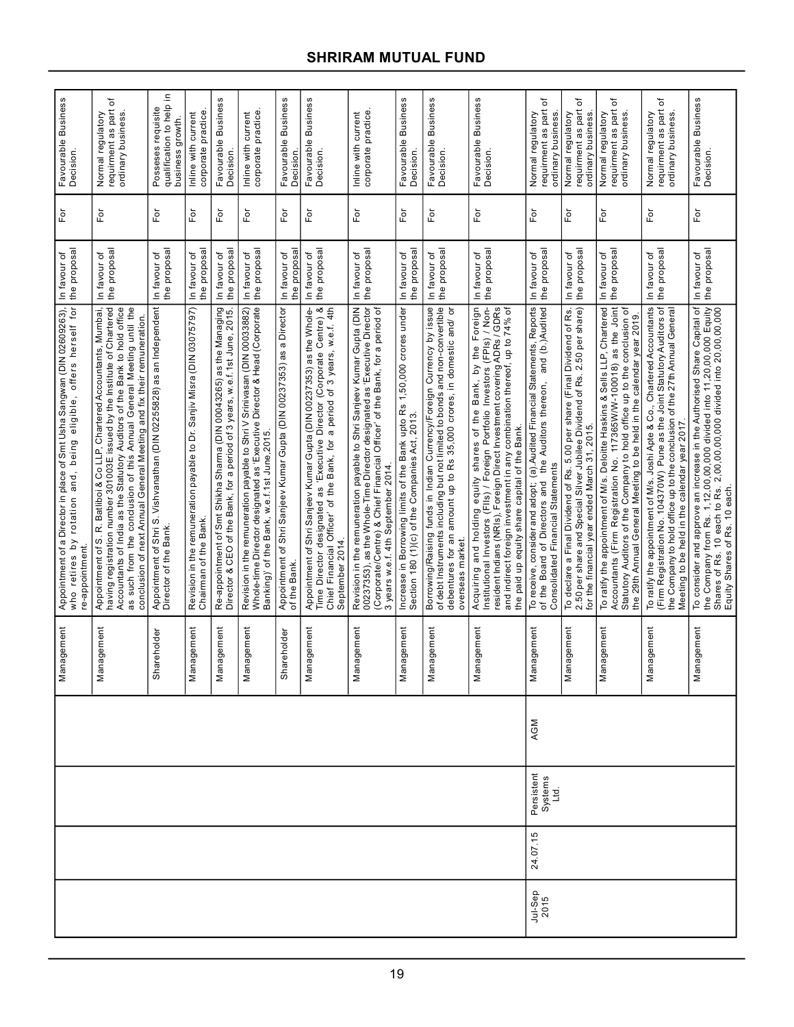| | | | | | | | |
|---|---|---|---|---|---|---|---|
| | | | | Management | Appointment of a Director in place of Smt Usha Sangwan (DIN 02609263), who retires by rotation and, being eligible, offers herself for re-appointment. | In favour of the proposal | For | Favourable Business Decision. |
| | | | | Management | Appointment of S. R. Batliboi & Co LLP, Chartered Accountants, Mumbai, having registration number 301003E issued by the Institute of Chartered Accountants of India as the Statutory Auditors of the Bank to hold office as such from the conclusion of this Annual General Meeting until the conclusion of next Annual General Meeting and fix their remuneration. | In favour of the proposal | For | Normal regulatory requirement as part of ordinary business. |
| | | | | Shareholder | Appointment of Shri S. Vishvanathan (DIN 02255828) as an Independent Director of the Bank. | In favour of the proposal | For | Posseses requisite qualification to help in business growth. |
| | | | | Management | Revision in the remuneration payable to Dr. Sanjiv Misra (DIN 03075797) Chairman of the Bank. | In favour of the proposal | For | Inline with current corporate practice. |
| | | | | Management | Re-appointment of Smt Shikha Sharma (DIN 00043265) as the Managing Director & CEO of the Bank, for a period of 3 years, w.e.f.1st June, 2015. | In favour of the proposal | For | Favourable Business Decision. |
| | | | | Management | Revision in the remuneration payable to Shri V Srinivasan (DIN 00033882) Whole-time Director designated as 'Executive Director & Head (Corporate Banking)' of the Bank, w.e.f.1st June,2015. | In favour of the proposal | For | Inline with current corporate practice. |
| | | | | Shareholder | Appointment of Shri Sanjeev Kumar Gupta (DIN 00237353) as a Director of the Bank. | In favour of the proposal | For | Favourable Business Decision. |
| | | | | Management | Appointment of Shri Sanjeev Kumar Gupta (DIN 00237353) as the Whole-Time Director designated as 'Executive Director (Corporate Centre) & Chief Financial Officer' of the Bank, for a period of 3 years, w.e.f. 4th September 2014. | In favour of the proposal | For | Favourable Business Decision. |
| | | | | Management | Revision in the remuneration payable to Shri Sanjeev Kumar Gupta (DIN 00237353), as the Whole-Time Director designated as 'Executive Director (Corporate/Centre) & Chief Financial Officer' of the Bank, for a period of 3 years w.e.f. 4th September 2014. | In favour of the proposal | For | Inline with current corporate practice. |
| | | | | Management | Increase in Borrowing limits of the Bank upto Rs 1,50,000 crores under Section 180 (1)(c) of the Companies Act, 2013. | In favour of the proposal | For | Favourable Business Decision. |
| | | | | Management | Borrowing/Raising funds in Indian Currency/Foreign Currency by issue of debt Instruments including but not limited to bonds and non-convertible debentures for an amount up to Rs 35,000 crores, in domestic and/ or overseas market. | In favour of the proposal | For | Favourable Business Decision. |
| | | | | Management | Acquiring and holding equity shares of the Bank, by the Foreign Institutional Investors (FIIs) / Foreign Portfolio Investors (FPIs) / Non-resident Indians (NRIs), Foreign Direct Investment covering ADRs / GDRs and indirect foreign investment in any combination thereof, up to 74% of the paid up equity share capital of the Bank. | In favour of the proposal | For | Favourable Business Decision. |
| Jul-Sep 2015 | 24.07.15 | Persistent Systems Ltd. | AGM | Management | To receive, consider and adopt; (a).Audited Financial Statements, Reports of the Board of Directors and the Auditors thereon, and (b.)Audited Consolidated Financial Statements | In favour of the proposal | For | Normal regulatory requirement as part of ordinary business. |
| | | | | Management | To declare a Final Dividend of Rs. 5.00 per share (Final Dividend of Rs. 2.50 per share and Special Silver Jubilee Dividend of Rs. 2.50 per share) for the financial year ended March 31, 2015. | In favour of the proposal | For | Normal regulatory requirement as part of ordinary business. |
| | | | | Management | To ratify the appointment of M/s. Deloitte Haskins & Sells LLP, Chartered Accountants (Firm Registration No. 117365W/W-100018) as the Joint Statutory Auditors of the Company to hold office up to the conclusion of the 29th Annual General Meeting to be held in the calendar year 2019. | In favour of the proposal | For | Normal regulatory requirement as part of ordinary business. |
| | | | | Management | To ratify the appointment of M/s. Joshi Apte & Co., Chartered Accountants (Firm Registration No. 104370W) Pune as the Joint Statutory Auditors of the Company to hold office up to the conclusion of the 27th Annual General Meeting to be held in the calendar year 2017. | In favour of the proposal | For | Normal regulatory requirement as part of ordinary business. |
| | | | | Management | To consider and approve an increase in the Authorised Share Capital of the Company from Rs. 1,12,00,00,000 divided into 11,20,00,000 Equity Shares of Rs. 10 each to Rs. 2,00,00,00,000 divided into 20,00,00,000 Equity Shares of Rs. 10 each. | In favour of the proposal | For | Favourable Business Decision. |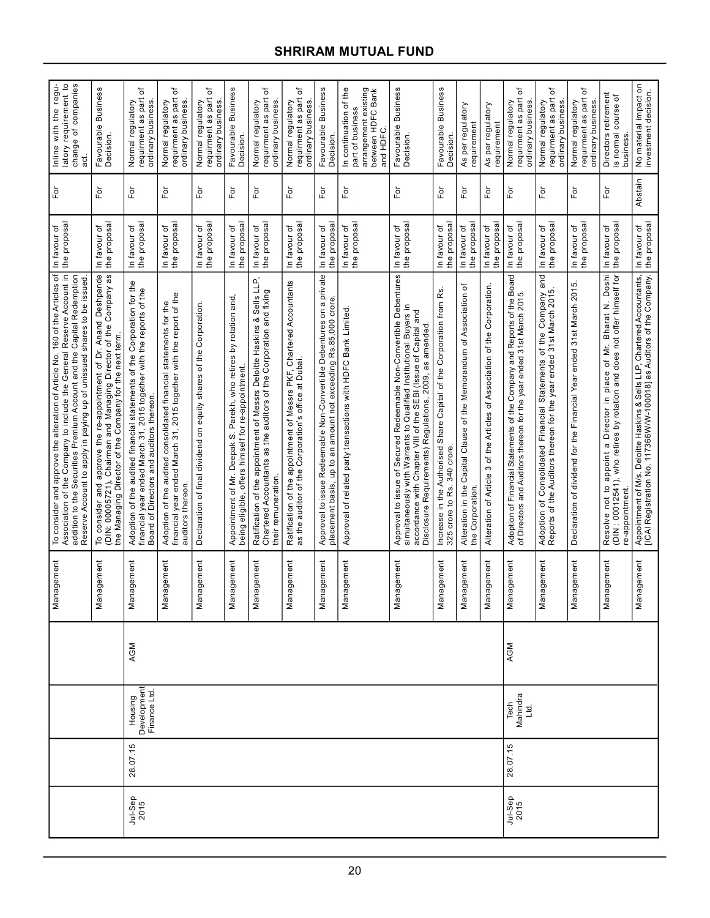| | | | | | | | | |
|---|---|---|---|---|---|---|---|---|
| | | | | Management | To consider and approve the alteration of Article No. 160 of the Articles of Association of the Company to include the General Reserve Account in addition to the Securities Premium Account and the Capital Redemption Reserve Account to apply in paying up of unissued shares to be issued. | In favour of the proposal | For | Inline with the regulatory requirement to change of companies act. |
| | | | | Management | To consider and approve the re-appointment of Dr. Anand Deshpande (DIN: 00005721), Chairman and Managing Director of the Company as the Managing Director of the Company for the next term. | In favour of the proposal | For | Favourable Business Decision. |
| Jul-Sep 2015 | 28.07.15 | Housing Development Finance Ltd. | AGM | Management | Adoption of the audited financial statements of the Corporation for the financial year ended March 31, 2015 together with the reports of the Board of Directors and auditors thereon. | In favour of the proposal | For | Normal regulatory requirement as part of ordinary business. |
| | | | | Management | Adoption of the audited consolidated financial statements for the financial year ended March 31, 2015 together with the report of the auditors thereon. | In favour of the proposal | For | Normal regulatory requirement as part of ordinary business. |
| | | | | Management | Declaration of final dividend on equity shares of the Corporation. | In favour of the proposal | For | Normal regulatory requirement as part of ordinary business. |
| | | | | Management | Appointment of Mr. Deepak S. Parekh, who retires by rotation and, being eligible, offers himself for re-appointment. | In favour of the proposal | For | Favourable Business Decision. |
| | | | | Management | Ratification of the appointment of Messrs Deloitte Haskins & Sells LLP, Chartered Accountants as the auditors of the Corporation and fixing their remuneration. | In favour of the proposal | For | Normal regulatory requirement as part of ordinary business. |
| | | | | Management | Ratification of the appointment of Messrs PKF, Chartered Accountants as the auditor of the Corporation's office at Dubai. | In favour of the proposal | For | Normal regulatory requirement as part of ordinary business. |
| | | | | Management | Approval to issue Redeemable Non-Convertible Debentures on a private placement basis, up to an amount not exceeding Rs.85,000 crore. | In favour of the proposal | For | Favourable Business Decision. |
| | | | | Management | Approval of related party transactions with HDFC Bank Limited. | In favour of the proposal | For | In continuation of the part of business arrangement existing between HDFC Bank and HDFC. |
| | | | | Management | Approval to issue of Secured Redeemable Non-Convertible Debentures simultaneously with Warrants to Qualified Institutional Buyers in accordance with Chapter VIII of the SEBI (Issue of Capital and Disclosure Requirements) Regulations, 2009, as amended. | In favour of the proposal | For | Favourable Business Decision. |
| | | | | Management | Increase in the Authorised Share Capital of the Corporation from Rs. 325 crore to Rs. 340 crore. | In favour of the proposal | For | Favourable Business Decision. |
| | | | | Management | Alteration in the Capital Clause of the Memorandum of Association of the Corporation. | In favour of the proposal | For | As per regulatory requirement |
| | | | | Management | Alteration of Article 3 of the Articles of Association of the Corporation. | In favour of the proposal | For | As per regulatory requirement |
| Jul-Sep 2015 | 28.07.15 | Tech Mahindra Ltd. | AGM | Management | Adoption of Financial Statements of the Company and Reports of the Board of Directors and Auditors thereon for the year ended 31st March 2015. | In favour of the proposal | For | Normal regulatory requirement as part of ordinary business. |
| | | | | Management | Adoption of Consolidated Financial Statements of the Company and Reports of the Auditors thereon for the year ended 31st March 2015. | In favour of the proposal | For | Normal regulatory requirement as part of ordinary business. |
| | | | | Management | Declaration of dividend for the Financial Year ended 31st March 2015. | In favour of the proposal | For | Normal regulatory requirement as part of ordinary business. |
| | | | | Management | Resolve not to appoint a Director in place of Mr. Bharat N. Doshi (DIN : 00012541), who retires by rotation and does not offer himself for re-appointment. | In favour of the proposal | For | Directors retirement is normal course of business. |
| | | | | Management | Appointment of M/s. Deloitte Haskins & Sells LLP, Chartered Accountants, [ICAI Registration No. 117366W/W-100018] as Auditors of the Company. | In favour of the proposal | Abstain | No material impact on investment decision. |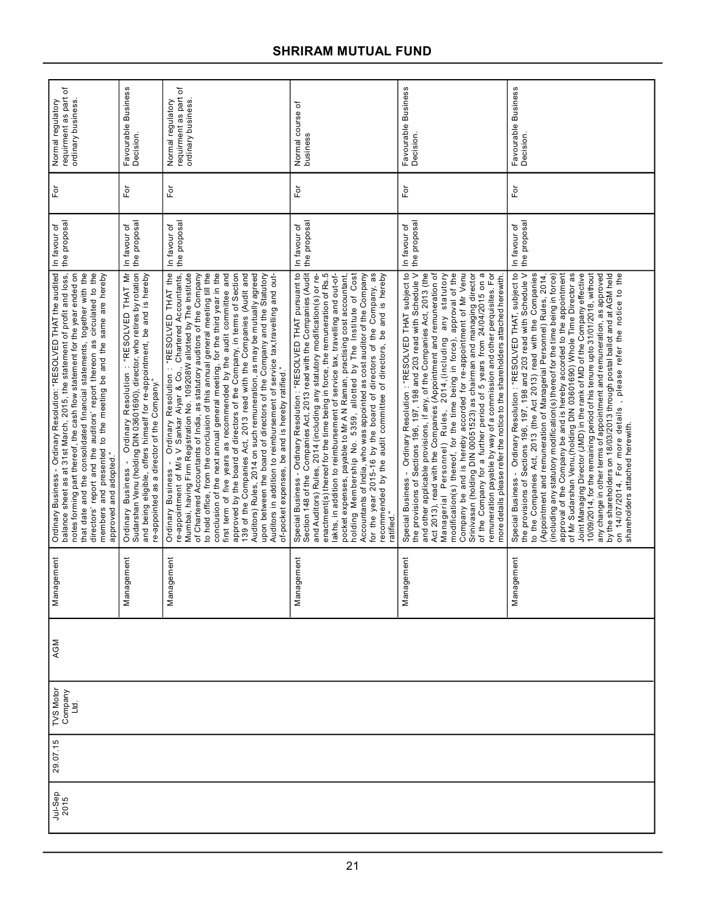| Jul-Sep 2015 | 29.07.15 | TVS Motor Company Ltd. | AGM | Management | Ordinary Business - Ordinary Resolution: "RESOLVED THAT the audited balance sheet as at 31st March, 2015, the statement of profit and loss, notes forming part thereof, the cash flow statement for the year ended on that date and the consolidated financial statements, together with the directors' report and the auditors' report thereon as circulated to the members and presented to the meeting be and the same are hereby approved and adopted." | In favour of the proposal | For | Normal regulatory requirement as part of ordinary business. |
|---|---|---|---|---|---|---|---|---|
| | | | | Management | Ordinary Business - Ordinary Resolution : "RESOLVED THAT Mr Sudarshan Venu (holding DIN 03601690), director, who retires by rotation and being eligible, offers himself for re-appointment, be and is hereby re-appointed as a director of the Company." | In favour of the proposal | For | Favourable Business Decision. |
| | | | | Management | Ordinary Business - Ordinary Resolution : "RESOLVED THAT the re-appointment of M/s V Sankar Aiyar & Co., Chartered Accountants, Mumbai, having Firm Registration No. 109208W allotted by The Institute of Chartered Accountants of India, as statutory auditors of the Company to hold office, from the conclusion of this annual general meeting till the conclusion of the next annual general meeting, for the third year in the first term of five years as recommended by the audit committee and approved by the board of directors of the Company, in terms of Section 139 of the Companies Act, 2013 read with the Companies (Audit and Auditors) Rules, 2014 on such remuneration, as may be mutually agreed upon between the board of directors of the Company and the Statutory Auditors in addition to reimbursement of service tax,travelling and out-of-pocket expenses, be and is hereby ratified." | In favour of the proposal | For | Normal regulatory requirement as part of ordinary business. |
| | | | | Management | Special Business - Ordinary Resolution : "RESOLVED THAT pursuant to Section 148 of the Companies Act, 2013 read with the Companies (Audit and Auditors) Rules, 2014 (including any statutory modification(s) or re-enactment(s) thereof for the time being in force, the remuneration of Rs.5 lakhs, in addition to reimbursement of service tax, travelling and out-of-pocket expenses, payable to Mr A N Raman, practising cost accountant, holding Membership No. 5359, allotted by The Institute of Cost Accountants of India, who was appointed as cost auditor of the Company for the year 2015-16 by the board of directors of the Company, as recommended by the audit committee of directors, be and is hereby ratified." | In favour of the proposal | For | Normal course of business |
| | | | | Management | Special Business - Ordinary Resolution : "RESOLVED THAT subject to the provisions of Sections 196, 197, 198 and 203 read with Schedule V and other applicable provisions, if any, of the Companies Act, 2013 (the Act 2013), read with the Companies (Appointment and remuneration of Managerial Personnel) Rules, 2014,(including any statutory modification(s) thereof, for the time being in force), approval of the Company be and is hereby accorded for re-appointment of Mr Venu Srinivasan (holding DIN 00051523) as chairman and managing director of the Company for a further period of 5 years from 24/04/2015 on a remuneration payable by way of a commission and other perquisites. For more details please refer the notice to the shareholders attached herewith. | In favour of the proposal | For | Favourable Business Decision. |
| | | | | Management | Special Business - Ordinary Resolution : "RESOLVED THAT, subject to the provisions of Sections 196, 197, 198 and 203 read with Schedule V to the Companies Act, 2013 (the Act 2013) read with the Companies (Appointment and remuneration of Managerial Personnel) Rules, 2014, (including any statutory modification(s) thereof for the time being in force) approval of the Company be and is hereby accorded to the appointment of Mr Sudarshan Venu,(holding DIN 03601690) Whole Time Director as Joint Managing Director (JMD) in the rank of MD of the Company effective 10/09/2014, for the remaining period of his tenure upto 31/01/2018, without any change in other terms of appointment and remuneration, as approved by the shareholders on 18/03/2013 through postal ballot and at AGM held on 14/07/2014. For more details , please refer the notice to the shareholders attached herewith. | In favour of the proposal | For | Favourable Business Decision. |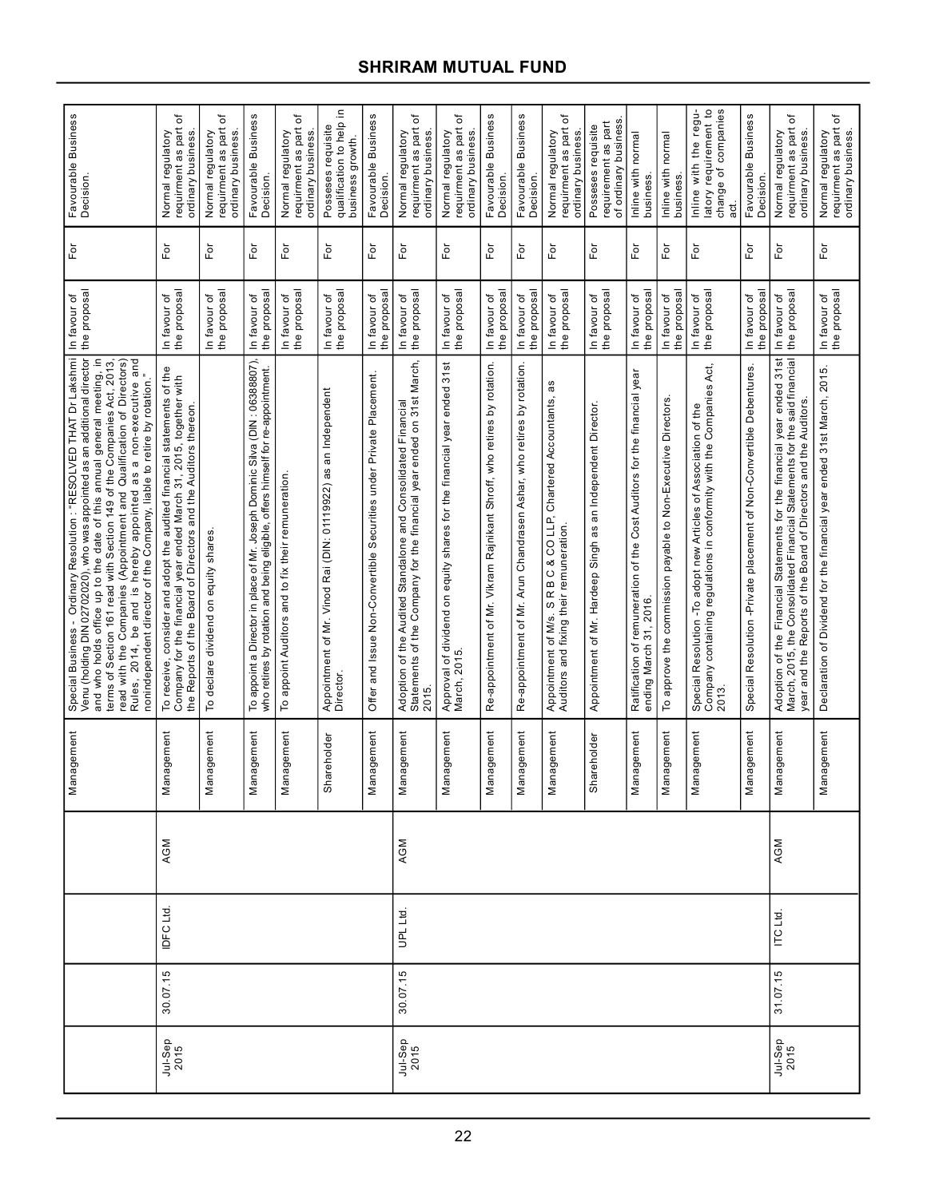| | | | | | | | |
|---|---|---|---|---|---|---|---|
| | | | | Management | Special Business - Ordinary Resolution : "RESOLVED THAT Dr Lakshmi Venu (holding DIN 02702020), who was appointed as an additional director and who holds office up to the date of this annual general meeting, in terms of Section 161 read with Section 149 of the Companies Act, 2013, read with the Companies (Appointment and Qualification of Directors) Rules, 2014, be and is hereby appointed as a non-executive and nonindependent director of the Company, liable to retire by rotation." | In favour of the proposal | For | Favourable Business Decision. |
| Jul-Sep 2015 | 30.07.15 | IDFC Ltd. | AGM | Management | To receive, consider and adopt the audited financial statements of the Company for the financial year ended March 31, 2015, together with the Reports of the Board of Directors and the Auditors thereon. | In favour of the proposal | For | Normal regulatory requirement as part of ordinary business. |
| | | | | Management | To declare dividend on equity shares. | In favour of the proposal | For | Normal regulatory requirement as part of ordinary business. |
| | | | | Management | To appoint a Director in place of Mr. Joseph Dominic Silva (DIN : 06388807), who retires by rotation and being eligible, offers himself for re-appointment. | In favour of the proposal | For | Favourable Business Decision. |
| | | | | Management | To appoint Auditors and to fix their remuneration. | In favour of the proposal | For | Normal regulatory requirement as part of ordinary business. |
| | | | | Shareholder | Appointment of Mr. Vinod Rai (DIN: 01119922) as an Independent Director. | In favour of the proposal | For | Posseses requisite qualification to help in business growth. |
| | | | | Management | Offer and Issue Non-Convertible Securities under Private Placement. | In favour of the proposal | For | Favourable Business Decision. |
| Jul-Sep 2015 | 30.07.15 | UPL Ltd. | AGM | Management | Adoption of the Audited Standalone and Consolidated Financial Statements of the Company for the financial year ended on 31st March, 2015. | In favour of the proposal | For | Normal regulatory requirement as part of ordinary business. |
| | | | | Management | Approval of dividend on equity shares for the financial year ended 31st March, 2015. | In favour of the proposal | For | Normal regulatory requirement as part of ordinary business. |
| | | | | Management | Re-appointment of Mr. Vikram Rajnikant Shroff, who retires by rotation. | In favour of the proposal | For | Favourable Business Decision. |
| | | | | Management | Re-appointment of Mr. Arun Chandrasen Ashar, who retires by rotation. | In favour of the proposal | For | Favourable Business Decision. |
| | | | | Management | Appointment of M/s. S R B C & CO LLP, Chartered Accountants, as Auditors and fixing their remuneration. | In favour of the proposal | For | Normal regulatory requirement as part of ordinary business. |
| | | | | Shareholder | Appointment of Mr. Hardeep Singh as an Independent Director. | In favour of the proposal | For | Posseses requisite requirement as part of ordinary business. |
| | | | | Management | Ratification of remuneration of the Cost Auditors for the financial year ending March 31, 2016. | In favour of the proposal | For | Inline with normal business. |
| | | | | Management | To approve the commission payable to Non-Executive Directors. | In favour of the proposal | For | Inline with normal business. |
| | | | | Management | Special Resolution -To adopt new Articles of Association of the Company containing regulations in conformity with the Companies Act, 2013. | In favour of the proposal | For | Inline with the regulatory requirement to change of companies act. |
| | | | | Management | Special Resolution -Private placement of Non-Convertible Debentures. | In favour of the proposal | For | Favourable Business Decision. |
| Jul-Sep 2015 | 31.07.15 | ITC Ltd. | AGM | Management | Adoption of the Financial Statements for the financial year ended 31st March, 2015, the Consolidated Financial Statements for the said financial year and the Reports of the Board of Directors and the Auditors. | In favour of the proposal | For | Normal regulatory requirement as part of ordinary business. |
| | | | | Management | Declaration of Dividend for the financial year ended 31st March, 2015. | In favour of the proposal | For | Normal regulatory requirement as part of ordinary business. |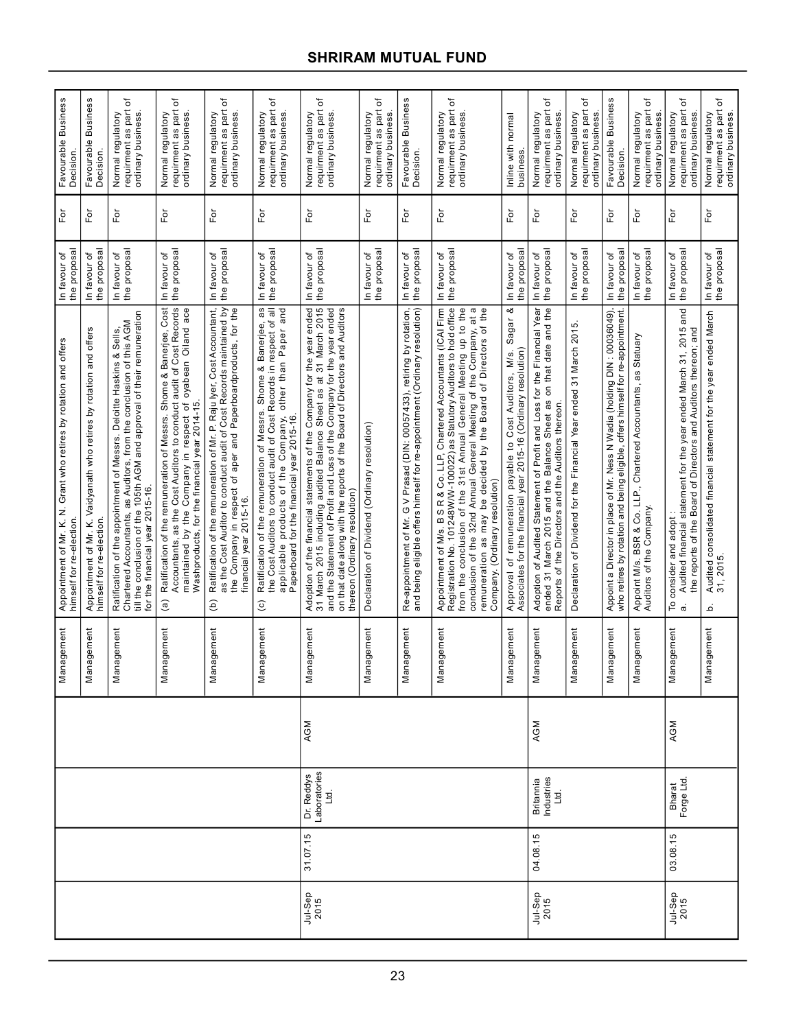| | | | | Management | Appointment of Mr. K. N. Grant who retires by rotation and offers himself for re-election. | In favour of the proposal | For | Favourable Business Decision. |
|---|---|---|---|---|---|---|---|---|
| | | | | Management | Appointment of Mr. K. Vaidyanath who retires by rotation and offers himself for re-election. | In favour of the proposal | For | Favourable Business Decision. |
| | | | | Management | Ratification of the appointment of Messrs. Deloitte Haskins & Sells, Chartered Accountants, as Auditors, from the conclusion of this AGM till the conclusion of the 105th AGM and approval of their remuneration for the financial year 2015-16. | In favour of the proposal | For | Normal regulatory requirment as part of ordinary business. |
| | | | | Management | (a) Ratification of the remuneration of Messrs. Shome & Banerjee, Cost Accountants, as the Cost Auditors to conduct audit of Cost Records maintained by the Company in respect of oyabean Oiland ace Washproducts, for the financial year 2014-15. | In favour of the proposal | For | Normal regulatory requirment as part of ordinary business. |
| | | | | Management | (b) Ratification of the remuneration of Mr. P. Raju Iyer, Cost Accountant, as the Cost Auditor to conduct audit of Cost Records maintained by the Company in respect of aper and Paperboardproducts, for the financial year 2015-16. | In favour of the proposal | For | Normal regulatory requirment as part of ordinary business. |
| | | | | Management | (c) Ratification of the remuneration of Messrs. Shome & Banerjee, as the Cost Auditors to conduct audit of Cost Records in respect of all applicable products of the Company, other than Paper and Paperboard for the financial year 2015-16. | In favour of the proposal | For | Normal regulatory requirment as part of ordinary business. |
| Jul-Sep 2015 | 31.07.15 | Dr. Reddys Laboratories Ltd. | AGM | Management | Adoption of the financial statements of the Company for the year ended 31 March 2015 including audited Balance Sheet as at 31 March 2015 and the Statement of Profit and Loss of the Company for the year ended on that date along with the reports of the Board of Directors and Auditors thereon (Ordinary resolution) | In favour of the proposal | For | Normal regulatory requirment as part of ordinary business. |
| | | | | Management | Declaration of Dividend (Ordinary resolution) | In favour of the proposal | For | Normal regulatory requirment as part of ordinary business. |
| | | | | Management | Re-appointment of Mr. G V Prasad (DIN: 00057433), retiring by rotation, and being eligible offers himself for re-appointment (Ordinary resolution) | In favour of the proposal | For | Favourable Business Decision. |
| | | | | Management | Appointment of M/s. B S R & Co. LLP, Chartered Accountants (ICAI Firm Registration No. 101248W/W-100022) as Statutory Auditors to hold office from the conclusion of the 31st Annual General Meeting up to the conclusion of the 32nd Annual General Meeting of the Company, at a remuneration as may be decided by the Board of Directors of the Company. (Ordinary resolution) | In favour of the proposal | For | Normal regulatory requirment as part of ordinary business. |
| | | | | Management | Approval of remuneration payable to Cost Auditors, M/s. Sagar & Associates for the financial year 2015-16 (Ordinary resolution) | In favour of the proposal | For | Inline with normal business. |
| Jul-Sep 2015 | 04.08.15 | Britannia Industries Ltd. | AGM | Management | Adoption of Audited Statement of Profit and Loss for the Financial Year ended 31 March 2015 and the Balance Sheet as on that date and the Reports of the Directors and the Auditors thereon. | In favour of the proposal | For | Normal regulatory requirment as part of ordinary business. |
| | | | | Management | Declaration of Dividend for the Financial Year ended 31 March 2015. | In favour of the proposal | For | Normal regulatory requirment as part of ordinary business. |
| | | | | Management | Appoint a Director in place of Mr. Ness N Wadia (holding DIN : 00036049), who retires by rotation and being eligible, offers himself for re-appointment. | In favour of the proposal | For | Favourable Business Decision. |
| | | | | Management | Appoint M/s. BSR & Co. LLP., Chartered Accountants, as Statuary Auditors of the Company. | In favour of the proposal | For | Normal regulatory requirment as part of ordinary business. |
| Jul-Sep 2015 | 03.08.15 | Bharat Forge Ltd. | AGM | Management | To consider and adopt :<br>a. Audited financial statement for the year ended March 31, 2015 and the reports of the Board of Directors and Auditors thereon; and | In favour of the proposal | For | Normal regulatory requirment as part of ordinary business. |
| | | | | Management | b. Audited consolidated financial statement for the year ended March 31, 2015. | In favour of the proposal | For | Normal regulatory requirment as part of ordinary business. |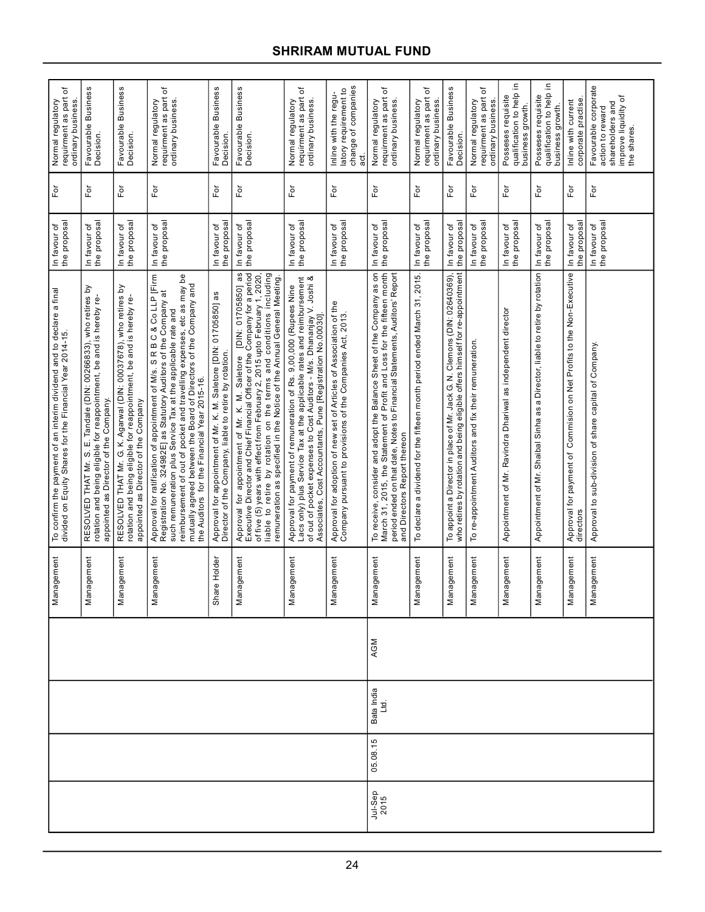| Quarter | Meeting Date | Company Name | Type of Meeting | Proposal by Management or Shareholder | Proposal's description | Investee company's Management Recommendation | Vote (For/Against/Abstain) | Reason supporting the vote decision |
|---|---|---|---|---|---|---|---|---|
| | | | | Management | To confirm the payment of an interim dividend and to declare a final divided on Equity Shares for the Financial Year 2014-15. | In favour of the proposal | For | Normal regulatory requirement as part of ordinary business. |
| | | | | Management | RESOLVED THAT Mr. S. E. Tandale (DIN: 00266833), who retires by rotation and being eligible for reappointment, be and is hereby re-appointed as Director of the Company. | In favour of the proposal | For | Favourable Business Decision. |
| | | | | Management | RESOLVED THAT Mr. G. K. Agarwal (DIN: 00037678), who retires by rotation and being eligible for reappointment, be and is hereby re-appointed as Director of the Company | In favour of the proposal | For | Favourable Business Decision. |
| | | | | Management | Approval for ratification of appointment of M/s. S R B C & Co LLP [Firm Registration No. 324982E] as Statutory Auditors of the Company at such remuneration plus Service Tax at the applicable rate and reimbursement of out of pocket and travelling expenses, etc as may be mutually agreed between the Board of Directors of the Company and the Auditors for the Financial Year 2015-16. | In favour of the proposal | For | Normal regulatory requirement as part of ordinary business. |
| | | | | Share Holder | Approval for appointment of Mr. K. M. Saletore [DIN: 01705850] as Director of the Company, liable to retire by rotation. | In favour of the proposal | For | Favourable Business Decision. |
| | | | | Management | Approval for appointment of Mr. K. M. Saletore [DIN: 01705850] as Executive Director and Chief Financial Officer of the Company for a period of five (5) years with effect from February 2, 2015 upto February 1, 2020, liable to retire by rotation on the terms and conditions including remuneration as specified in the Notice of the Annual General Meeting. | In favour of the proposal | For | Favourable Business Decision. |
| | | | | Management | Approval for payment of remuneration of Rs. 9,00,000 (Rupees Nine Lacs only) plus Service Tax at the applicable rates and reimbursement of out of pocket expenses to Cost Auditors - M/s. Dhananjay V. Joshi & Associates, Cost Accountants, Pune [Registration No.00030]. | In favour of the proposal | For | Normal regulatory requirement as part of ordinary business. |
| | | | | Management | Approval for adoption of new set of Articles of Association of the Company pursuant to provisions of the Companies Act, 2013. | In favour of the proposal | For | Inline with the regulatory requirement to change of companies act. |
| Jul-Sep 2015 | 05.08.15 | Bata India Ltd. | AGM | Management | To receive, consider and adopt the Balance Sheet of the Company as on March 31, 2015, the Statement of Profit and Loss for the fifteen month period ended on that date, Notes to Financial Statements, Auditors' Report and Directors Report thereon | In favour of the proposal | For | Normal regulatory requirement as part of ordinary business. |
| | | | | Management | To declare a dividend for the fifteen month period ended March 31, 2015. | In favour of the proposal | For | Normal regulatory requirement as part of ordinary business. |
| | | | | Management | To appoint a Director in place of Mr. Jack G. N. Clemons (DIN: 02640369), who retires by rotation and being eligible offers himself for re-appointment | In favour of the proposal | For | Favourable Business Decision. |
| | | | | Management | To re-appointment Auditors and fix their remuneration. | In favour of the proposal | For | Normal regulatory requirement as part of ordinary business. |
| | | | | Management | Appointment of Mr. Ravindra Dhariwal as independent director | In favour of the proposal | For | Posseses requisite qualification to help in business growth. |
| | | | | Management | Appointment of Mr. Shaibal Sinha as a Director, liable to retire by rotation | In favour of the proposal | For | Posseses requisite qualification to help in business growth. |
| | | | | Management | Approval for payment of Commision on Net Profits to the Non-Executive directors | In favour of the proposal | For | Inline with current corporate practise. |
| | | | | Management | Approval to sub-division of share capital of Company. | In favour of the proposal | For | Favourable corporate action to reward shareholders and improve liquidity of the shares. |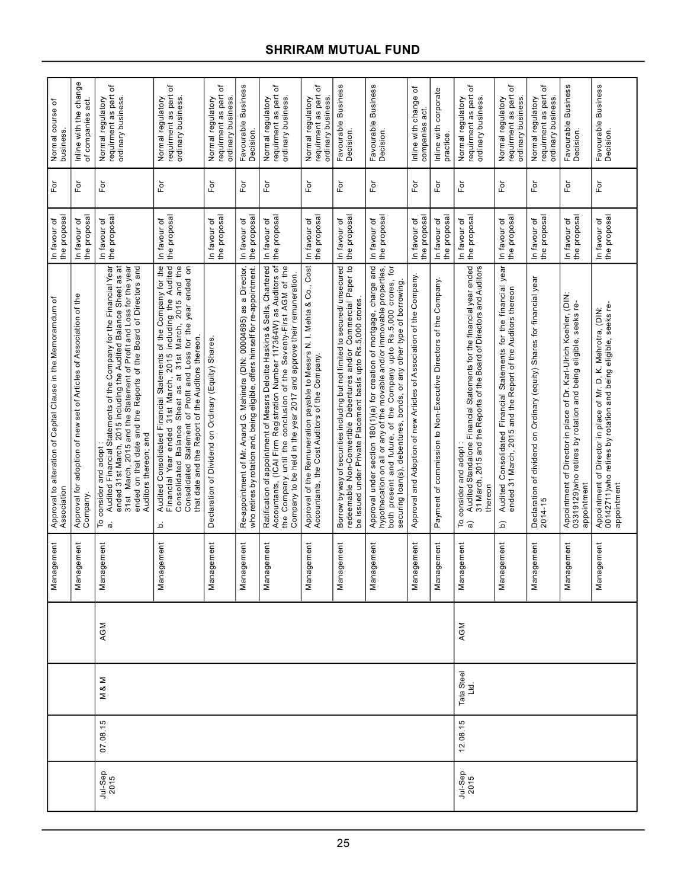| Quarter | Meeting Date | Company Name | Type of Meeting | Proposal by Management or Shareholder | Proposal's description | Investee company's Management Recommendation | Vote (For/Against/Abstain) | Reason supporting the vote decision |
|---|---|---|---|---|---|---|---|---|
| | | | | Management | Approval to alteration of Capital Clause in the Memorandum of Association | In favour of the proposal | For | Normal course of business. |
| | | | | Management | Approval for adoption of new set of Articles of Association of the Company. | In favour of the proposal | For | Inline with the change of companies act. |
| Jul-Sep 2015 | 07.08.15 | M & M | AGM | Management | To consider and adopt : a. Audited Financial Statements of the Company for the Financial Year ended 31st March, 2015 including the Audited Balance Sheet as at 31st March, 2015 and the Statement of Profit and Loss for the year ended on that date and the Reports of the Board of Directors and Auditors thereon; and | In favour of the proposal | For | Normal regulatory requirment as part of ordinary business. |
| | | | | Management | b. Audited Consolidated Financial Statements of the Company for the Financial Year ended 31st March, 2015 including the Audited Consolidated Balance Sheet as at 31st March, 2015 and the Consolidated Statement of Profit and Loss for the year ended on that date and the Report of the Auditors thereon. | In favour of the proposal | For | Normal regulatory requirment as part of ordinary business. |
| | | | | Management | Declaration of Dividend on Ordinary (Equity) Shares. | In favour of the proposal | For | Normal regulatory requirment as part of ordinary business. |
| | | | | Management | Re-appointment of Mr. Anand G. Mahindra (DIN: 00004695) as a Director, who retires by rotation and, being eligible, offers himself for re-appointment. | In favour of the proposal | For | Favourable Business Decision. |
| | | | | Management | Ratification of appointment of Messrs Deloitte Haskins & Sells, Chartered Accountants, (ICAI Firm Registration Number 117364W) as Auditors of the Company until the conclusion of the Seventy-First AGM of the Company to be held in the year 2017 and approve their remuneration. | In favour of the proposal | For | Normal regulatory requirment as part of ordinary business. |
| | | | | Management | Approval of the Remuneration payable to Messrs N. I. Mehta & Co., Cost Accountants, the Cost Auditors of the Company. | In favour of the proposal | For | Normal regulatory requirment as part of ordinary business. |
| | | | | Management | Borrow by way of securities including but not limited to secured/ unsecured redeemable Non-Convertible Debentures and/or Commercial Paper to be issued under Private Placement basis upto Rs.5,000 crores. | In favour of the proposal | For | Favourable Business Decision. |
| | | | | Management | Approval under section 180(1)(a) for creation of mortgage, charge and hypothecation on all or any of the movable and/or immovable properties, both present and future, of the Company upto Rs.5,000 crores, for securing loan(s), debentures, bonds, or any other type of borrowing. | In favour of the proposal | For | Favourable Business Decision. |
| | | | | Management | Approval and Adoption of new Articles of Association of the Company. | In favour of the proposal | For | Inline with change of companies act. |
| | | | | Management | Payment of commission to Non-Executive Directors of the Company. | In favour of the proposal | For | Inline with corporate practice. |
| Jul-Sep 2015 | 12.08.15 | Tata Steel Ltd. | AGM | Management | To consider and adopt : a) Audited Standalone Financial Statements for the financial year ended 31 March, 2015 and the Reports of the Board of Directors and Auditors thereon | In favour of the proposal | For | Normal regulatory requirment as part of ordinary business. |
| | | | | Management | b) Audited Consolidated Financial Statements for the financial year ended 31 March, 2015 and the Report of the Auditors thereon | In favour of the proposal | For | Normal regulatory requirment as part of ordinary business. |
| | | | | Management | Declaration of dividend on Ordinary (equity) Shares for financial year 2014-15 | In favour of the proposal | For | Normal regulatory requirment as part of ordinary business. |
| | | | | Management | Appointment of Director in place of Dr. Karl-Ulrich Koehler, (DIN: 03319129)who retires by rotation and being eligible, seeks re-appointment | In favour of the proposal | For | Favourable Business Decision. |
| | | | | Management | Appointment of Director in place of Mr. D. K. Mehrotra, (DIN: 00142711)who retires by rotation and being eligible, seeks re-appointment | In favour of the proposal | For | Favourable Business Decision. |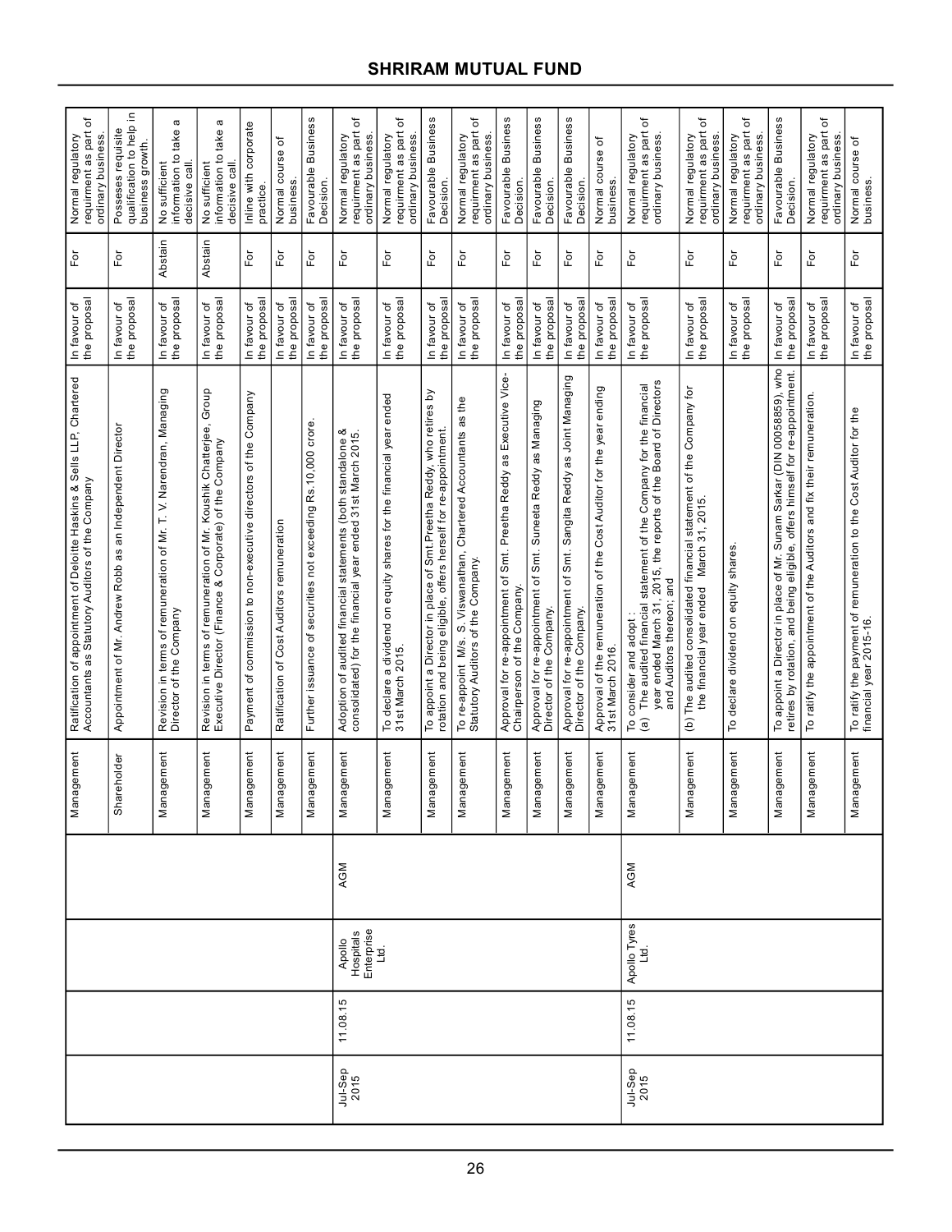| Quarter | Meeting Date | Company Name | Type of Meeting | Proposal by Management or Shareholder | Proposal's description | Investee company's Management Recommendation | Vote (For/Against/Abstain) | Reason supporting the vote decision |
|---|---|---|---|---|---|---|---|---|
| | | | | Management | Ratification of appointment of Deloitte Haskins & Sells LLP, Chartered Accountants as Statutory Auditors of the Company | In favour of the proposal | For | Normal regulatory requirement as part of ordinary business. |
| | | | | Shareholder | Appointment of Mr. Andrew Robb as an Independent Director | In favour of the proposal | For | Posseses requisite qualification to help in business growth. |
| | | | | Management | Revision in terms of remuneration of Mr. T. V. Narendran, Managing Director of the Company | In favour of the proposal | Abstain | No sufficient information to take a decisive call. |
| | | | | Management | Revision in terms of remuneration of Mr. Koushik Chatterjee, Group Executive Director (Finance & Corporate) of the Company | In favour of the proposal | Abstain | No sufficient information to take a decisive call. |
| | | | | Management | Payment of commission to non-executive directors of the Company | In favour of the proposal | For | Inline with corporate practice. |
| | | | | Management | Ratification of Cost Auditors remuneration | In favour of the proposal | For | Normal course of business. |
| | | | | Management | Further issuance of securities not exceeding Rs.10,000 crore. | In favour of the proposal | For | Favourable Business Decision. |
| Jul-Sep 2015 | 11.08.15 | Apollo Hospitals Enterprise Ltd. | AGM | Management | Adoption of audited financial statements (both standalone & consolidated) for the financial year ended 31st March 2015. | In favour of the proposal | For | Normal regulatory requirement as part of ordinary business. |
| | | | | Management | To declare a dividend on equity shares for the financial year ended 31st March 2015. | In favour of the proposal | For | Normal regulatory requirement as part of ordinary business. |
| | | | | Management | To appoint a Director in place of Smt.Preetha Reddy, who retires by rotation and being eligible, offers herself for re-appointment. | In favour of the proposal | For | Favourable Business Decision. |
| | | | | Management | To re-appoint M/s. S. Viswanathan, Chartered Accountants as the Statutory Auditors of the Company. | In favour of the proposal | For | Normal regulatory requirement as part of ordinary business. |
| | | | | Management | Approval for re-appointment of Smt. Preetha Reddy as Executive Vice-Chairperson of the Company. | In favour of the proposal | For | Favourable Business Decision. |
| | | | | Management | Approval for re-appointment of Smt. Suneeta Reddy as Managing Director of the Company. | In favour of the proposal | For | Favourable Business Decision. |
| | | | | Management | Approval for re-appointment of Smt. Sangita Reddy as Joint Managing Director of the Company. | In favour of the proposal | For | Favourable Business Decision. |
| | | | | Management | Approval of the remuneration of the Cost Auditor for the year ending 31st March 2016. | In favour of the proposal | For | Normal course of business. |
| Jul-Sep 2015 | 11.08.15 | Apollo Tyres Ltd. | AGM | Management | To consider and adopt : (a) The audited financial statement of the Company for the financial year ended March 31, 2015, the reports of the Board of Directors and Auditors thereon; and | In favour of the proposal | For | Normal regulatory requirement as part of ordinary business. |
| | | | | Management | (b) The audited consolidated financial statement of the Company for the financial year ended March 31, 2015. | In favour of the proposal | For | Normal regulatory requirement as part of ordinary business. |
| | | | | Management | To declare dividend on equity shares. | In favour of the proposal | For | Normal regulatory requirement as part of ordinary business. |
| | | | | Management | To appoint a Director in place of Mr. Sunam Sarkar (DIN 00058859), who retires by rotation, and being eligible, offers himself for re-appointment. | In favour of the proposal | For | Favourable Business Decision. |
| | | | | Management | To ratify the appointment of the Auditors and fix their remuneration. | In favour of the proposal | For | Normal regulatory requirement as part of ordinary business. |
| | | | | Management | To ratify the payment of remuneration to the Cost Auditor for the financial year 2015-16. | In favour of the proposal | For | Normal course of business. |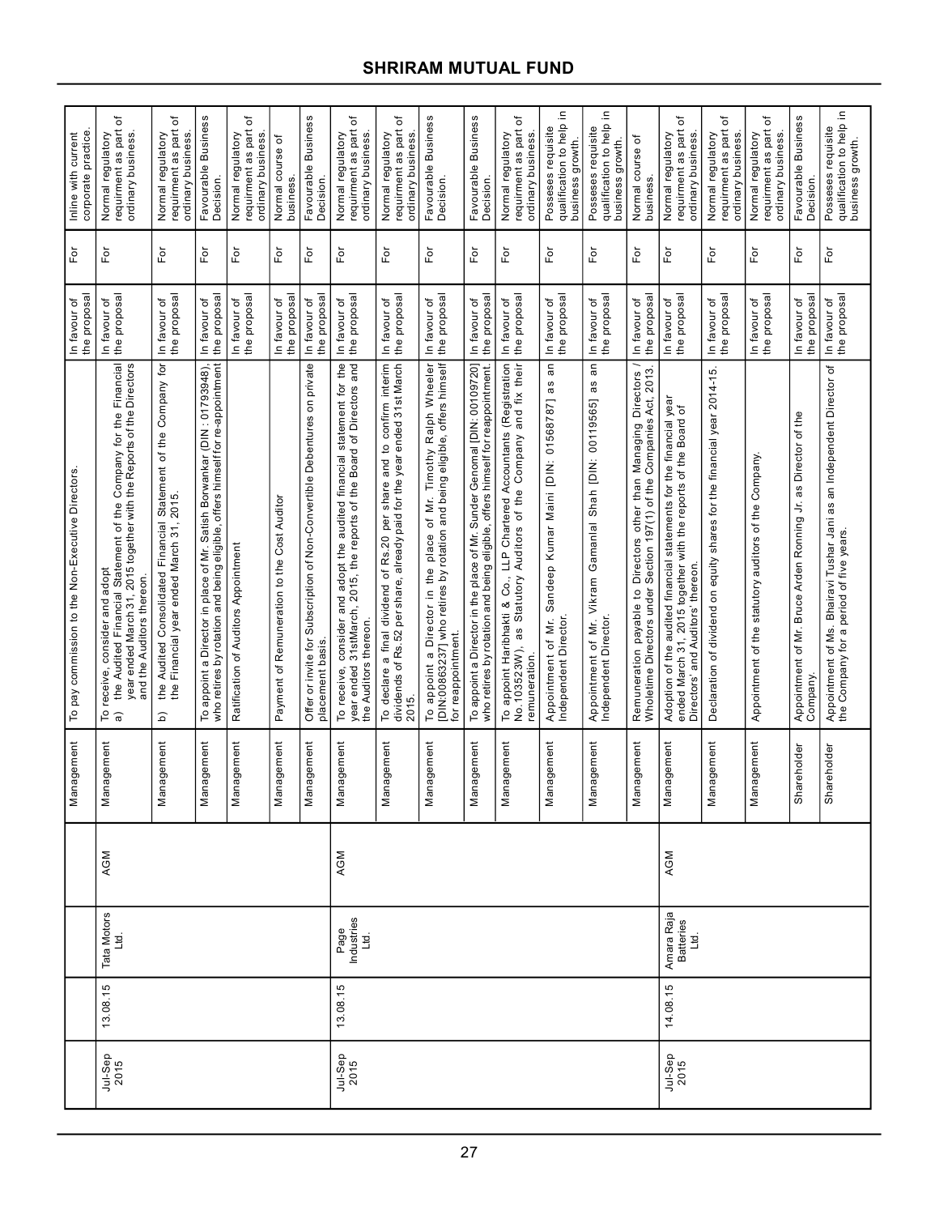| | | | | | | | | |
|---|---|---|---|---|---|---|---|---|
| | | | | Management | To pay commission to the Non-Executive Directors. | In favour of the proposal | For | Inline with current corporate practice. |
| Jul-Sep 2015 | 13.08.15 | Tata Motors Ltd. | AGM | Management | To receive, consider and adopt a) the Audited Financial Statement of the Company for the Financial year ended March 31, 2015 together with the Reports of the Directors and the Auditors thereon. | In favour of the proposal | For | Normal regulatory requirment as part of ordinary business. |
| | | | | Management | b) the Audited Consolidated Financial Statement of the Company for the Financial year ended March 31, 2015. | In favour of the proposal | For | Normal regulatory requirment as part of ordinary business. |
| | | | | Management | To appoint a Director in place of Mr. Satish Borwankar (DIN : 01793948), who retires by rotation and being eligible, offers himself for re-appointment | In favour of the proposal | For | Favourable Business Decision. |
| | | | | Management | Ratification of Auditors Appointment | In favour of the proposal | For | Normal regulatory requirment as part of ordinary business. |
| | | | | Management | Payment of Remuneration to the Cost Auditor | In favour of the proposal | For | Normal course of business. |
| | | | | Management | Offer or invite for Subscription of Non-Convertible Debentures on private placement basis. | In favour of the proposal | For | Favourable Business Decision. |
| Jul-Sep 2015 | 13.08.15 | Page Industries Ltd. | AGM | Management | To receive, consider and adopt the audited financial statement for the year ended 31stMarch, 2015, the reports of the Board of Directors and the Auditors thereon. | In favour of the proposal | For | Normal regulatory requirment as part of ordinary business. |
| | | | | Management | To declare a final dividend of Rs.20 per share and to confirm interim dividends of Rs.52 per share, already paid for the year ended 31st March 2015. | In favour of the proposal | For | Normal regulatory requirment as part of ordinary business. |
| | | | | Management | To appoint a Director in the place of Mr. Timothy Ralph Wheeler [DIN:00863237] who retires by rotation and being eligible, offers himself for reappointment. | In favour of the proposal | For | Favourable Business Decision. |
| | | | | Management | To appoint a Director in the place of Mr. Sunder Genomal [DIN: 00109720] who retires by rotation and being eligible, offers himself for reappointment. | In favour of the proposal | For | Favourable Business Decision. |
| | | | | Management | To appoint Haribhakti & Co., LLP Chartered Accountants (Registration No.103523W), as Statutory Auditors of the Company and fix their remuneration. | In favour of the proposal | For | Normal regulatory requirment as part of ordinary business. |
| | | | | Management | Appointment of Mr. Sandeep Kumar Maini [DIN: 01568787] as an Independent Director. | In favour of the proposal | For | Posseses requisite qualification to help in business growth. |
| | | | | Management | Appointment of Mr. Vikram Gamanlal Shah [DIN: 00119565] as an Independent Director. | In favour of the proposal | For | Posseses requisite qualification to help in business growth. |
| | | | | Management | Remuneration payable to Directors other than Managing Directors / Wholetime Directors under Section 197(1) of the Companies Act, 2013. | In favour of the proposal | For | Normal course of business. |
| Jul-Sep 2015 | 14.08.15 | Amara Raja Batteries Ltd. | AGM | Management | Adoption of the audited financial statements for the financial year ended March 31, 2015 together with the reports of the Board of Directors' and Auditors' thereon. | In favour of the proposal | For | Normal regulatory requirment as part of ordinary business. |
| | | | | Management | Declaration of dividend on equity shares for the financial year 2014-15. | In favour of the proposal | For | Normal regulatory requirment as part of ordinary business. |
| | | | | Management | Appointment of the statutory auditors of the Company. | In favour of the proposal | For | Normal regulatory requirment as part of ordinary business. |
| | | | | Shareholder | Appointment of Mr. Bruce Arden Ronning Jr. as Director of the Company. | In favour of the proposal | For | Favourable Business Decision. |
| | | | | Shareholder | Appointment of Ms. Bhairavi Tushar Jani as an Independent Director of the Company for a period of five years. | In favour of the proposal | For | Posseses requisite qualification to help in business growth. |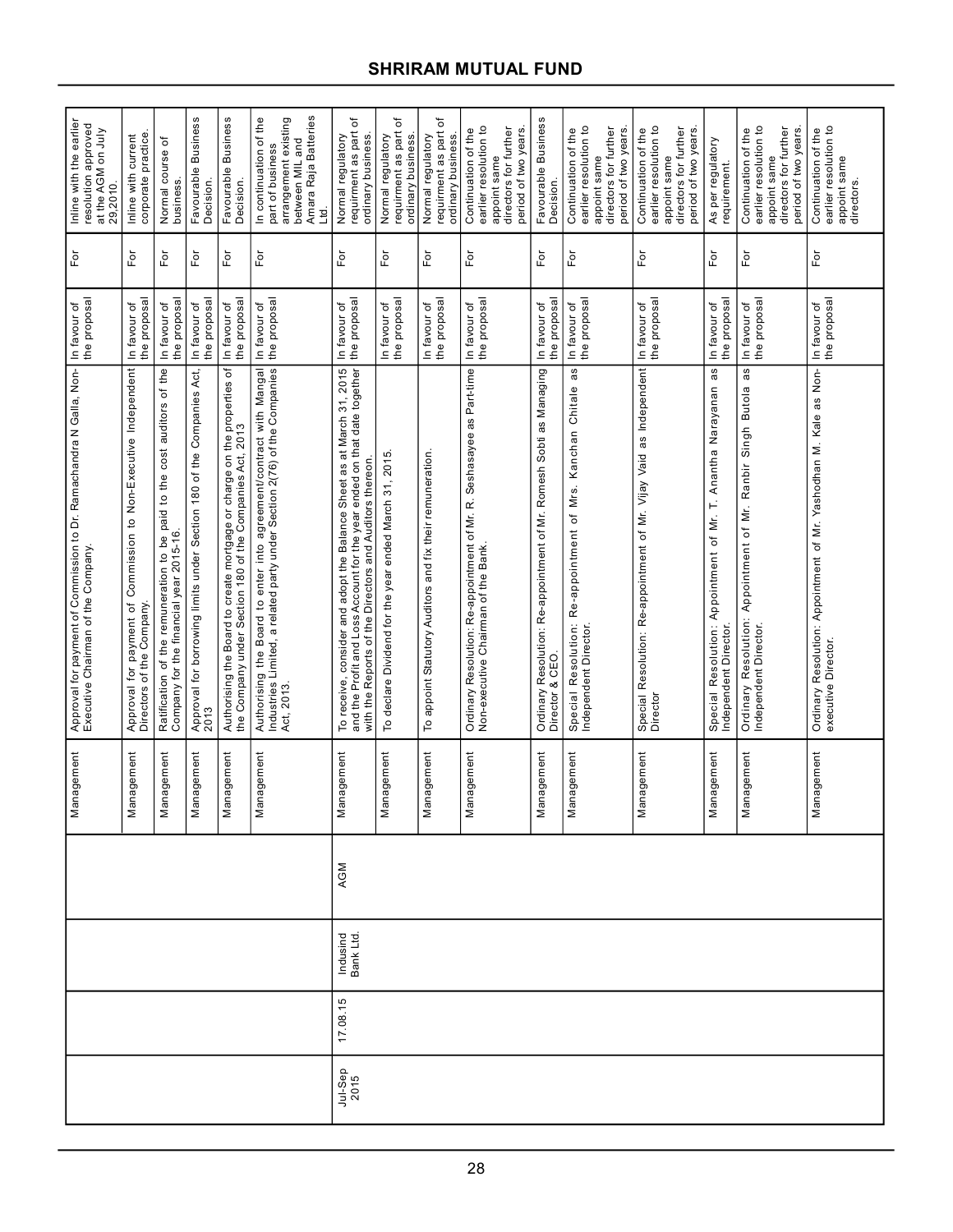| | | | | | | | | |
|---|---|---|---|---|---|---|---|---|
| | | | | Management | Approval for payment of Commission to Dr. Ramachandra N Galla, Non-Executive Chairman of the Company. | In favour of the proposal | For | Inline with the earlier resolution approved at the AGM on July 29,2010. |
| | | | | Management | Approval for payment of Commission to Non-Executive Independent Directors of the Company. | In favour of the proposal | For | Inline with current corporate practice. |
| | | | | Management | Ratification of the remuneration to be paid to the cost auditors of the Company for the financial year 2015-16. | In favour of the proposal | For | Normal course of business. |
| | | | | Management | Approval for borrowing limits under Section 180 of the Companies Act, 2013 | In favour of the proposal | For | Favourable Business Decision. |
| | | | | Management | Authorising the Board to create mortgage or charge on the properties of the Company under Section 180 of the Companies Act, 2013 | In favour of the proposal | For | Favourable Business Decision. |
| | | | | Management | Authorising the Board to enter into agreement/contract with Mangal Industries Limited, a related party under Section 2(76) of the Companies Act, 2013. | In favour of the proposal | For | In continuation of the part of business arrangement existing between MIL and Amara Raja Batteries Ltd. |
| Jul-Sep 2015 | 17.08.15 | Indusind Bank Ltd. | AGM | Management | To receive, consider and adopt the Balance Sheet as at March 31, 2015 and the Profit and Loss Account for the year ended on that date together with the Reports of the Directors and Auditors thereon. | In favour of the proposal | For | Normal regulatory requirment as part of ordinary business. |
| | | | | Management | To declare Dividend for the year ended March 31, 2015. | In favour of the proposal | For | Normal regulatory requirment as part of ordinary business. |
| | | | | Management | To appoint Statutory Auditors and fix their remuneration. | In favour of the proposal | For | Normal regulatory requirment as part of ordinary business. |
| | | | | Management | Ordinary Resolution: Re-appointment of Mr. R. Seshasayee as Part-time Non-executive Chairman of the Bank. | In favour of the proposal | For | Continuation of the earlier resolution to appoint same directors for further period of two years. |
| | | | | Management | Ordinary Resolution: Re-appointment of Mr. Romesh Sobti as Managing Director & CEO. | In favour of the proposal | For | Favourable Business Decision. |
| | | | | Management | Special Resolution: Re-appointment of Mrs. Kanchan Chitale as Independent Director. | In favour of the proposal | For | Continuation of the earlier resolution to appoint same directors for further period of two years. |
| | | | | Management | Special Resolution: Re-appointment of Mr. Vijay Vaid as Independent Director | In favour of the proposal | For | Continuation of the earlier resolution to appoint same directors for further period of two years. |
| | | | | Management | Special Resolution: Appointment of Mr. T. Anantha Narayanan as Independent Director. | In favour of the proposal | For | As per regulatory requirement. |
| | | | | Management | Ordinary Resolution: Appointment of Mr. Ranbir Singh Butola as Independent Director. | In favour of the proposal | For | Continuation of the earlier resolution to appoint same directors for further period of two years. |
| | | | | Management | Ordinary Resolution: Appointment of Mr. Yashodhan M. Kale as Non-executive Director. | In favour of the proposal | For | Continuation of the earlier resolution to appoint same directors. |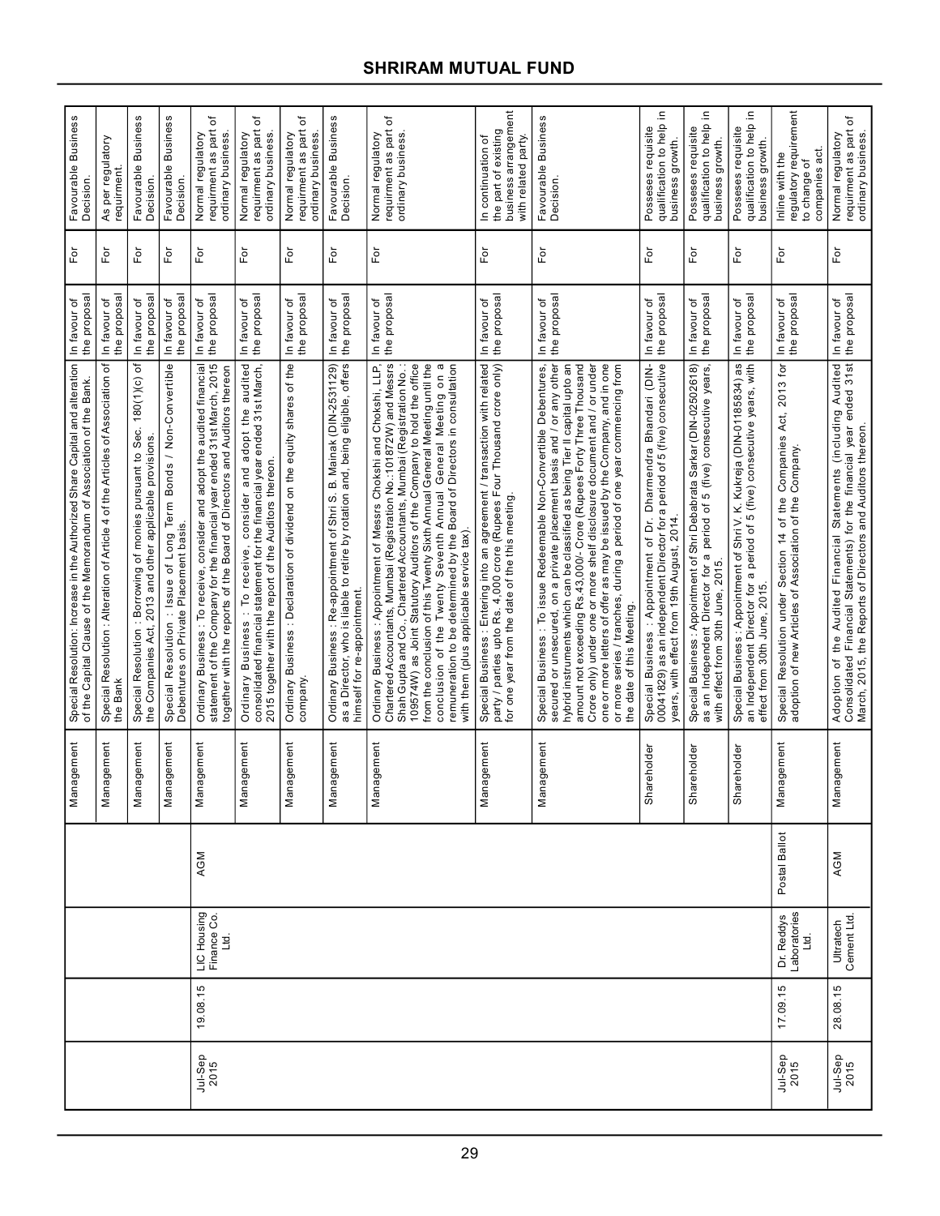| | | | | | | | | |
|---|---|---|---|---|---|---|---|---|
| | | | | Management | Special Resolution: Increase in the Authorized Share Capital and alteration of the Capital Clause of the Memorandum of Association of the Bank. | In favour of the proposal | For | Favourable Business Decision. |
| | | | | Management | Special Resolution : Alteration of Article 4 of the Articles of Association of the Bank | In favour of the proposal | For | As per regulatory requirment. |
| | | | | Management | Special Resolution : Borrowing of monies pursuant to Sec. 180(1)(c) of the Companies Act, 2013 and other applicable provisions. | In favour of the proposal | For | Favourable Business Decision. |
| | | | | Management | Special Resolution : Issue of Long Term Bonds / Non-Convertible Debentures on Private Placement basis. | In favour of the proposal | For | Favourable Business Decision. |
| Jul-Sep 2015 | 19.08.15 | LIC Housing Finance Co. Ltd. | AGM | Management | Ordinary Business : To receive, consider and adopt the audited financial statement of the Company for the financial year ended 31st March, 2015 together with the reports of the Board of Directors and Auditors thereon | In favour of the proposal | For | Normal regulatory requirment as part of ordinary business. |
| | | | | Management | Ordinary Business : To receive, consider and adopt the audited consolidated financial statement for the financial year ended 31st March, 2015 together with the report of the Auditors thereon. | In favour of the proposal | For | Normal regulatory requirment as part of ordinary business. |
| | | | | Management | Ordinary Business : Declaration of dividend on the equity shares of the company. | In favour of the proposal | For | Normal regulatory requirment as part of ordinary business. |
| | | | | Management | Ordinary Business : Re-appointment of Shri S. B. Mainak (DIN-2531129) as a Director, who is liable to retire by rotation and, being eligible, offers himself for re-appointment. | In favour of the proposal | For | Favourable Business Decision. |
| | | | | Management | Ordinary Business : Appointment of Messrs Chokshi and Chokshi, LLP, Chartered Accountants, Mumbai (Registration No.:101872W) and Messrs Shah Gupta and Co., Chartered Accountants, Mumbai (Registration No. : 109574W) as Joint Statutory Auditors of the Company to hold the office from the conclusion of this Twenty Sixth Annual General Meeting until the conclusion of the Twenty Seventh Annual General Meeting on a remuneration to be determined by the Board of Directors in consultation with them (plus applicable service tax). | In favour of the proposal | For | Normal regulatory requirment as part of ordinary business. |
| | | | | Management | Special Business : Entering into an agreement / transaction with related party / parties upto Rs. 4,000 crore (Rupees Four Thousand crore only) for one year from the date of the this meeting. | In favour of the proposal | For | In continuation of the part of existing business arrangement with related party. |
| | | | | Management | Special Business : To issue Redeemable Non-Convertible Debentures, secured or unsecured, on a private placement basis and / or any other hybrid instruments which can be classified as being Tier II capital upto an amount not exceeding Rs.43,000/- Crore (Rupees Forty Three Thousand Crore only) under one or more shelf disclosure document and / or under one or more letters of offer as may be issued by the Company, and in one or more series / tranches, during a period of one year commencing from the date of this Meeting. | In favour of the proposal | For | Favourable Business Decision. |
| | | | | Shareholder | Special Business : Appointment of Dr. Dharmendra Bhandari (DIN-00041829) as an independent Director for a period of 5 (five) consecutive years, with effect from 19th August, 2014. | In favour of the proposal | For | Posseses requisite qualification to help in business growth. |
| | | | | Shareholder | Special Business : Appointment of Shri Debabrata Sarkar (DIN-02502618) as an Independent Director for a period of 5 (five) consecutive years, with effect from 30th June, 2015. | In favour of the proposal | For | Posseses requisite qualification to help in business growth. |
| | | | | Shareholder | Special Business : Appointment of Shri V. K. Kukreja (DIN-01185834) as an Independent Director for a period of 5 (five) consecutive years, with effect from 30th June, 2015. | In favour of the proposal | For | Posseses requisite qualification to help in business growth. |
| Jul-Sep 2015 | 17.09.15 | Dr. Reddys Laboratories Ltd. | Postal Ballot | Management | Special Resolution under Section 14 of the Companies Act, 2013 for adoption of new Articles of Association of the Company. | In favour of the proposal | For | Inline with the regulatory requirement to change of companies act. |
| Jul-Sep 2015 | 28.08.15 | Ultratech Cement Ltd. | AGM | Management | Adoption of the Audited Financial Statements (including Audited Consolidated Financial Statements) for the financial year ended 31st March, 2015, the Reports of Directors and Auditors thereon. | In favour of the proposal | For | Normal regulatory requirment as part of ordinary business. |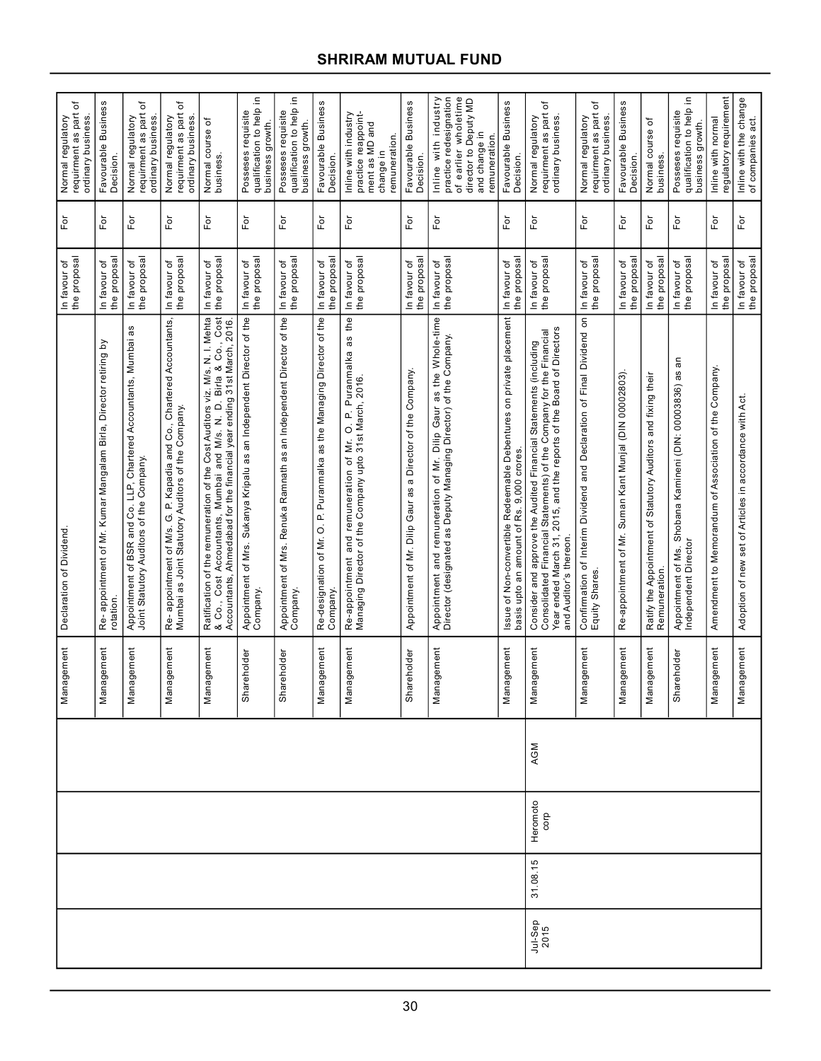| | | | | | | | |
|---|---|---|---|---|---|---|---|
| | | | | Management | Declaration of Dividend. | In favour of the proposal | For | Normal regulatory requirement as part of ordinary business. |
| | | | | Management | Re- appointment of Mr. Kumar Mangalam Birla, Director retiring by rotation. | In favour of the proposal | For | Favourable Business Decision. |
| | | | | Management | Appointment of BSR and Co. LLP, Chartered Accountants, Mumbai as Joint Statutory Auditors of the Company. | In favour of the proposal | For | Normal regulatory requirement as part of ordinary business. |
| | | | | Management | Re- appointment of M/s. G. P. Kapadia and Co., Chartered Accountants, Mumbai as Joint Statutory Auditors of the Company. | In favour of the proposal | For | Normal regulatory requirement as part of ordinary business. |
| | | | | Management | Ratification of the remuneration of the Cost Auditors viz. M/s. N. I. Mehta & Co., Cost Accountants, Mumbai and M/s. N. D. Birla & Co., Cost Accountants, Ahmedabad for the financial year ending 31st March, 2016. | In favour of the proposal | For | Normal course of business. |
| | | | | Shareholder | Appointment of Mrs. Sukanya Kripalu as an Independent Director of the Company. | In favour of the proposal | For | Posseses requisite qualification to help in business growth. |
| | | | | Shareholder | Appointment of Mrs. Renuka Ramnath as an Independent Director of the Company. | In favour of the proposal | For | Posseses requisite qualification to help in business growth. |
| | | | | Management | Re-designation of Mr. O. P. Puranmalka as the Managing Director of the Company. | In favour of the proposal | For | Favourable Business Decision. |
| | | | | Management | Re-appointment and remuneration of Mr. O. P. Puranmalka as the Managing Director of the Company upto 31st March, 2016. | In favour of the proposal | For | Inline with industry practice reappoint-ment as MD and change in remuneration. |
| | | | | Shareholder | Appointment of Mr. Dilip Gaur as a Director of the Company. | In favour of the proposal | For | Favourable Business Decision. |
| | | | | Management | Appointment and remuneration of Mr. Dilip Gaur as the Whole-time Director (designated as Deputy Managing Director) of the Company. | In favour of the proposal | For | Inline with industry practice redesignation of earlier wholetime director to Deputy MD and change in remuneration. |
| | | | | Management | Issue of Non-convertible Redeemable Debentures on private placement basis upto an amount of Rs. 9,000 crores. | In favour of the proposal | For | Favourable Business Decision. |
| Jul-Sep 2015 | 31.08.15 | Heromoto corp | AGM | Management | Consider and approve the Audited Financial Statements (including Consolidated Financial Statements) of the Company for the Financial Year ended March 31, 2015, and the reports of the Board of Directors and Auditor's thereon. | In favour of the proposal | For | Normal regulatory requirement as part of ordinary business. |
| | | | | Management | Confirmation of Interim Dividend and Declaration of Final Dividend on Equity Shares. | In favour of the proposal | For | Normal regulatory requirement as part of ordinary business. |
| | | | | Management | Re-appointment of Mr. Suman Kant Munjal (DIN 00002803). | In favour of the proposal | For | Favourable Business Decision. |
| | | | | Management | Ratify the Appointment of Statutory Auditors and fixing their Remuneration. | In favour of the proposal | For | Normal course of business. |
| | | | | Shareholder | Appointment of Ms. Shobana Kamineni (DIN: 00003836) as an Independent Director | In favour of the proposal | For | Posseses requisite qualification to help in business growth. |
| | | | | Management | Amendment to Memorandum of Association of the Company. | In favour of the proposal | For | Inline with normal regulatory requirement |
| | | | | Management | Adoption of new set of Articles in accordance with Act. | In favour of the proposal | For | Inline with the change of companies act. |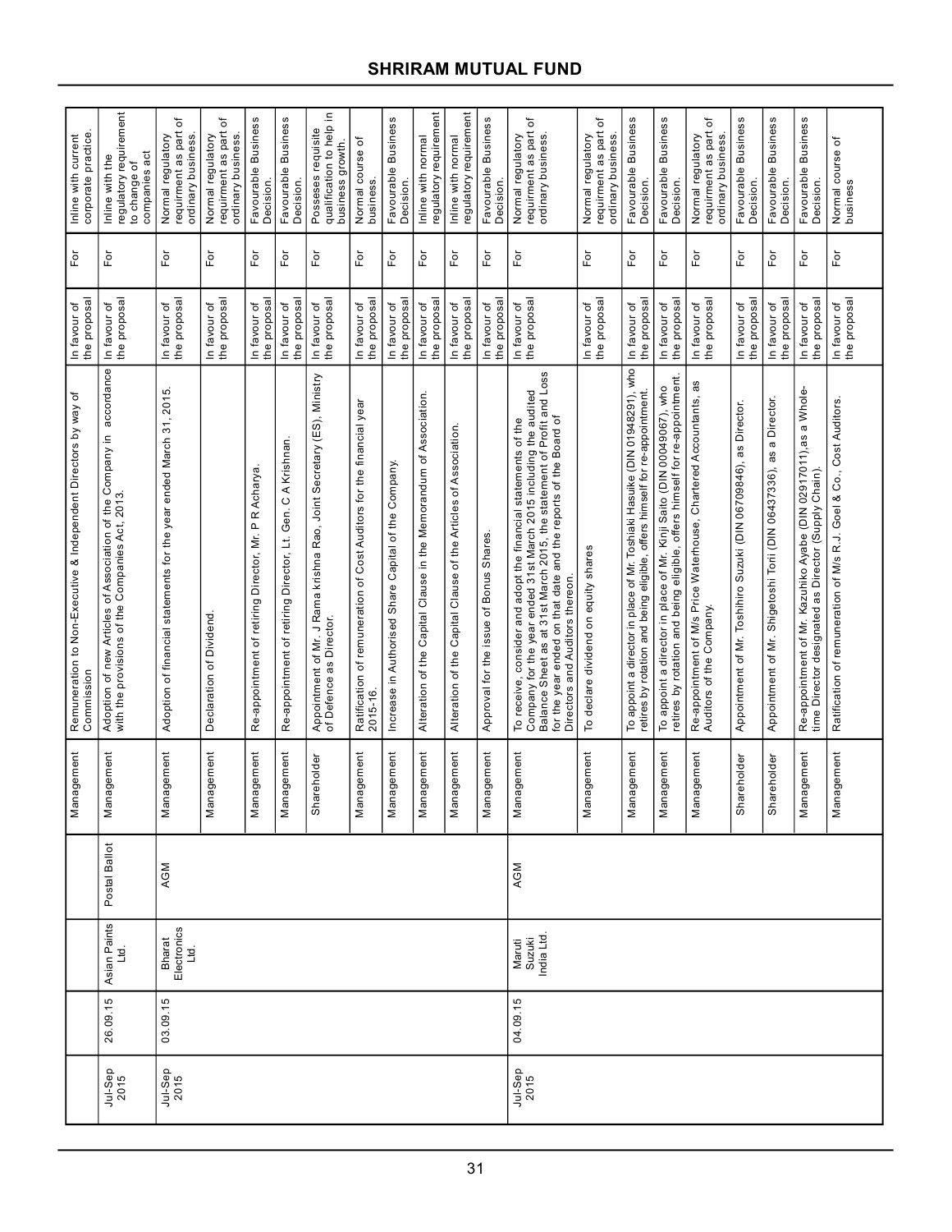| | | | | | | | | |
|---|---|---|---|---|---|---|---|---|
| | | | | Management | Remuneration to Non-Executive & Independent Directors by way of Commission | In favour of the proposal | For | Inline with current corporate practice. |
| Jul-Sep 2015 | 26.09.15 | Asian Paints Ltd. | Postal Ballot | Management | Adoption of new Articles of Association of the Company in accordance with the provisions of the Companies Act, 2013. | In favour of the proposal | For | Inline with the regulatory requirement to change of companies act |
| Jul-Sep 2015 | 03.09.15 | Bharat Electronics Ltd. | AGM | Management | Adoption of financial statements for the year ended March 31, 2015. | In favour of the proposal | For | Normal regulatory requirment as part of ordinary business. |
| | | | | Management | Declaration of Dividend. | In favour of the proposal | For | Normal regulatory requirment as part of ordinary business. |
| | | | | Management | Re-appointment of retiring Director, Mr. P R Acharya. | In favour of the proposal | For | Favourable Business Decision. |
| | | | | Management | Re-appointment of retiring Director, Lt. Gen. C A Krishnan. | In favour of the proposal | For | Favourable Business Decision. |
| | | | | Shareholder | Appointment of Mr. J Rama krishna Rao, Joint Secretary (ES), Ministry of Defence as Director. | In favour of the proposal | For | Posseses requisite qualification to help in business growth. |
| | | | | Management | Ratification of remuneration of Cost Auditors for the financial year 2015-16. | In favour of the proposal | For | Normal course of business. |
| | | | | Management | Increase in Authorised Share Capital of the Company. | In favour of the proposal | For | Favourable Business Decision. |
| | | | | Management | Alteration of the Capital Clause in the Memorandum of Association. | In favour of the proposal | For | Inline with normal regulatory requirement |
| | | | | Management | Alteration of the Capital Clause of the Articles of Association. | In favour of the proposal | For | Inline with normal regulatory requirement |
| | | | | Management | Approval for the issue of Bonus Shares. | In favour of the proposal | For | Favourable Business Decision. |
| Jul-Sep 2015 | 04.09.15 | Maruti Suzuki India Ltd. | AGM | Management | To receive, consider and adopt the financial statements of the Company for the year ended 31st March 2015 including the audited Balance Sheet as at 31st March 2015, the statement of Profit and Loss for the year ended on that date and the reports of the Board of Directors and Auditors thereon. | In favour of the proposal | For | Normal regulatory requirment as part of ordinary business. |
| | | | | Management | To declare dividend on equity shares | In favour of the proposal | For | Normal regulatory requirment as part of ordinary business. |
| | | | | Management | To appoint a director in place of Mr.Toshiaki Hasuike (DIN 01948291), who retires by rotation and being eligible, offers himself for re-appointment. | In favour of the proposal | For | Favourable Business Decision. |
| | | | | Management | To appoint a director in place of Mr. Kinji Saito (DIN 00049067), who retires by rotation and being eligible, offers himself for re-appointment. | In favour of the proposal | For | Favourable Business Decision. |
| | | | | Management | Re-appointment of M/s Price Waterhouse, Chartered Accountants, as Auditors of the Company. | In favour of the proposal | For | Normal regulatory requirment as part of ordinary business. |
| | | | | Shareholder | Appointment of Mr. Toshihiro Suzuki (DIN 06709846), as Director. | In favour of the proposal | For | Favourable Business Decision. |
| | | | | Shareholder | Appointment of Mr. Shigetoshi Torii (DIN 06437336), as a Director. | In favour of the proposal | For | Favourable Business Decision. |
| | | | | Management | Re-appointment of Mr. Kazuhiko Ayabe (DIN 02917011),as a Whole-time Director designated as Director (Supply Chain). | In favour of the proposal | For | Favourable Business Decision. |
| | | | | Management | Ratification of remuneration of M/s R.J. Goel & Co., Cost Auditors. | In favour of the proposal | For | Normal course of business |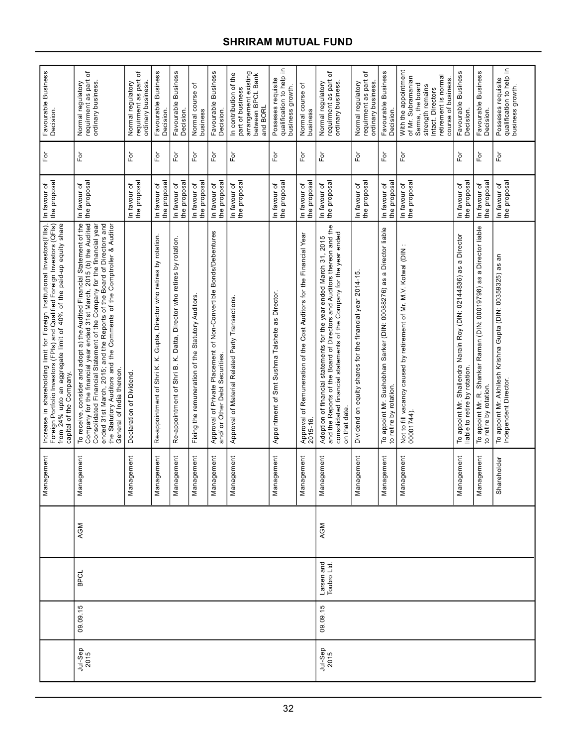| Quarter | Meeting Date | Company Name | Type of meeting (AGM/EGM) | Proposal by Management or Shareholder | Proposal's description | Investee company's Management Recommendation | Vote (For/Against/Abstain) | Reason supporting the vote decision |
|---|---|---|---|---|---|---|---|---|
| | | | | Management | Increase in shareholding limit for Foreign Institutional Investors(FIIs), Foreign Portfolio Investors (FPIs) and Qualified Foreign Investors (QFIs) from 24% upto an aggregate limit of 40% of the paid-up equity share capital of the Company. | In favour of the proposal | For | Favourable Business Decision. |
| Jul-Sep 2015 | 09.09.15 | BPCL | AGM | Management | To receive, consider and adopt a) the Audited Financial Statement of the Company for the financial year ended 31st March, 2015 (b) the Audited Consolidated Financial Statement of the Company for the financial year ended 31st March, 2015; and the Reports of the Board of Directors and the Statutory Auditors and the Comments of the Comptroller & Auditor General of India thereon. | In favour of the proposal | For | Normal regulatory requirment as part of ordinary business. |
| | | | | Management | Declaration of Dividend. | In favour of the proposal | For | Normal regulatory requirment as part of ordinary business. |
| | | | | Management | Re-appointment of Shri K. K. Gupta, Director who retires by rotation. | In favour of the proposal | For | Favourable Business Decision. |
| | | | | Management | Re-appointment of Shri B. K. Datta, Director who retires by rotation. | In favour of the proposal | For | Favourable Business Decision. |
| | | | | Management | Fixing the remuneration of the Statutory Auditors. | In favour of the proposal | For | Normal course of business |
| | | | | Management | Approval of Private Placement of Non-Convertible Bonds/Debentures and/ or Other Debt Securities. | In favour of the proposal | For | Favourable Business Decision. |
| | | | | Management | Approval of Material Related Party Transactions. | In favour of the proposal | For | In contribution of the part of business arrangement existing between BPCL Bank and BORL |
| | | | | Management | Appointment of Smt Sushma Taishete as Director. | In favour of the proposal | For | Posseses requisite qualification to help in business growth. |
| | | | | Management | Approval of Remuneration of the Cost Auditors for the Financial Year 2015-16. | In favour of the proposal | For | Normal course of business |
| Jul-Sep 2015 | 09.09.15 | Larsen and Toubro Ltd. | AGM | Management | Adoption of financial statements for the year ended March 31, 2015 and the Reports of the Board of Directors and Auditors thereon and the consolidated financial statements of the Company for the year ended on that date. | In favour of the proposal | For | Normal regulatory requirment as part of ordinary business. |
| | | | | Management | Dividend on equity shares for the financial year 2014-15. | In favour of the proposal | For | Normal regulatory requirment as part of ordinary business. |
| | | | | Management | To appoint Mr. Sushobhan Sarker (DIN: 00088276) as a Director liable to retire by rotation. | In favour of the proposal | For | Favourable Business Decision. |
| | | | | Management | Not to fill vacancy caused by retirement of Mr. M.V. Kotwal (DIN : 00001744). | In favour of the proposal | For | With the appointment of Mr. Subramanian Sarma, the board strength remains intact. Directors retirement is normal course of business. |
| | | | | Management | To appoint Mr. Shailendra Narain Roy (DIN: 02144836) as a Director liable to retire by rotation. | In favour of the proposal | For | Favourable Business Decision. |
| | | | | Management | To appoint Mr. R. Shankar Raman (DIN: 00019798) as a Director liable to retire by rotation. | In favour of the proposal | For | Favourable Business Decision. |
| | | | | Shareholder | To appoint Mr. Akhilesh Krishna Gupta (DIN: 00359325) as an Independent Director. | In favour of the proposal | For | Posseses requisite qualification to help in business growth. |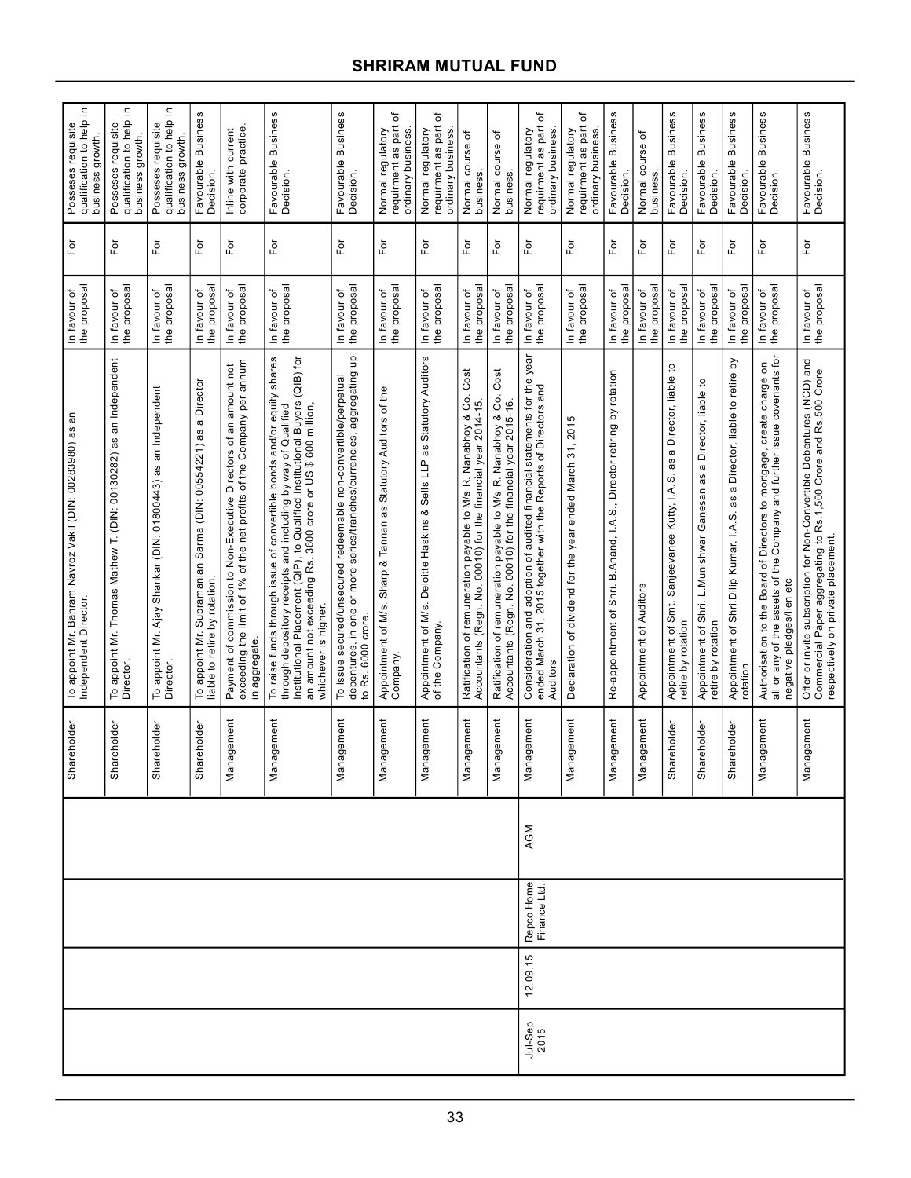| | | | | | | | | |
|---|---|---|---|---|---|---|---|---|
| | | | | Shareholder | To appoint Mr. Bahram Navroz Vakil (DIN: 00283980) as an Independent Director. | In favour of the proposal | For | Posseses requisite qualification to help in business growth. |
| | | | | Shareholder | To appoint Mr. Thomas Mathew T. (DIN: 00130282) as an Independent Director. | In favour of the proposal | For | Posseses requisite qualification to help in business growth. |
| | | | | Shareholder | To appoint Mr. Ajay Shankar (DIN: 01800443) as an Independent Director. | In favour of the proposal | For | Posseses requisite qualification to help in business growth. |
| | | | | Shareholder | To appoint Mr. Subramanian Sarma (DIN: 00554221) as a Director liable to retire by rotation. | In favour of the proposal | For | Favourable Business Decision. |
| | | | | Management | Payment of commission to Non-Executive Directors of an amount not exceeding the limit of 1% of the net profits of the Company per annum in aggregate. | In favour of the proposal | For | Inline with current corporate practice. |
| | | | | Management | To raise funds through issue of convertible bonds and/or equity shares through depository receipts and including by way of Qualified Institutional Placement (QIP), to Qualified Institutional Buyers (QIB) for an amount not exceeding Rs. 3600 crore or US $ 600 million, whichever is higher. | In favour of the proposal | For | Favourable Business Decision. |
| | | | | Management | To issue secured/unsecured redeemable non-convertible/perpetual debentures, in one or more series/tranches/currencies, aggregating up to Rs. 6000 crore. | In favour of the proposal | For | Favourable Business Decision. |
| | | | | Management | Appointment of M/s. Sharp & Tannan as Statutory Auditors of the Company. | In favour of the proposal | For | Normal regulatory requirment as part of ordinary business. |
| | | | | Management | Appointment of M/s. Deloitte Haskins & Sells LLP as Statutory Auditors of the Company. | In favour of the proposal | For | Normal regulatory requirment as part of ordinary business. |
| | | | | Management | Ratification of remuneration payable to M/s R. Nanabhoy & Co. Cost Accountants (Regn. No. 00010) for the financial year 2014-15. | In favour of the proposal | For | Normal course of business. |
| | | | | Management | Ratification of remuneration payable to M/s R. Nanabhoy & Co. Cost Accountants (Regn. No. 00010) for the financial year 2015-16. | In favour of the proposal | For | Normal course of business. |
| Jul-Sep 2015 | 12.09.15 | Repco Home Finance Ltd. | AGM | Management | Consideration and adoption of audited financial statements for the year ended March 31, 2015 together with the Reports of Directors and Auditors | In favour of the proposal | For | Normal regulatory requirment as part of ordinary business. |
| | | | | Management | Declaration of dividend for the year ended March 31, 2015 | In favour of the proposal | For | Normal regulatory requirment as part of ordinary business. |
| | | | | Management | Re-appointment of Shri. B.Anand, I.A.S., Director retiring by rotation | In favour of the proposal | For | Favourable Business Decision. |
| | | | | Management | Appointment of Auditors | In favour of the proposal | For | Normal course of business. |
| | | | | Shareholder | Appointment of Smt. Sanjeevanee Kutty, I.A.S. as a Director, liable to retire by rotation | In favour of the proposal | For | Favourable Business Decision. |
| | | | | Shareholder | Appointment of Shri. L.Munishwar Ganesan as a Director, liable to retire by rotation | In favour of the proposal | For | Favourable Business Decision. |
| | | | | Shareholder | Appointment of Shri.Dilip Kumar, I.A.S. as a Director, liable to retire by rotation | In favour of the proposal | For | Favourable Business Decision. |
| | | | | Management | Authorisation to the Board of Directors to mortgage, create charge on all or any of the assets of the Company and further issue covenants for negative pledges/lien etc | In favour of the proposal | For | Favourable Business Decision. |
| | | | | Management | Offer or invite subscription for Non-Convertible Debentures (NCD) and Commercial Paper aggregating to Rs.1,500 Crore and Rs.500 Crore respectively on private placement. | In favour of the proposal | For | Favourable Business Decision. |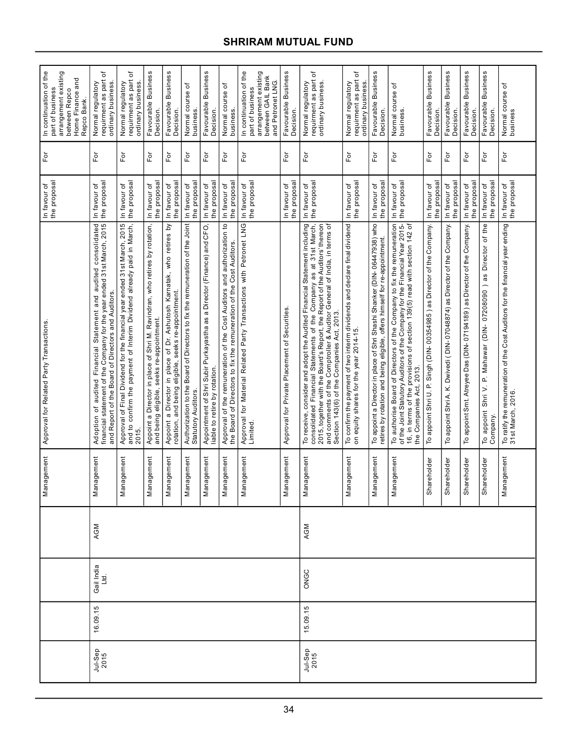| Quarter | Meeting Date | Company Name | Type of meeting (AGM/EGM) | Proposal by Management or Shareholder | Proposal's description | Investee company's Management Recommendation | Vote (For/Against/Abstain) | Reason supporting the vote decision |
|---|---|---|---|---|---|---|---|---|
| | | | | Management | Approval for Related Party Transactions. | In favour of the proposal | For | In continuation of the part of business arrangement existing between Repco Home Finance and Repco Bank. |
| Jul-Sep 2015 | 16.09.15 | Gail India Ltd. | AGM | Management | Adoption of audited Financial Statement and audited consolidated financial statement of the Company for the year ended 31st March, 2015 and Report of the Board of Directors and Auditors. | In favour of the proposal | For | Normal regulatory requirment as part of ordinary business. |
| | | | | Management | Approval of Final Dividend for the financial year ended 31st March, 2015 and to confirm the payment of Interim Dividend already paid in March, 2015. | In favour of the proposal | For | Normal regulatory requirment as part of ordinary business. |
| | | | | Management | Appoint a Director in place of Shri M. Ravindran, who retires by rotation, and being eligible, seeks re-appointment. | In favour of the proposal | For | Favourable Business Decision. |
| | | | | Management | Appoint a Director in place of Dr. Ashutosh Karnatak, who retires by rotation, and being eligible, seeks re-appointment. | In favour of the proposal | For | Favourable Business Decision. |
| | | | | Management | Authorization to the Board of Directors to fix the remuneration of the Joint Statutory Auditors. | In favour of the proposal | For | Normal course of business. |
| | | | | Management | Appointment of Shri Subir Purkayastha as a Director (Finance) and CFO, liable to retire by rotation. | In favour of the proposal | For | Favourable Business Decision. |
| | | | | Management | Approval of the remuneration of the Cost Auditors and authorization to the Board of Directors to fix the remuneration of the Cost Auditors. | In favour of the proposal | For | Normal course of business. |
| | | | | Management | Approval for Material Related Party Transactions with Petronet LNG Limited. | In favour of the proposal | For | In continuation of the part of business arrangement existing between GAIL Bank and Petronet LNG. |
| | | | | Management | Approval for Private Placement of Securities. | In favour of the proposal | For | Favourable Business Decision. |
| Jul-Sep 2015 | 15.09.15 | ONGC | AGM | Management | To receive, consider and adopt the Audited Financial Statement including consolidated Financial Statements of the Company as at 31st March, 2015, together with the Board's Report, the Report of the Auditors' thereon and comments of the Comptroller & Auditor General of India, in terms of Section 143(6) of the Companies Act, 2013. | In favour of the proposal | For | Normal regulatory requirment as part of ordinary business. |
| | | | | Management | To confirm the payment of two interim dividends and declare final dividend on equity shares for the year 2014-15. | In favour of the proposal | For | Normal regulatory requirment as part of ordinary business. |
| | | | | Management | To appoint a Director in place of Shri Shashi Shanker (DIN- 06447938) who retires by rotation and being eligible, offers himself for re-appointment. | In favour of the proposal | For | Favourable Business Decision. |
| | | | | Management | To authorise Board of Directors of the Company to fix the remuneration of the Joint Statutory Auditors of the Company for the Financial Year 2015-16, in terms of the provisions of section 139(5) read with section 142 of the Companies Act, 2013. | In favour of the proposal | For | Normal course of business. |
| | | | | Shareholder | To appoint Shri U. P. Singh (DIN- 00354985 ) as Director of the Company. | In favour of the proposal | For | Favourable Business Decision. |
| | | | | Shareholder | To appoint Shri A. K. Dwivedi ( DIN- 07048874) as Director of the Company. | In favour of the proposal | For | Favourable Business Decision. |
| | | | | Shareholder | To appoint Smt. Atreyee Das (DIN- 07194189 ) as Director of the Company. | In favour of the proposal | For | Favourable Business Decision. |
| | | | | Shareholder | To appoint Shri V. P. Mahawar (DIN- 07208090 ) as Director of the Company. | In favour of the proposal | For | Favourable Business Decision. |
| | | | | Management | To ratify the remuneration of the Cost Auditors for the financial year ending 31st March, 2016. | In favour of the proposal | For | Normal course of business |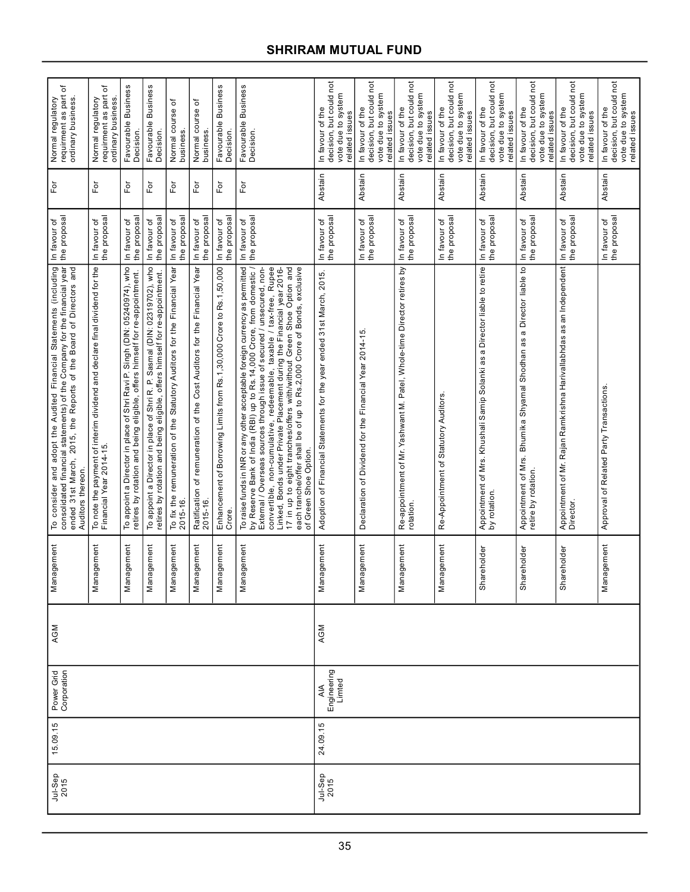| Jul-Sep 2015 | 15.09.15 | Power Grid Corporation | AGM | Management | To consider and adopt the Audited Financial Statements (including consolidated financial statements) of the Company for the financial year ended 31st March, 2015, the Reports of the Board of Directors and Auditors thereon. | In favour of the proposal | For | Normal regulatory requirment as part of ordinary business. |
|---|---|---|---|---|---|---|---|---|
| | | | | Management | To note the payment of interim dividend and declare final dividend for the Financial Year 2014-15. | In favour of the proposal | For | Normal regulatory requirment as part of ordinary business. |
| | | | | Management | To appoint a Director in place of Shri Ravi P. Singh (DIN: 05240974), who retires by rotation and being eligible, offers himself for re-appointment. | In favour of the proposal | For | Favourable Business Decision. |
| | | | | Management | To appoint a Director in place of Shri R. P. Sasmal (DIN: 02319702), who retires by rotation and being eligible, offers himself for re-appointment. | In favour of the proposal | For | Favourable Business Decision. |
| | | | | Management | To fix the remuneration of the Statutory Auditors for the Financial Year 2015-16. | In favour of the proposal | For | Normal course of business. |
| | | | | Management | Ratification of remuneration of the Cost Auditors for the Financial Year 2015-16. | In favour of the proposal | For | Normal course of business. |
| | | | | Management | Enhancement of Borrowing Limits from Rs.1,30,000 Crore to Rs.1,50,000 Crore. | In favour of the proposal | For | Favourable Business Decision. |
| | | | | Management | To raise funds in INR or any other acceptable foreign currency as permitted by Reserve Bank of India (RBI) up to Rs.14,000 Crore, from domestic / External / Overseas sources through issue of secured / unsecured, non-convertible, non-cumulative, redeemable, taxable / tax-free, Rupee Linked, Bonds under Private Placement during the Financial year 2016-17 in up to eight tranches/offers with/without Green Shoe Option and each tranche/offer shall be of up to Rs.2,000 Crore of Bonds, exclusive of Green Shoe Option. | In favour of the proposal | For | Favourable Business Decision. |
| Jul-Sep 2015 | 24.09.15 | AIA Engineering Limted | AGM | Management | Adoption of Financial Statements for the year ended 31st March, 2015. | In favour of the proposal | Abstain | In favour of the decision, but could not vote due to system related issues |
| | | | | Management | Declaration of Dividend for the Financial Year 2014-15. | In favour of the proposal | Abstain | In favour of the decision, but could not vote due to system related issues |
| | | | | Management | Re-appointment of Mr. Yashwant M. Patel, Whole-time Director retires by rotation. | In favour of the proposal | Abstain | In favour of the decision, but could not vote due to system related issues |
| | | | | Management | Re-Appointment of Statutory Auditors. | In favour of the proposal | Abstain | In favour of the decision, but could not vote due to system related issues |
| | | | | Shareholder | Appointment of Mrs. Khushali Samip Solanki as a Director liable to retire by rotation. | In favour of the proposal | Abstain | In favour of the decision, but could not vote due to system related issues |
| | | | | Shareholder | Appointment of Mrs. Bhumika Shyamal Shodhan as a Director liable to retire by rotation. | In favour of the proposal | Abstain | In favour of the decision, but could not vote due to system related issues |
| | | | | Shareholder | Appointment of Mr. Rajan Ramkrishna Harivallabhdas as an Independent Director. | In favour of the proposal | Abstain | In favour of the decision, but could not vote due to system related issues |
| | | | | Management | Approval of Related Party Transactions. | In favour of the proposal | Abstain | In favour of the decision, but could not vote due to system related issues |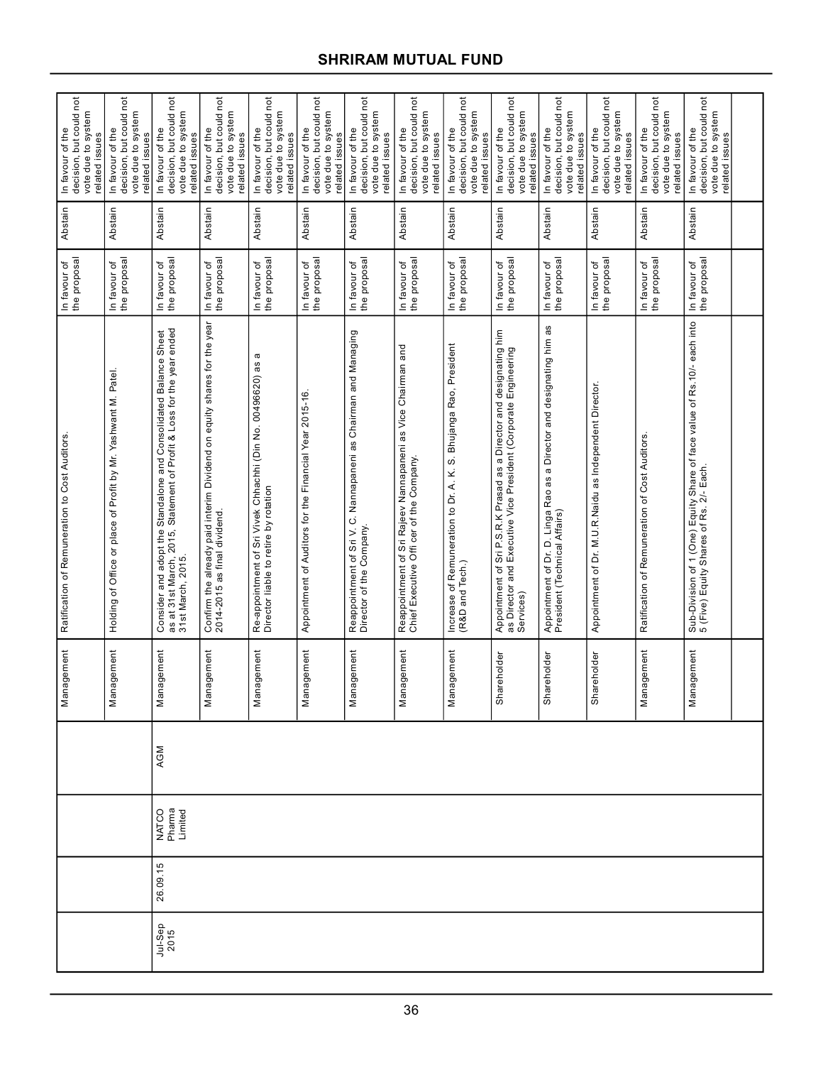| | | | | | | | | |
|---|---|---|---|---|---|---|---|---|
| | | | | Management | Ratification of Remuneration to Cost Auditors. | In favour of the proposal | Abstain | In favour of the decision, but could not vote due to system related issues |
| | | | | Management | Holding of Office or place of Profit by Mr. Yashwant M. Patel. | In favour of the proposal | Abstain | In favour of the decision, but could not vote due to system related issues |
| Jul-Sep 2015 | 26.09.15 | NATCO Pharma Limited | AGM | Management | Consider and adopt the Standalone and Consolidated Balance Sheet as at 31st March, 2015, Statement of Profit & Loss for the year ended 31st March, 2015. | In favour of the proposal | Abstain | In favour of the decision, but could not vote due to system related issues |
| | | | | Management | Confirm the already paid interim Dividend on equity shares for the year 2014-2015 as final dividend. | In favour of the proposal | Abstain | In favour of the decision, but could not vote due to system related issues |
| | | | | Management | Re-appointment of Sri Vivek Chhachhi (Din No. 00496620) as a Director liable to retire by rotation | In favour of the proposal | Abstain | In favour of the decision, but could not vote due to system related issues |
| | | | | Management | Appointment of Auditors for the Financial Year 2015-16. | In favour of the proposal | Abstain | In favour of the decision, but could not vote due to system related issues |
| | | | | Management | Reappointment of Sri V. C. Nannapaneni as Chairman and Managing Director of the Company. | In favour of the proposal | Abstain | In favour of the decision, but could not vote due to system related issues |
| | | | | Management | Reappointment of Sri Rajeev Nannapaneni as Vice Chairman and Chief Executive Offi cer of the Company. | In favour of the proposal | Abstain | In favour of the decision, but could not vote due to system related issues |
| | | | | Management | Increase of Remuneration to Dr. A. K. S. Bhujanga Rao, President (R&D and Tech.) | In favour of the proposal | Abstain | In favour of the decision, but could not vote due to system related issues |
| | | | | Shareholder | Appointment of Sri P.S.R.K Prasad as a Director and designating him as Director and Executive Vice President (Corporate Engineering Services) | In favour of the proposal | Abstain | In favour of the decision, but could not vote due to system related issues |
| | | | | Shareholder | Appointment of Dr. D. Linga Rao as a Director and designating him as President (Technical Affairs) | In favour of the proposal | Abstain | In favour of the decision, but could not vote due to system related issues |
| | | | | Shareholder | Appointment of Dr. M.U.R.Naidu as Independent Director. | In favour of the proposal | Abstain | In favour of the decision, but could not vote due to system related issues |
| | | | | Management | Ratification of Remuneration of Cost Auditors. | In favour of the proposal | Abstain | In favour of the decision, but could not vote due to system related issues |
| | | | | Management | Sub-Division of 1 (One) Equity Share of face value of Rs.10/- each into 5 (Five) Equity Shares of Rs. 2/- Each. | In favour of the proposal | Abstain | In favour of the decision, but could not vote due to system related issues |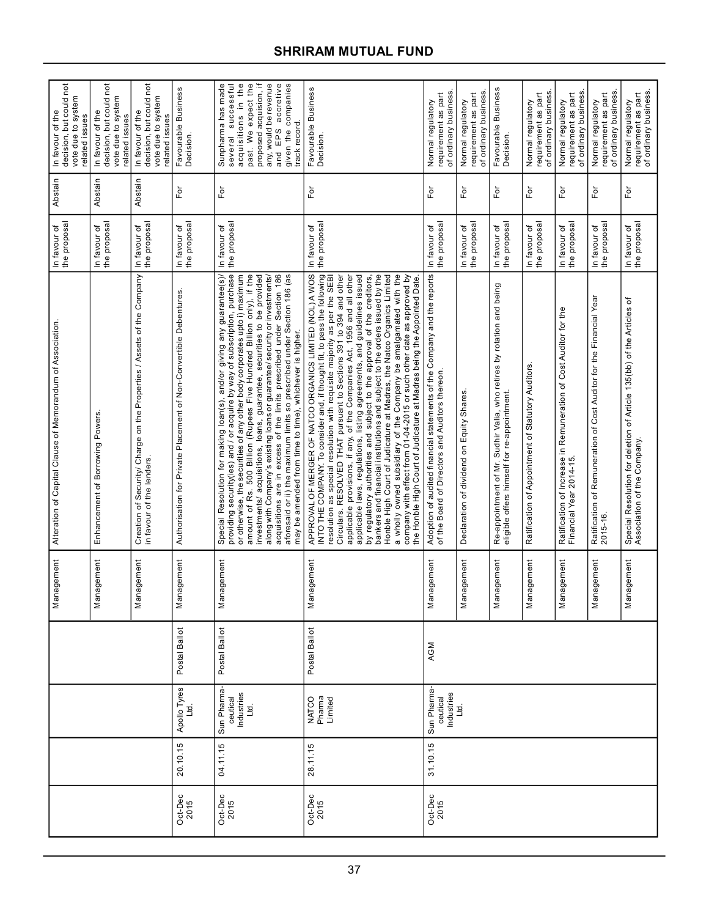| Quarter | Meeting Date | Company Name | Type of Meeting (AGM/EGM/Postal Ballot) | Proposal by Management or Shareholder | Proposal's description | Investee company's Management Recommendation | Vote (For/Against/Abstain) | Reason supporting the vote decision |
|---|---|---|---|---|---|---|---|---|
| | | | | Management | Alteration of Capital Clause of Memorandum of Association. | In favour of the proposal | Abstain | In favour of the decision, but could not vote due to system related issues |
| | | | | Management | Enhancement of Borrowing Powers. | In favour of the proposal | Abstain | In favour of the decision, but could not vote due to system related issues |
| | | | | Management | Creation of Security/ Charge on the Properties / Assets of the Company in favour of the lenders. | In favour of the proposal | Abstain | In favour of the decision, but could not vote due to system related issues |
| Oct-Dec 2015 | 20.10.15 | Apollo Tyres Ltd. | Postal Ballot | Management | Authorisation for Private Placement of Non-Convertible Debentures. | In favour of the proposal | For | Favourable Business Decision. |
| Oct-Dec 2015 | 04.11.15 | Sun Pharma-ceutical Industries Ltd. | Postal Ballot | Management | Special Resolution for making loan(s), and/or giving any guarantee(s)/ providing security(ies) and / or acquire by way of subscription, purchase or otherwise, the securities of any other body corporates upto i) maximum amount of Rs. 500 Billion (Rupees Five Hundred Billion only), if the investments/ acquisitions, loans, guarantee, securities to be provided along with Company's existing loans or guarantee/ security or investments/ acquisitions are in excess of the limits prescribed under Section 186 aforesaid or ii) the maximum limits so prescribed under Section 186 (as may be amended from time to time), whichever is higher. | In favour of the proposal | For | Sunpharma has made several successful acquisitions in the past. We expect the proposed acquision, if any, would be revenue and EPS accretive given the companies track record. |
| Oct-Dec 2015 | 28.11.15 | NATCO Pharma Limited | Postal Ballot | Management | APPROVAL OF MERGER OF NATCO ORGANICS LIMITED (NOL) A WOS INTO THE COMPANY. To consider and, if thought fit, to pass the following resolution as special resolution with requisite majority as per the SEBI Circulars. RESOLVED THAT pursuant to Sections 391 to 394 and other applicable provisions, if any, of the Companies Act, 1956 and all other applicable laws, regulations, listing agreements, and guidelines issued by regulatory authorities and subject to the approval of the creditors, bankers and financial institutions and subject to the orders issued by the Honble High Court of Judicature at Madras, the Natco Organics Limited a wholly owned subsidiary of the Company be amalgamated with the company with effect from 01-04-2015 or such other date as approved by the Honble High Court of Judicature at Madras being the Appointed Date. | In favour of the proposal | For | Favourable Business Decision. |
| Oct-Dec 2015 | 31.10.15 | Sun Pharma-ceutical Industries Ltd. | AGM | Management | Adoption of audited financial statements of the Company and the reports of the Board of Directors and Auditors thereon. | In favour of the proposal | For | Normal regulatory requirement as part of ordinary business. |
| | | | | Management | Declaration of dividend on Equity Shares. | In favour of the proposal | For | Normal regulatory requirement as part of ordinary business. |
| | | | | Management | Re-appointment of Mr. Sudhir Valia, who retires by rotation and being eligible offers himself for re-appointment. | In favour of the proposal | For | Favourable Business Decision. |
| | | | | Management | Ratification of Appointment of Statutory Auditors. | In favour of the proposal | For | Normal regulatory requirement as part of ordinary business. |
| | | | | Management | Ratification of Increase in Remuneration of Cost Auditor for the Financial Year 2014-15. | In favour of the proposal | For | Normal regulatory requirement as part of ordinary business. |
| | | | | Management | Ratification of Remuneration of Cost Auditor for the Financial Year 2015-16. | In favour of the proposal | For | Normal regulatory requirement as part of ordinary business. |
| | | | | Management | Special Resolution for deletion of Article 135(bb) of the Articles of Association of the Company. | In favour of the proposal | For | Normal regulatory requirement as part of ordinary business. |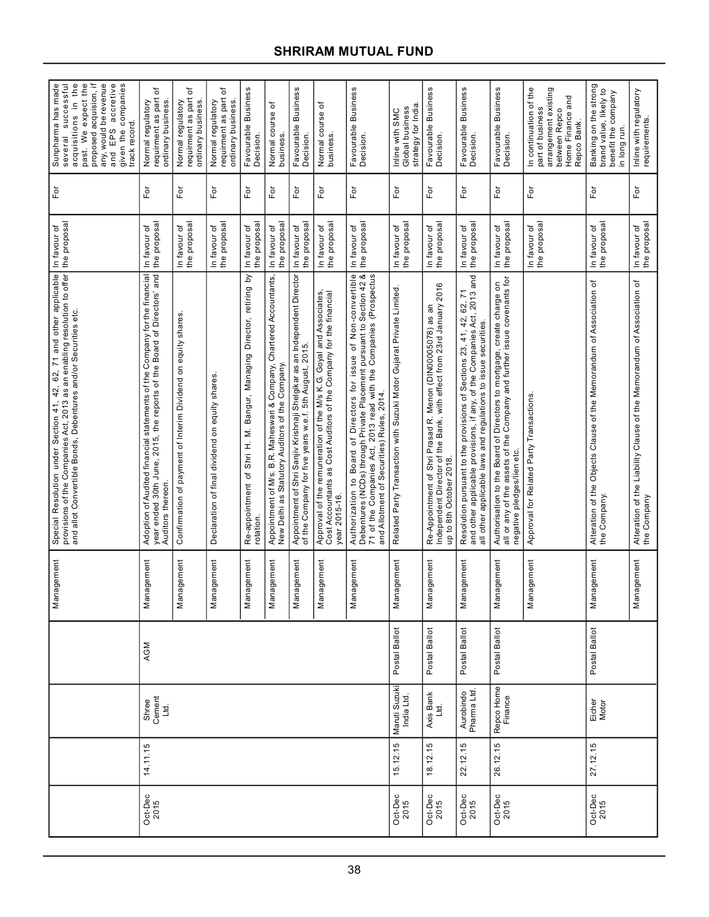| | | | | Management | Special Resolution under Section 41, 42, 62, 71 and other applicable provisions of the Companies Act, 2013 as an enabling resolution to offer and allot Convertible Bonds, Debentures and/or Securities etc. | In favour of the proposal | For | Sunpharma has made several successful acquisitions in the past. We expect the proposed acquisition, if any, would be revenue and EPS accretive given the companies track record. |
|---|---|---|---|---|---|---|---|---|
| Oct-Dec 2015 | 14.11.15 | Shree Cement Ltd. | AGM | Management | Adoption of Audited financial statements of the Company for the financial year ended 30th June, 2015, the reports of the Board of Directors' and Auditors thereon. | In favour of the proposal | For | Normal regulatory requirment as part of ordinary business. |
| | | | | Management | Confirmation of payment of Interim Dividend on equity shares. | In favour of the proposal | For | Normal regulatory requirment as part of ordinary business. |
| | | | | Management | Declaration of final dividend on equity shares. | In favour of the proposal | For | Normal regulatory requirment as part of ordinary business. |
| | | | | Management | Re-appointment of Shri H. M. Bangur, Managing Director, retiring by rotation. | In favour of the proposal | For | Favourable Business Decision. |
| | | | | Management | Appointment of M/s. B.R. Maheswari & Company, Chartered Accountants, New Delhi as Statutory Auditors of the Company. | In favour of the proposal | For | Normal course of business. |
| | | | | Management | Appointment of Shri Sanjiv Krishnaji Shelgikar as an Independent Director of the Company for five years w.e.f. 5th August, 2015. | In favour of the proposal | For | Favourable Business Decision. |
| | | | | Management | Approval of the remuneration of the M/s K.G. Goyal and Associates, Cost Accountants as Cost Auditors of the Company for the financial year 2015-16. | In favour of the proposal | For | Normal course of business. |
| | | | | Management | Authorization to Board of Directors for issue of Non-convertible Debentures (NCDs) through Private Placement pursuant to Section 42 & 71 of the Companies Act, 2013 read with the Companies (Prospectus and Allotment of Securities) Rules, 2014. | In favour of the proposal | For | Favourable Business Decision. |
| Oct-Dec 2015 | 15.12.15 | Maruti Suzuki India Ltd. | Postal Ballot | Management | Related Party Transaction with Suzuki Motor Gujarat Private Limited. | In favour of the proposal | For | Inline with SMC Global business strategy for India. |
| Oct-Dec 2015 | 18.12.15 | Axis Bank Ltd. | Postal Ballot | Management | Re-Appointment of Shri Prasad R. Menon (DIN00005078) as an Independent Director of the Bank, with effect from 23rd January 2016 up to 8th October 2018. | In favour of the proposal | For | Favourable Business Decision. |
| Oct-Dec 2015 | 22.12.15 | Aurobindo Pharma Ltd. | Postal Ballot | Management | Resolution pursuant to the provisions of Sections 23, 41, 42, 62, 71 and other applicable provisions, if any, of the Companies Act, 2013 and all other applicable laws and regulations to issue securities. | In favour of the proposal | For | Favourable Business Decision. |
| Oct-Dec 2015 | 26.12.15 | Repco Home Finance | Postal Ballot | Management | Authorisation to the Board of Directors to mortgage, create charge on all or any of the assets of the Company and further issue covenants for negative pledges/lien etc. | In favour of the proposal | For | Favourable Business Decision. |
| | | | | Management | Approval for Related Party Transactions. | In favour of the proposal | For | In continuation of the part of business arrangement existing between Repco Home Finance and Repco Bank. |
| Oct-Dec 2015 | 27.12.15 | Eicher Motor | Postal Ballot | Management | Alteration of the Objects Clause of the Memorandum of Association of the Company. | In favour of the proposal | For | Banking on the strong brand value, likely to benefit the company in long run. |
| | | | | Management | Alteration of the Liability Clause of the Memorandum of Association of the Company | In favour of the proposal | For | Inline with regulatory requirements. |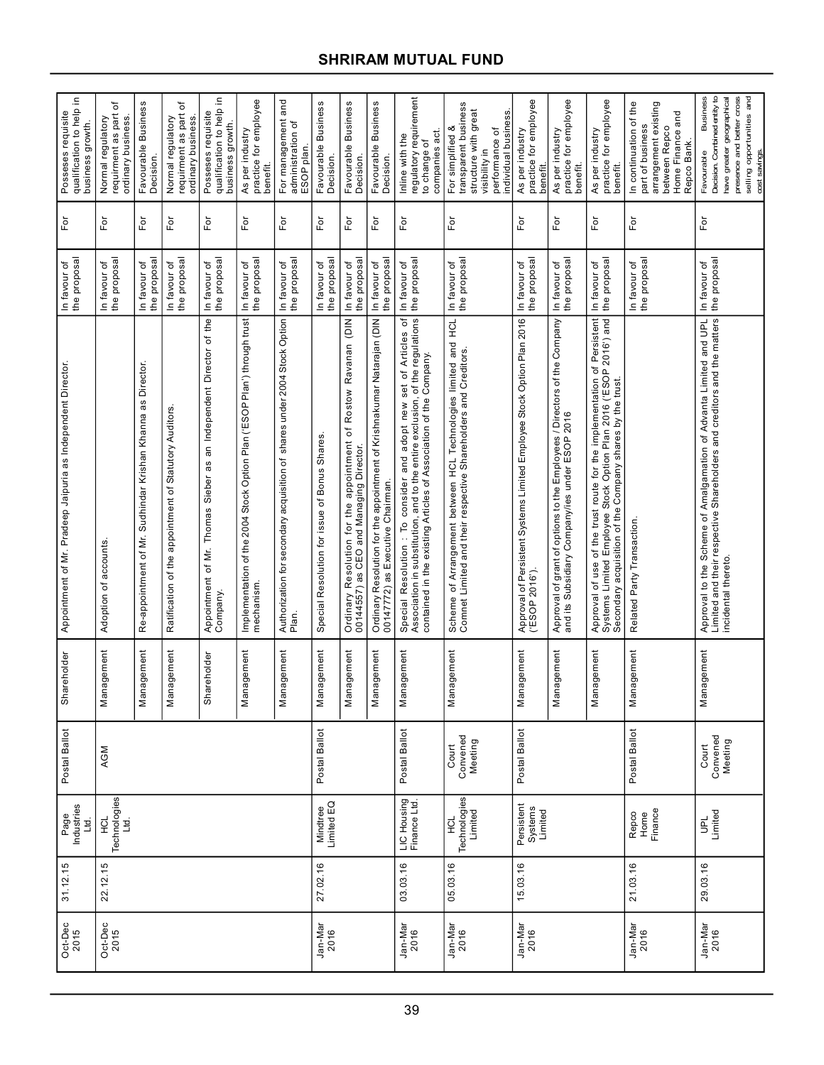| Oct-Dec 2015 | 31.12.15 | Page Industries Ltd. | Postal Ballot | Shareholder | Appointment of Mr. Pradeep Jaipuria as Independent Director. | In favour of the proposal | For | Posseses requisite qualification to help in business growth. |
|---|---|---|---|---|---|---|---|---|
| Oct-Dec 2015 | 22.12.15 | HCL Technologies Ltd. | AGM | Management | Adoption of accounts. | In favour of the proposal | For | Normal regulatory requirment as part of ordinary business. |
| | | | | Management | Re-appointment of Mr. Sudhindar Krishan Khanna as Director. | In favour of the proposal | For | Favourable Business Decision. |
| | | | | Management | Ratification of the appointment of Statutory Auditors. | In favour of the proposal | For | Normal regulatory requirment as part of ordinary business. |
| | | | | Shareholder | Appointment of Mr. Thomas Sieber as an Independent Director of the Company. | In favour of the proposal | For | Posseses requisite qualification to help in business growth. |
| | | | | Management | Implementation of the 2004 Stock Option Plan ('ESOP Plan') through trust mechanism. | In favour of the proposal | For | As per industry practice for employee benefit. |
| | | | | Management | Authorization for secondary acquisition of shares under 2004 Stock Option Plan. | In favour of the proposal | For | For management and administration of ESOP plan. |
| Jan-Mar 2016 | 27.02.16 | Mindtree Limited EQ | Postal Ballot | Management | Special Resolution for issue of Bonus Shares. | In favour of the proposal | For | Favourable Business Decision. |
| | | | | Management | Ordinary Resolution for the appointment of Rostow Ravanan (DIN 00144557) as CEO and Managing Director. | In favour of the proposal | For | Favourable Business Decision. |
| | | | | Management | Ordinary Resolution for the appointment of Krishnakumar Natarajan (DIN 00147772) as Executive Chairman. | In favour of the proposal | For | Favourable Business Decision. |
| Jan-Mar 2016 | 03.03.16 | LIC Housing Finance Ltd. | Postal Ballot | Management | Special Resolution : To consider and adopt new set of Articles of Association in substitution, and to the entire exclusion, of the regulations contained in the existing Articles of Association of the Company. | In favour of the proposal | For | Inline with the regulatory requirement to change of companies act. |
| Jan-Mar 2016 | 05.03.16 | HCL Technologies Limited | Court Convened Meeting | Management | Scheme of Arrangement between HCL Technologies limited and HCL Comnet Limited and their respective Shareholders and Creditors. | In favour of the proposal | For | For simplified & transparent business structure with great visibility in performance of individual business. |
| Jan-Mar 2016 | 15.03.16 | Persistent Systems Limited | Postal Ballot | Management | Approval of Persistent Systems Limited Employee Stock Option Plan 2016 ('ESOP 2016'). | In favour of the proposal | For | As per industry practice for employee benefit. |
| | | | | Management | Approval of grant of options to the Employees / Directors of the Company and its Subsidiary Company/ies under ESOP 2016 | In favour of the proposal | For | As per industry practice for employee benefit. |
| | | | | Management | Approval of use of the trust route for the implementation of Persistent Systems Limited Employee Stock Option Plan 2016 ('ESOP 2016') and Secondary acquisition of the Company shares by the trust. | In favour of the proposal | For | As per industry practice for employee benefit. |
| Jan-Mar 2016 | 21.03.16 | Repco Home Finance | Postal Ballot | Management | Related Party Transaction. | In favour of the proposal | For | In continuation of the part of business arrangement existing between Repco Home Finance and Repco Bank. |
| Jan-Mar 2016 | 29.03.16 | UPL Limited | Court Convened Meeting | Management | Approval to the Scheme of Amalgamation of Advanta Limited and UPL Limited and their respective Shareholders and creditors and the matters incidental thereto. | In favour of the proposal | For | Favourable Business Decision. Combined entity to have greater geographical presence and better cross selling opportunities and cost savings. |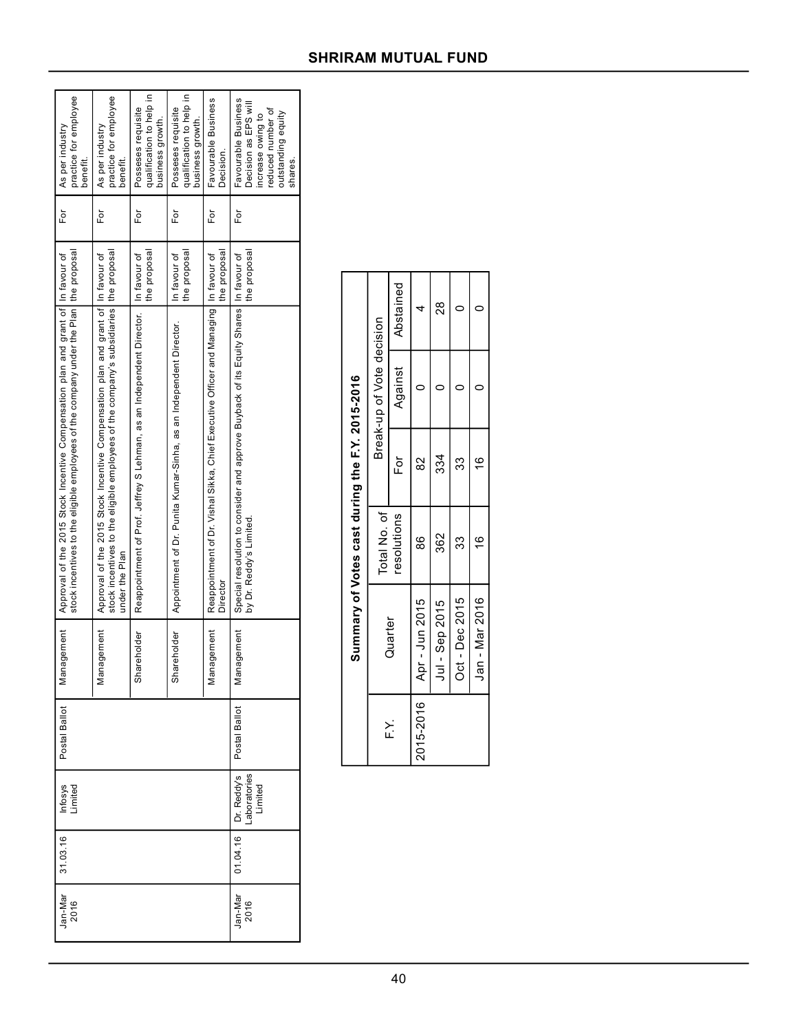| Jan-Mar 2016 | 31.03.16 | Infosys Limited | Postal Ballot | Management | Approval of the 2015 Stock Incentive Compensation plan and grant of stock incentives to the eligible employees of the company under the Plan | In favour of the proposal | For | As per industry practice for employee benefit. |
|---|---|---|---|---|---|---|---|---|
| | | | | Management | Approval of the 2015 Stock Incentive Compensation plan and grant of stock incentives to the eligible employees of the company's subsidiaries under the Plan | In favour of the proposal | For | As per industry practice for employee benefit. |
| | | | | Shareholder | Reappointment of Prof. Jeffrey S Lehman, as an Independent Director. | In favour of the proposal | For | Posseses requisite qualification to help in business growth. |
| | | | | Shareholder | Appointment of Dr. Punita Kumar-Sinha, as an Independent Director. | In favour of the proposal | For | Posseses requisite qualification to help in business growth. |
| | | | | Management | Reappointment of Dr. Vishal Sikka, Chief Executive Officer and Managing Director | In favour of the proposal | For | Favourable Business Decision. |
| Jan-Mar 2016 | 01.04.16 | Dr. Reddy's Laboratories Limited | Postal Ballot | Management | Special resolution to consider and approve Buyback of its Equity Shares by Dr. Reddy's Limited. | In favour of the proposal | For | Favourable Business Decision as EPS will increase owing to reduced number of outstanding equity shares. |

**Summary of Votes cast during the F.Y. 2015-2016**

| F.Y. | Quarter | Total No. of resolutions | Break-up of Vote decision | | |
|---|---|---|---|---|---|
| | | | For | Against | Abstained |
| 2015-2016 | Apr - Jun 2015 | 86 | 82 | 0 | 4 |
| | Jul - Sep 2015 | 362 | 334 | 0 | 28 |
| | Oct - Dec 2015 | 33 | 33 | 0 | 0 |
| | Jan - Mar 2016 | 16 | 16 | 0 | 0 |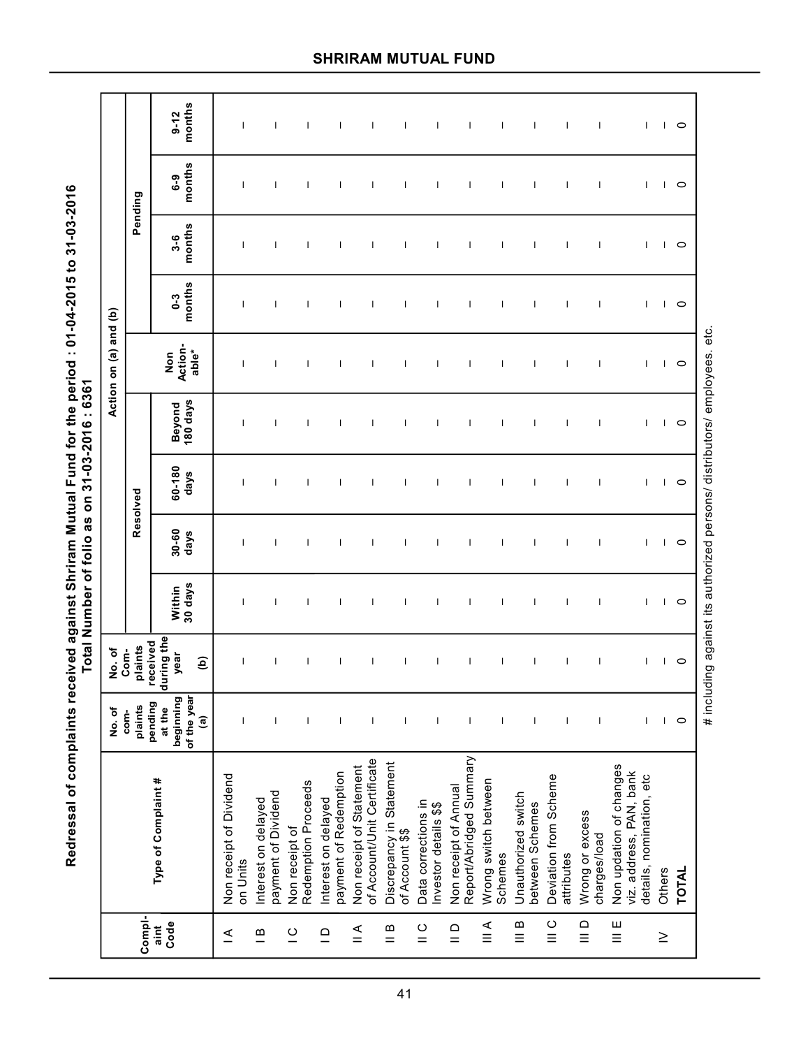## Redressal of complaints received against Shriram Mutual Fund for the period : 01-04-2015 to 31-03-2016

**Total Number of folio as on 31-03-2016 : 6361**

| Complaint Code | Type of Complaint # | No. of complaints pending at the beginning of the year (a) | No. of Complaints received during the year (b) | Action on (a) and (b) | | | | | | | | |
|---|---|---|---|---|---|---|---|---|---|---|---|---|
| | | | | Resolved | | | | Non Action-able* | Pending | | | |
| | | | | Within 30 days | 30-60 days | 60-180 days | Beyond 180 days | | 0-3 months | 3-6 months | 6-9 months | 9-12 months |
| I A | Non receipt of Dividend on Units | – | – | – | – | – | – | – | – | – | – | – |
| I B | Interest on delayed payment of Dividend | – | – | – | – | – | – | – | – | – | – | – |
| I C | Non receipt of Redemption Proceeds | – | – | – | – | – | – | – | – | – | – | – |
| I D | Interest on delayed payment of Redemption | – | – | – | – | – | – | – | – | – | – | – |
| II A | Non receipt of Statement of Account/Unit Certificate | – | – | – | – | – | – | – | – | – | – | – |
| II B | Discrepancy in Statement of Account $$ | – | – | – | – | – | – | – | – | – | – | – |
| II C | Data corrections in Investor details $$ | – | – | – | – | – | – | – | – | – | – | – |
| II D | Non receipt of Annual Report/Abridged Summary | – | – | – | – | – | – | – | – | – | – | – |
| III A | Wrong switch between Schemes | – | – | – | – | – | – | – | – | – | – | – |
| III B | Unauthorized switch between Schemes | – | – | – | – | – | – | – | – | – | – | – |
| III C | Deviation from Scheme attributes | – | – | – | – | – | – | – | – | – | – | – |
| III D | Wrong or excess charges/load | – | – | – | – | – | – | – | – | – | – | – |
| III E | Non updation of changes viz. address, PAN, bank details, nomination, etc | – | – | – | – | – | – | – | – | – | – | – |
| IV | Others | – | – | – | – | – | – | – | – | – | – | – |
| | **TOTAL** | 0 | 0 | 0 | 0 | 0 | 0 | 0 | 0 | 0 | 0 | 0 |

# including against its authorized persons/ distributors/ employees. etc.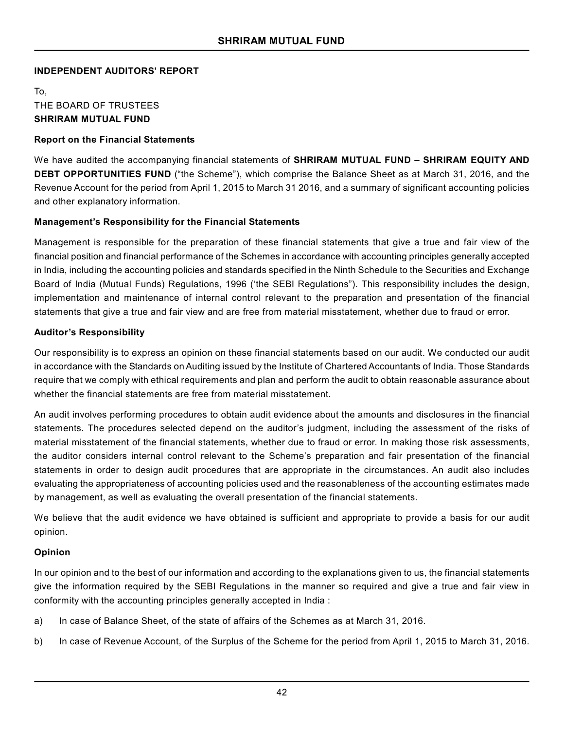## INDEPENDENT AUDITORS' REPORT

To,
THE BOARD OF TRUSTEES
**SHRIRAM MUTUAL FUND**

### Report on the Financial Statements

We have audited the accompanying financial statements of **SHRIRAM MUTUAL FUND – SHRIRAM EQUITY AND DEBT OPPORTUNITIES FUND** ("the Scheme"), which comprise the Balance Sheet as at March 31, 2016, and the Revenue Account for the period from April 1, 2015 to March 31 2016, and a summary of significant accounting policies and other explanatory information.

### Management's Responsibility for the Financial Statements

Management is responsible for the preparation of these financial statements that give a true and fair view of the financial position and financial performance of the Schemes in accordance with accounting principles generally accepted in India, including the accounting policies and standards specified in the Ninth Schedule to the Securities and Exchange Board of India (Mutual Funds) Regulations, 1996 ('the SEBI Regulations"). This responsibility includes the design, implementation and maintenance of internal control relevant to the preparation and presentation of the financial statements that give a true and fair view and are free from material misstatement, whether due to fraud or error.

### Auditor's Responsibility

Our responsibility is to express an opinion on these financial statements based on our audit. We conducted our audit in accordance with the Standards on Auditing issued by the Institute of Chartered Accountants of India. Those Standards require that we comply with ethical requirements and plan and perform the audit to obtain reasonable assurance about whether the financial statements are free from material misstatement.

An audit involves performing procedures to obtain audit evidence about the amounts and disclosures in the financial statements. The procedures selected depend on the auditor's judgment, including the assessment of the risks of material misstatement of the financial statements, whether due to fraud or error. In making those risk assessments, the auditor considers internal control relevant to the Scheme's preparation and fair presentation of the financial statements in order to design audit procedures that are appropriate in the circumstances. An audit also includes evaluating the appropriateness of accounting policies used and the reasonableness of the accounting estimates made by management, as well as evaluating the overall presentation of the financial statements.

We believe that the audit evidence we have obtained is sufficient and appropriate to provide a basis for our audit opinion.

### Opinion

In our opinion and to the best of our information and according to the explanations given to us, the financial statements give the information required by the SEBI Regulations in the manner so required and give a true and fair view in conformity with the accounting principles generally accepted in India :

a) In case of Balance Sheet, of the state of affairs of the Schemes as at March 31, 2016.

b) In case of Revenue Account, of the Surplus of the Scheme for the period from April 1, 2015 to March 31, 2016.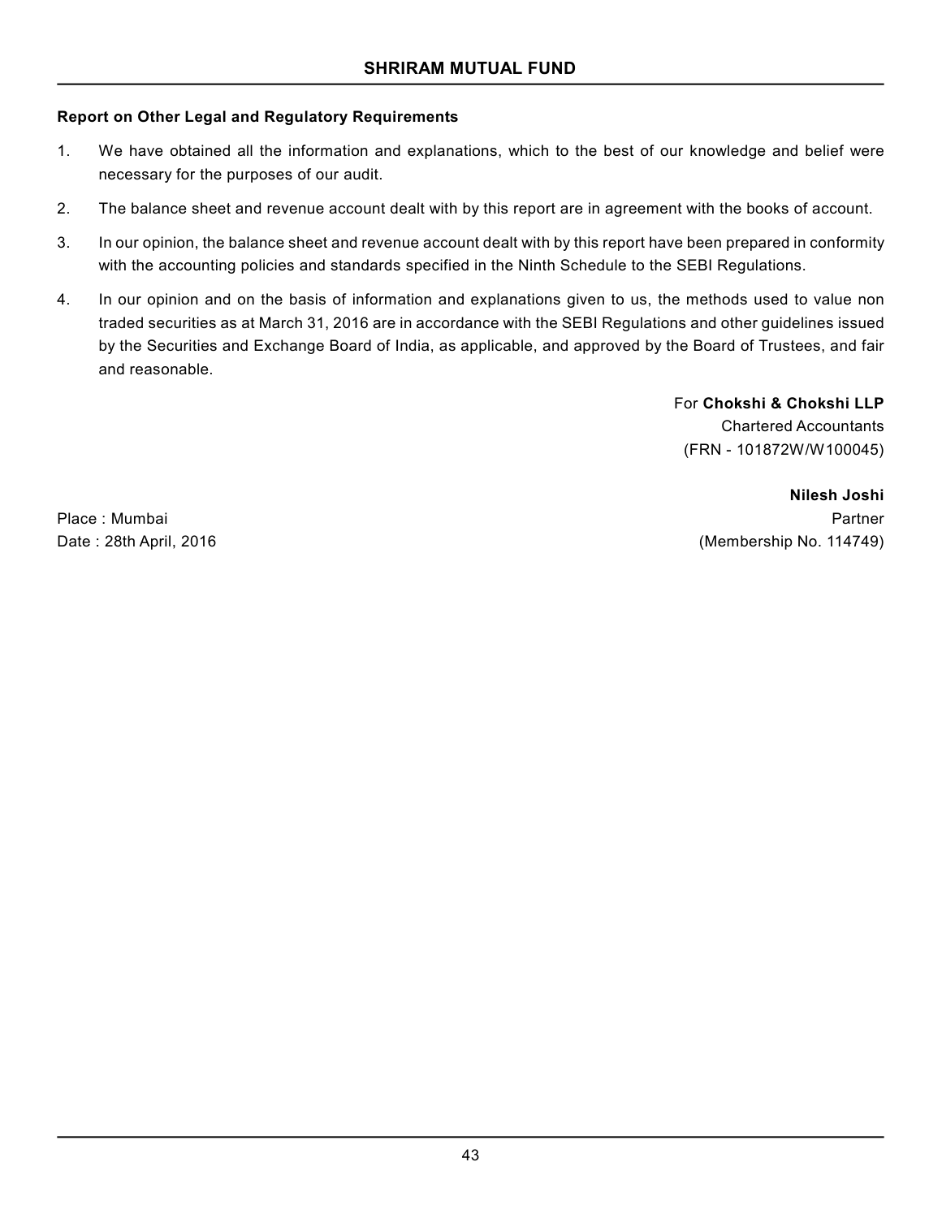### Report on Other Legal and Regulatory Requirements

1. We have obtained all the information and explanations, which to the best of our knowledge and belief were necessary for the purposes of our audit.
2. The balance sheet and revenue account dealt with by this report are in agreement with the books of account.
3. In our opinion, the balance sheet and revenue account dealt with by this report have been prepared in conformity with the accounting policies and standards specified in the Ninth Schedule to the SEBI Regulations.
4. In our opinion and on the basis of information and explanations given to us, the methods used to value non traded securities as at March 31, 2016 are in accordance with the SEBI Regulations and other guidelines issued by the Securities and Exchange Board of India, as applicable, and approved by the Board of Trustees, and fair and reasonable.

For **Chokshi & Chokshi LLP**
Chartered Accountants
(FRN - 101872W/W100045)

**Nilesh Joshi**
Partner
(Membership No. 114749)

Place : Mumbai
Date : 28th April, 2016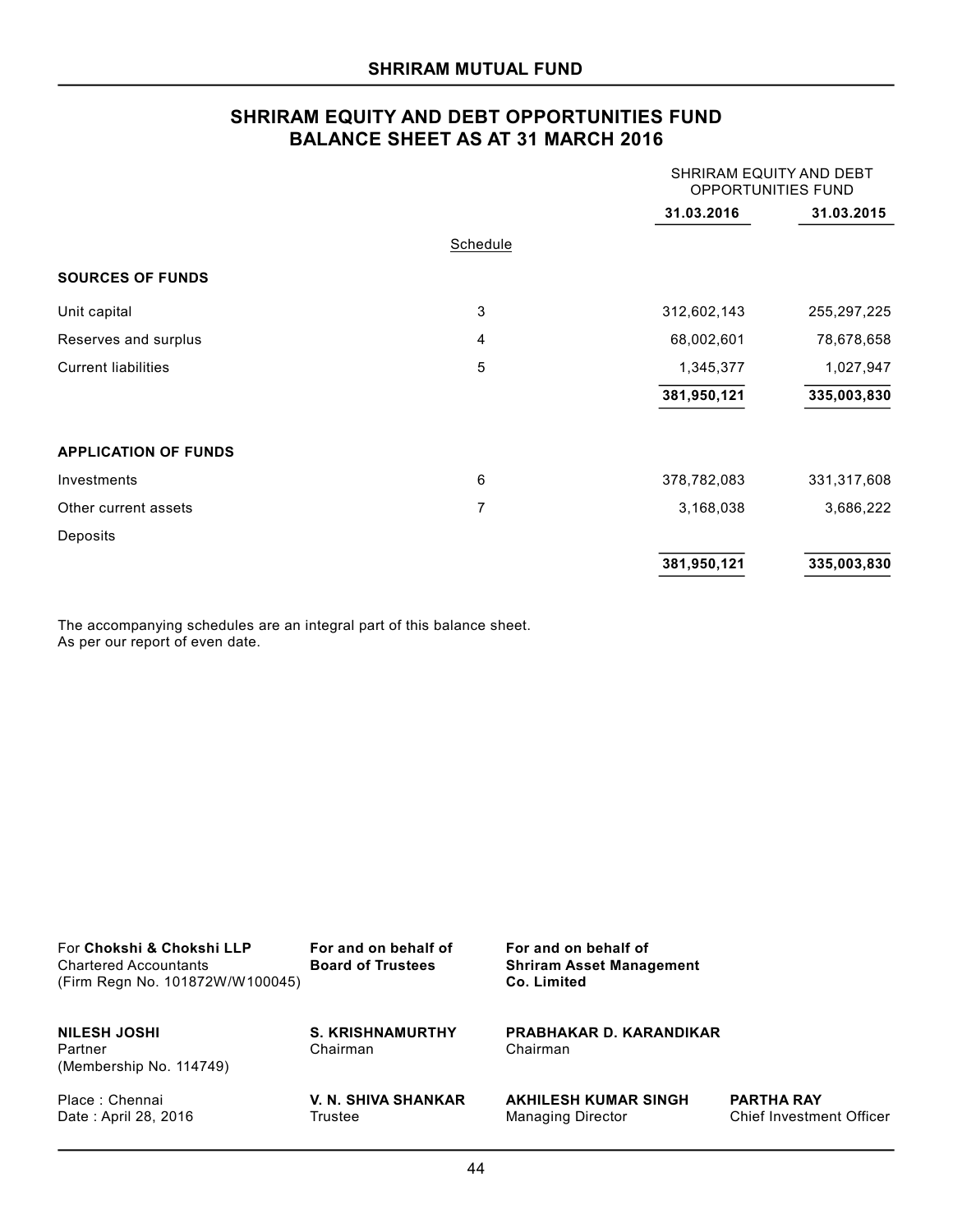## SHRIRAM MUTUAL FUND

# SHRIRAM EQUITY AND DEBT OPPORTUNITIES FUND
## BALANCE SHEET AS AT 31 MARCH 2016

| | Schedule | SHRIRAM EQUITY AND DEBT OPPORTUNITIES FUND 31.03.2016 | 31.03.2015 |
|---|---|---|---|
| **SOURCES OF FUNDS** | | | |
| Unit capital | 3 | 312,602,143 | 255,297,225 |
| Reserves and surplus | 4 | 68,002,601 | 78,678,658 |
| Current liabilities | 5 | 1,345,377 | 1,027,947 |
| | | **381,950,121** | **335,003,830** |
| **APPLICATION OF FUNDS** | | | |
| Investments | 6 | 378,782,083 | 331,317,608 |
| Other current assets | 7 | 3,168,038 | 3,686,222 |
| Deposits | | | |
| | | **381,950,121** | **335,003,830** |

The accompanying schedules are an integral part of this balance sheet.
As per our report of even date.

For **Chokshi & Chokshi LLP**
Chartered Accountants
(Firm Regn No. 101872W/W100045)

**NILESH JOSHI**
Partner
(Membership No. 114749)

Place : Chennai
Date : April 28, 2016

**For and on behalf of Board of Trustees**

**S. KRISHNAMURTHY**
Chairman

**V. N. SHIVA SHANKAR**
Trustee

**For and on behalf of Shriram Asset Management Co. Limited**

**PRABHAKAR D. KARANDIKAR**
Chairman

**AKHILESH KUMAR SINGH**
Managing Director

**PARTHA RAY**
Chief Investment Officer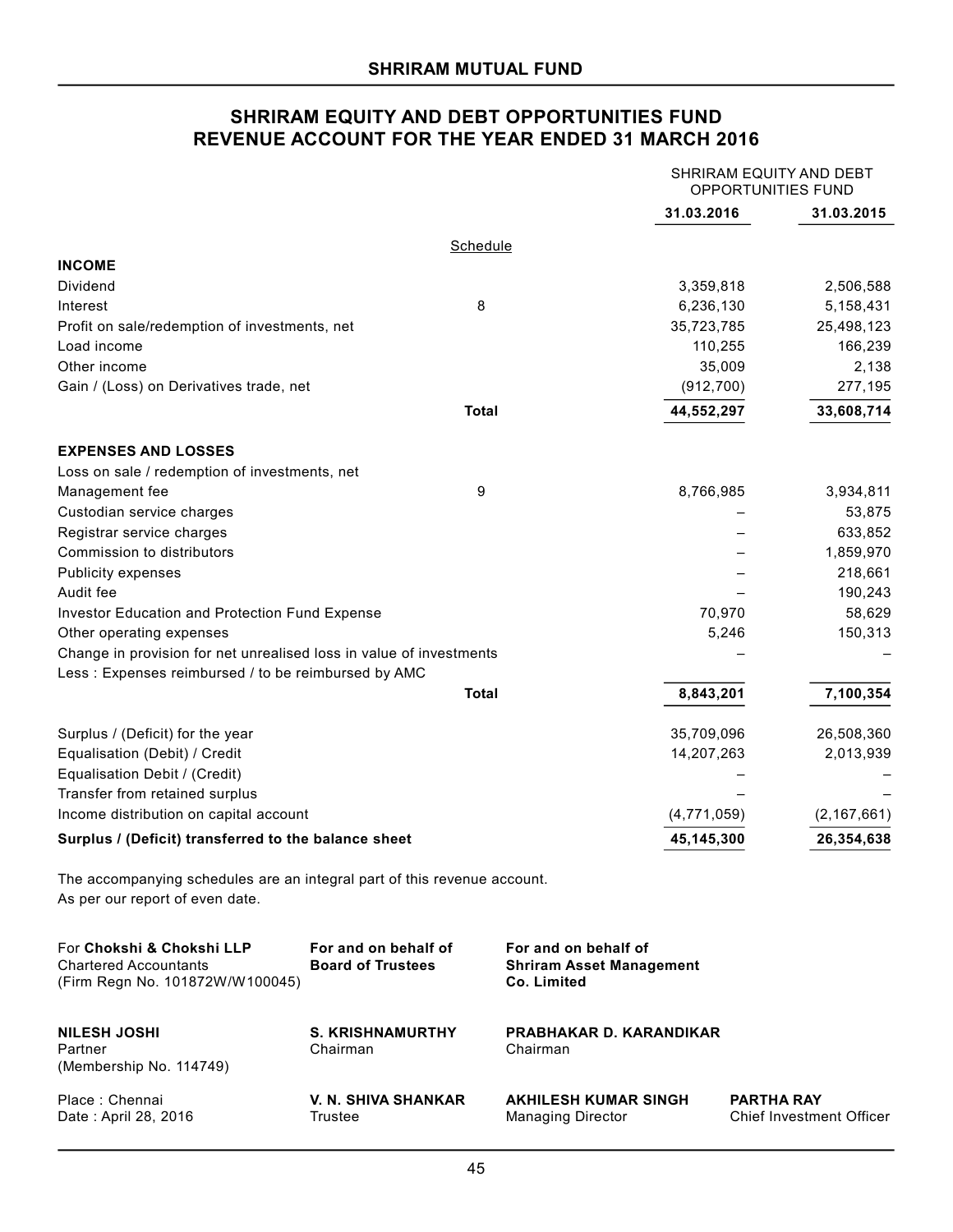## SHRIRAM MUTUAL FUND

# SHRIRAM EQUITY AND DEBT OPPORTUNITIES FUND
# REVENUE ACCOUNT FOR THE YEAR ENDED 31 MARCH 2016

| | Schedule | SHRIRAM EQUITY AND DEBT OPPORTUNITIES FUND 31.03.2016 | 31.03.2015 |
|---|---|---|---|
| **INCOME** | | | |
| Dividend | | 3,359,818 | 2,506,588 |
| Interest | 8 | 6,236,130 | 5,158,431 |
| Profit on sale/redemption of investments, net | | 35,723,785 | 25,498,123 |
| Load income | | 110,255 | 166,239 |
| Other income | | 35,009 | 2,138 |
| Gain / (Loss) on Derivatives trade, net | | (912,700) | 277,195 |
| | **Total** | **44,552,297** | **33,608,714** |
| **EXPENSES AND LOSSES** | | | |
| Loss on sale / redemption of investments, net | | | |
| Management fee | 9 | 8,766,985 | 3,934,811 |
| Custodian service charges | | – | 53,875 |
| Registrar service charges | | – | 633,852 |
| Commission to distributors | | – | 1,859,970 |
| Publicity expenses | | – | 218,661 |
| Audit fee | | – | 190,243 |
| Investor Education and Protection Fund Expense | | 70,970 | 58,629 |
| Other operating expenses | | 5,246 | 150,313 |
| Change in provision for net unrealised loss in value of investments | | – | – |
| Less : Expenses reimbursed / to be reimbursed by AMC | | | |
| | **Total** | **8,843,201** | **7,100,354** |
| Surplus / (Deficit) for the year | | 35,709,096 | 26,508,360 |
| Equalisation (Debit) / Credit | | 14,207,263 | 2,013,939 |
| Equalisation Debit / (Credit) | | – | – |
| Transfer from retained surplus | | – | – |
| Income distribution on capital account | | (4,771,059) | (2,167,661) |
| **Surplus / (Deficit) transferred to the balance sheet** | | **45,145,300** | **26,354,638** |

The accompanying schedules are an integral part of this revenue account.
As per our report of even date.

| For **Chokshi & Chokshi LLP**<br>Chartered Accountants<br>(Firm Regn No. 101872W/W100045) | **For and on behalf of Board of Trustees** | **For and on behalf of Shriram Asset Management Co. Limited** | |
|---|---|---|---|
| **NILESH JOSHI**<br>Partner<br>(Membership No. 114749) | **S. KRISHNAMURTHY**<br>Chairman | **PRABHAKAR D. KARANDIKAR**<br>Chairman | |
| Place : Chennai<br>Date : April 28, 2016 | **V. N. SHIVA SHANKAR**<br>Trustee | **AKHILESH KUMAR SINGH**<br>Managing Director | **PARTHA RAY**<br>Chief Investment Officer |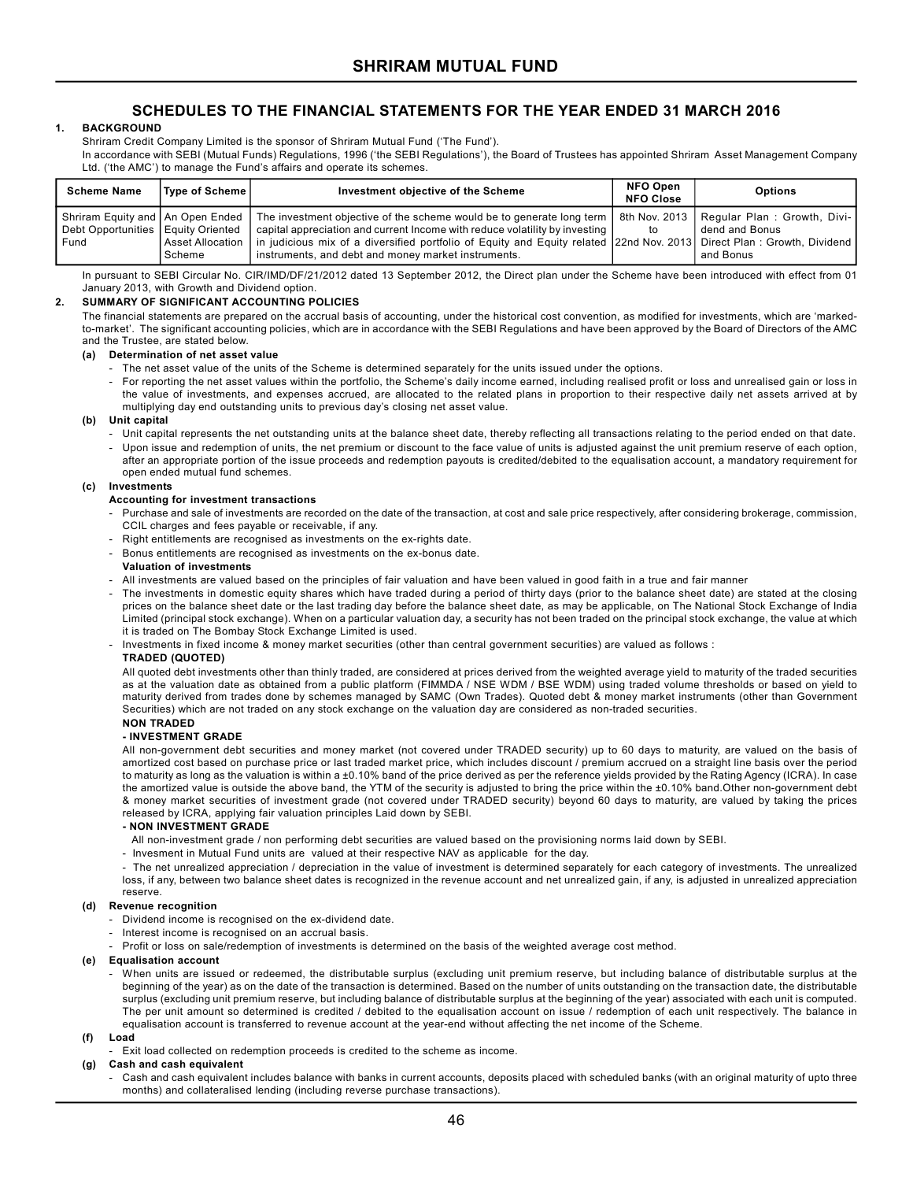# SHRIRAM MUTUAL FUND

## SCHEDULES TO THE FINANCIAL STATEMENTS FOR THE YEAR ENDED 31 MARCH 2016

**1. BACKGROUND**

Shriram Credit Company Limited is the sponsor of Shriram Mutual Fund ('The Fund').

In accordance with SEBI (Mutual Funds) Regulations, 1996 ('the SEBI Regulations'), the Board of Trustees has appointed Shriram Asset Management Company Ltd. ('the AMC') to manage the Fund's affairs and operate its schemes.

| Scheme Name | Type of Scheme | Investment objective of the Scheme | NFO Open NFO Close | Options |
|---|---|---|---|---|
| Shriram Equity and Debt Opportunities Fund | An Open Ended Equity Oriented Asset Allocation Scheme | The investment objective of the scheme would be to generate long term capital appreciation and current Income with reduce volatility by investing in judicious mix of a diversified portfolio of Equity and Equity related instruments, and debt and money market instruments. | 8th Nov. 2013 to 22nd Nov. 2013 | Regular Plan : Growth, Dividend and Bonus Direct Plan : Growth, Dividend and Bonus |

In pursuant to SEBI Circular No. CIR/IMD/DF/21/2012 dated 13 September 2012, the Direct plan under the Scheme have been introduced with effect from 01 January 2013, with Growth and Dividend option.

**2. SUMMARY OF SIGNIFICANT ACCOUNTING POLICIES**

The financial statements are prepared on the accrual basis of accounting, under the historical cost convention, as modified for investments, which are 'marked-to-market'. The significant accounting policies, which are in accordance with the SEBI Regulations and have been approved by the Board of Directors of the AMC and the Trustee, are stated below.

**(a) Determination of net asset value**

- The net asset value of the units of the Scheme is determined separately for the units issued under the options.
- For reporting the net asset values within the portfolio, the Scheme's daily income earned, including realised profit or loss and unrealised gain or loss in the value of investments, and expenses accrued, are allocated to the related plans in proportion to their respective daily net assets arrived at by multiplying day end outstanding units to previous day's closing net asset value.

**(b) Unit capital**

- Unit capital represents the net outstanding units at the balance sheet date, thereby reflecting all transactions relating to the period ended on that date.
- Upon issue and redemption of units, the net premium or discount to the face value of units is adjusted against the unit premium reserve of each option, after an appropriate portion of the issue proceeds and redemption payouts is credited/debited to the equalisation account, a mandatory requirement for open ended mutual fund schemes.

**(c) Investments**

**Accounting for investment transactions**

- Purchase and sale of investments are recorded on the date of the transaction, at cost and sale price respectively, after considering brokerage, commission, CCIL charges and fees payable or receivable, if any.
- Right entitlements are recognised as investments on the ex-rights date.
- Bonus entitlements are recognised as investments on the ex-bonus date.

**Valuation of investments**

- All investments are valued based on the principles of fair valuation and have been valued in good faith in a true and fair manner
- The investments in domestic equity shares which have traded during a period of thirty days (prior to the balance sheet date) are stated at the closing prices on the balance sheet date or the last trading day before the balance sheet date, as may be applicable, on The National Stock Exchange of India Limited (principal stock exchange). When on a particular valuation day, a security has not been traded on the principal stock exchange, the value at which it is traded on The Bombay Stock Exchange Limited is used.
- Investments in fixed income & money market securities (other than central government securities) are valued as follows :

**TRADED (QUOTED)**

All quoted debt investments other than thinly traded, are considered at prices derived from the weighted average yield to maturity of the traded securities as at the valuation date as obtained from a public platform (FIMMDA / NSE WDM / BSE WDM) using traded volume thresholds or based on yield to maturity derived from trades done by schemes managed by SAMC (Own Trades). Quoted debt & money market instruments (other than Government Securities) which are not traded on any stock exchange on the valuation day are considered as non-traded securities.

**NON TRADED**

**- INVESTMENT GRADE**

All non-government debt securities and money market (not covered under TRADED security) up to 60 days to maturity, are valued on the basis of amortized cost based on purchase price or last traded market price, which includes discount / premium accrued on a straight line basis over the period to maturity as long as the valuation is within a ±0.10% band of the price derived as per the reference yields provided by the Rating Agency (ICRA). In case the amortized value is outside the above band, the YTM of the security is adjusted to bring the price within the ±0.10% band.Other non-government debt & money market securities of investment grade (not covered under TRADED security) beyond 60 days to maturity, are valued by taking the prices released by ICRA, applying fair valuation principles Laid down by SEBI.

**- NON INVESTMENT GRADE**

All non-investment grade / non performing debt securities are valued based on the provisioning norms laid down by SEBI.

- Invesment in Mutual Fund units are valued at their respective NAV as applicable for the day.
- The net unrealized appreciation / depreciation in the value of investment is determined separately for each category of investments. The unrealized loss, if any, between two balance sheet dates is recognized in the revenue account and net unrealized gain, if any, is adjusted in unrealized appreciation reserve.

**(d) Revenue recognition**

- Dividend income is recognised on the ex-dividend date.
- Interest income is recognised on an accrual basis.
- Profit or loss on sale/redemption of investments is determined on the basis of the weighted average cost method.

**(e) Equalisation account**

- When units are issued or redeemed, the distributable surplus (excluding unit premium reserve, but including balance of distributable surplus at the beginning of the year) as on the date of the transaction is determined. Based on the number of units outstanding on the transaction date, the distributable surplus (excluding unit premium reserve, but including balance of distributable surplus at the beginning of the year) associated with each unit is computed. The per unit amount so determined is credited / debited to the equalisation account on issue / redemption of each unit respectively. The balance in equalisation account is transferred to revenue account at the year-end without affecting the net income of the Scheme.

**(f) Load**

- Exit load collected on redemption proceeds is credited to the scheme as income.

**(g) Cash and cash equivalent**

- Cash and cash equivalent includes balance with banks in current accounts, deposits placed with scheduled banks (with an original maturity of upto three months) and collateralised lending (including reverse purchase transactions).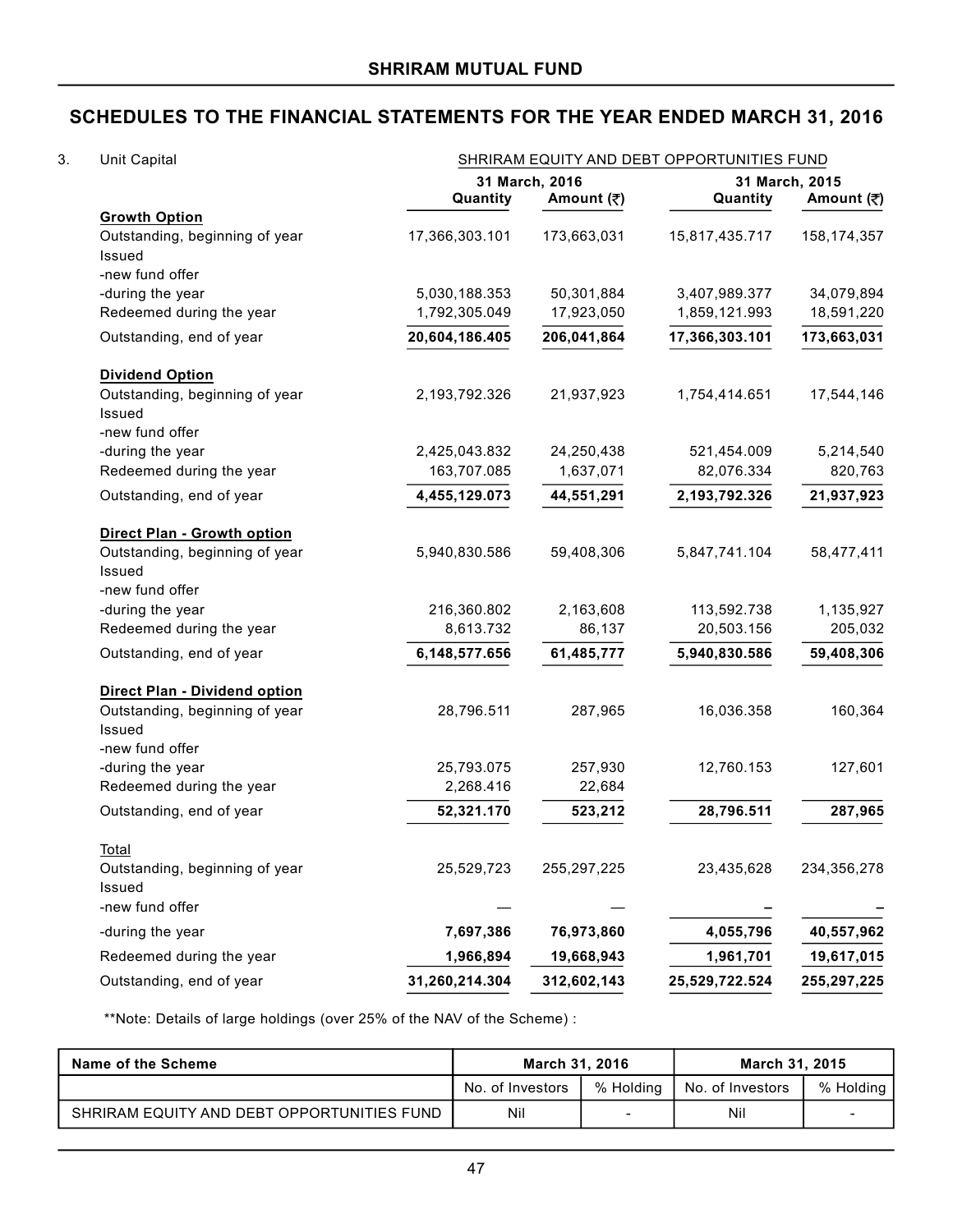## SCHEDULES TO THE FINANCIAL STATEMENTS FOR THE YEAR ENDED MARCH 31, 2016

3. Unit Capital

| | SHRIRAM EQUITY AND DEBT OPPORTUNITIES FUND | | | |
|---|---|---|---|---|
| | 31 March, 2016 | | 31 March, 2015 | |
| | Quantity | Amount (₹) | Quantity | Amount (₹) |
| **Growth Option** | | | | |
| Outstanding, beginning of year | 17,366,303.101 | 173,663,031 | 15,817,435.717 | 158,174,357 |
| Issued | | | | |
| -new fund offer | | | | |
| -during the year | 5,030,188.353 | 50,301,884 | 3,407,989.377 | 34,079,894 |
| Redeemed during the year | 1,792,305.049 | 17,923,050 | 1,859,121.993 | 18,591,220 |
| Outstanding, end of year | **20,604,186.405** | **206,041,864** | **17,366,303.101** | **173,663,031** |
| **Dividend Option** | | | | |
| Outstanding, beginning of year | 2,193,792.326 | 21,937,923 | 1,754,414.651 | 17,544,146 |
| Issued | | | | |
| -new fund offer | | | | |
| -during the year | 2,425,043.832 | 24,250,438 | 521,454.009 | 5,214,540 |
| Redeemed during the year | 163,707.085 | 1,637,071 | 82,076.334 | 820,763 |
| Outstanding, end of year | **4,455,129.073** | **44,551,291** | **2,193,792.326** | **21,937,923** |
| **Direct Plan - Growth option** | | | | |
| Outstanding, beginning of year | 5,940,830.586 | 59,408,306 | 5,847,741.104 | 58,477,411 |
| Issued | | | | |
| -new fund offer | | | | |
| -during the year | 216,360.802 | 2,163,608 | 113,592.738 | 1,135,927 |
| Redeemed during the year | 8,613.732 | 86,137 | 20,503.156 | 205,032 |
| Outstanding, end of year | **6,148,577.656** | **61,485,777** | **5,940,830.586** | **59,408,306** |
| **Direct Plan - Dividend option** | | | | |
| Outstanding, beginning of year | 28,796.511 | 287,965 | 16,036.358 | 160,364 |
| Issued | | | | |
| -new fund offer | | | | |
| -during the year | 25,793.075 | 257,930 | 12,760.153 | 127,601 |
| Redeemed during the year | 2,268.416 | 22,684 | | |
| Outstanding, end of year | **52,321.170** | **523,212** | **28,796.511** | **287,965** |
| Total | | | | |
| Outstanding, beginning of year | 25,529,723 | 255,297,225 | 23,435,628 | 234,356,278 |
| Issued | | | | |
| -new fund offer | — | — | – | – |
| -during the year | **7,697,386** | **76,973,860** | **4,055,796** | **40,557,962** |
| Redeemed during the year | **1,966,894** | **19,668,943** | **1,961,701** | **19,617,015** |
| Outstanding, end of year | **31,260,214.304** | **312,602,143** | **25,529,722.524** | **255,297,225** |

**Note: Details of large holdings (over 25% of the NAV of the Scheme) :

| Name of the Scheme | March 31, 2016 | | March 31, 2015 | |
|---|---|---|---|---|
| | No. of Investors | % Holding | No. of Investors | % Holding |
| SHRIRAM EQUITY AND DEBT OPPORTUNITIES FUND | Nil | - | Nil | - |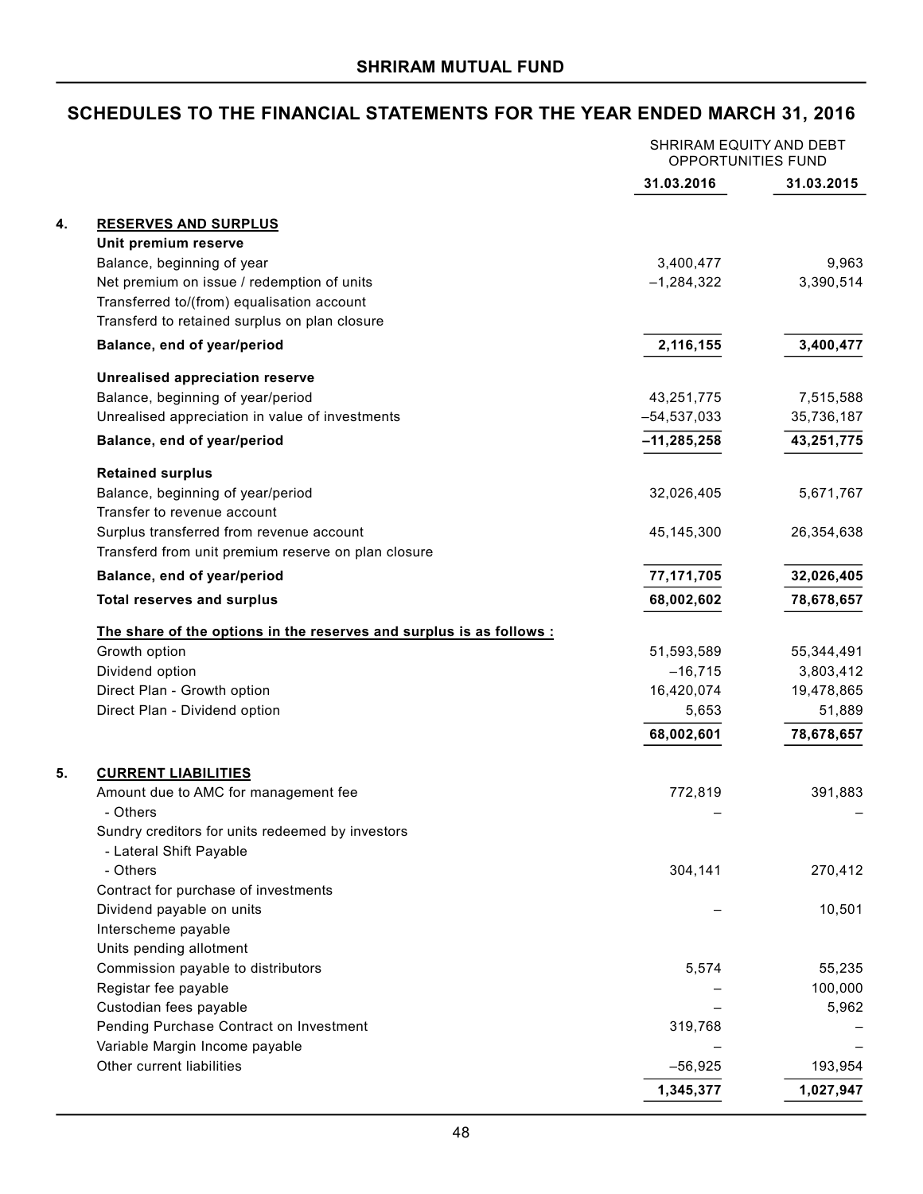# SHRIRAM MUTUAL FUND

## SCHEDULES TO THE FINANCIAL STATEMENTS FOR THE YEAR ENDED MARCH 31, 2016

| | | SHRIRAM EQUITY AND DEBT OPPORTUNITIES FUND | |
|---|---|---|---|
| | | **31.03.2016** | **31.03.2015** |
| **4.** | **RESERVES AND SURPLUS** | | |
| | **Unit premium reserve** | | |
| | Balance, beginning of year | 3,400,477 | 9,963 |
| | Net premium on issue / redemption of units | –1,284,322 | 3,390,514 |
| | Transferred to/(from) equalisation account | | |
| | Transferd to retained surplus on plan closure | | |
| | **Balance, end of year/period** | **2,116,155** | **3,400,477** |
| | **Unrealised appreciation reserve** | | |
| | Balance, beginning of year/period | 43,251,775 | 7,515,588 |
| | Unrealised appreciation in value of investments | –54,537,033 | 35,736,187 |
| | **Balance, end of year/period** | **–11,285,258** | **43,251,775** |
| | **Retained surplus** | | |
| | Balance, beginning of year/period | 32,026,405 | 5,671,767 |
| | Transfer to revenue account | | |
| | Surplus transferred from revenue account | 45,145,300 | 26,354,638 |
| | Transferd from unit premium reserve on plan closure | | |
| | **Balance, end of year/period** | **77,171,705** | **32,026,405** |
| | **Total reserves and surplus** | **68,002,602** | **78,678,657** |
| | **The share of the options in the reserves and surplus is as follows :** | | |
| | Growth option | 51,593,589 | 55,344,491 |
| | Dividend option | –16,715 | 3,803,412 |
| | Direct Plan - Growth option | 16,420,074 | 19,478,865 |
| | Direct Plan - Dividend option | 5,653 | 51,889 |
| | | **68,002,601** | **78,678,657** |
| **5.** | **CURRENT LIABILITIES** | | |
| | Amount due to AMC for management fee | 772,819 | 391,883 |
| | - Others | – | – |
| | Sundry creditors for units redeemed by investors | | |
| | - Lateral Shift Payable | | |
| | - Others | 304,141 | 270,412 |
| | Contract for purchase of investments | | |
| | Dividend payable on units | – | 10,501 |
| | Interscheme payable | | |
| | Units pending allotment | | |
| | Commission payable to distributors | 5,574 | 55,235 |
| | Registar fee payable | – | 100,000 |
| | Custodian fees payable | – | 5,962 |
| | Pending Purchase Contract on Investment | 319,768 | – |
| | Variable Margin Income payable | – | – |
| | Other current liabilities | –56,925 | 193,954 |
| | | **1,345,377** | **1,027,947** |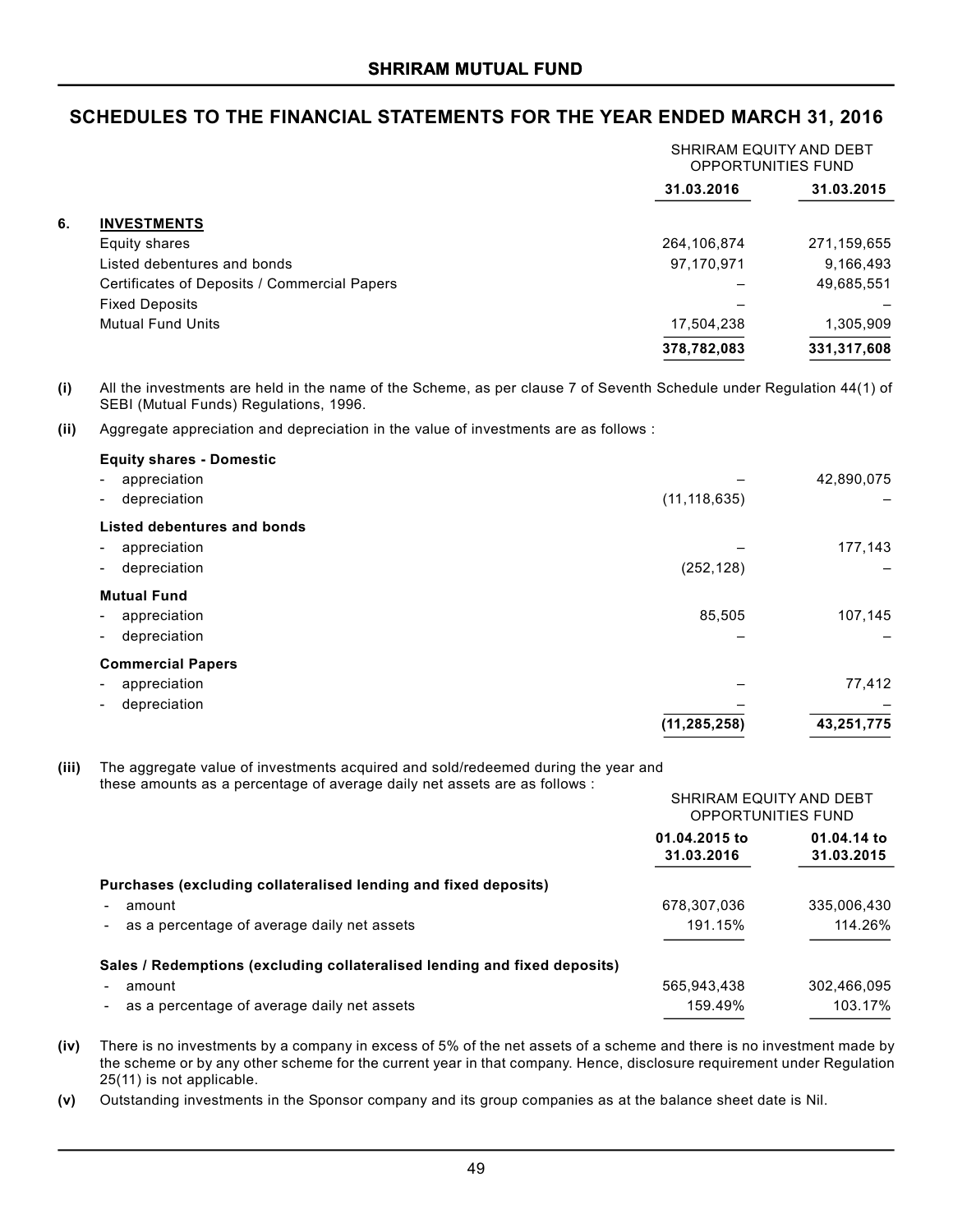## SCHEDULES TO THE FINANCIAL STATEMENTS FOR THE YEAR ENDED MARCH 31, 2016

| | | SHRIRAM EQUITY AND DEBT OPPORTUNITIES FUND | |
|---|---|---|---|
| | | **31.03.2016** | **31.03.2015** |
| **6.** | **INVESTMENTS** | | |
| | Equity shares | 264,106,874 | 271,159,655 |
| | Listed debentures and bonds | 97,170,971 | 9,166,493 |
| | Certificates of Deposits / Commercial Papers | – | 49,685,551 |
| | Fixed Deposits | – | – |
| | Mutual Fund Units | 17,504,238 | 1,305,909 |
| | | **378,782,083** | **331,317,608** |

**(i)** All the investments are held in the name of the Scheme, as per clause 7 of Seventh Schedule under Regulation 44(1) of SEBI (Mutual Funds) Regulations, 1996.

**(ii)** Aggregate appreciation and depreciation in the value of investments are as follows :

| | 31.03.2016 | 31.03.2015 |
|---|---|---|
| **Equity shares - Domestic** | | |
| - appreciation | – | 42,890,075 |
| - depreciation | (11,118,635) | – |
| **Listed debentures and bonds** | | |
| - appreciation | – | 177,143 |
| - depreciation | (252,128) | – |
| **Mutual Fund** | | |
| - appreciation | 85,505 | 107,145 |
| - depreciation | – | – |
| **Commercial Papers** | | |
| - appreciation | – | 77,412 |
| - depreciation | – | – |
| | **(11,285,258)** | **43,251,775** |

**(iii)** The aggregate value of investments acquired and sold/redeemed during the year and these amounts as a percentage of average daily net assets are as follows :

| | SHRIRAM EQUITY AND DEBT OPPORTUNITIES FUND | |
|---|---|---|
| | **01.04.2015 to 31.03.2016** | **01.04.14 to 31.03.2015** |
| **Purchases (excluding collateralised lending and fixed deposits)** | | |
| - amount | 678,307,036 | 335,006,430 |
| - as a percentage of average daily net assets | 191.15% | 114.26% |
| **Sales / Redemptions (excluding collateralised lending and fixed deposits)** | | |
| - amount | 565,943,438 | 302,466,095 |
| - as a percentage of average daily net assets | 159.49% | 103.17% |

**(iv)** There is no investments by a company in excess of 5% of the net assets of a scheme and there is no investment made by the scheme or by any other scheme for the current year in that company. Hence, disclosure requirement under Regulation 25(11) is not applicable.

**(v)** Outstanding investments in the Sponsor company and its group companies as at the balance sheet date is Nil.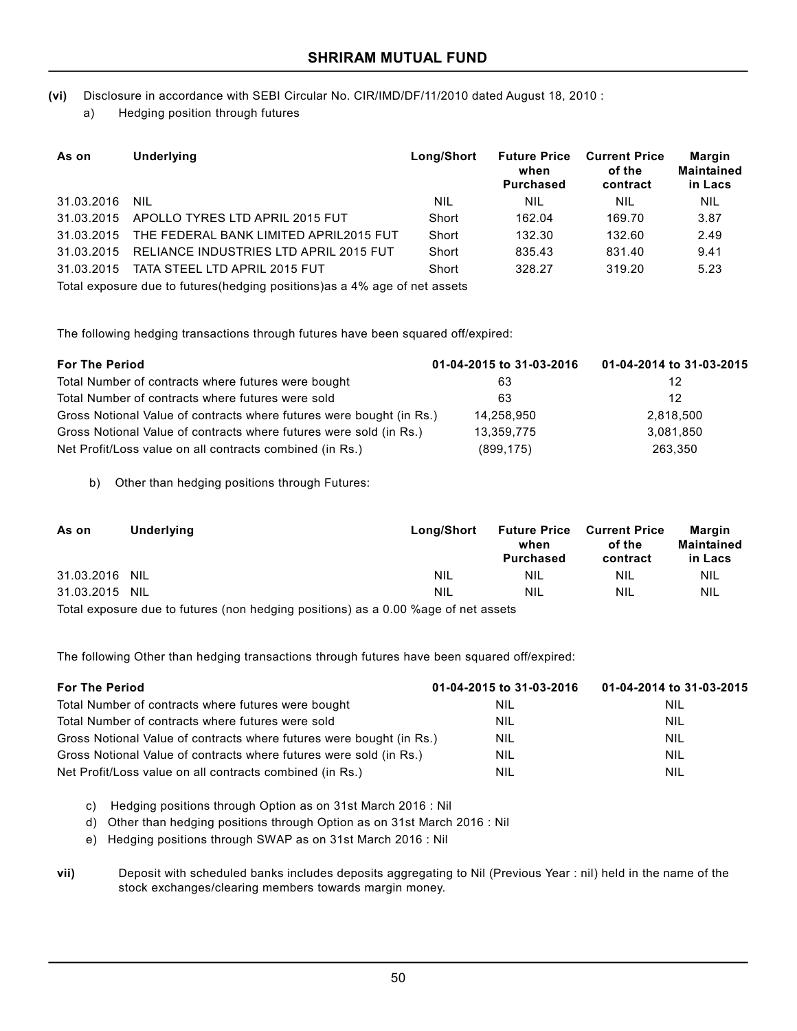**(vi)** Disclosure in accordance with SEBI Circular No. CIR/IMD/DF/11/2010 dated August 18, 2010 :

a) Hedging position through futures

| As on | Underlying | Long/Short | Future Price when Purchased | Current Price of the contract | Margin Maintained in Lacs |
|---|---|---|---|---|---|
| 31.03.2016 | NIL | NIL | NIL | NIL | NIL |
| 31.03.2015 | APOLLO TYRES LTD APRIL 2015 FUT | Short | 162.04 | 169.70 | 3.87 |
| 31.03.2015 | THE FEDERAL BANK LIMITED APRIL2015 FUT | Short | 132.30 | 132.60 | 2.49 |
| 31.03.2015 | RELIANCE INDUSTRIES LTD APRIL 2015 FUT | Short | 835.43 | 831.40 | 9.41 |
| 31.03.2015 | TATA STEEL LTD APRIL 2015 FUT | Short | 328.27 | 319.20 | 5.23 |

Total exposure due to futures(hedging positions)as a 4% age of net assets

The following hedging transactions through futures have been squared off/expired:

| For The Period | 01-04-2015 to 31-03-2016 | 01-04-2014 to 31-03-2015 |
|---|---|---|
| Total Number of contracts where futures were bought | 63 | 12 |
| Total Number of contracts where futures were sold | 63 | 12 |
| Gross Notional Value of contracts where futures were bought (in Rs.) | 14,258,950 | 2,818,500 |
| Gross Notional Value of contracts where futures were sold (in Rs.) | 13,359,775 | 3,081,850 |
| Net Profit/Loss value on all contracts combined (in Rs.) | (899,175) | 263,350 |

b) Other than hedging positions through Futures:

| As on | Underlying | Long/Short | Future Price when Purchased | Current Price of the contract | Margin Maintained in Lacs |
|---|---|---|---|---|---|
| 31.03.2016 | NIL | NIL | NIL | NIL | NIL |
| 31.03.2015 | NIL | NIL | NIL | NIL | NIL |

Total exposure due to futures (non hedging positions) as a 0.00 %age of net assets

The following Other than hedging transactions through futures have been squared off/expired:

| For The Period | 01-04-2015 to 31-03-2016 | 01-04-2014 to 31-03-2015 |
|---|---|---|
| Total Number of contracts where futures were bought | NIL | NIL |
| Total Number of contracts where futures were sold | NIL | NIL |
| Gross Notional Value of contracts where futures were bought (in Rs.) | NIL | NIL |
| Gross Notional Value of contracts where futures were sold (in Rs.) | NIL | NIL |
| Net Profit/Loss value on all contracts combined (in Rs.) | NIL | NIL |

c) Hedging positions through Option as on 31st March 2016 : Nil

d) Other than hedging positions through Option as on 31st March 2016 : Nil

e) Hedging positions through SWAP as on 31st March 2016 : Nil

**vii)** Deposit with scheduled banks includes deposits aggregating to Nil (Previous Year : nil) held in the name of the stock exchanges/clearing members towards margin money.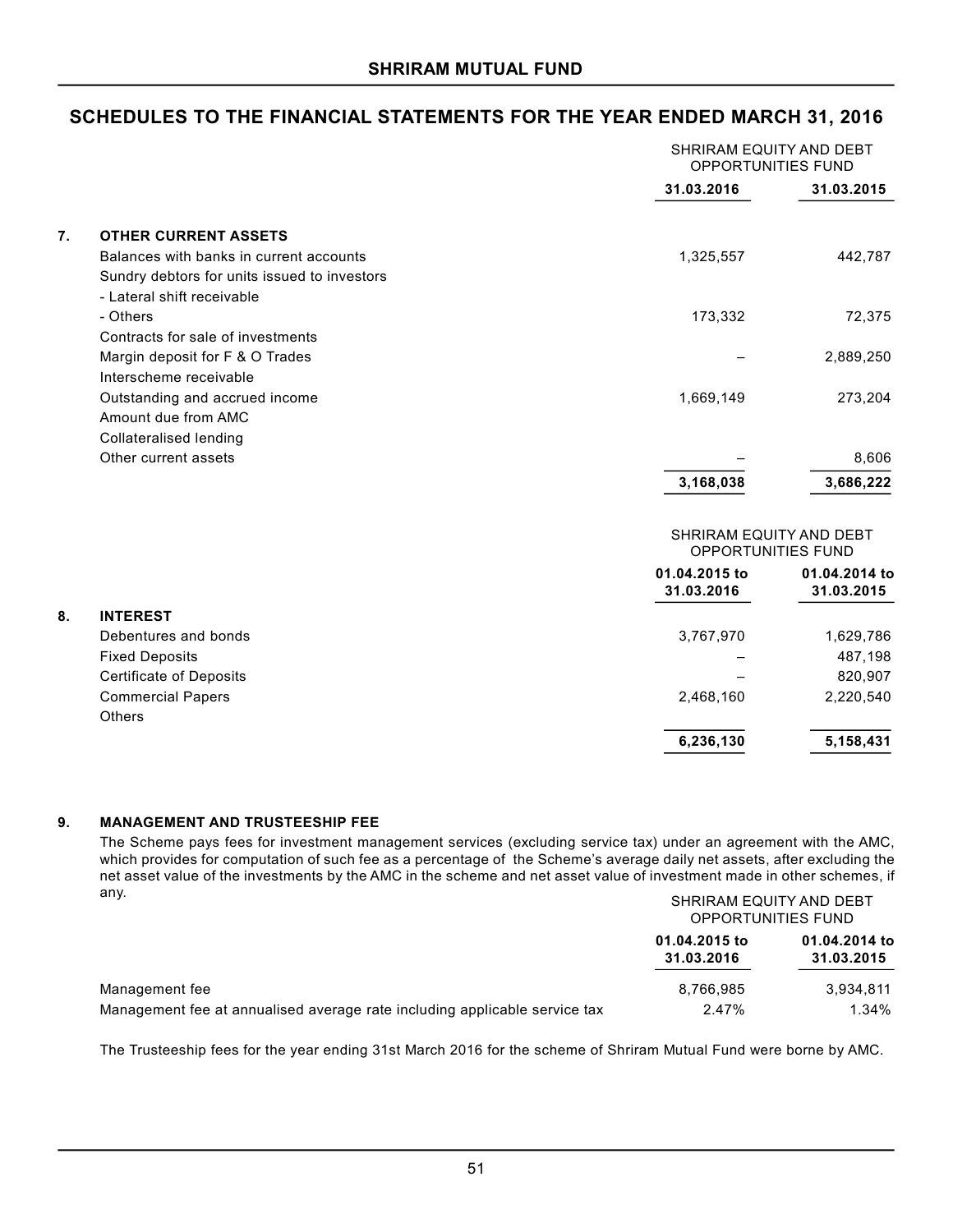# SHRIRAM MUTUAL FUND

## SCHEDULES TO THE FINANCIAL STATEMENTS FOR THE YEAR ENDED MARCH 31, 2016

| | | SHRIRAM EQUITY AND DEBT OPPORTUNITIES FUND | |
|---|---|---|---|
| | | 31.03.2016 | 31.03.2015 |
| 7. | **OTHER CURRENT ASSETS** | | |
| | Balances with banks in current accounts | 1,325,557 | 442,787 |
| | Sundry debtors for units issued to investors | | |
| | - Lateral shift receivable | | |
| | - Others | 173,332 | 72,375 |
| | Contracts for sale of investments | | |
| | Margin deposit for F & O Trades | – | 2,889,250 |
| | Interscheme receivable | | |
| | Outstanding and accrued income | 1,669,149 | 273,204 |
| | Amount due from AMC | | |
| | Collateralised lending | | |
| | Other current assets | – | 8,606 |
| | | **3,168,038** | **3,686,222** |

| | | SHRIRAM EQUITY AND DEBT OPPORTUNITIES FUND | |
|---|---|---|---|
| | | 01.04.2015 to 31.03.2016 | 01.04.2014 to 31.03.2015 |
| 8. | **INTEREST** | | |
| | Debentures and bonds | 3,767,970 | 1,629,786 |
| | Fixed Deposits | – | 487,198 |
| | Certificate of Deposits | – | 820,907 |
| | Commercial Papers | 2,468,160 | 2,220,540 |
| | Others | | |
| | | **6,236,130** | **5,158,431** |

### 9. MANAGEMENT AND TRUSTEESHIP FEE

The Scheme pays fees for investment management services (excluding service tax) under an agreement with the AMC, which provides for computation of such fee as a percentage of the Scheme's average daily net assets, after excluding the net asset value of the investments by the AMC in the scheme and net asset value of investment made in other schemes, if any.

| | SHRIRAM EQUITY AND DEBT OPPORTUNITIES FUND | |
|---|---|---|
| | 01.04.2015 to 31.03.2016 | 01.04.2014 to 31.03.2015 |
| Management fee | 8,766,985 | 3,934,811 |
| Management fee at annualised average rate including applicable service tax | 2.47% | 1.34% |

The Trusteeship fees for the year ending 31st March 2016 for the scheme of Shriram Mutual Fund were borne by AMC.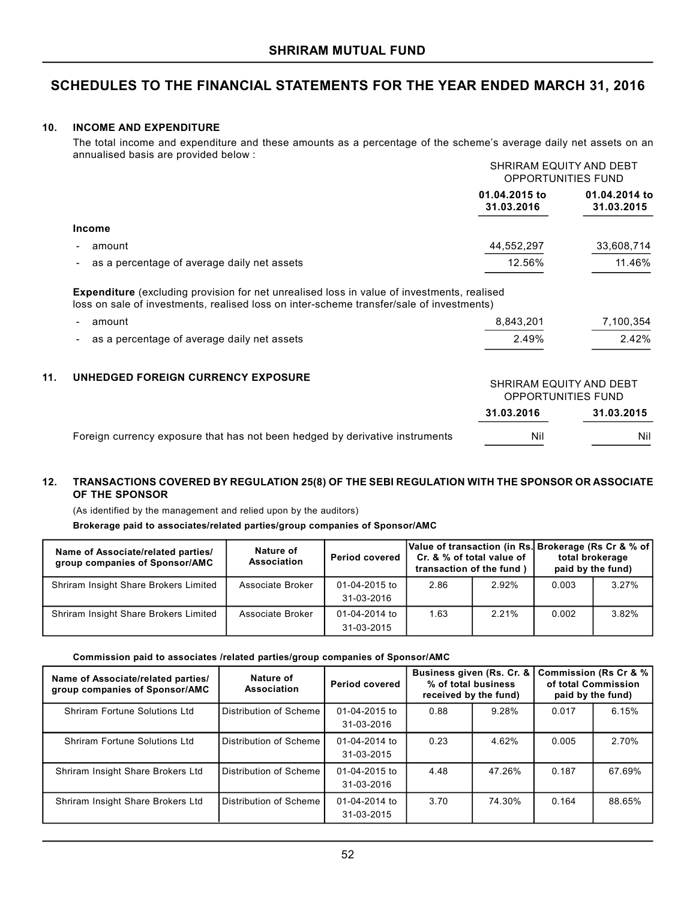## SHRIRAM MUTUAL FUND

# SCHEDULES TO THE FINANCIAL STATEMENTS FOR THE YEAR ENDED MARCH 31, 2016

### 10. INCOME AND EXPENDITURE

The total income and expenditure and these amounts as a percentage of the scheme's average daily net assets on an annualised basis are provided below :

| | SHRIRAM EQUITY AND DEBT OPPORTUNITIES FUND | |
|---|---|---|
| | **01.04.2015 to 31.03.2016** | **01.04.2014 to 31.03.2015** |
| **Income** | | |
| - amount | 44,552,297 | 33,608,714 |
| - as a percentage of average daily net assets | 12.56% | 11.46% |
| **Expenditure** (excluding provision for net unrealised loss in value of investments, realised loss on sale of investments, realised loss on inter-scheme transfer/sale of investments) | | |
| - amount | 8,843,201 | 7,100,354 |
| - as a percentage of average daily net assets | 2.49% | 2.42% |

### 11. UNHEDGED FOREIGN CURRENCY EXPOSURE

| | SHRIRAM EQUITY AND DEBT OPPORTUNITIES FUND | |
|---|---|---|
| | **31.03.2016** | **31.03.2015** |
| Foreign currency exposure that has not been hedged by derivative instruments | Nil | Nil |

### 12. TRANSACTIONS COVERED BY REGULATION 25(8) OF THE SEBI REGULATION WITH THE SPONSOR OR ASSOCIATE OF THE SPONSOR

(As identified by the management and relied upon by the auditors)

**Brokerage paid to associates/related parties/group companies of Sponsor/AMC**

| Name of Associate/related parties/ group companies of Sponsor/AMC | Nature of Association | Period covered | Value of transaction (in Rs. Cr. & % of total value of transaction of the fund ) | | Brokerage (Rs Cr & % of total brokerage paid by the fund) | |
|---|---|---|---|---|---|---|
| Shriram Insight Share Brokers Limited | Associate Broker | 01-04-2015 to 31-03-2016 | 2.86 | 2.92% | 0.003 | 3.27% |
| Shriram Insight Share Brokers Limited | Associate Broker | 01-04-2014 to 31-03-2015 | 1.63 | 2.21% | 0.002 | 3.82% |

**Commission paid to associates /related parties/group companies of Sponsor/AMC**

| Name of Associate/related parties/ group companies of Sponsor/AMC | Nature of Association | Period covered | Business given (Rs. Cr. & % of total business received by the fund) | | Commission (Rs Cr & % of total Commission paid by the fund) | |
|---|---|---|---|---|---|---|
| Shriram Fortune Solutions Ltd | Distribution of Scheme | 01-04-2015 to 31-03-2016 | 0.88 | 9.28% | 0.017 | 6.15% |
| Shriram Fortune Solutions Ltd | Distribution of Scheme | 01-04-2014 to 31-03-2015 | 0.23 | 4.62% | 0.005 | 2.70% |
| Shriram Insight Share Brokers Ltd | Distribution of Scheme | 01-04-2015 to 31-03-2016 | 4.48 | 47.26% | 0.187 | 67.69% |
| Shriram Insight Share Brokers Ltd | Distribution of Scheme | 01-04-2014 to 31-03-2015 | 3.70 | 74.30% | 0.164 | 88.65% |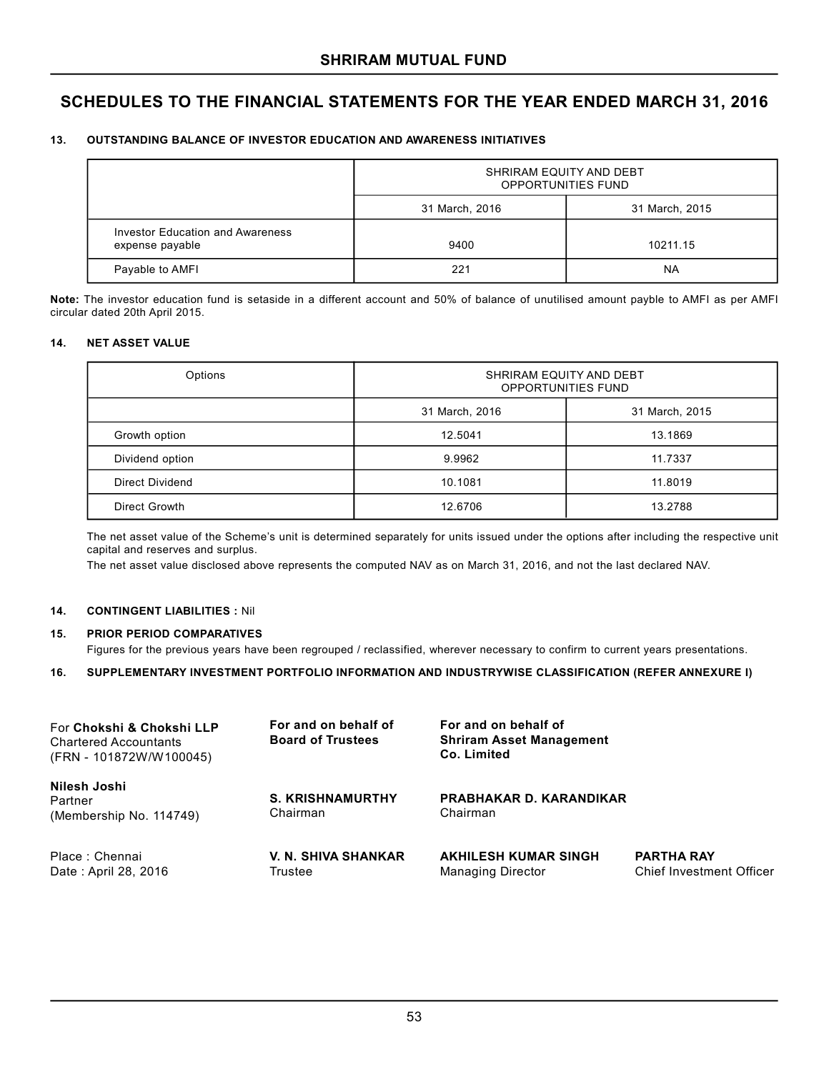## SHRIRAM MUTUAL FUND

# SCHEDULES TO THE FINANCIAL STATEMENTS FOR THE YEAR ENDED MARCH 31, 2016

### 13. OUTSTANDING BALANCE OF INVESTOR EDUCATION AND AWARENESS INITIATIVES

| | SHRIRAM EQUITY AND DEBT OPPORTUNITIES FUND | |
|---|---|---|
| | 31 March, 2016 | 31 March, 2015 |
| Investor Education and Awareness expense payable | 9400 | 10211.15 |
| Payable to AMFI | 221 | NA |

**Note:** The investor education fund is setaside in a different account and 50% of balance of unutilised amount payble to AMFI as per AMFI circular dated 20th April 2015.

### 14. NET ASSET VALUE

| Options | SHRIRAM EQUITY AND DEBT OPPORTUNITIES FUND | |
|---|---|---|
| | 31 March, 2016 | 31 March, 2015 |
| Growth option | 12.5041 | 13.1869 |
| Dividend option | 9.9962 | 11.7337 |
| Direct Dividend | 10.1081 | 11.8019 |
| Direct Growth | 12.6706 | 13.2788 |

The net asset value of the Scheme's unit is determined separately for units issued under the options after including the respective unit capital and reserves and surplus.

The net asset value disclosed above represents the computed NAV as on March 31, 2016, and not the last declared NAV.

### 14. CONTINGENT LIABILITIES : Nil

### 15. PRIOR PERIOD COMPARATIVES

Figures for the previous years have been regrouped / reclassified, wherever necessary to confirm to current years presentations.

### 16. SUPPLEMENTARY INVESTMENT PORTFOLIO INFORMATION AND INDUSTRYWISE CLASSIFICATION (REFER ANNEXURE I)

For **Chokshi & Chokshi LLP**
Chartered Accountants
(FRN - 101872W/W100045)

**Nilesh Joshi**
Partner
(Membership No. 114749)

Place : Chennai
Date : April 28, 2016

**For and on behalf of Board of Trustees**

**S. KRISHNAMURTHY**
Chairman

**V. N. SHIVA SHANKAR**
Trustee

**For and on behalf of Shriram Asset Management Co. Limited**

**PRABHAKAR D. KARANDIKAR**
Chairman

**AKHILESH KUMAR SINGH**
Managing Director

**PARTHA RAY**
Chief Investment Officer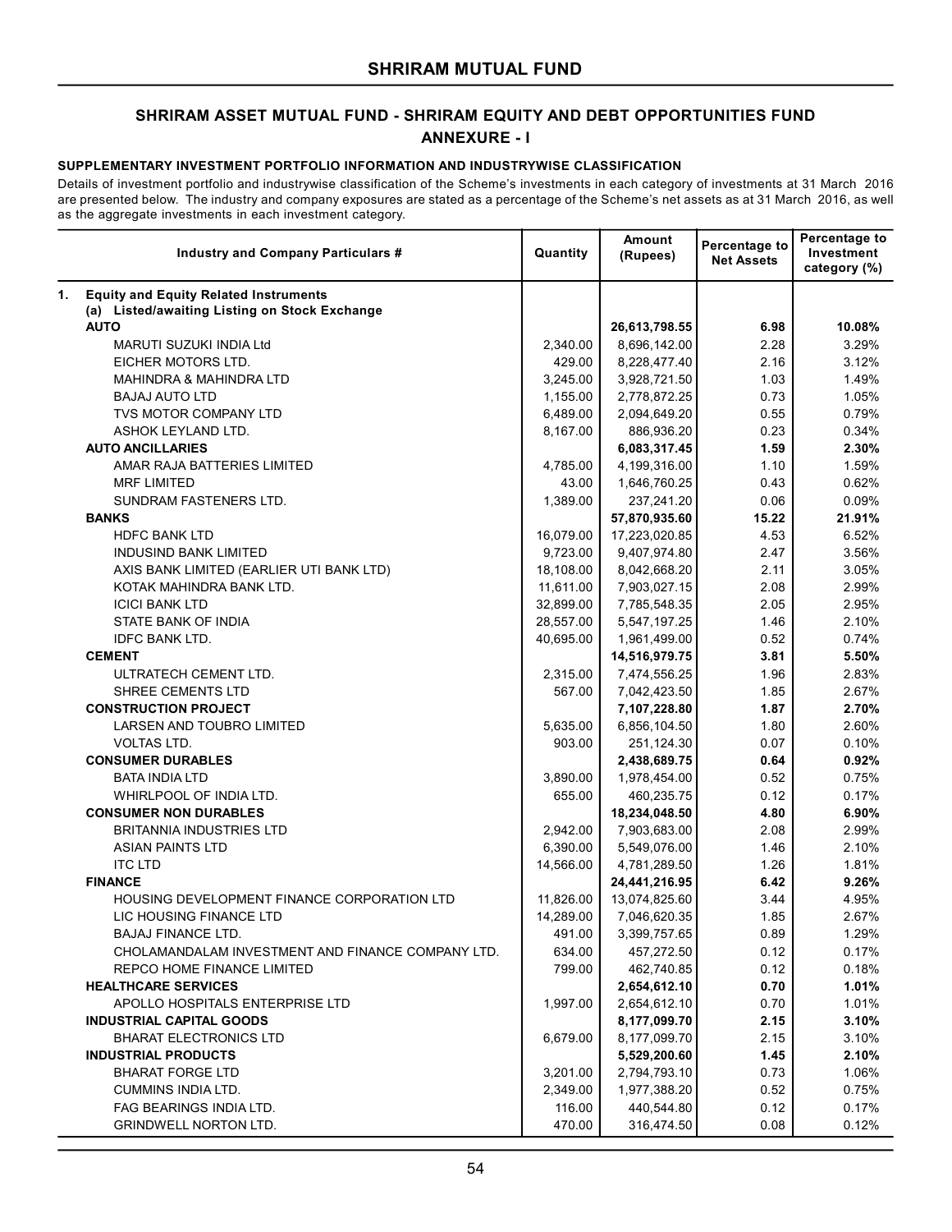## SHRIRAM MUTUAL FUND

### SHRIRAM ASSET MUTUAL FUND - SHRIRAM EQUITY AND DEBT OPPORTUNITIES FUND
### ANNEXURE - I

**SUPPLEMENTARY INVESTMENT PORTFOLIO INFORMATION AND INDUSTRYWISE CLASSIFICATION**

Details of investment portfolio and industrywise classification of the Scheme's investments in each category of investments at 31 March 2016 are presented below. The industry and company exposures are stated as a percentage of the Scheme's net assets as at 31 March 2016, as well as the aggregate investments in each investment category.

| Industry and Company Particulars # | Quantity | Amount (Rupees) | Percentage to Net Assets | Percentage to Investment category (%) |
|---|---|---|---|---|
| **1. Equity and Equity Related Instruments** | | | | |
| **(a) Listed/awaiting Listing on Stock Exchange** | | | | |
| **AUTO** | | **26,613,798.55** | **6.98** | **10.08%** |
| MARUTI SUZUKI INDIA Ltd | 2,340.00 | 8,696,142.00 | 2.28 | 3.29% |
| EICHER MOTORS LTD. | 429.00 | 8,228,477.40 | 2.16 | 3.12% |
| MAHINDRA & MAHINDRA LTD | 3,245.00 | 3,928,721.50 | 1.03 | 1.49% |
| BAJAJ AUTO LTD | 1,155.00 | 2,778,872.25 | 0.73 | 1.05% |
| TVS MOTOR COMPANY LTD | 6,489.00 | 2,094,649.20 | 0.55 | 0.79% |
| ASHOK LEYLAND LTD. | 8,167.00 | 886,936.20 | 0.23 | 0.34% |
| **AUTO ANCILLARIES** | | **6,083,317.45** | **1.59** | **2.30%** |
| AMAR RAJA BATTERIES LIMITED | 4,785.00 | 4,199,316.00 | 1.10 | 1.59% |
| MRF LIMITED | 43.00 | 1,646,760.25 | 0.43 | 0.62% |
| SUNDRAM FASTENERS LTD. | 1,389.00 | 237,241.20 | 0.06 | 0.09% |
| **BANKS** | | **57,870,935.60** | **15.22** | **21.91%** |
| HDFC BANK LTD | 16,079.00 | 17,223,020.85 | 4.53 | 6.52% |
| INDUSIND BANK LIMITED | 9,723.00 | 9,407,974.80 | 2.47 | 3.56% |
| AXIS BANK LIMITED (EARLIER UTI BANK LTD) | 18,108.00 | 8,042,668.20 | 2.11 | 3.05% |
| KOTAK MAHINDRA BANK LTD. | 11,611.00 | 7,903,027.15 | 2.08 | 2.99% |
| ICICI BANK LTD | 32,899.00 | 7,785,548.35 | 2.05 | 2.95% |
| STATE BANK OF INDIA | 28,557.00 | 5,547,197.25 | 1.46 | 2.10% |
| IDFC BANK LTD. | 40,695.00 | 1,961,499.00 | 0.52 | 0.74% |
| **CEMENT** | | **14,516,979.75** | **3.81** | **5.50%** |
| ULTRATECH CEMENT LTD. | 2,315.00 | 7,474,556.25 | 1.96 | 2.83% |
| SHREE CEMENTS LTD | 567.00 | 7,042,423.50 | 1.85 | 2.67% |
| **CONSTRUCTION PROJECT** | | **7,107,228.80** | **1.87** | **2.70%** |
| LARSEN AND TOUBRO LIMITED | 5,635.00 | 6,856,104.50 | 1.80 | 2.60% |
| VOLTAS LTD. | 903.00 | 251,124.30 | 0.07 | 0.10% |
| **CONSUMER DURABLES** | | **2,438,689.75** | **0.64** | **0.92%** |
| BATA INDIA LTD | 3,890.00 | 1,978,454.00 | 0.52 | 0.75% |
| WHIRLPOOL OF INDIA LTD. | 655.00 | 460,235.75 | 0.12 | 0.17% |
| **CONSUMER NON DURABLES** | | **18,234,048.50** | **4.80** | **6.90%** |
| BRITANNIA INDUSTRIES LTD | 2,942.00 | 7,903,683.00 | 2.08 | 2.99% |
| ASIAN PAINTS LTD | 6,390.00 | 5,549,076.00 | 1.46 | 2.10% |
| ITC LTD | 14,566.00 | 4,781,289.50 | 1.26 | 1.81% |
| **FINANCE** | | **24,441,216.95** | **6.42** | **9.26%** |
| HOUSING DEVELOPMENT FINANCE CORPORATION LTD | 11,826.00 | 13,074,825.60 | 3.44 | 4.95% |
| LIC HOUSING FINANCE LTD | 14,289.00 | 7,046,620.35 | 1.85 | 2.67% |
| BAJAJ FINANCE LTD. | 491.00 | 3,399,757.65 | 0.89 | 1.29% |
| CHOLAMANDALAM INVESTMENT AND FINANCE COMPANY LTD. | 634.00 | 457,272.50 | 0.12 | 0.17% |
| REPCO HOME FINANCE LIMITED | 799.00 | 462,740.85 | 0.12 | 0.18% |
| **HEALTHCARE SERVICES** | | **2,654,612.10** | **0.70** | **1.01%** |
| APOLLO HOSPITALS ENTERPRISE LTD | 1,997.00 | 2,654,612.10 | 0.70 | 1.01% |
| **INDUSTRIAL CAPITAL GOODS** | | **8,177,099.70** | **2.15** | **3.10%** |
| BHARAT ELECTRONICS LTD | 6,679.00 | 8,177,099.70 | 2.15 | 3.10% |
| **INDUSTRIAL PRODUCTS** | | **5,529,200.60** | **1.45** | **2.10%** |
| BHARAT FORGE LTD | 3,201.00 | 2,794,793.10 | 0.73 | 1.06% |
| CUMMINS INDIA LTD. | 2,349.00 | 1,977,388.20 | 0.52 | 0.75% |
| FAG BEARINGS INDIA LTD. | 116.00 | 440,544.80 | 0.12 | 0.17% |
| GRINDWELL NORTON LTD. | 470.00 | 316,474.50 | 0.08 | 0.12% |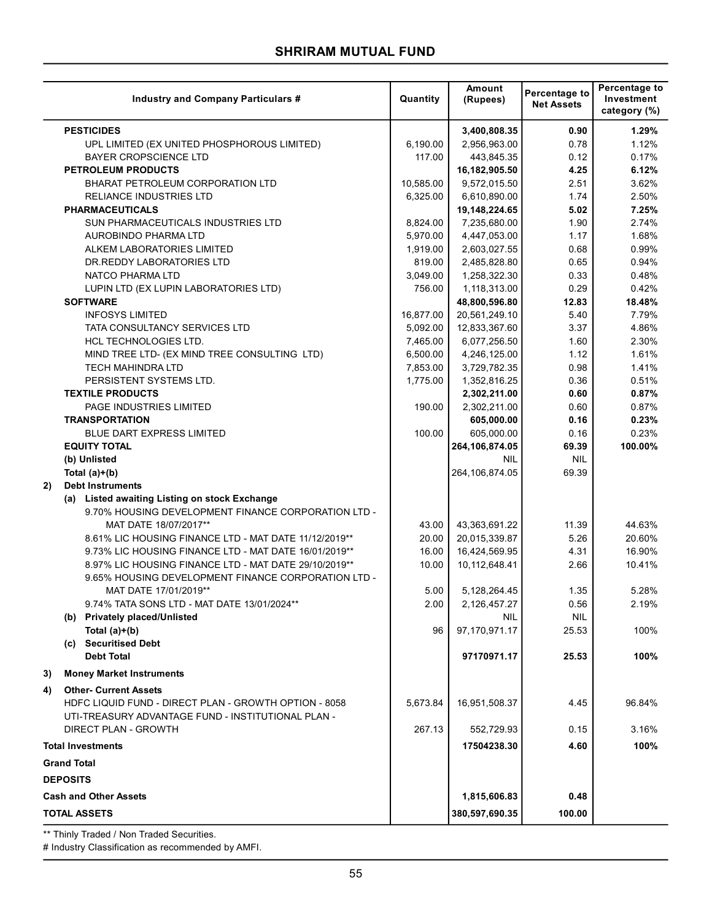## SHRIRAM MUTUAL FUND

| Industry and Company Particulars # | Quantity | Amount (Rupees) | Percentage to Net Assets | Percentage to Investment category (%) |
|---|---|---|---|---|
| **PESTICIDES** | | **3,400,808.35** | **0.90** | **1.29%** |
| UPL LIMITED (EX UNITED PHOSPHOROUS LIMITED) | 6,190.00 | 2,956,963.00 | 0.78 | 1.12% |
| BAYER CROPSCIENCE LTD | 117.00 | 443,845.35 | 0.12 | 0.17% |
| **PETROLEUM PRODUCTS** | | **16,182,905.50** | **4.25** | **6.12%** |
| BHARAT PETROLEUM CORPORATION LTD | 10,585.00 | 9,572,015.50 | 2.51 | 3.62% |
| RELIANCE INDUSTRIES LTD | 6,325.00 | 6,610,890.00 | 1.74 | 2.50% |
| **PHARMACEUTICALS** | | **19,148,224.65** | **5.02** | **7.25%** |
| SUN PHARMACEUTICALS INDUSTRIES LTD | 8,824.00 | 7,235,680.00 | 1.90 | 2.74% |
| AUROBINDO PHARMA LTD | 5,970.00 | 4,447,053.00 | 1.17 | 1.68% |
| ALKEM LABORATORIES LIMITED | 1,919.00 | 2,603,027.55 | 0.68 | 0.99% |
| DR.REDDY LABORATORIES LTD | 819.00 | 2,485,828.80 | 0.65 | 0.94% |
| NATCO PHARMA LTD | 3,049.00 | 1,258,322.30 | 0.33 | 0.48% |
| LUPIN LTD (EX LUPIN LABORATORIES LTD) | 756.00 | 1,118,313.00 | 0.29 | 0.42% |
| **SOFTWARE** | | **48,800,596.80** | **12.83** | **18.48%** |
| INFOSYS LIMITED | 16,877.00 | 20,561,249.10 | 5.40 | 7.79% |
| TATA CONSULTANCY SERVICES LTD | 5,092.00 | 12,833,367.60 | 3.37 | 4.86% |
| HCL TECHNOLOGIES LTD. | 7,465.00 | 6,077,256.50 | 1.60 | 2.30% |
| MIND TREE LTD- (EX MIND TREE CONSULTING LTD) | 6,500.00 | 4,246,125.00 | 1.12 | 1.61% |
| TECH MAHINDRA LTD | 7,853.00 | 3,729,782.35 | 0.98 | 1.41% |
| PERSISTENT SYSTEMS LTD. | 1,775.00 | 1,352,816.25 | 0.36 | 0.51% |
| **TEXTILE PRODUCTS** | | **2,302,211.00** | **0.60** | **0.87%** |
| PAGE INDUSTRIES LIMITED | 190.00 | 2,302,211.00 | 0.60 | 0.87% |
| **TRANSPORTATION** | | **605,000.00** | **0.16** | **0.23%** |
| BLUE DART EXPRESS LIMITED | 100.00 | 605,000.00 | 0.16 | 0.23% |
| **EQUITY TOTAL** | | **264,106,874.05** | **69.39** | **100.00%** |
| **(b) Unlisted** | | NIL | NIL | |
| **Total (a)+(b)** | | 264,106,874.05 | 69.39 | |
| **2) Debt Instruments** | | | | |
| **(a) Listed awaiting Listing on stock Exchange** | | | | |
| 9.70% HOUSING DEVELOPMENT FINANCE CORPORATION LTD - MAT DATE 18/07/2017** | 43.00 | 43,363,691.22 | 11.39 | 44.63% |
| 8.61% LIC HOUSING FINANCE LTD - MAT DATE 11/12/2019** | 20.00 | 20,015,339.87 | 5.26 | 20.60% |
| 9.73% LIC HOUSING FINANCE LTD - MAT DATE 16/01/2019** | 16.00 | 16,424,569.95 | 4.31 | 16.90% |
| 8.97% LIC HOUSING FINANCE LTD - MAT DATE 29/10/2019** | 10.00 | 10,112,648.41 | 2.66 | 10.41% |
| 9.65% HOUSING DEVELOPMENT FINANCE CORPORATION LTD - MAT DATE 17/01/2019** | 5.00 | 5,128,264.45 | 1.35 | 5.28% |
| 9.74% TATA SONS LTD - MAT DATE 13/01/2024** | 2.00 | 2,126,457.27 | 0.56 | 2.19% |
| **(b) Privately placed/Unlisted** | | NIL | NIL | |
| **Total (a)+(b)** | 96 | 97,170,971.17 | 25.53 | 100% |
| **(c) Securitised Debt** | | | | |
| **Debt Total** | | **97170971.17** | **25.53** | **100%** |
| **3) Money Market Instruments** | | | | |
| **4) Other- Current Assets** | | | | |
| HDFC LIQUID FUND - DIRECT PLAN - GROWTH OPTION - 8058 | 5,673.84 | 16,951,508.37 | 4.45 | 96.84% |
| UTI-TREASURY ADVANTAGE FUND - INSTITUTIONAL PLAN - DIRECT PLAN - GROWTH | 267.13 | 552,729.93 | 0.15 | 3.16% |
| **Total Investments** | | **17504238.30** | **4.60** | **100%** |
| **Grand Total** | | | | |
| **DEPOSITS** | | | | |
| **Cash and Other Assets** | | **1,815,606.83** | **0.48** | |
| **TOTAL ASSETS** | | **380,597,690.35** | **100.00** | |

** Thinly Traded / Non Traded Securities.

# Industry Classification as recommended by AMFI.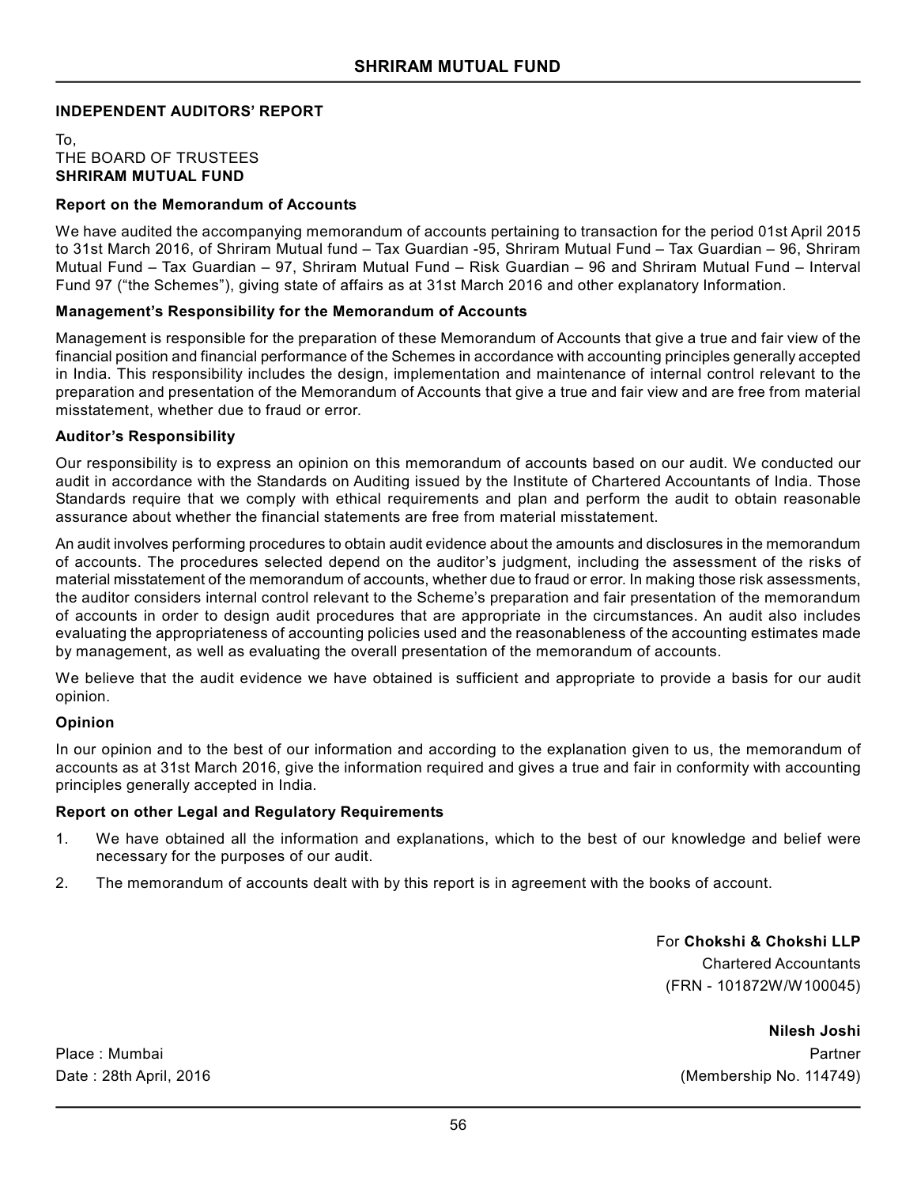# SHRIRAM MUTUAL FUND

## INDEPENDENT AUDITORS' REPORT

To,
THE BOARD OF TRUSTEES
**SHRIRAM MUTUAL FUND**

### Report on the Memorandum of Accounts

We have audited the accompanying memorandum of accounts pertaining to transaction for the period 01st April 2015 to 31st March 2016, of Shriram Mutual fund – Tax Guardian -95, Shriram Mutual Fund – Tax Guardian – 96, Shriram Mutual Fund – Tax Guardian – 97, Shriram Mutual Fund – Risk Guardian – 96 and Shriram Mutual Fund – Interval Fund 97 ("the Schemes"), giving state of affairs as at 31st March 2016 and other explanatory Information.

### Management's Responsibility for the Memorandum of Accounts

Management is responsible for the preparation of these Memorandum of Accounts that give a true and fair view of the financial position and financial performance of the Schemes in accordance with accounting principles generally accepted in India. This responsibility includes the design, implementation and maintenance of internal control relevant to the preparation and presentation of the Memorandum of Accounts that give a true and fair view and are free from material misstatement, whether due to fraud or error.

### Auditor's Responsibility

Our responsibility is to express an opinion on this memorandum of accounts based on our audit. We conducted our audit in accordance with the Standards on Auditing issued by the Institute of Chartered Accountants of India. Those Standards require that we comply with ethical requirements and plan and perform the audit to obtain reasonable assurance about whether the financial statements are free from material misstatement.

An audit involves performing procedures to obtain audit evidence about the amounts and disclosures in the memorandum of accounts. The procedures selected depend on the auditor's judgment, including the assessment of the risks of material misstatement of the memorandum of accounts, whether due to fraud or error. In making those risk assessments, the auditor considers internal control relevant to the Scheme's preparation and fair presentation of the memorandum of accounts in order to design audit procedures that are appropriate in the circumstances. An audit also includes evaluating the appropriateness of accounting policies used and the reasonableness of the accounting estimates made by management, as well as evaluating the overall presentation of the memorandum of accounts.

We believe that the audit evidence we have obtained is sufficient and appropriate to provide a basis for our audit opinion.

### Opinion

In our opinion and to the best of our information and according to the explanation given to us, the memorandum of accounts as at 31st March 2016, give the information required and gives a true and fair in conformity with accounting principles generally accepted in India.

### Report on other Legal and Regulatory Requirements

1. We have obtained all the information and explanations, which to the best of our knowledge and belief were necessary for the purposes of our audit.
2. The memorandum of accounts dealt with by this report is in agreement with the books of account.

For **Chokshi & Chokshi LLP**
Chartered Accountants
(FRN - 101872W/W100045)

**Nilesh Joshi**
Partner
(Membership No. 114749)

Place : Mumbai
Date : 28th April, 2016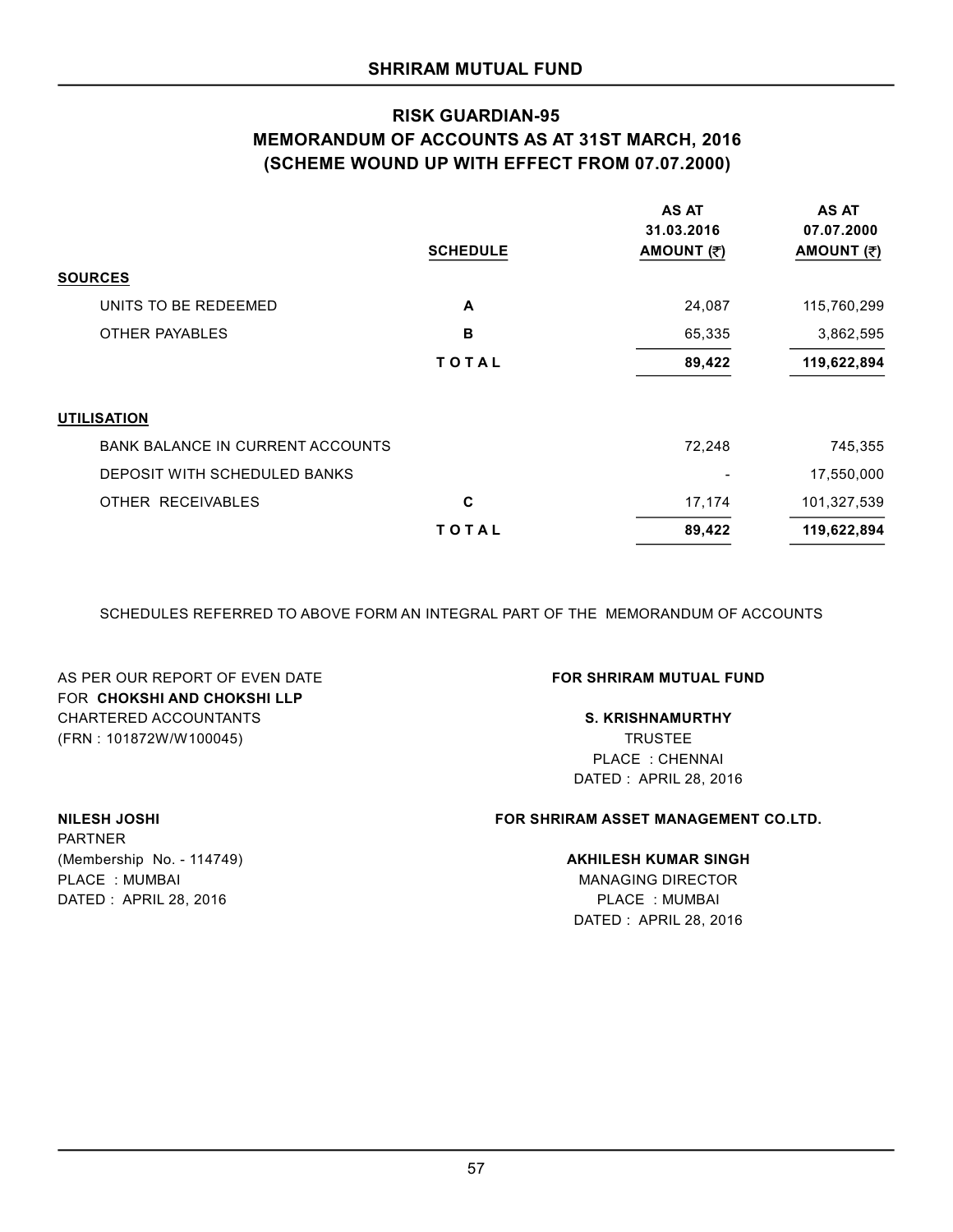## SHRIRAM MUTUAL FUND

# RISK GUARDIAN-95
# MEMORANDUM OF ACCOUNTS AS AT 31ST MARCH, 2016
# (SCHEME WOUND UP WITH EFFECT FROM 07.07.2000)

| | SCHEDULE | AS AT 31.03.2016 AMOUNT (₹) | AS AT 07.07.2000 AMOUNT (₹) |
|---|---|---|---|
| **SOURCES** | | | |
| UNITS TO BE REDEEMED | A | 24,087 | 115,760,299 |
| OTHER PAYABLES | B | 65,335 | 3,862,595 |
| | TOTAL | 89,422 | 119,622,894 |
| **UTILISATION** | | | |
| BANK BALANCE IN CURRENT ACCOUNTS | | 72,248 | 745,355 |
| DEPOSIT WITH SCHEDULED BANKS | | - | 17,550,000 |
| OTHER RECEIVABLES | C | 17,174 | 101,327,539 |
| | TOTAL | 89,422 | 119,622,894 |

SCHEDULES REFERRED TO ABOVE FORM AN INTEGRAL PART OF THE MEMORANDUM OF ACCOUNTS

AS PER OUR REPORT OF EVEN DATE
FOR **CHOKSHI AND CHOKSHI LLP**
CHARTERED ACCOUNTANTS
(FRN : 101872W/W100045)

**NILESH JOSHI**
PARTNER
(Membership No. - 114749)
PLACE : MUMBAI
DATED : APRIL 28, 2016

**FOR SHRIRAM MUTUAL FUND**

**S. KRISHNAMURTHY**
TRUSTEE
PLACE : CHENNAI
DATED : APRIL 28, 2016

**FOR SHRIRAM ASSET MANAGEMENT CO.LTD.**

**AKHILESH KUMAR SINGH**
MANAGING DIRECTOR
PLACE : MUMBAI
DATED : APRIL 28, 2016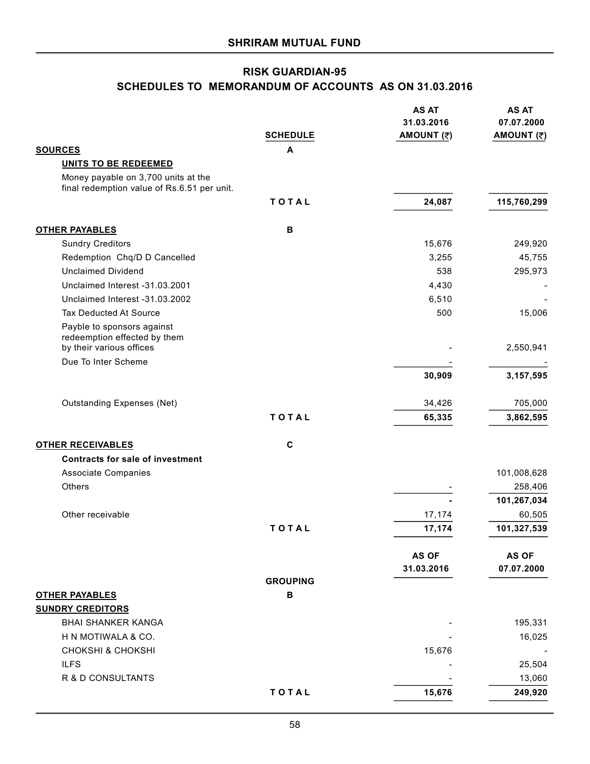## SHRIRAM MUTUAL FUND

### RISK GUARDIAN-95

### SCHEDULES TO MEMORANDUM OF ACCOUNTS AS ON 31.03.2016

| | SCHEDULE | AS AT 31.03.2016 AMOUNT (₹) | AS AT 07.07.2000 AMOUNT (₹) |
|---|---|---|---|
| **SOURCES** | **A** | | |
| **UNITS TO BE REDEEMED** | | | |
| Money payable on 3,700 units at the final redemption value of Rs.6.51 per unit. | | | |
| | **TOTAL** | **24,087** | **115,760,299** |
| **OTHER PAYABLES** | **B** | | |
| Sundry Creditors | | 15,676 | 249,920 |
| Redemption Chq/D D Cancelled | | 3,255 | 45,755 |
| Unclaimed Dividend | | 538 | 295,973 |
| Unclaimed Interest -31.03.2001 | | 4,430 | - |
| Unclaimed Interest -31.03.2002 | | 6,510 | - |
| Tax Deducted At Source | | 500 | 15,006 |
| Payble to sponsors against redeemption effected by them by their various offices | | - | 2,550,941 |
| Due To Inter Scheme | | - | - |
| | | **30,909** | **3,157,595** |
| Outstanding Expenses (Net) | | 34,426 | 705,000 |
| | **TOTAL** | **65,335** | **3,862,595** |
| **OTHER RECEIVABLES** | **C** | | |
| **Contracts for sale of investment** | | | |
| Associate Companies | | | 101,008,628 |
| Others | | - | 258,406 |
| | | **-** | **101,267,034** |
| Other receivable | | 17,174 | 60,505 |
| | **TOTAL** | **17,174** | **101,327,539** |

| | GROUPING | AS OF 31.03.2016 | AS OF 07.07.2000 |
|---|---|---|---|
| **OTHER PAYABLES** | **B** | | |
| **SUNDRY CREDITORS** | | | |
| BHAI SHANKER KANGA | | - | 195,331 |
| H N MOTIWALA & CO. | | - | 16,025 |
| CHOKSHI & CHOKSHI | | 15,676 | - |
| ILFS | | - | 25,504 |
| R & D CONSULTANTS | | - | 13,060 |
| | **TOTAL** | **15,676** | **249,920** |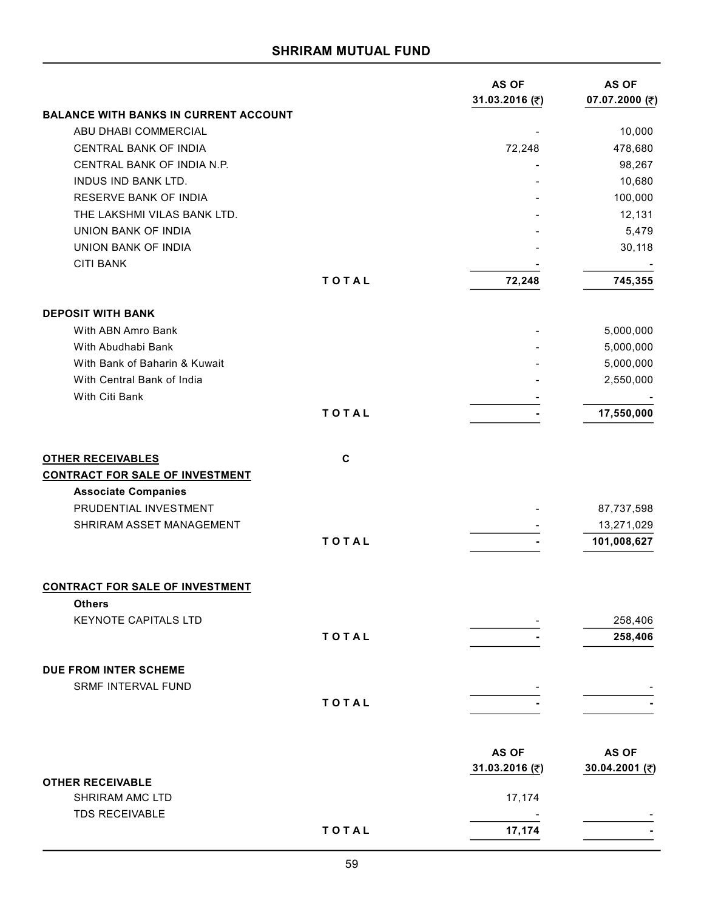## SHRIRAM MUTUAL FUND

| | | AS OF 31.03.2016 (₹) | AS OF 07.07.2000 (₹) |
|---|---|---|---|
| **BALANCE WITH BANKS IN CURRENT ACCOUNT** | | | |
| ABU DHABI COMMERCIAL | | - | 10,000 |
| CENTRAL BANK OF INDIA | | 72,248 | 478,680 |
| CENTRAL BANK OF INDIA N.P. | | - | 98,267 |
| INDUS IND BANK LTD. | | - | 10,680 |
| RESERVE BANK OF INDIA | | - | 100,000 |
| THE LAKSHMI VILAS BANK LTD. | | - | 12,131 |
| UNION BANK OF INDIA | | - | 5,479 |
| UNION BANK OF INDIA | | - | 30,118 |
| CITI BANK | | - | - |
| | **TOTAL** | **72,248** | **745,355** |
| **DEPOSIT WITH BANK** | | | |
| With ABN Amro Bank | | - | 5,000,000 |
| With Abudhabi Bank | | - | 5,000,000 |
| With Bank of Baharin & Kuwait | | - | 5,000,000 |
| With Central Bank of India | | - | 2,550,000 |
| With Citi Bank | | - | - |
| | **TOTAL** | **-** | **17,550,000** |
| **OTHER RECEIVABLES** | **C** | | |
| **CONTRACT FOR SALE OF INVESTMENT** | | | |
| **Associate Companies** | | | |
| PRUDENTIAL INVESTMENT | | - | 87,737,598 |
| SHRIRAM ASSET MANAGEMENT | | - | 13,271,029 |
| | **TOTAL** | **-** | **101,008,627** |
| **CONTRACT FOR SALE OF INVESTMENT** | | | |
| **Others** | | | |
| KEYNOTE CAPITALS LTD | | - | 258,406 |
| | **TOTAL** | **-** | **258,406** |
| **DUE FROM INTER SCHEME** | | | |
| SRMF INTERVAL FUND | | - | - |
| | **TOTAL** | **-** | **-** |

| | | AS OF 31.03.2016 (₹) | AS OF 30.04.2001 (₹) |
|---|---|---|---|
| **OTHER RECEIVABLE** | | | |
| SHRIRAM AMC LTD | | 17,174 | |
| TDS RECEIVABLE | | - | - |
| | **TOTAL** | **17,174** | **-** |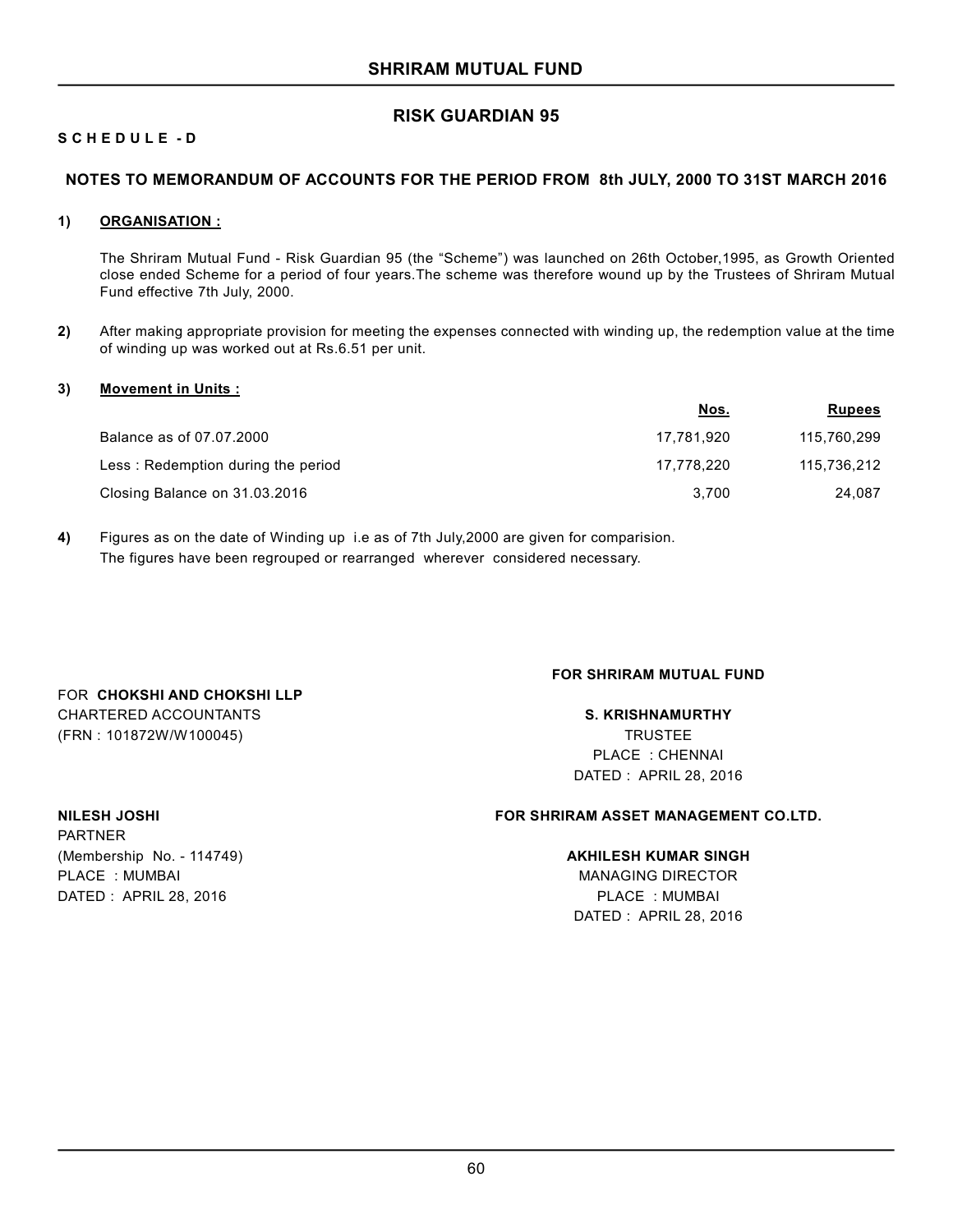# SHRIRAM MUTUAL FUND

## RISK GUARDIAN 95

**S C H E D U L E - D**

### NOTES TO MEMORANDUM OF ACCOUNTS FOR THE PERIOD FROM 8th JULY, 2000 TO 31ST MARCH 2016

**1) ORGANISATION :**

The Shriram Mutual Fund - Risk Guardian 95 (the "Scheme") was launched on 26th October,1995, as Growth Oriented close ended Scheme for a period of four years.The scheme was therefore wound up by the Trustees of Shriram Mutual Fund effective 7th July, 2000.

**2)** After making appropriate provision for meeting the expenses connected with winding up, the redemption value at the time of winding up was worked out at Rs.6.51 per unit.

**3) Movement in Units :**

| | Nos. | Rupees |
|---|---|---|
| Balance as of 07.07.2000 | 17,781,920 | 115,760,299 |
| Less : Redemption during the period | 17,778,220 | 115,736,212 |
| Closing Balance on 31.03.2016 | 3,700 | 24,087 |

**4)** Figures as on the date of Winding up i.e as of 7th July,2000 are given for comparision.
The figures have been regrouped or rearranged wherever considered necessary.

FOR **CHOKSHI AND CHOKSHI LLP**
CHARTERED ACCOUNTANTS
(FRN : 101872W/W100045)

**NILESH JOSHI**
PARTNER
(Membership No. - 114749)
PLACE : MUMBAI
DATED : APRIL 28, 2016

**FOR SHRIRAM MUTUAL FUND**

**S. KRISHNAMURTHY**
TRUSTEE
PLACE : CHENNAI
DATED : APRIL 28, 2016

**FOR SHRIRAM ASSET MANAGEMENT CO.LTD.**

**AKHILESH KUMAR SINGH**
MANAGING DIRECTOR
PLACE : MUMBAI
DATED : APRIL 28, 2016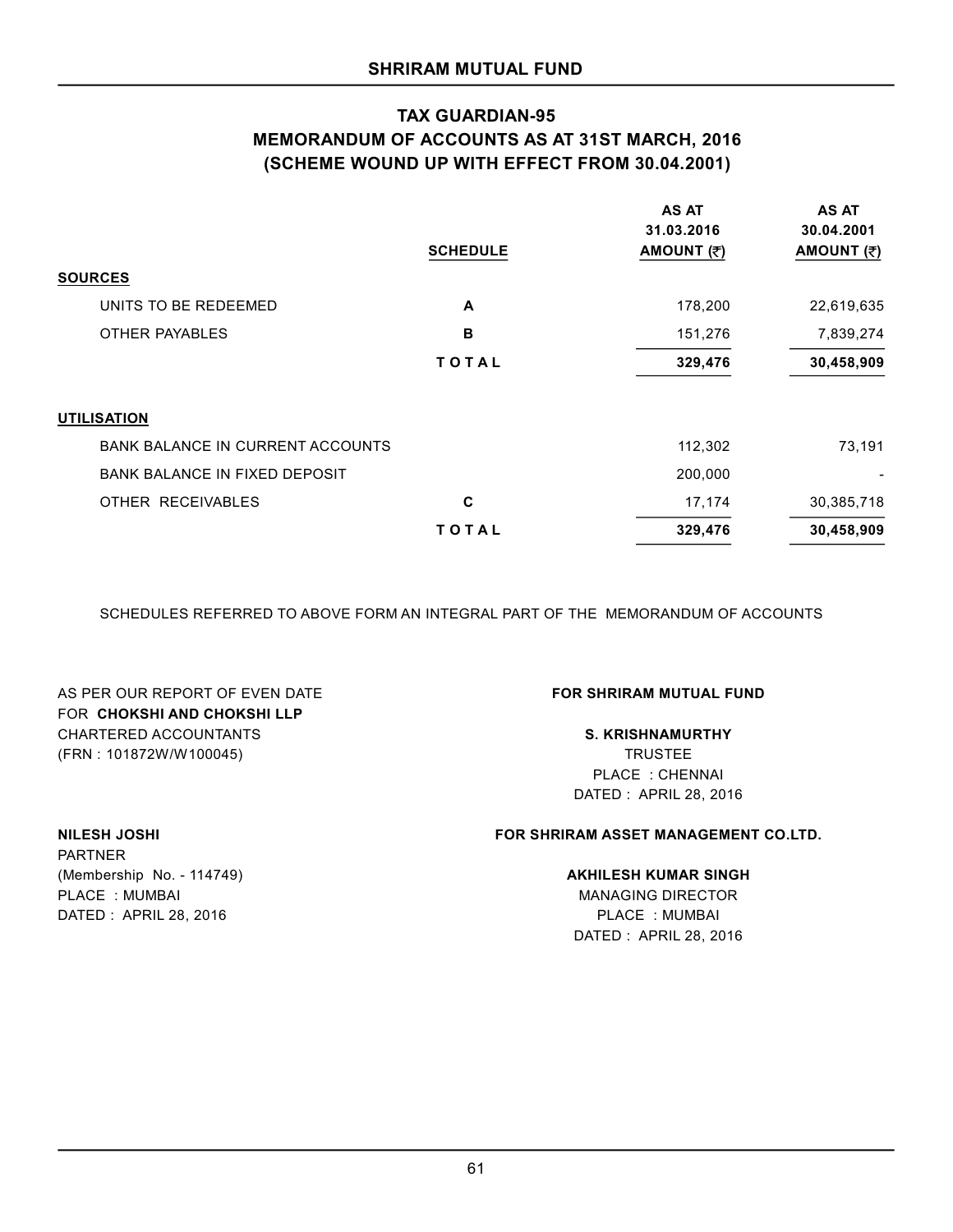## SHRIRAM MUTUAL FUND

### TAX GUARDIAN-95
### MEMORANDUM OF ACCOUNTS AS AT 31ST MARCH, 2016
### (SCHEME WOUND UP WITH EFFECT FROM 30.04.2001)

| | SCHEDULE | AS AT 31.03.2016 AMOUNT (₹) | AS AT 30.04.2001 AMOUNT (₹) |
|---|---|---|---|
| **SOURCES** | | | |
| UNITS TO BE REDEEMED | A | 178,200 | 22,619,635 |
| OTHER PAYABLES | B | 151,276 | 7,839,274 |
| | **TOTAL** | **329,476** | **30,458,909** |
| **UTILISATION** | | | |
| BANK BALANCE IN CURRENT ACCOUNTS | | 112,302 | 73,191 |
| BANK BALANCE IN FIXED DEPOSIT | | 200,000 | - |
| OTHER RECEIVABLES | C | 17,174 | 30,385,718 |
| | **TOTAL** | **329,476** | **30,458,909** |

SCHEDULES REFERRED TO ABOVE FORM AN INTEGRAL PART OF THE MEMORANDUM OF ACCOUNTS

AS PER OUR REPORT OF EVEN DATE
FOR **CHOKSHI AND CHOKSHI LLP**
CHARTERED ACCOUNTANTS
(FRN : 101872W/W100045)

**NILESH JOSHI**
PARTNER
(Membership No. - 114749)
PLACE : MUMBAI
DATED : APRIL 28, 2016

**FOR SHRIRAM MUTUAL FUND**

**S. KRISHNAMURTHY**
TRUSTEE
PLACE : CHENNAI
DATED : APRIL 28, 2016

**FOR SHRIRAM ASSET MANAGEMENT CO.LTD.**

**AKHILESH KUMAR SINGH**
MANAGING DIRECTOR
PLACE : MUMBAI
DATED : APRIL 28, 2016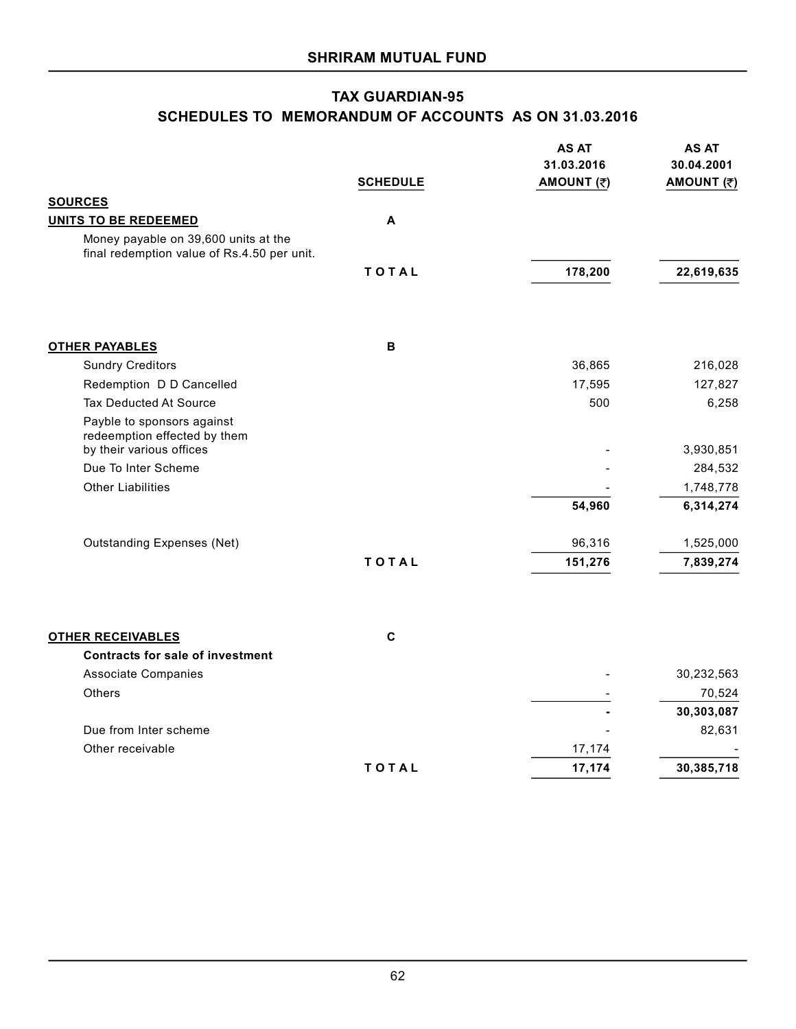## SHRIRAM MUTUAL FUND

## TAX GUARDIAN-95

### SCHEDULES TO MEMORANDUM OF ACCOUNTS AS ON 31.03.2016

| | SCHEDULE | AS AT 31.03.2016 AMOUNT (₹) | AS AT 30.04.2001 AMOUNT (₹) |
|---|---|---|---|
| **SOURCES** | | | |
| **UNITS TO BE REDEEMED** | **A** | | |
| Money payable on 39,600 units at the final redemption value of Rs.4.50 per unit. | | | |
| | **TOTAL** | **178,200** | **22,619,635** |
| **OTHER PAYABLES** | **B** | | |
| Sundry Creditors | | 36,865 | 216,028 |
| Redemption D D Cancelled | | 17,595 | 127,827 |
| Tax Deducted At Source | | 500 | 6,258 |
| Payble to sponsors against redeemption effected by them by their various offices | | - | 3,930,851 |
| Due To Inter Scheme | | - | 284,532 |
| Other Liabilities | | - | 1,748,778 |
| | | **54,960** | **6,314,274** |
| Outstanding Expenses (Net) | | 96,316 | 1,525,000 |
| | **TOTAL** | **151,276** | **7,839,274** |
| **OTHER RECEIVABLES** | **C** | | |
| **Contracts for sale of investment** | | | |
| Associate Companies | | - | 30,232,563 |
| Others | | - | 70,524 |
| | | **-** | **30,303,087** |
| Due from Inter scheme | | - | 82,631 |
| Other receivable | | 17,174 | - |
| | **TOTAL** | **17,174** | **30,385,718** |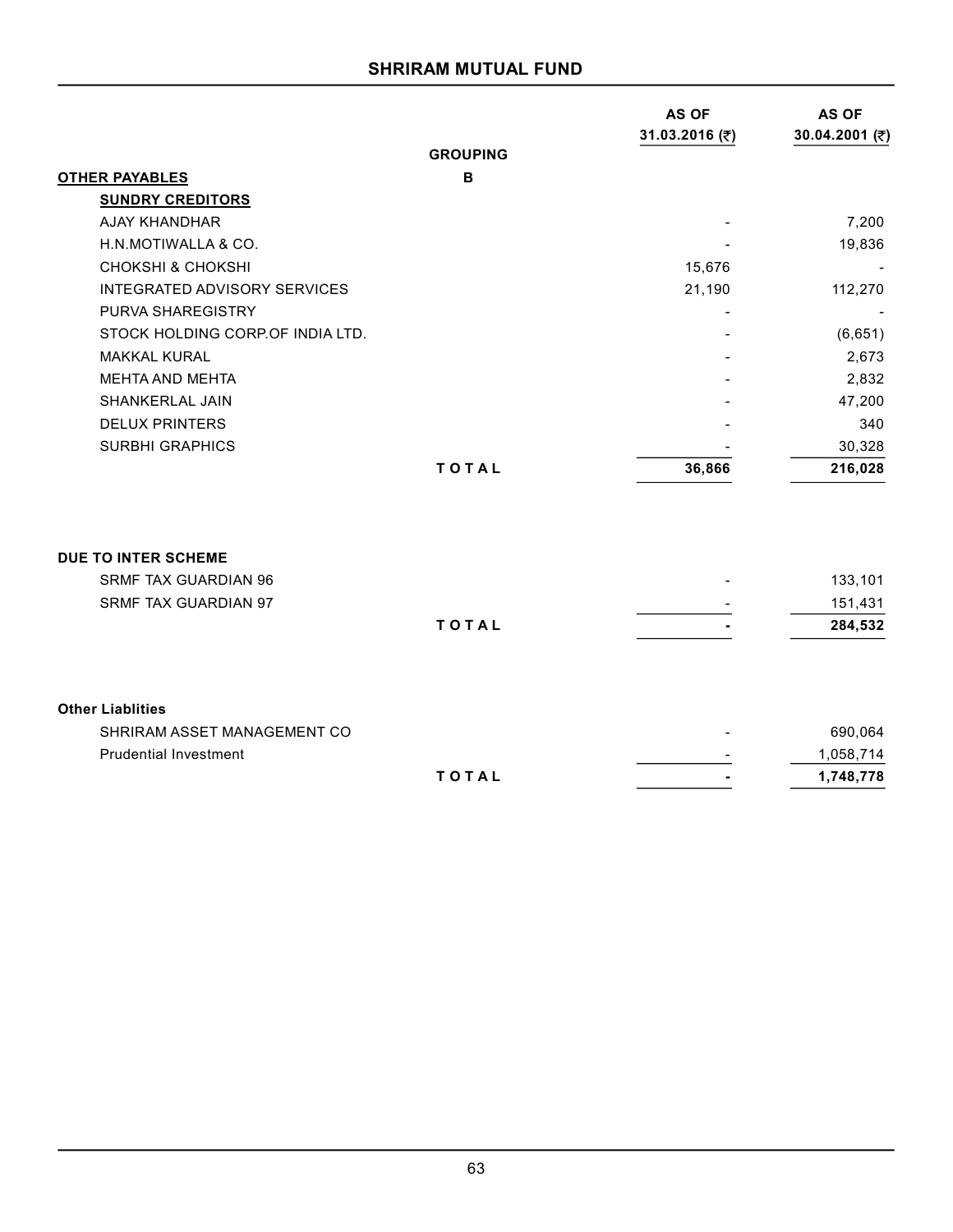## SHRIRAM MUTUAL FUND

| | GROUPING | AS OF 31.03.2016 (₹) | AS OF 30.04.2001 (₹) |
|---|---|---|---|
| **OTHER PAYABLES** | **B** | | |
| **SUNDRY CREDITORS** | | | |
| AJAY KHANDHAR | | - | 7,200 |
| H.N.MOTIWALLA & CO. | | - | 19,836 |
| CHOKSHI & CHOKSHI | | 15,676 | - |
| INTEGRATED ADVISORY SERVICES | | 21,190 | 112,270 |
| PURVA SHAREGISTRY | | - | - |
| STOCK HOLDING CORP.OF INDIA LTD. | | - | (6,651) |
| MAKKAL KURAL | | - | 2,673 |
| MEHTA AND MEHTA | | - | 2,832 |
| SHANKERLAL JAIN | | - | 47,200 |
| DELUX PRINTERS | | - | 340 |
| SURBHI GRAPHICS | | - | 30,328 |
| | **TOTAL** | **36,866** | **216,028** |
| | | | |
| **DUE TO INTER SCHEME** | | | |
| SRMF TAX GUARDIAN 96 | | - | 133,101 |
| SRMF TAX GUARDIAN 97 | | - | 151,431 |
| | **TOTAL** | **-** | **284,532** |
| | | | |
| **Other Liablities** | | | |
| SHRIRAM ASSET MANAGEMENT CO | | - | 690,064 |
| Prudential Investment | | - | 1,058,714 |
| | **TOTAL** | **-** | **1,748,778** |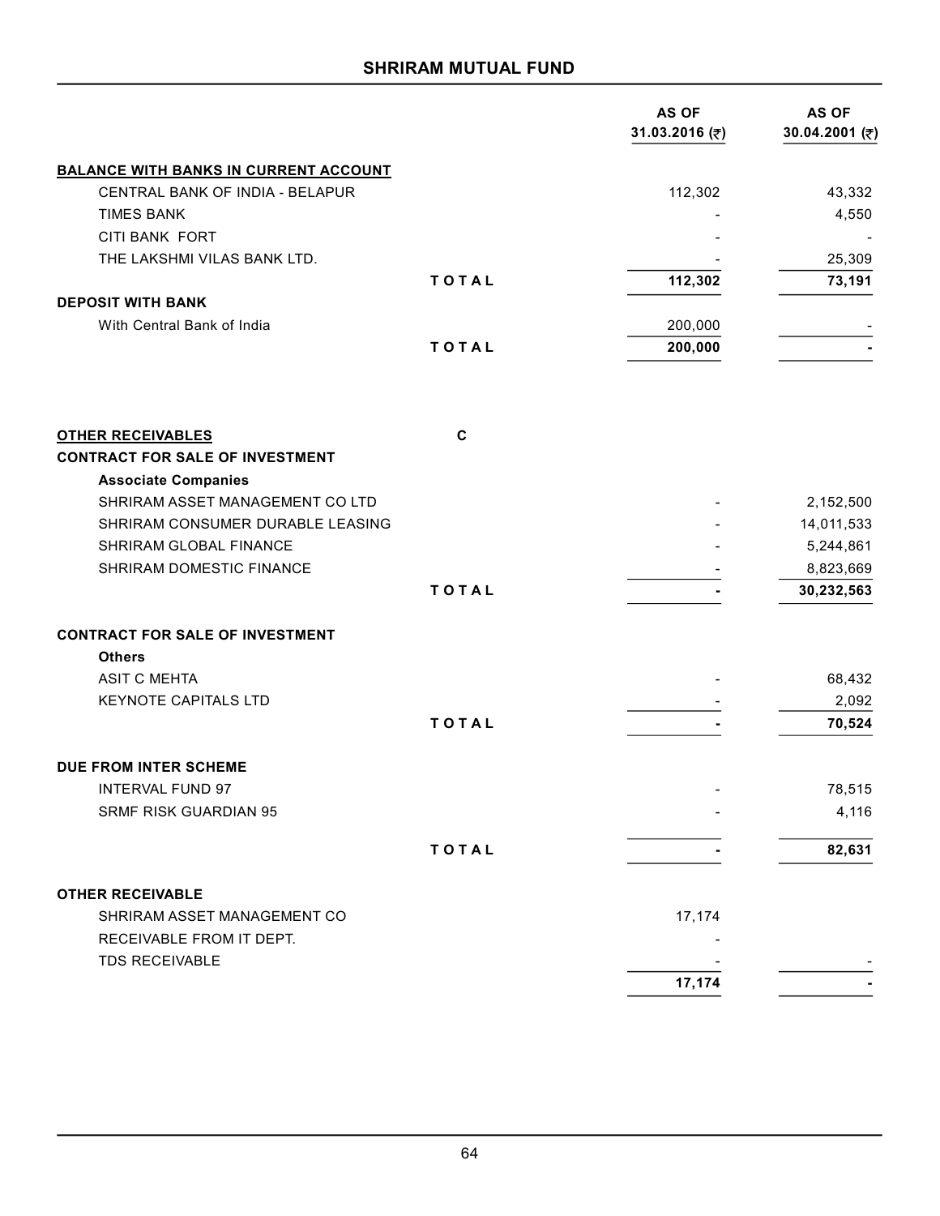## SHRIRAM MUTUAL FUND

| | | AS OF 31.03.2016 (₹) | AS OF 30.04.2001 (₹) |
|---|---|---|---|
| **BALANCE WITH BANKS IN CURRENT ACCOUNT** | | | |
| CENTRAL BANK OF INDIA - BELAPUR | | 112,302 | 43,332 |
| TIMES BANK | | - | 4,550 |
| CITI BANK FORT | | - | - |
| THE LAKSHMI VILAS BANK LTD. | | - | 25,309 |
| | **TOTAL** | **112,302** | **73,191** |
| **DEPOSIT WITH BANK** | | | |
| With Central Bank of India | | 200,000 | - |
| | **TOTAL** | **200,000** | **-** |
| | | | |
| **OTHER RECEIVABLES** | **C** | | |
| **CONTRACT FOR SALE OF INVESTMENT** | | | |
| **Associate Companies** | | | |
| SHRIRAM ASSET MANAGEMENT CO LTD | | - | 2,152,500 |
| SHRIRAM CONSUMER DURABLE LEASING | | - | 14,011,533 |
| SHRIRAM GLOBAL FINANCE | | - | 5,244,861 |
| SHRIRAM DOMESTIC FINANCE | | - | 8,823,669 |
| | **TOTAL** | **-** | **30,232,563** |
| **CONTRACT FOR SALE OF INVESTMENT** | | | |
| **Others** | | | |
| ASIT C MEHTA | | - | 68,432 |
| KEYNOTE CAPITALS LTD | | - | 2,092 |
| | **TOTAL** | **-** | **70,524** |
| **DUE FROM INTER SCHEME** | | | |
| INTERVAL FUND 97 | | - | 78,515 |
| SRMF RISK GUARDIAN 95 | | - | 4,116 |
| | **TOTAL** | **-** | **82,631** |
| **OTHER RECEIVABLE** | | | |
| SHRIRAM ASSET MANAGEMENT CO | | 17,174 | |
| RECEIVABLE FROM IT DEPT. | | - | |
| TDS RECEIVABLE | | - | - |
| | | **17,174** | **-** |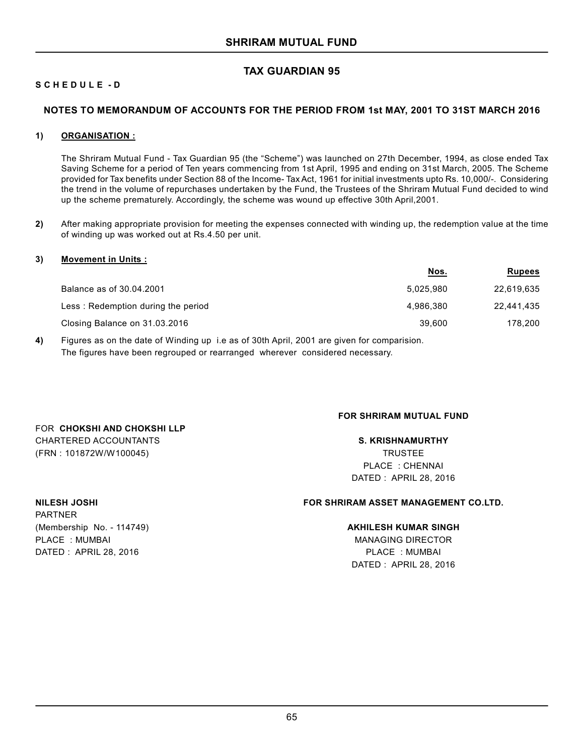# SHRIRAM MUTUAL FUND

## TAX GUARDIAN 95

**S C H E D U L E - D**

### NOTES TO MEMORANDUM OF ACCOUNTS FOR THE PERIOD FROM 1st MAY, 2001 TO 31ST MARCH 2016

**1) ORGANISATION :**

The Shriram Mutual Fund - Tax Guardian 95 (the "Scheme") was launched on 27th December, 1994, as close ended Tax Saving Scheme for a period of Ten years commencing from 1st April, 1995 and ending on 31st March, 2005. The Scheme provided for Tax benefits under Section 88 of the Income- Tax Act, 1961 for initial investments upto Rs. 10,000/-. Considering the trend in the volume of repurchases undertaken by the Fund, the Trustees of the Shriram Mutual Fund decided to wind up the scheme prematurely. Accordingly, the scheme was wound up effective 30th April,2001.

**2)** After making appropriate provision for meeting the expenses connected with winding up, the redemption value at the time of winding up was worked out at Rs.4.50 per unit.

**3) Movement in Units :**

| | Nos. | Rupees |
|---|---|---|
| Balance as of 30.04.2001 | 5,025,980 | 22,619,635 |
| Less : Redemption during the period | 4,986,380 | 22,441,435 |
| Closing Balance on 31.03.2016 | 39,600 | 178,200 |

**4)** Figures as on the date of Winding up i.e as of 30th April, 2001 are given for comparision.
The figures have been regrouped or rearranged wherever considered necessary.

FOR **CHOKSHI AND CHOKSHI LLP**
CHARTERED ACCOUNTANTS
(FRN : 101872W/W100045)

**NILESH JOSHI**
PARTNER
(Membership No. - 114749)
PLACE : MUMBAI
DATED : APRIL 28, 2016

**FOR SHRIRAM MUTUAL FUND**

**S. KRISHNAMURTHY**
TRUSTEE
PLACE : CHENNAI
DATED : APRIL 28, 2016

**FOR SHRIRAM ASSET MANAGEMENT CO.LTD.**

**AKHILESH KUMAR SINGH**
MANAGING DIRECTOR
PLACE : MUMBAI
DATED : APRIL 28, 2016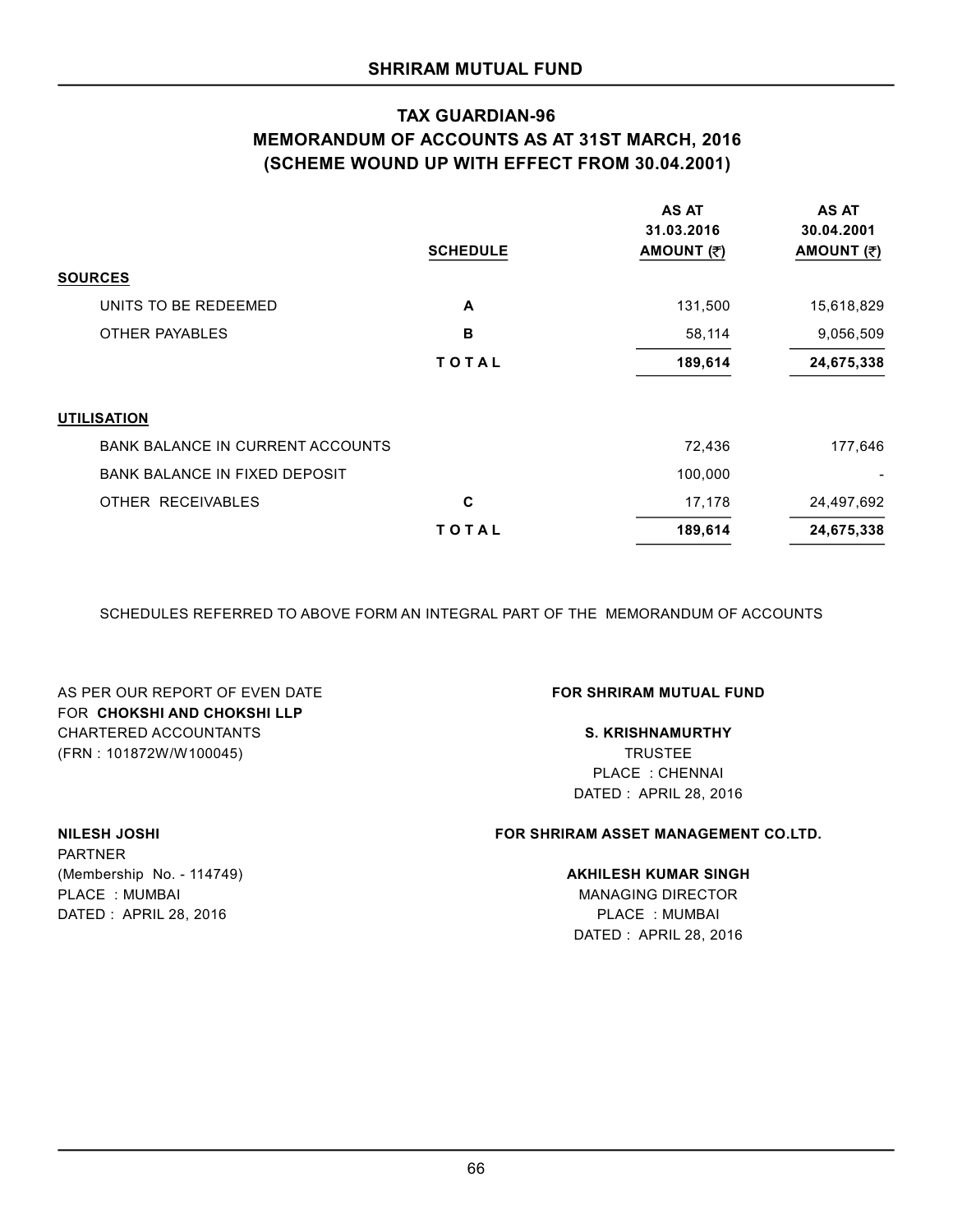# SHRIRAM MUTUAL FUND

## TAX GUARDIAN-96
## MEMORANDUM OF ACCOUNTS AS AT 31ST MARCH, 2016
## (SCHEME WOUND UP WITH EFFECT FROM 30.04.2001)

| | SCHEDULE | AS AT 31.03.2016 AMOUNT (₹) | AS AT 30.04.2001 AMOUNT (₹) |
|---|---|---|---|
| **SOURCES** | | | |
| UNITS TO BE REDEEMED | **A** | 131,500 | 15,618,829 |
| OTHER PAYABLES | **B** | 58,114 | 9,056,509 |
| | **TOTAL** | **189,614** | **24,675,338** |
| **UTILISATION** | | | |
| BANK BALANCE IN CURRENT ACCOUNTS | | 72,436 | 177,646 |
| BANK BALANCE IN FIXED DEPOSIT | | 100,000 | - |
| OTHER RECEIVABLES | **C** | 17,178 | 24,497,692 |
| | **TOTAL** | **189,614** | **24,675,338** |

SCHEDULES REFERRED TO ABOVE FORM AN INTEGRAL PART OF THE MEMORANDUM OF ACCOUNTS

AS PER OUR REPORT OF EVEN DATE
FOR **CHOKSHI AND CHOKSHI LLP**
CHARTERED ACCOUNTANTS
(FRN : 101872W/W100045)

**NILESH JOSHI**
PARTNER
(Membership No. - 114749)
PLACE : MUMBAI
DATED : APRIL 28, 2016

**FOR SHRIRAM MUTUAL FUND**

**S. KRISHNAMURTHY**
TRUSTEE
PLACE : CHENNAI
DATED : APRIL 28, 2016

**FOR SHRIRAM ASSET MANAGEMENT CO.LTD.**

**AKHILESH KUMAR SINGH**
MANAGING DIRECTOR
PLACE : MUMBAI
DATED : APRIL 28, 2016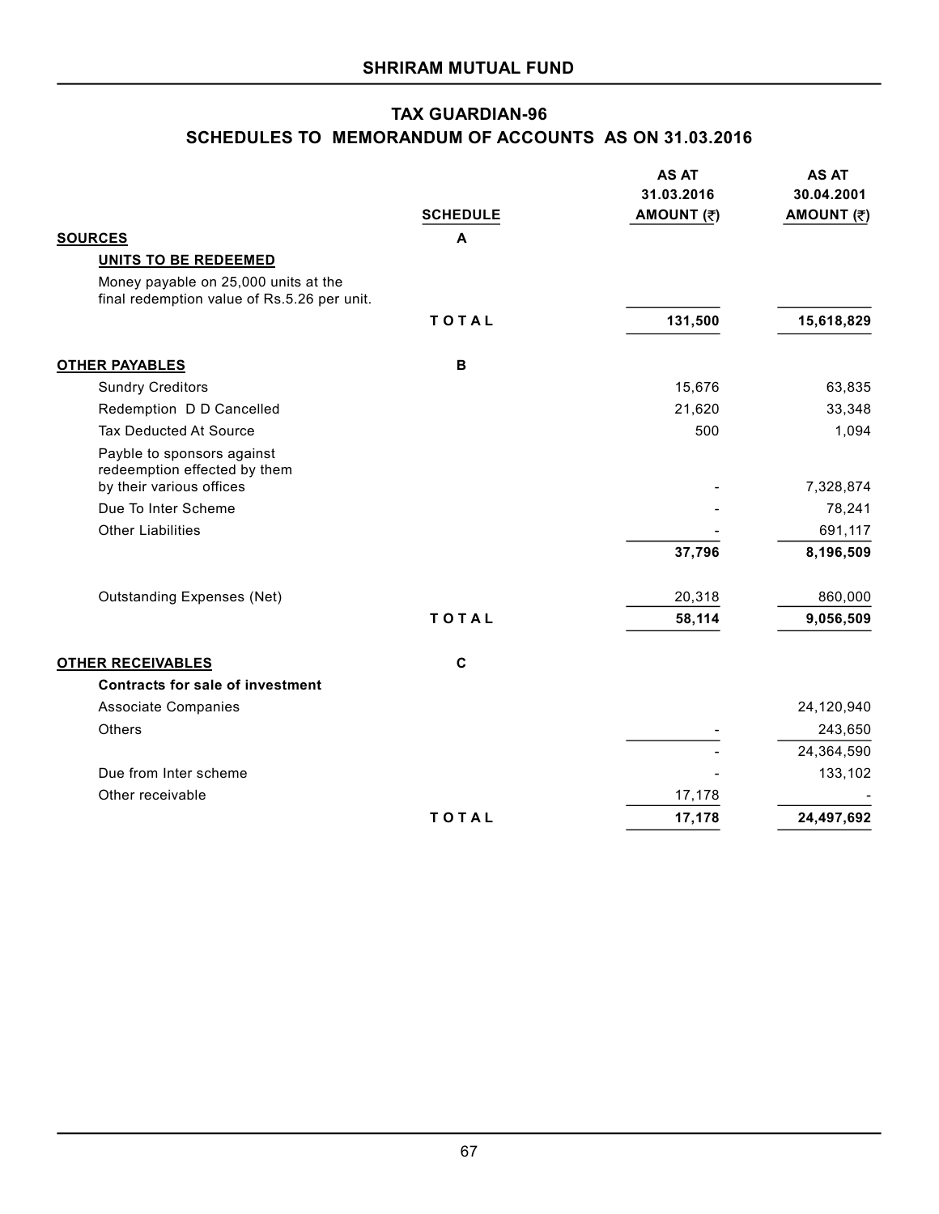## TAX GUARDIAN-96

## SCHEDULES TO MEMORANDUM OF ACCOUNTS AS ON 31.03.2016

| | SCHEDULE | AS AT 31.03.2016 AMOUNT (₹) | AS AT 30.04.2001 AMOUNT (₹) |
|---|---|---|---|
| **SOURCES** | **A** | | |
| **UNITS TO BE REDEEMED** | | | |
| Money payable on 25,000 units at the final redemption value of Rs.5.26 per unit. | | | |
| | **TOTAL** | **131,500** | **15,618,829** |
| **OTHER PAYABLES** | **B** | | |
| Sundry Creditors | | 15,676 | 63,835 |
| Redemption D D Cancelled | | 21,620 | 33,348 |
| Tax Deducted At Source | | 500 | 1,094 |
| Payble to sponsors against redeemption effected by them by their various offices | | - | 7,328,874 |
| Due To Inter Scheme | | - | 78,241 |
| Other Liabilities | | - | 691,117 |
| | | **37,796** | **8,196,509** |
| Outstanding Expenses (Net) | | 20,318 | 860,000 |
| | **TOTAL** | **58,114** | **9,056,509** |
| **OTHER RECEIVABLES** | **C** | | |
| **Contracts for sale of investment** | | | |
| Associate Companies | | | 24,120,940 |
| Others | | - | 243,650 |
| | | - | 24,364,590 |
| Due from Inter scheme | | - | 133,102 |
| Other receivable | | 17,178 | - |
| | **TOTAL** | **17,178** | **24,497,692** |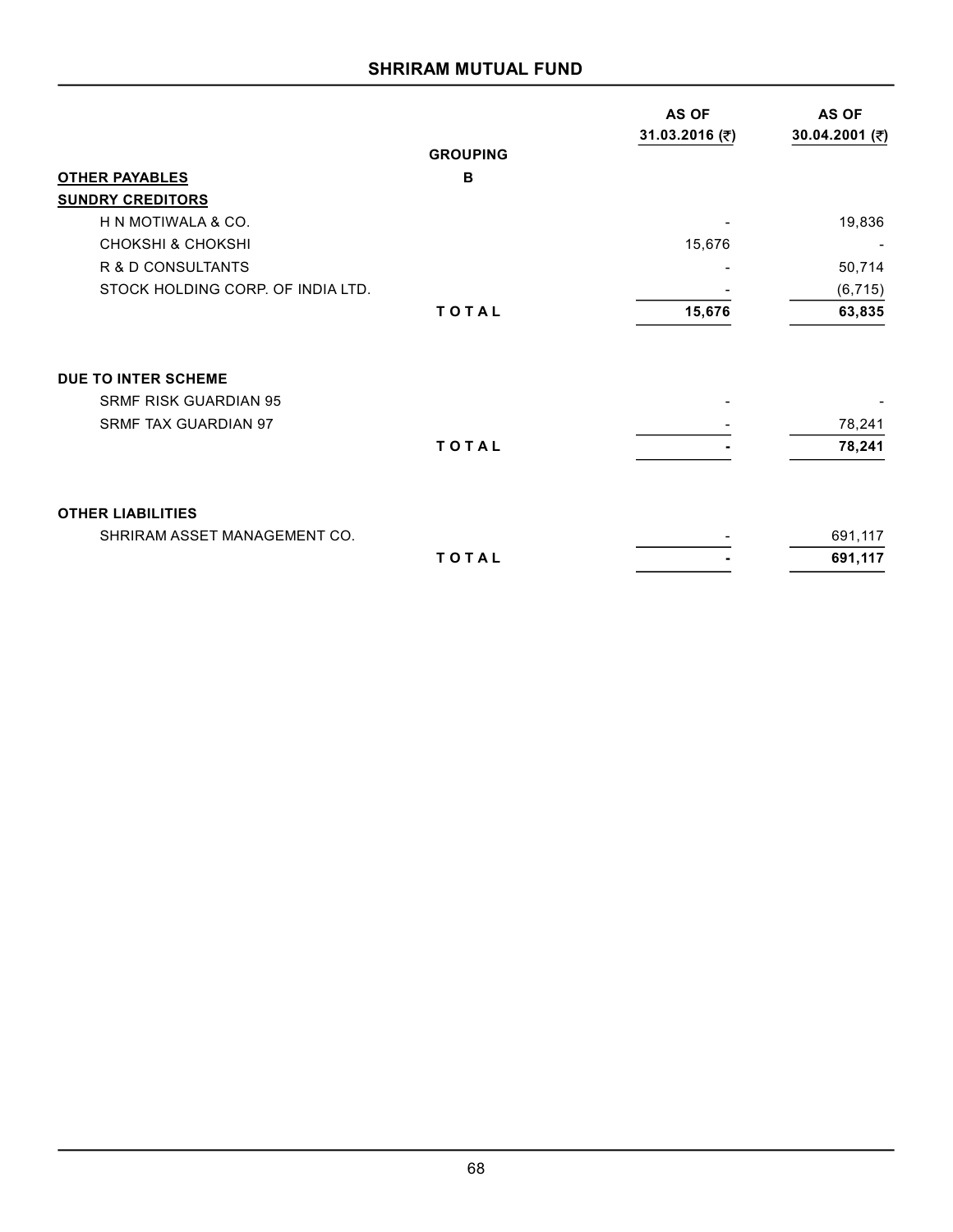## SHRIRAM MUTUAL FUND

| | GROUPING | AS OF 31.03.2016 (₹) | AS OF 30.04.2001 (₹) |
|---|---|---|---|
| **OTHER PAYABLES** | **B** | | |
| **SUNDRY CREDITORS** | | | |
| H N MOTIWALA & CO. | | - | 19,836 |
| CHOKSHI & CHOKSHI | | 15,676 | - |
| R & D CONSULTANTS | | - | 50,714 |
| STOCK HOLDING CORP. OF INDIA LTD. | | - | (6,715) |
| | **TOTAL** | **15,676** | **63,835** |
| | | | |
| **DUE TO INTER SCHEME** | | | |
| SRMF RISK GUARDIAN 95 | | - | - |
| SRMF TAX GUARDIAN 97 | | - | 78,241 |
| | **TOTAL** | **-** | **78,241** |
| | | | |
| **OTHER LIABILITIES** | | | |
| SHRIRAM ASSET MANAGEMENT CO. | | - | 691,117 |
| | **TOTAL** | **-** | **691,117** |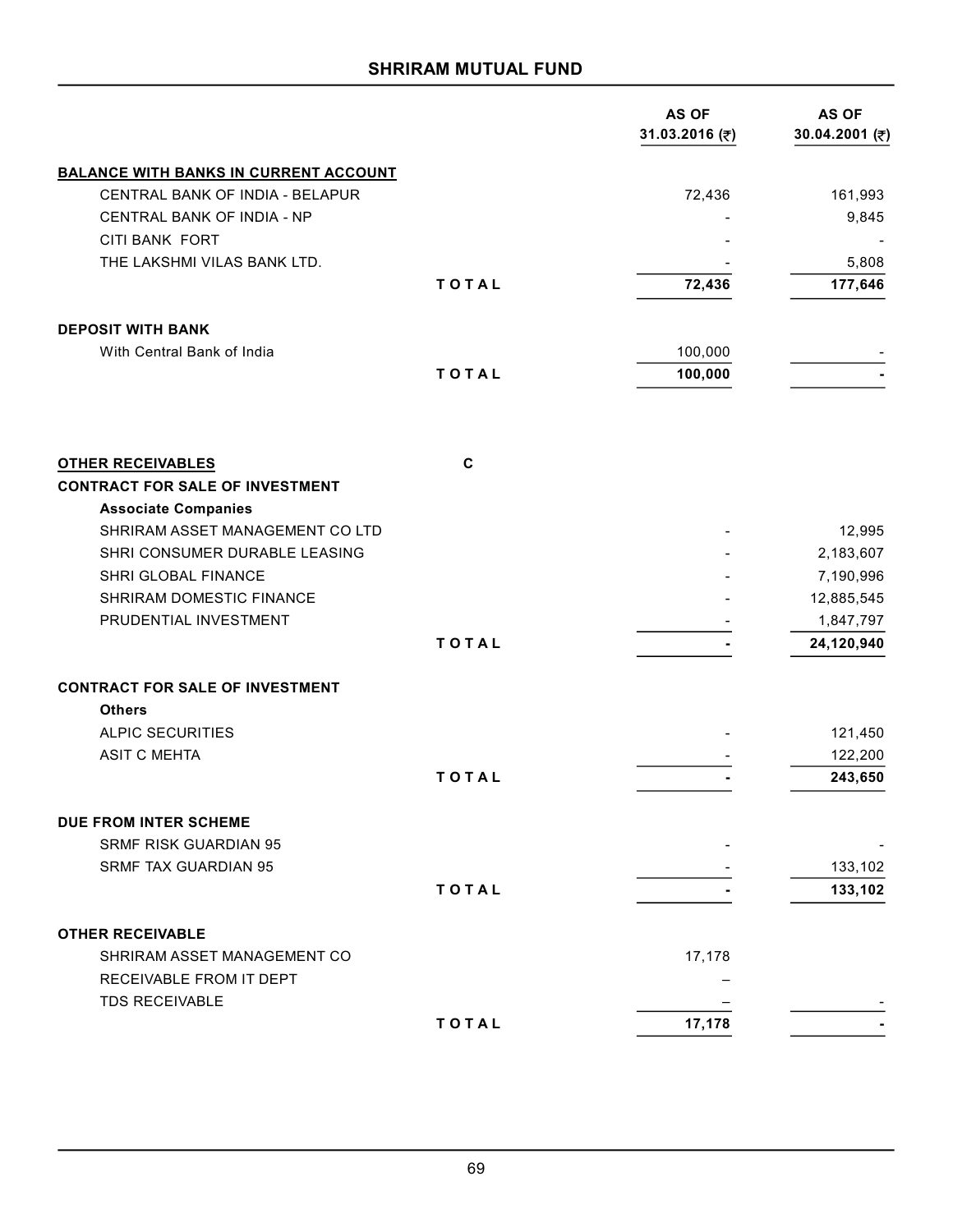## SHRIRAM MUTUAL FUND

| | | AS OF 31.03.2016 (₹) | AS OF 30.04.2001 (₹) |
|---|---|---|---|
| **BALANCE WITH BANKS IN CURRENT ACCOUNT** | | | |
| CENTRAL BANK OF INDIA - BELAPUR | | 72,436 | 161,993 |
| CENTRAL BANK OF INDIA - NP | | - | 9,845 |
| CITI BANK FORT | | - | - |
| THE LAKSHMI VILAS BANK LTD. | | - | 5,808 |
| | **TOTAL** | **72,436** | **177,646** |
| **DEPOSIT WITH BANK** | | | |
| With Central Bank of India | | 100,000 | - |
| | **TOTAL** | **100,000** | **-** |
| **OTHER RECEIVABLES** | **C** | | |
| **CONTRACT FOR SALE OF INVESTMENT** | | | |
| **Associate Companies** | | | |
| SHRIRAM ASSET MANAGEMENT CO LTD | | - | 12,995 |
| SHRI CONSUMER DURABLE LEASING | | - | 2,183,607 |
| SHRI GLOBAL FINANCE | | - | 7,190,996 |
| SHRIRAM DOMESTIC FINANCE | | - | 12,885,545 |
| PRUDENTIAL INVESTMENT | | - | 1,847,797 |
| | **TOTAL** | **-** | **24,120,940** |
| **CONTRACT FOR SALE OF INVESTMENT** | | | |
| **Others** | | | |
| ALPIC SECURITIES | | - | 121,450 |
| ASIT C MEHTA | | - | 122,200 |
| | **TOTAL** | **-** | **243,650** |
| **DUE FROM INTER SCHEME** | | | |
| SRMF RISK GUARDIAN 95 | | - | - |
| SRMF TAX GUARDIAN 95 | | - | 133,102 |
| | **TOTAL** | **-** | **133,102** |
| **OTHER RECEIVABLE** | | | |
| SHRIRAM ASSET MANAGEMENT CO | | 17,178 | |
| RECEIVABLE FROM IT DEPT | | – | |
| TDS RECEIVABLE | | – | - |
| | **TOTAL** | **17,178** | **-** |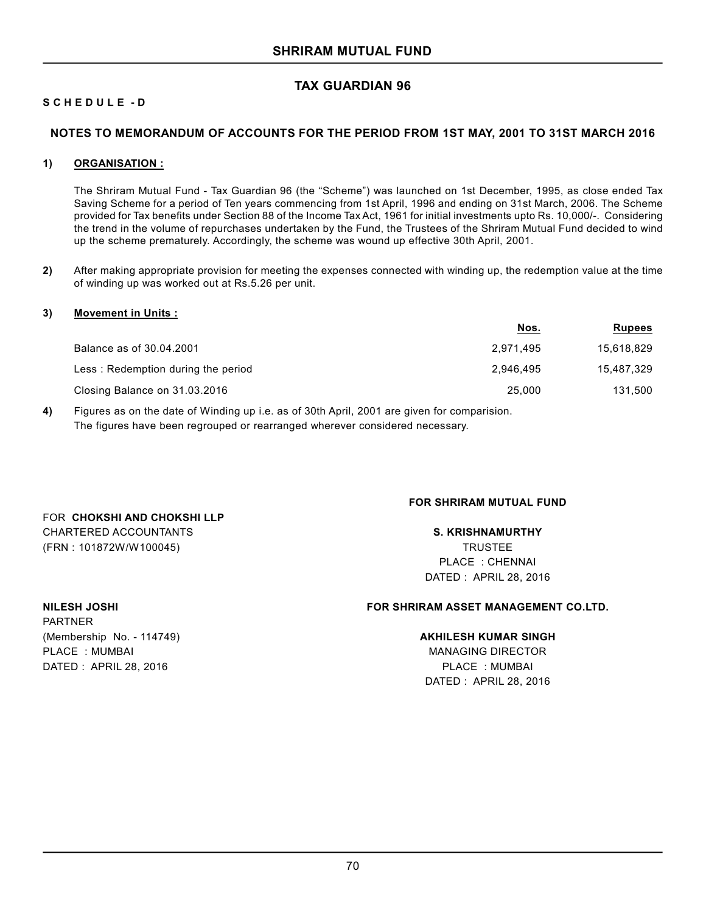## SHRIRAM MUTUAL FUND

### TAX GUARDIAN 96

**S C H E D U L E - D**

### NOTES TO MEMORANDUM OF ACCOUNTS FOR THE PERIOD FROM 1ST MAY, 2001 TO 31ST MARCH 2016

**1) ORGANISATION :**

The Shriram Mutual Fund - Tax Guardian 96 (the "Scheme") was launched on 1st December, 1995, as close ended Tax Saving Scheme for a period of Ten years commencing from 1st April, 1996 and ending on 31st March, 2006. The Scheme provided for Tax benefits under Section 88 of the Income Tax Act, 1961 for initial investments upto Rs. 10,000/-. Considering the trend in the volume of repurchases undertaken by the Fund, the Trustees of the Shriram Mutual Fund decided to wind up the scheme prematurely. Accordingly, the scheme was wound up effective 30th April, 2001.

**2)** After making appropriate provision for meeting the expenses connected with winding up, the redemption value at the time of winding up was worked out at Rs.5.26 per unit.

**3) Movement in Units :**

| | Nos. | Rupees |
|---|---|---|
| Balance as of 30.04.2001 | 2,971,495 | 15,618,829 |
| Less : Redemption during the period | 2,946,495 | 15,487,329 |
| Closing Balance on 31.03.2016 | 25,000 | 131,500 |

**4)** Figures as on the date of Winding up i.e. as of 30th April, 2001 are given for comparision.
The figures have been regrouped or rearranged wherever considered necessary.

FOR **CHOKSHI AND CHOKSHI LLP**
CHARTERED ACCOUNTANTS
(FRN : 101872W/W100045)

**NILESH JOSHI**
PARTNER
(Membership No. - 114749)
PLACE : MUMBAI
DATED : APRIL 28, 2016

**FOR SHRIRAM MUTUAL FUND**

**S. KRISHNAMURTHY**
TRUSTEE
PLACE : CHENNAI
DATED : APRIL 28, 2016

**FOR SHRIRAM ASSET MANAGEMENT CO.LTD.**

**AKHILESH KUMAR SINGH**
MANAGING DIRECTOR
PLACE : MUMBAI
DATED : APRIL 28, 2016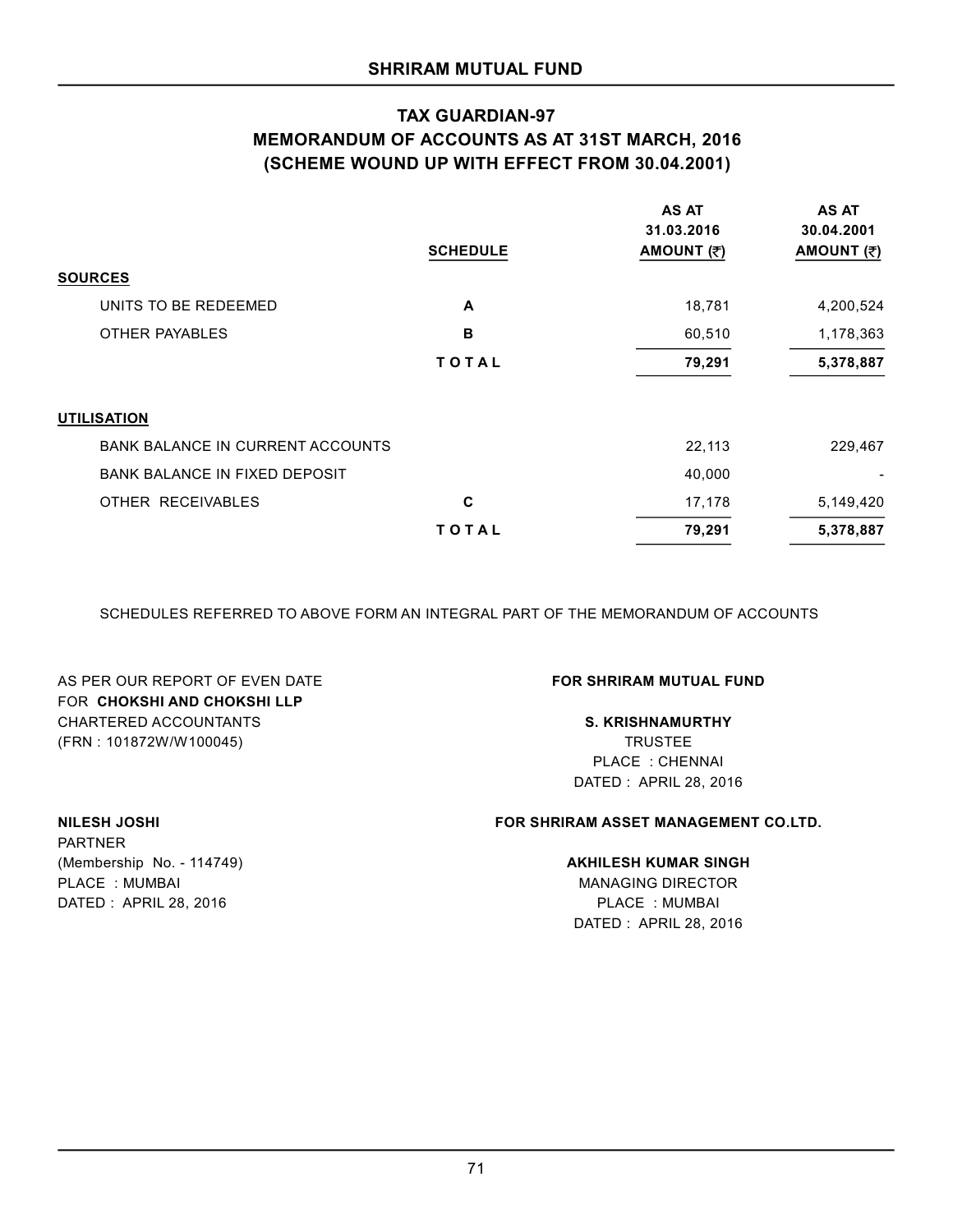# SHRIRAM MUTUAL FUND

## TAX GUARDIAN-97
## MEMORANDUM OF ACCOUNTS AS AT 31ST MARCH, 2016
## (SCHEME WOUND UP WITH EFFECT FROM 30.04.2001)

| | SCHEDULE | AS AT 31.03.2016 AMOUNT (₹) | AS AT 30.04.2001 AMOUNT (₹) |
|---|---|---|---|
| **SOURCES** | | | |
| UNITS TO BE REDEEMED | A | 18,781 | 4,200,524 |
| OTHER PAYABLES | B | 60,510 | 1,178,363 |
| | **TOTAL** | **79,291** | **5,378,887** |
| **UTILISATION** | | | |
| BANK BALANCE IN CURRENT ACCOUNTS | | 22,113 | 229,467 |
| BANK BALANCE IN FIXED DEPOSIT | | 40,000 | - |
| OTHER RECEIVABLES | C | 17,178 | 5,149,420 |
| | **TOTAL** | **79,291** | **5,378,887** |

SCHEDULES REFERRED TO ABOVE FORM AN INTEGRAL PART OF THE MEMORANDUM OF ACCOUNTS

AS PER OUR REPORT OF EVEN DATE
FOR **CHOKSHI AND CHOKSHI LLP**
CHARTERED ACCOUNTANTS
(FRN : 101872W/W100045)

**NILESH JOSHI**
PARTNER
(Membership No. - 114749)
PLACE : MUMBAI
DATED : APRIL 28, 2016

**FOR SHRIRAM MUTUAL FUND**

**S. KRISHNAMURTHY**
TRUSTEE
PLACE : CHENNAI
DATED : APRIL 28, 2016

**FOR SHRIRAM ASSET MANAGEMENT CO.LTD.**

**AKHILESH KUMAR SINGH**
MANAGING DIRECTOR
PLACE : MUMBAI
DATED : APRIL 28, 2016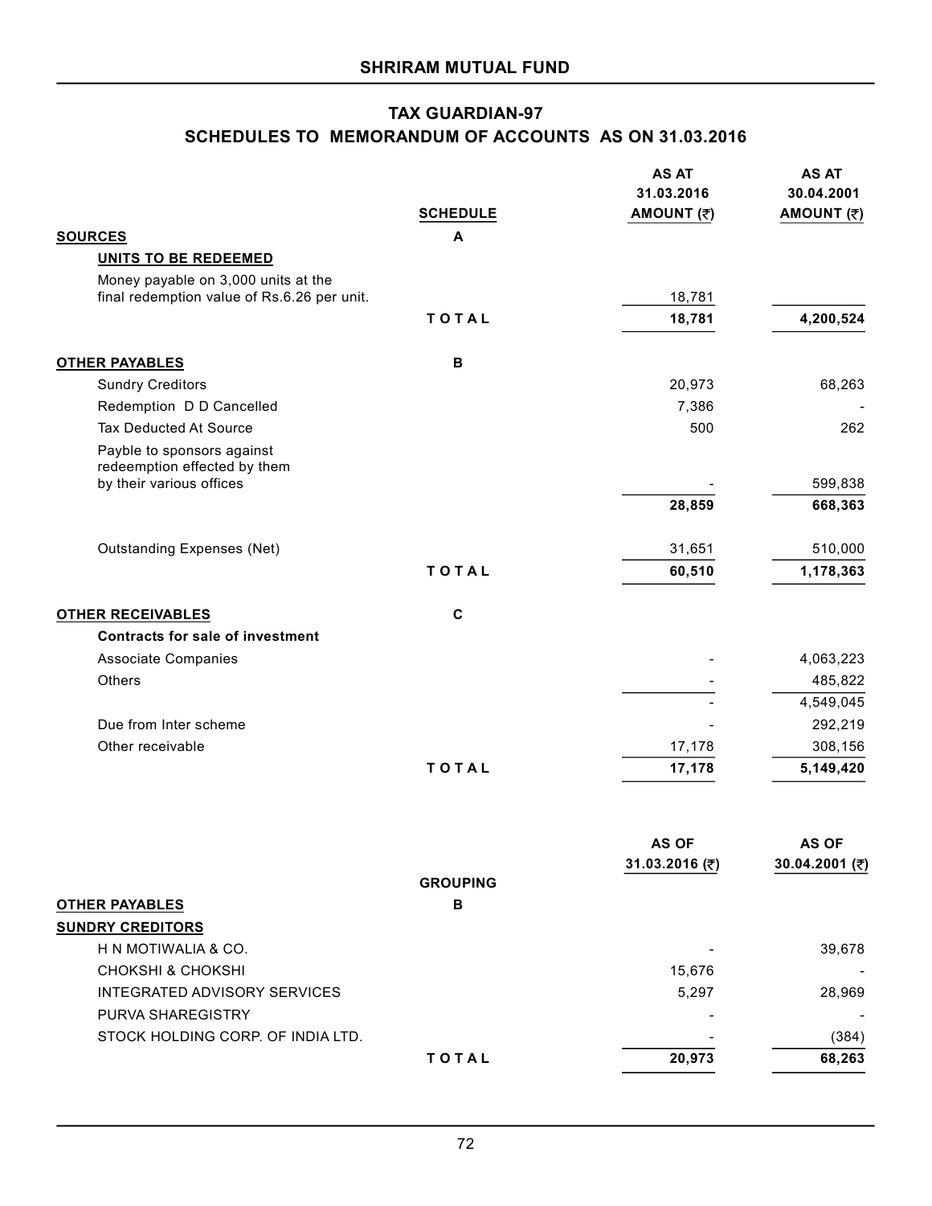## SHRIRAM MUTUAL FUND

## TAX GUARDIAN-97

### SCHEDULES TO MEMORANDUM OF ACCOUNTS AS ON 31.03.2016

| | SCHEDULE | AS AT 31.03.2016 AMOUNT (₹) | AS AT 30.04.2001 AMOUNT (₹) |
|---|---|---|---|
| **SOURCES** | **A** | | |
| **UNITS TO BE REDEEMED** | | | |
| Money payable on 3,000 units at the final redemption value of Rs.6.26 per unit. | | 18,781 | |
| | **TOTAL** | **18,781** | **4,200,524** |
| **OTHER PAYABLES** | **B** | | |
| Sundry Creditors | | 20,973 | 68,263 |
| Redemption D D Cancelled | | 7,386 | - |
| Tax Deducted At Source | | 500 | 262 |
| Payble to sponsors against redeemption effected by them by their various offices | | - | 599,838 |
| | | **28,859** | **668,363** |
| Outstanding Expenses (Net) | | 31,651 | 510,000 |
| | **TOTAL** | **60,510** | **1,178,363** |
| **OTHER RECEIVABLES** | **C** | | |
| **Contracts for sale of investment** | | | |
| Associate Companies | | - | 4,063,223 |
| Others | | - | 485,822 |
| | | - | 4,549,045 |
| Due from Inter scheme | | - | 292,219 |
| Other receivable | | 17,178 | 308,156 |
| | **TOTAL** | **17,178** | **5,149,420** |

| | GROUPING | AS OF 31.03.2016 (₹) | AS OF 30.04.2001 (₹) |
|---|---|---|---|
| **OTHER PAYABLES** | **B** | | |
| **SUNDRY CREDITORS** | | | |
| H N MOTIWALIA & CO. | | - | 39,678 |
| CHOKSHI & CHOKSHI | | 15,676 | - |
| INTEGRATED ADVISORY SERVICES | | 5,297 | 28,969 |
| PURVA SHAREGISTRY | | - | - |
| STOCK HOLDING CORP. OF INDIA LTD. | | - | (384) |
| | **TOTAL** | **20,973** | **68,263** |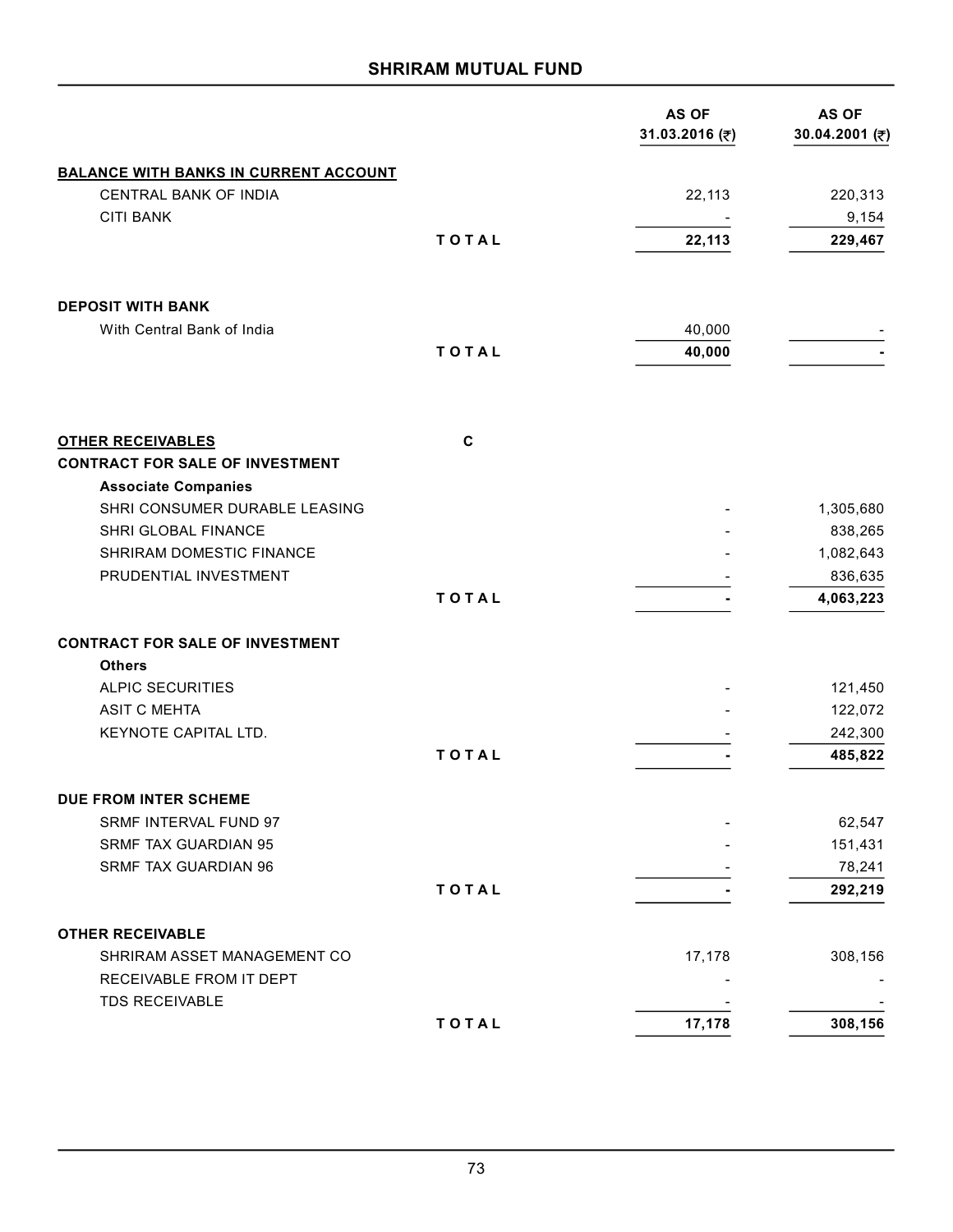## SHRIRAM MUTUAL FUND

| | | AS OF 31.03.2016 (₹) | AS OF 30.04.2001 (₹) |
|---|---|---|---|
| **BALANCE WITH BANKS IN CURRENT ACCOUNT** | | | |
| CENTRAL BANK OF INDIA | | 22,113 | 220,313 |
| CITI BANK | | - | 9,154 |
| | **TOTAL** | **22,113** | **229,467** |
| | | | |
| **DEPOSIT WITH BANK** | | | |
| With Central Bank of India | | 40,000 | - |
| | **TOTAL** | **40,000** | **-** |
| | | | |
| **OTHER RECEIVABLES** | **C** | | |
| **CONTRACT FOR SALE OF INVESTMENT** | | | |
| **Associate Companies** | | | |
| SHRI CONSUMER DURABLE LEASING | | - | 1,305,680 |
| SHRI GLOBAL FINANCE | | - | 838,265 |
| SHRIRAM DOMESTIC FINANCE | | - | 1,082,643 |
| PRUDENTIAL INVESTMENT | | - | 836,635 |
| | **TOTAL** | **-** | **4,063,223** |
| | | | |
| **CONTRACT FOR SALE OF INVESTMENT** | | | |
| **Others** | | | |
| ALPIC SECURITIES | | - | 121,450 |
| ASIT C MEHTA | | - | 122,072 |
| KEYNOTE CAPITAL LTD. | | - | 242,300 |
| | **TOTAL** | **-** | **485,822** |
| | | | |
| **DUE FROM INTER SCHEME** | | | |
| SRMF INTERVAL FUND 97 | | - | 62,547 |
| SRMF TAX GUARDIAN 95 | | - | 151,431 |
| SRMF TAX GUARDIAN 96 | | - | 78,241 |
| | **TOTAL** | **-** | **292,219** |
| | | | |
| **OTHER RECEIVABLE** | | | |
| SHRIRAM ASSET MANAGEMENT CO | | 17,178 | 308,156 |
| RECEIVABLE FROM IT DEPT | | - | - |
| TDS RECEIVABLE | | - | - |
| | **TOTAL** | **17,178** | **308,156** |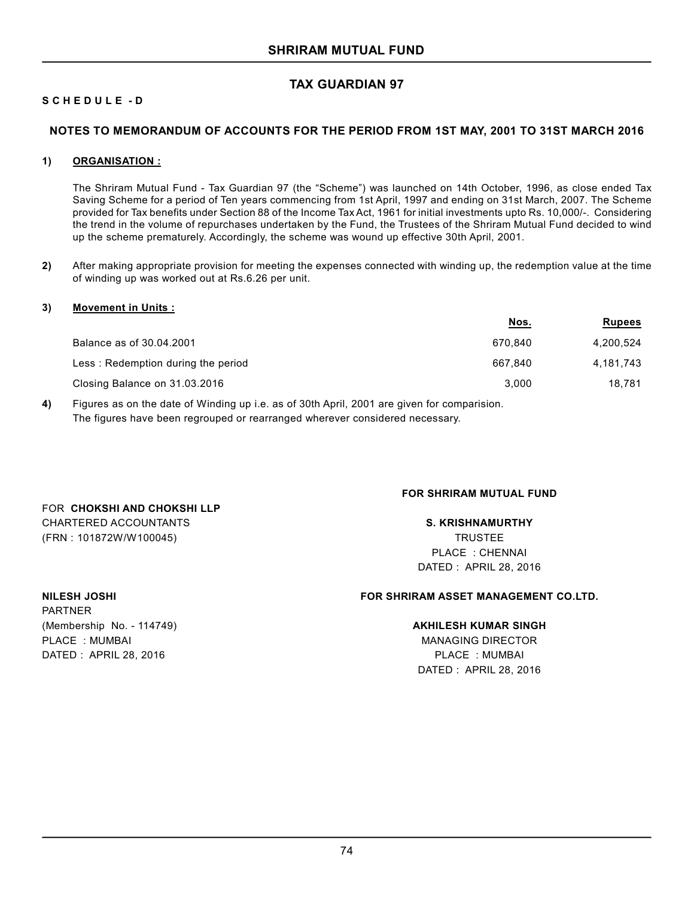# SHRIRAM MUTUAL FUND

## TAX GUARDIAN 97

**S C H E D U L E - D**

### NOTES TO MEMORANDUM OF ACCOUNTS FOR THE PERIOD FROM 1ST MAY, 2001 TO 31ST MARCH 2016

**1) ORGANISATION :**

The Shriram Mutual Fund - Tax Guardian 97 (the "Scheme") was launched on 14th October, 1996, as close ended Tax Saving Scheme for a period of Ten years commencing from 1st April, 1997 and ending on 31st March, 2007. The Scheme provided for Tax benefits under Section 88 of the Income Tax Act, 1961 for initial investments upto Rs. 10,000/-. Considering the trend in the volume of repurchases undertaken by the Fund, the Trustees of the Shriram Mutual Fund decided to wind up the scheme prematurely. Accordingly, the scheme was wound up effective 30th April, 2001.

**2)** After making appropriate provision for meeting the expenses connected with winding up, the redemption value at the time of winding up was worked out at Rs.6.26 per unit.

**3) Movement in Units :**

| | Nos. | Rupees |
|---|---|---|
| Balance as of 30.04.2001 | 670,840 | 4,200,524 |
| Less : Redemption during the period | 667,840 | 4,181,743 |
| Closing Balance on 31.03.2016 | 3,000 | 18,781 |

**4)** Figures as on the date of Winding up i.e. as of 30th April, 2001 are given for comparision.
The figures have been regrouped or rearranged wherever considered necessary.

FOR **CHOKSHI AND CHOKSHI LLP**
CHARTERED ACCOUNTANTS
(FRN : 101872W/W100045)

**NILESH JOSHI**
PARTNER
(Membership No. - 114749)
PLACE : MUMBAI
DATED : APRIL 28, 2016

**FOR SHRIRAM MUTUAL FUND**

**S. KRISHNAMURTHY**
TRUSTEE
PLACE : CHENNAI
DATED : APRIL 28, 2016

**FOR SHRIRAM ASSET MANAGEMENT CO.LTD.**

**AKHILESH KUMAR SINGH**
MANAGING DIRECTOR
PLACE : MUMBAI
DATED : APRIL 28, 2016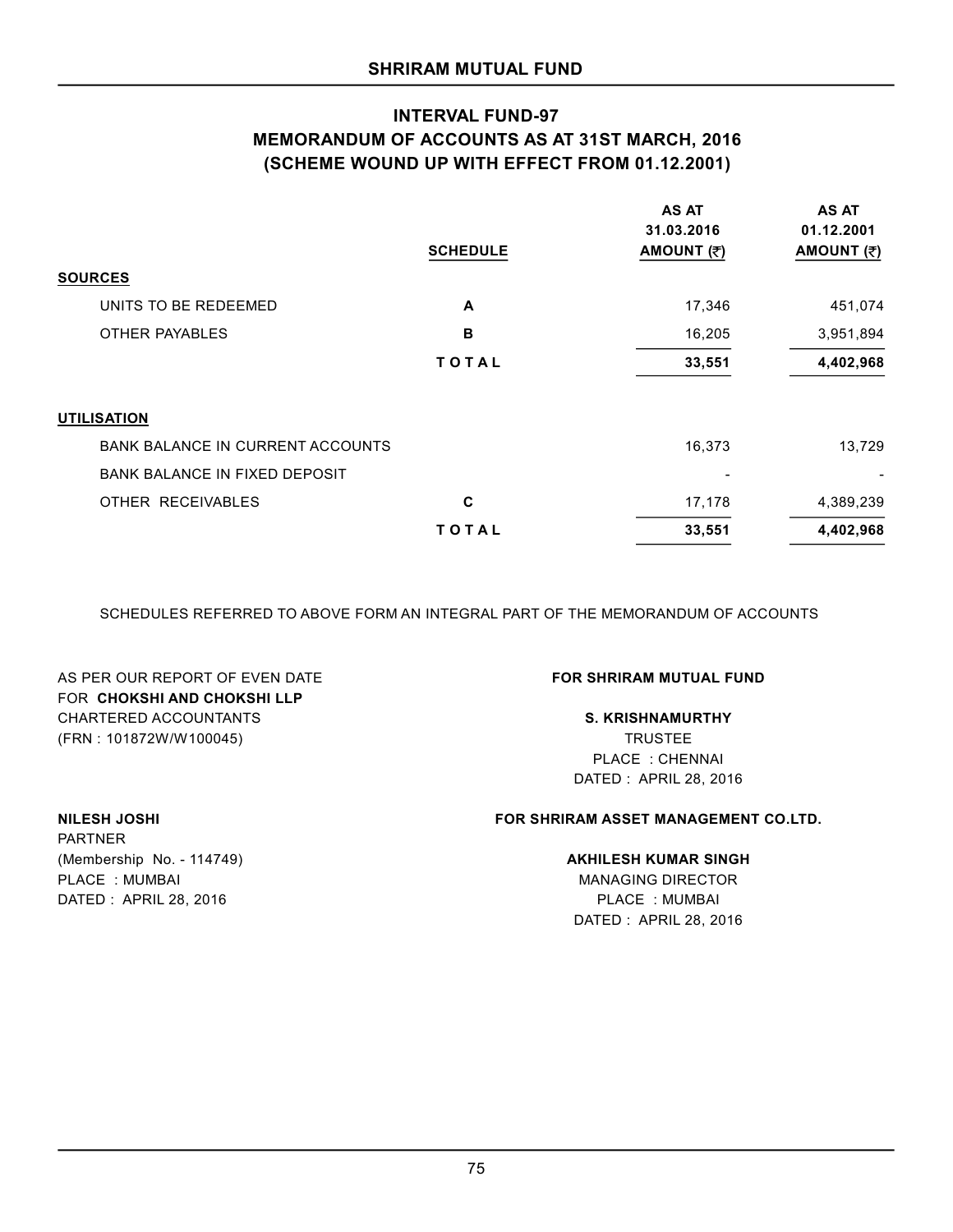## SHRIRAM MUTUAL FUND

### INTERVAL FUND-97
### MEMORANDUM OF ACCOUNTS AS AT 31ST MARCH, 2016
### (SCHEME WOUND UP WITH EFFECT FROM 01.12.2001)

| | SCHEDULE | AS AT 31.03.2016 AMOUNT (₹) | AS AT 01.12.2001 AMOUNT (₹) |
|---|---|---|---|
| **SOURCES** | | | |
| UNITS TO BE REDEEMED | A | 17,346 | 451,074 |
| OTHER PAYABLES | B | 16,205 | 3,951,894 |
| | **TOTAL** | **33,551** | **4,402,968** |
| **UTILISATION** | | | |
| BANK BALANCE IN CURRENT ACCOUNTS | | 16,373 | 13,729 |
| BANK BALANCE IN FIXED DEPOSIT | | - | - |
| OTHER RECEIVABLES | C | 17,178 | 4,389,239 |
| | **TOTAL** | **33,551** | **4,402,968** |

SCHEDULES REFERRED TO ABOVE FORM AN INTEGRAL PART OF THE MEMORANDUM OF ACCOUNTS

AS PER OUR REPORT OF EVEN DATE
FOR **CHOKSHI AND CHOKSHI LLP**
CHARTERED ACCOUNTANTS
(FRN : 101872W/W100045)

**NILESH JOSHI**
PARTNER
(Membership No. - 114749)
PLACE : MUMBAI
DATED : APRIL 28, 2016

**FOR SHRIRAM MUTUAL FUND**

**S. KRISHNAMURTHY**
TRUSTEE
PLACE : CHENNAI
DATED : APRIL 28, 2016

**FOR SHRIRAM ASSET MANAGEMENT CO.LTD.**

**AKHILESH KUMAR SINGH**
MANAGING DIRECTOR
PLACE : MUMBAI
DATED : APRIL 28, 2016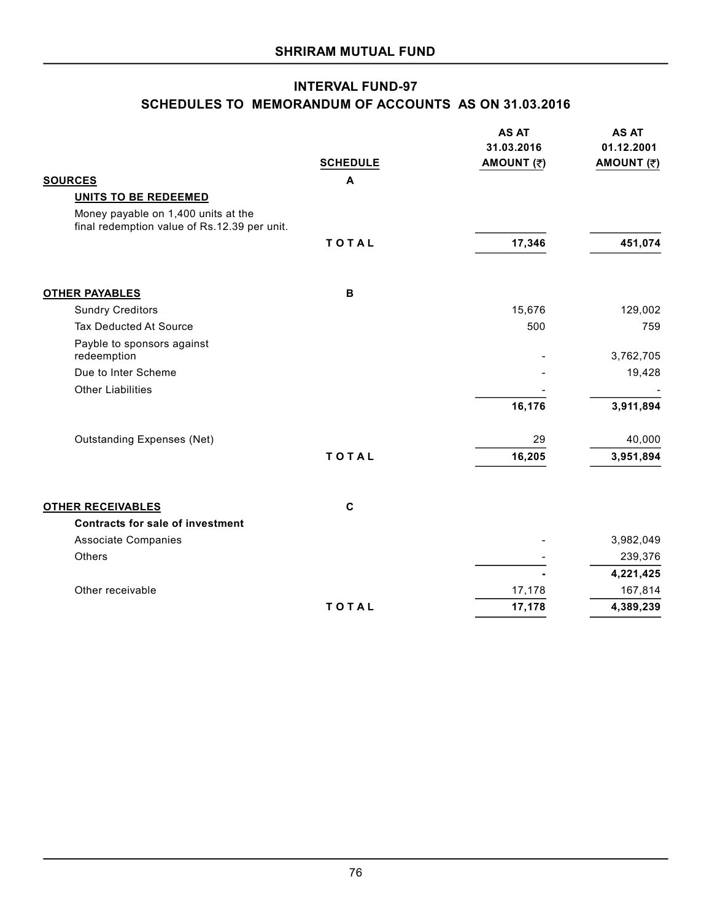## SHRIRAM MUTUAL FUND

## INTERVAL FUND-97

## SCHEDULES TO MEMORANDUM OF ACCOUNTS AS ON 31.03.2016

| | SCHEDULE | AS AT 31.03.2016 AMOUNT (₹) | AS AT 01.12.2001 AMOUNT (₹) |
|---|---|---|---|
| **SOURCES** | **A** | | |
| **UNITS TO BE REDEEMED** | | | |
| Money payable on 1,400 units at the final redemption value of Rs.12.39 per unit. | | | |
| | **TOTAL** | **17,346** | **451,074** |
| | | | |
| **OTHER PAYABLES** | **B** | | |
| Sundry Creditors | | 15,676 | 129,002 |
| Tax Deducted At Source | | 500 | 759 |
| Payble to sponsors against redeemption | | - | 3,762,705 |
| Due to Inter Scheme | | - | 19,428 |
| Other Liabilities | | - | - |
| | | **16,176** | **3,911,894** |
| Outstanding Expenses (Net) | | 29 | 40,000 |
| | **TOTAL** | **16,205** | **3,951,894** |
| | | | |
| **OTHER RECEIVABLES** | **C** | | |
| **Contracts for sale of investment** | | | |
| Associate Companies | | - | 3,982,049 |
| Others | | - | 239,376 |
| | | **-** | **4,221,425** |
| Other receivable | | 17,178 | 167,814 |
| | **TOTAL** | **17,178** | **4,389,239** |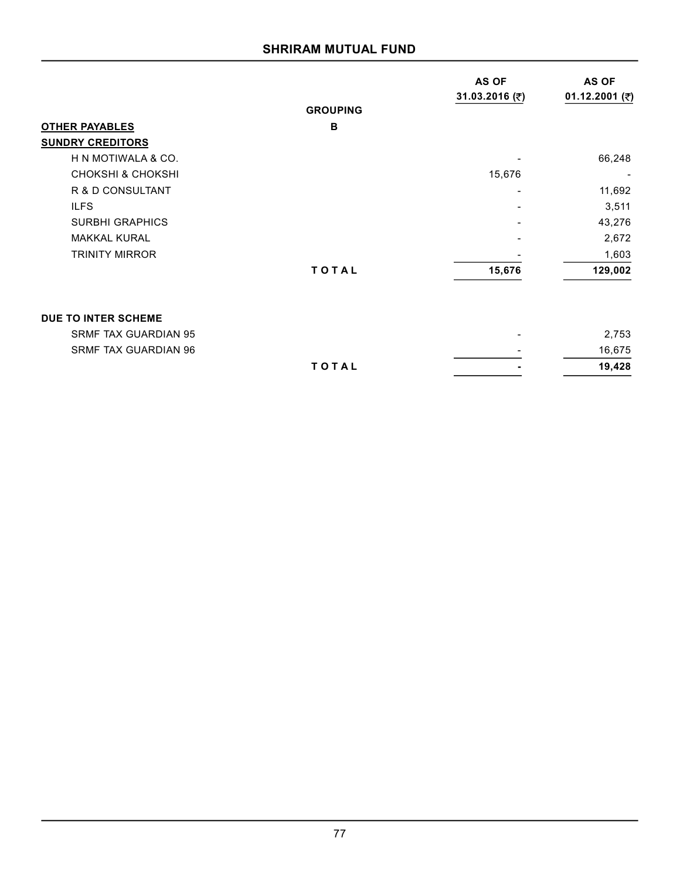## SHRIRAM MUTUAL FUND

| | GROUPING | AS OF 31.03.2016 (₹) | AS OF 01.12.2001 (₹) |
|---|---|---|---|
| **OTHER PAYABLES** | **B** | | |
| **SUNDRY CREDITORS** | | | |
| H N MOTIWALA & CO. | | - | 66,248 |
| CHOKSHI & CHOKSHI | | 15,676 | - |
| R & D CONSULTANT | | - | 11,692 |
| ILFS | | - | 3,511 |
| SURBHI GRAPHICS | | - | 43,276 |
| MAKKAL KURAL | | - | 2,672 |
| TRINITY MIRROR | | - | 1,603 |
| | **TOTAL** | **15,676** | **129,002** |
| | | | |
| **DUE TO INTER SCHEME** | | | |
| SRMF TAX GUARDIAN 95 | | - | 2,753 |
| SRMF TAX GUARDIAN 96 | | - | 16,675 |
| | **TOTAL** | **-** | **19,428** |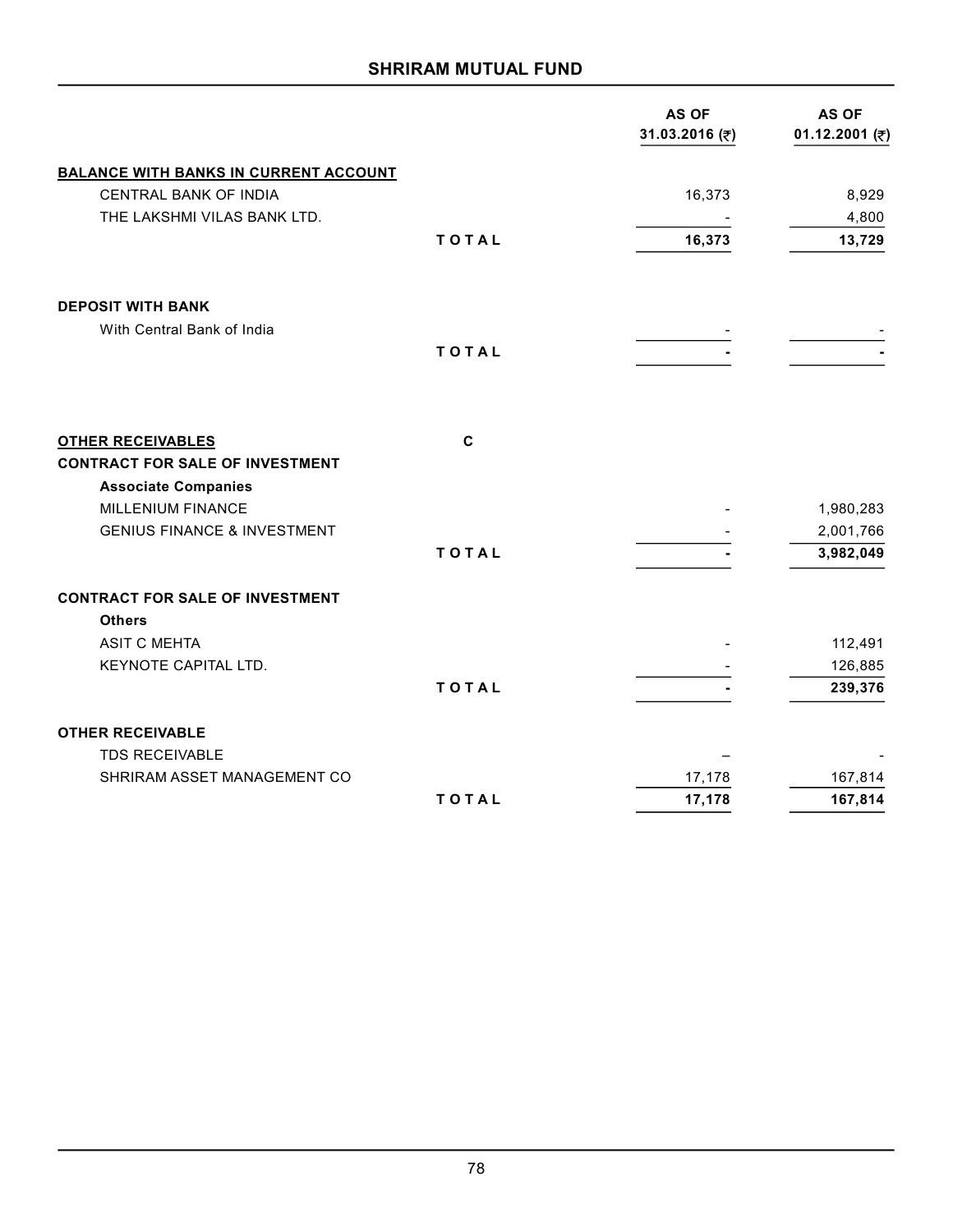## SHRIRAM MUTUAL FUND

| | | AS OF 31.03.2016 (₹) | AS OF 01.12.2001 (₹) |
|---|---|---|---|
| **BALANCE WITH BANKS IN CURRENT ACCOUNT** | | | |
| CENTRAL BANK OF INDIA | | 16,373 | 8,929 |
| THE LAKSHMI VILAS BANK LTD. | | - | 4,800 |
| | **TOTAL** | **16,373** | **13,729** |
| | | | |
| **DEPOSIT WITH BANK** | | | |
| With Central Bank of India | | - | - |
| | **TOTAL** | **-** | **-** |
| | | | |
| **OTHER RECEIVABLES** | **C** | | |
| **CONTRACT FOR SALE OF INVESTMENT** | | | |
| **Associate Companies** | | | |
| MILLENIUM FINANCE | | - | 1,980,283 |
| GENIUS FINANCE & INVESTMENT | | - | 2,001,766 |
| | **TOTAL** | **-** | **3,982,049** |
| | | | |
| **CONTRACT FOR SALE OF INVESTMENT** | | | |
| **Others** | | | |
| ASIT C MEHTA | | - | 112,491 |
| KEYNOTE CAPITAL LTD. | | - | 126,885 |
| | **TOTAL** | **-** | **239,376** |
| | | | |
| **OTHER RECEIVABLE** | | | |
| TDS RECEIVABLE | | – | - |
| SHRIRAM ASSET MANAGEMENT CO | | 17,178 | 167,814 |
| | **TOTAL** | **17,178** | **167,814** |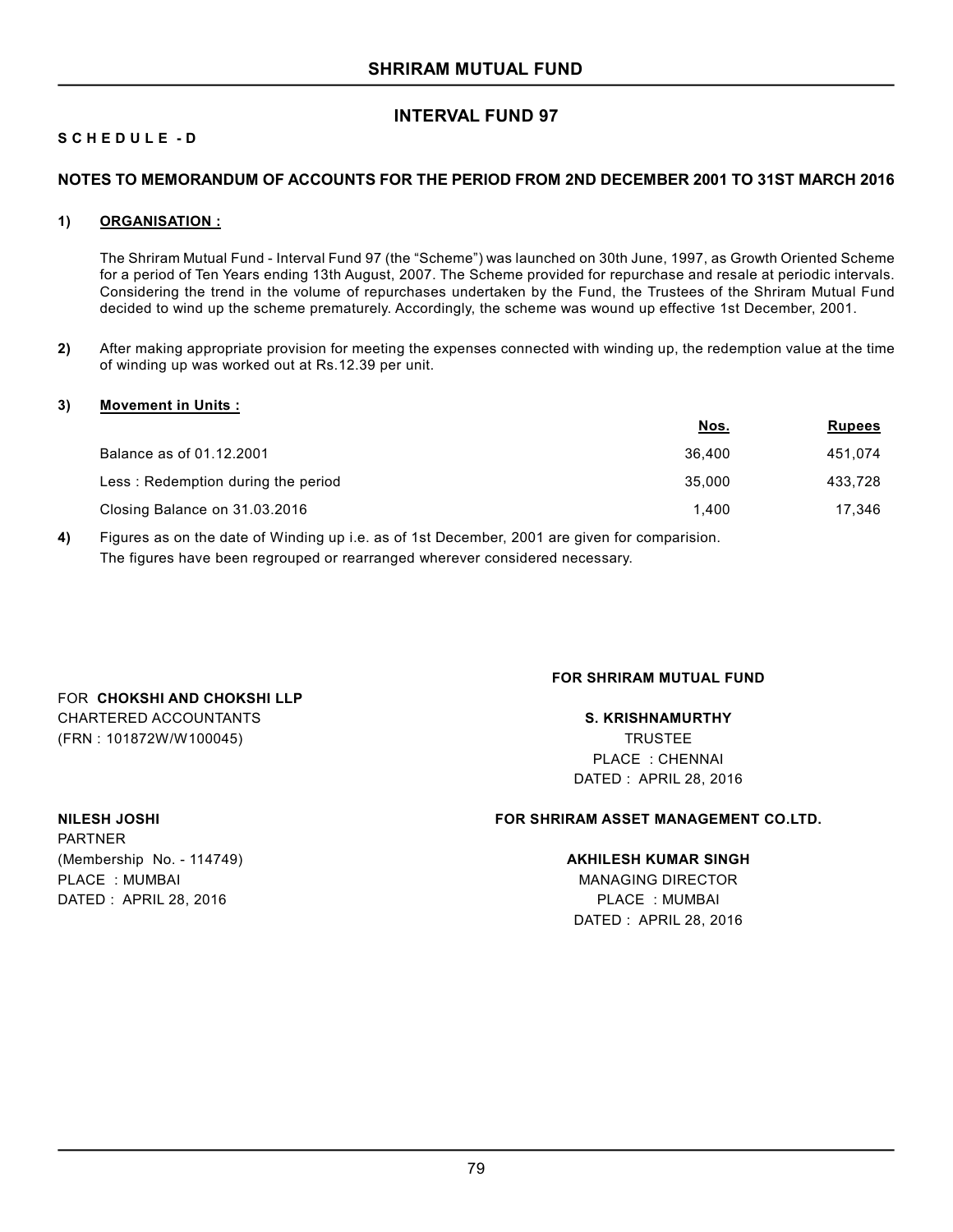# SHRIRAM MUTUAL FUND

## INTERVAL FUND 97

**SCHEDULE - D**

### NOTES TO MEMORANDUM OF ACCOUNTS FOR THE PERIOD FROM 2ND DECEMBER 2001 TO 31ST MARCH 2016

**1) ORGANISATION :**

The Shriram Mutual Fund - Interval Fund 97 (the "Scheme") was launched on 30th June, 1997, as Growth Oriented Scheme for a period of Ten Years ending 13th August, 2007. The Scheme provided for repurchase and resale at periodic intervals. Considering the trend in the volume of repurchases undertaken by the Fund, the Trustees of the Shriram Mutual Fund decided to wind up the scheme prematurely. Accordingly, the scheme was wound up effective 1st December, 2001.

**2)** After making appropriate provision for meeting the expenses connected with winding up, the redemption value at the time of winding up was worked out at Rs.12.39 per unit.

**3) Movement in Units :**

| | Nos. | Rupees |
|---|---|---|
| Balance as of 01.12.2001 | 36,400 | 451,074 |
| Less : Redemption during the period | 35,000 | 433,728 |
| Closing Balance on 31.03.2016 | 1,400 | 17,346 |

**4)** Figures as on the date of Winding up i.e. as of 1st December, 2001 are given for comparision.
The figures have been regrouped or rearranged wherever considered necessary.

FOR **CHOKSHI AND CHOKSHI LLP**
CHARTERED ACCOUNTANTS
(FRN : 101872W/W100045)

**NILESH JOSHI**
PARTNER
(Membership No. - 114749)
PLACE : MUMBAI
DATED : APRIL 28, 2016

**FOR SHRIRAM MUTUAL FUND**

**S. KRISHNAMURTHY**
TRUSTEE
PLACE : CHENNAI
DATED : APRIL 28, 2016

**FOR SHRIRAM ASSET MANAGEMENT CO.LTD.**

**AKHILESH KUMAR SINGH**
MANAGING DIRECTOR
PLACE : MUMBAI
DATED : APRIL 28, 2016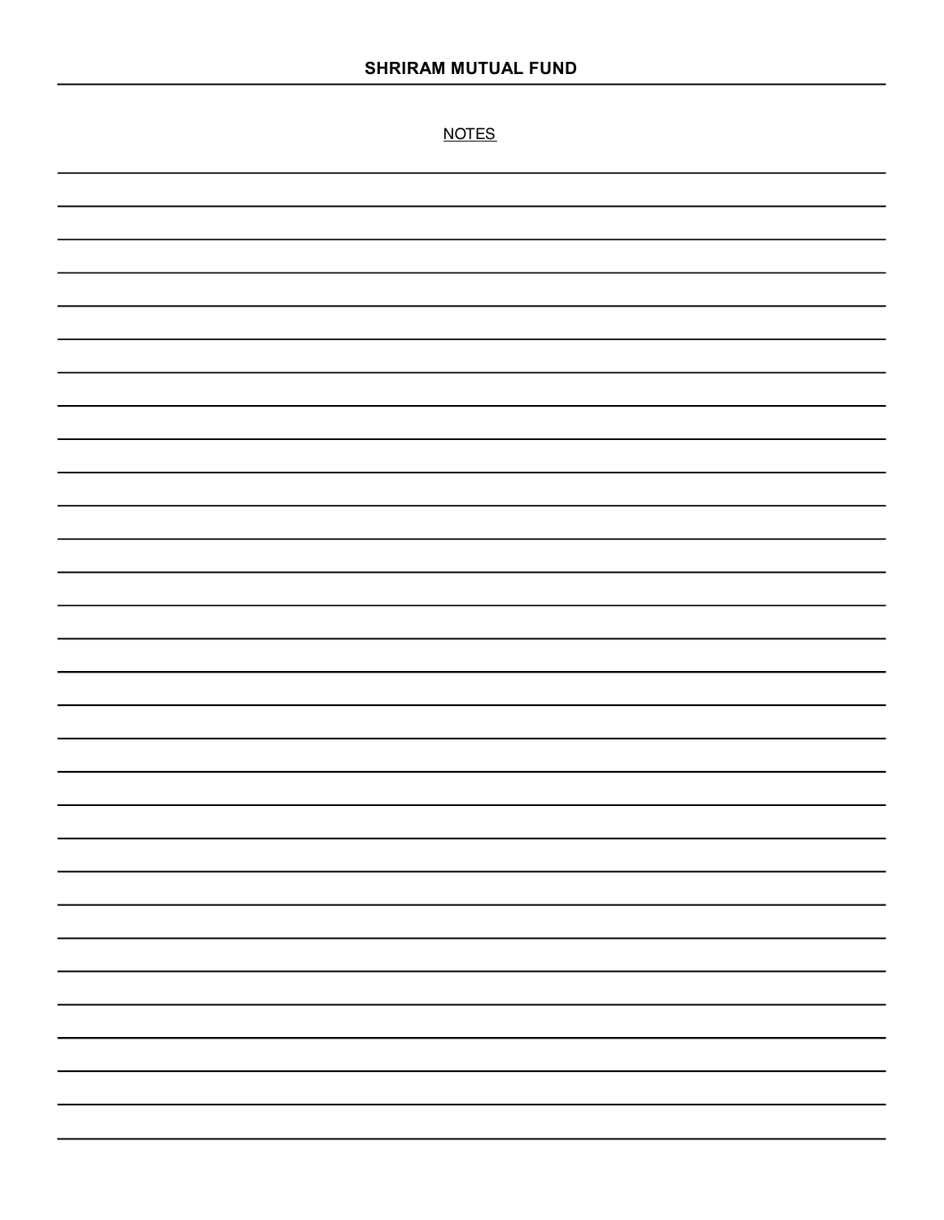NOTES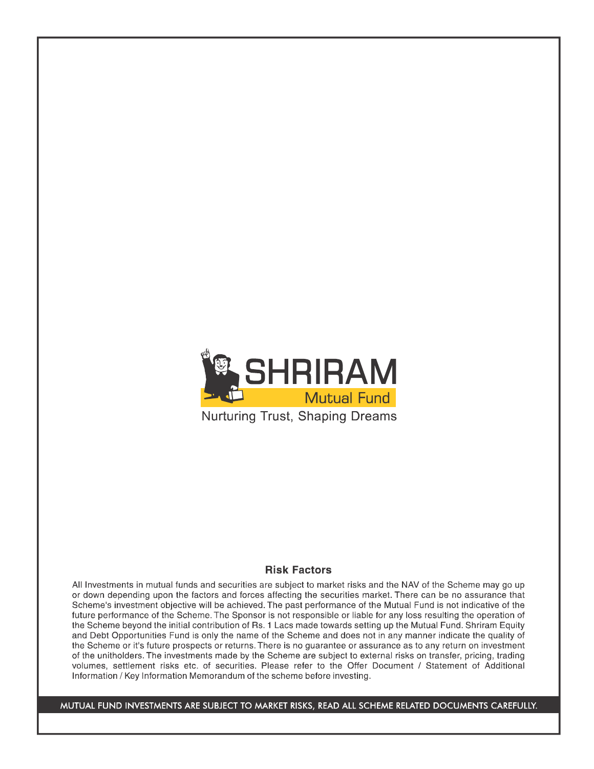SHRIRAM

Mutual Fund

Nurturing Trust, Shaping Dreams

## Risk Factors

All Investments in mutual funds and securities are subject to market risks and the NAV of the Scheme may go up or down depending upon the factors and forces affecting the securities market. There can be no assurance that Scheme's investment objective will be achieved. The past performance of the Mutual Fund is not indicative of the future performance of the Scheme. The Sponsor is not responsible or liable for any loss resulting the operation of the Scheme beyond the initial contribution of Rs. 1 Lacs made towards setting up the Mutual Fund. Shriram Equity and Debt Opportunities Fund is only the name of the Scheme and does not in any manner indicate the quality of the Scheme or it's future prospects or returns. There is no guarantee or assurance as to any return on investment of the unitholders. The investments made by the Scheme are subject to external risks on transfer, pricing, trading volumes, settlement risks etc. of securities. Please refer to the Offer Document / Statement of Additional Information / Key Information Memorandum of the scheme before investing.

MUTUAL FUND INVESTMENTS ARE SUBJECT TO MARKET RISKS, READ ALL SCHEME RELATED DOCUMENTS CAREFULLY.